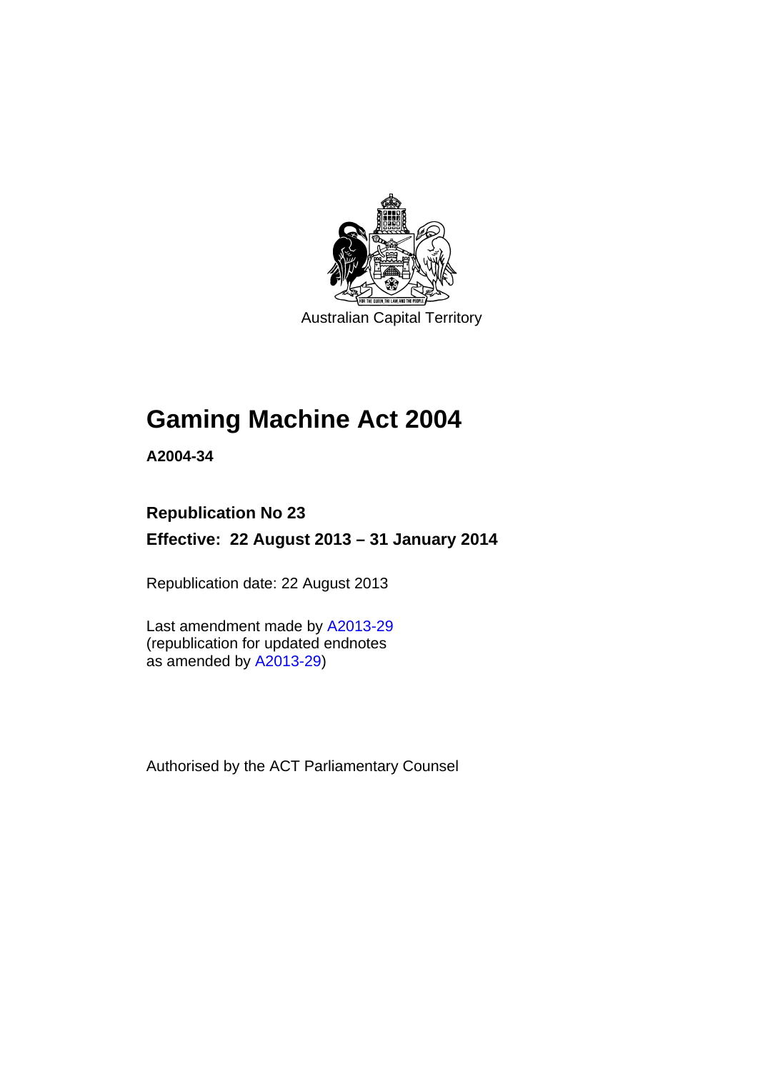Australian Capital Territory

# Gaming Machine Act 2004

**A2004-34**

## Republication No 23

## Effective: 22 August 2013 – 31 January 2014

Republication date: 22 August 2013

Last amendment made by A2013-29
(republication for updated endnotes
as amended by A2013-29)

Authorised by the ACT Parliamentary Counsel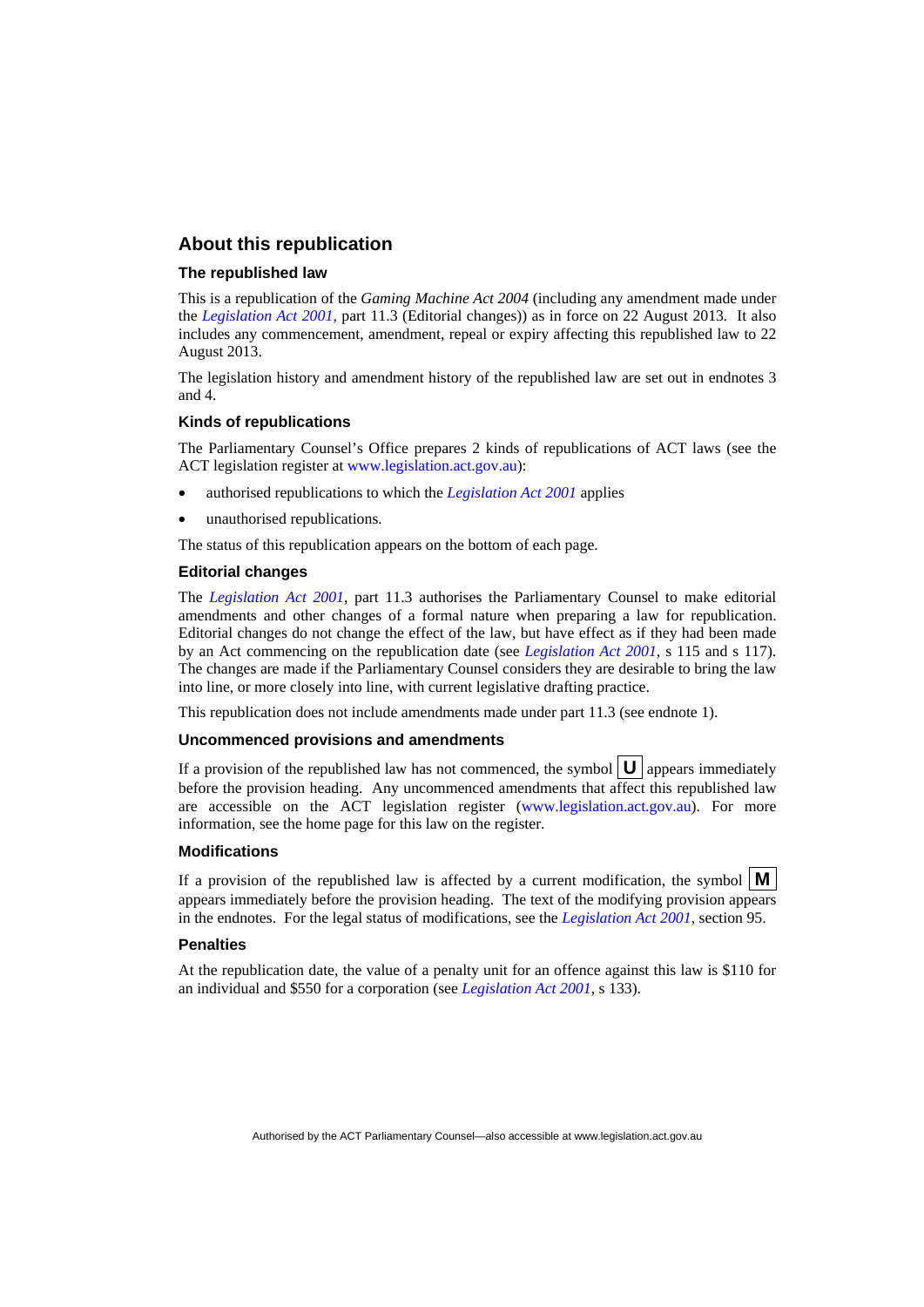## About this republication

### The republished law

This is a republication of the *Gaming Machine Act 2004* (including any amendment made under the *Legislation Act 2001*, part 11.3 (Editorial changes)) as in force on 22 August 2013*.* It also includes any commencement, amendment, repeal or expiry affecting this republished law to 22 August 2013.

The legislation history and amendment history of the republished law are set out in endnotes 3 and 4.

### Kinds of republications

The Parliamentary Counsel's Office prepares 2 kinds of republications of ACT laws (see the ACT legislation register at www.legislation.act.gov.au):

- authorised republications to which the *Legislation Act 2001* applies
- unauthorised republications.

The status of this republication appears on the bottom of each page.

### Editorial changes

The *Legislation Act 2001*, part 11.3 authorises the Parliamentary Counsel to make editorial amendments and other changes of a formal nature when preparing a law for republication. Editorial changes do not change the effect of the law, but have effect as if they had been made by an Act commencing on the republication date (see *Legislation Act 2001*, s 115 and s 117). The changes are made if the Parliamentary Counsel considers they are desirable to bring the law into line, or more closely into line, with current legislative drafting practice.

This republication does not include amendments made under part 11.3 (see endnote 1).

### Uncommenced provisions and amendments

If a provision of the republished law has not commenced, the symbol **U** appears immediately before the provision heading. Any uncommenced amendments that affect this republished law are accessible on the ACT legislation register (www.legislation.act.gov.au). For more information, see the home page for this law on the register.

### Modifications

If a provision of the republished law is affected by a current modification, the symbol **M** appears immediately before the provision heading. The text of the modifying provision appears in the endnotes. For the legal status of modifications, see the *Legislation Act 2001*, section 95.

### Penalties

At the republication date, the value of a penalty unit for an offence against this law is $110 for an individual and $550 for a corporation (see *Legislation Act 2001*, s 133).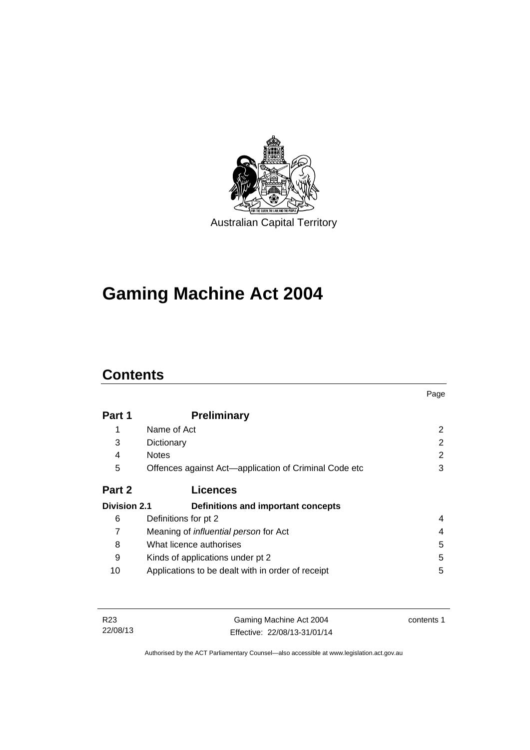Australian Capital Territory

# Gaming Machine Act 2004

## Contents

| | | Page |
|---|---|---|
| **Part 1** | **Preliminary** | |
| 1 | Name of Act | 2 |
| 3 | Dictionary | 2 |
| 4 | Notes | 2 |
| 5 | Offences against Act—application of Criminal Code etc | 3 |
| **Part 2** | **Licences** | |
| **Division 2.1** | **Definitions and important concepts** | |
| 6 | Definitions for pt 2 | 4 |
| 7 | Meaning of *influential person* for Act | 4 |
| 8 | What licence authorises | 5 |
| 9 | Kinds of applications under pt 2 | 5 |
| 10 | Applications to be dealt with in order of receipt | 5 |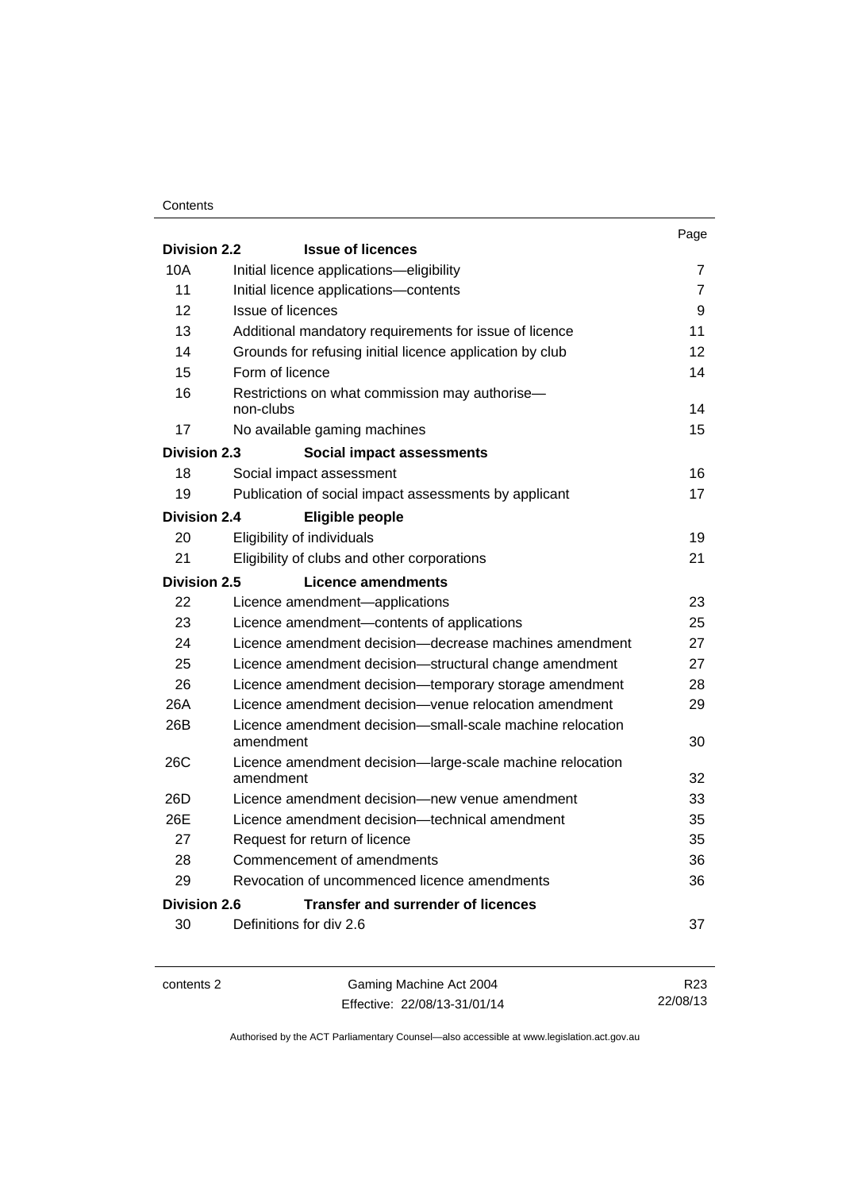| | | Page |
|---|---|---|
| **Division 2.2** | **Issue of licences** | |
| 10A | Initial licence applications—eligibility | 7 |
| 11 | Initial licence applications—contents | 7 |
| 12 | Issue of licences | 9 |
| 13 | Additional mandatory requirements for issue of licence | 11 |
| 14 | Grounds for refusing initial licence application by club | 12 |
| 15 | Form of licence | 14 |
| 16 | Restrictions on what commission may authorise—non-clubs | 14 |
| 17 | No available gaming machines | 15 |
| **Division 2.3** | **Social impact assessments** | |
| 18 | Social impact assessment | 16 |
| 19 | Publication of social impact assessments by applicant | 17 |
| **Division 2.4** | **Eligible people** | |
| 20 | Eligibility of individuals | 19 |
| 21 | Eligibility of clubs and other corporations | 21 |
| **Division 2.5** | **Licence amendments** | |
| 22 | Licence amendment—applications | 23 |
| 23 | Licence amendment—contents of applications | 25 |
| 24 | Licence amendment decision—decrease machines amendment | 27 |
| 25 | Licence amendment decision—structural change amendment | 27 |
| 26 | Licence amendment decision—temporary storage amendment | 28 |
| 26A | Licence amendment decision—venue relocation amendment | 29 |
| 26B | Licence amendment decision—small-scale machine relocation amendment | 30 |
| 26C | Licence amendment decision—large-scale machine relocation amendment | 32 |
| 26D | Licence amendment decision—new venue amendment | 33 |
| 26E | Licence amendment decision—technical amendment | 35 |
| 27 | Request for return of licence | 35 |
| 28 | Commencement of amendments | 36 |
| 29 | Revocation of uncommenced licence amendments | 36 |
| **Division 2.6** | **Transfer and surrender of licences** | |
| 30 | Definitions for div 2.6 | 37 |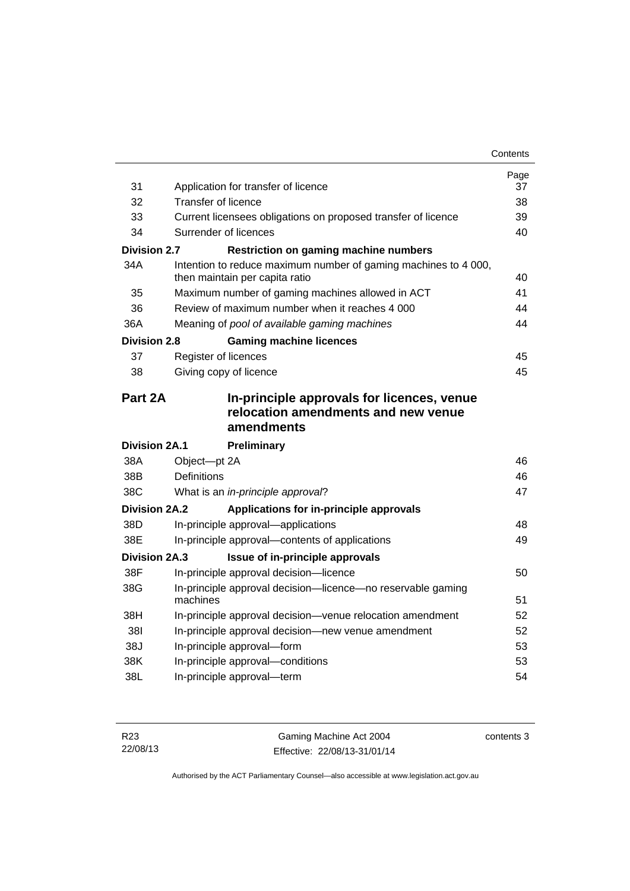| | | Page |
|---|---|---|
| 31 | Application for transfer of licence | 37 |
| 32 | Transfer of licence | 38 |
| 33 | Current licensees obligations on proposed transfer of licence | 39 |
| 34 | Surrender of licences | 40 |
| **Division 2.7** | **Restriction on gaming machine numbers** | |
| 34A | Intention to reduce maximum number of gaming machines to 4 000, then maintain per capita ratio | 40 |
| 35 | Maximum number of gaming machines allowed in ACT | 41 |
| 36 | Review of maximum number when it reaches 4 000 | 44 |
| 36A | Meaning of *pool of available gaming machines* | 44 |
| **Division 2.8** | **Gaming machine licences** | |
| 37 | Register of licences | 45 |
| 38 | Giving copy of licence | 45 |

## Part 2A In-principle approvals for licences, venue relocation amendments and new venue amendments

| | | |
|---|---|---|
| **Division 2A.1** | **Preliminary** | |
| 38A | Object—pt 2A | 46 |
| 38B | Definitions | 46 |
| 38C | What is an *in-principle approval*? | 47 |
| **Division 2A.2** | **Applications for in-principle approvals** | |
| 38D | In-principle approval—applications | 48 |
| 38E | In-principle approval—contents of applications | 49 |
| **Division 2A.3** | **Issue of in-principle approvals** | |
| 38F | In-principle approval decision—licence | 50 |
| 38G | In-principle approval decision—licence—no reservable gaming machines | 51 |
| 38H | In-principle approval decision—venue relocation amendment | 52 |
| 38I | In-principle approval decision—new venue amendment | 52 |
| 38J | In-principle approval—form | 53 |
| 38K | In-principle approval—conditions | 53 |
| 38L | In-principle approval—term | 54 |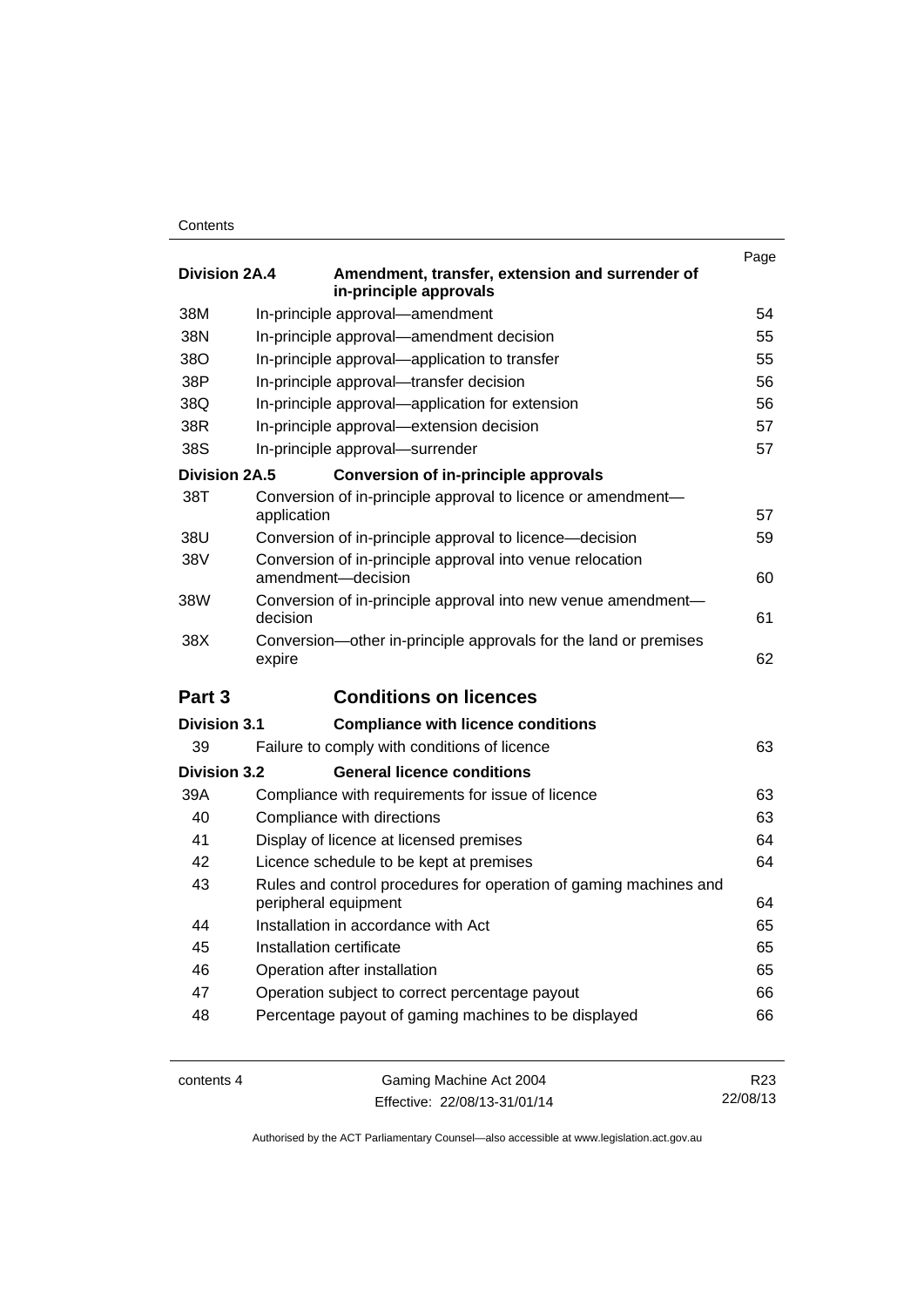| | | Page |
|---|---|---|
| **Division 2A.4** | **Amendment, transfer, extension and surrender of in-principle approvals** | |
| 38M | In-principle approval—amendment | 54 |
| 38N | In-principle approval—amendment decision | 55 |
| 38O | In-principle approval—application to transfer | 55 |
| 38P | In-principle approval—transfer decision | 56 |
| 38Q | In-principle approval—application for extension | 56 |
| 38R | In-principle approval—extension decision | 57 |
| 38S | In-principle approval—surrender | 57 |
| **Division 2A.5** | **Conversion of in-principle approvals** | |
| 38T | Conversion of in-principle approval to licence or amendment—application | 57 |
| 38U | Conversion of in-principle approval to licence—decision | 59 |
| 38V | Conversion of in-principle approval into venue relocation amendment—decision | 60 |
| 38W | Conversion of in-principle approval into new venue amendment—decision | 61 |
| 38X | Conversion—other in-principle approvals for the land or premises expire | 62 |
| **Part 3** | **Conditions on licences** | |
| **Division 3.1** | **Compliance with licence conditions** | |
| 39 | Failure to comply with conditions of licence | 63 |
| **Division 3.2** | **General licence conditions** | |
| 39A | Compliance with requirements for issue of licence | 63 |
| 40 | Compliance with directions | 63 |
| 41 | Display of licence at licensed premises | 64 |
| 42 | Licence schedule to be kept at premises | 64 |
| 43 | Rules and control procedures for operation of gaming machines and peripheral equipment | 64 |
| 44 | Installation in accordance with Act | 65 |
| 45 | Installation certificate | 65 |
| 46 | Operation after installation | 65 |
| 47 | Operation subject to correct percentage payout | 66 |
| 48 | Percentage payout of gaming machines to be displayed | 66 |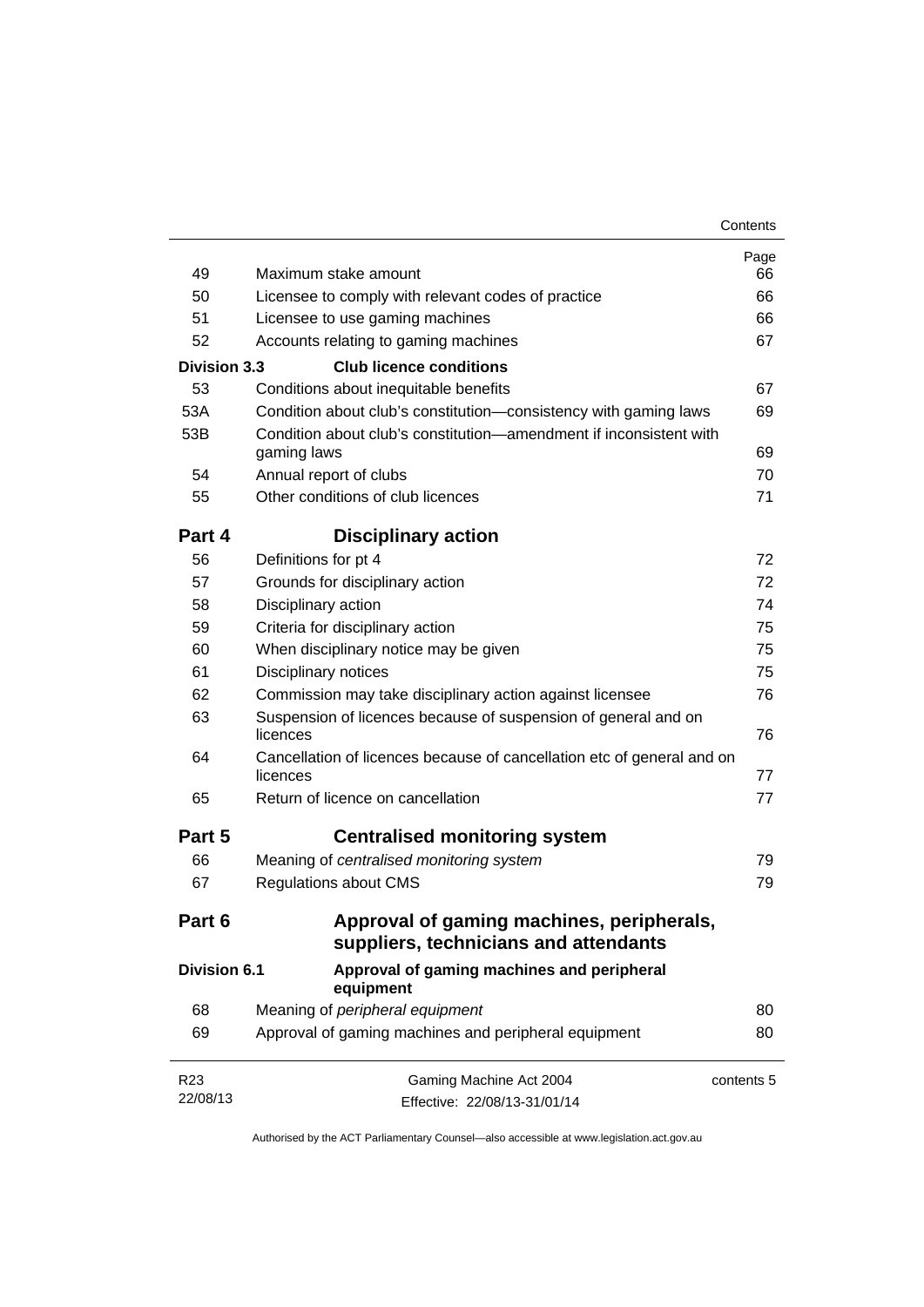| | | Page |
|---|---|---|
| 49 | Maximum stake amount | 66 |
| 50 | Licensee to comply with relevant codes of practice | 66 |
| 51 | Licensee to use gaming machines | 66 |
| 52 | Accounts relating to gaming machines | 67 |
| **Division 3.3** | **Club licence conditions** | |
| 53 | Conditions about inequitable benefits | 67 |
| 53A | Condition about club's constitution—consistency with gaming laws | 69 |
| 53B | Condition about club's constitution—amendment if inconsistent with gaming laws | 69 |
| 54 | Annual report of clubs | 70 |
| 55 | Other conditions of club licences | 71 |
| **Part 4** | **Disciplinary action** | |
| 56 | Definitions for pt 4 | 72 |
| 57 | Grounds for disciplinary action | 72 |
| 58 | Disciplinary action | 74 |
| 59 | Criteria for disciplinary action | 75 |
| 60 | When disciplinary notice may be given | 75 |
| 61 | Disciplinary notices | 75 |
| 62 | Commission may take disciplinary action against licensee | 76 |
| 63 | Suspension of licences because of suspension of general and on licences | 76 |
| 64 | Cancellation of licences because of cancellation etc of general and on licences | 77 |
| 65 | Return of licence on cancellation | 77 |
| **Part 5** | **Centralised monitoring system** | |
| 66 | Meaning of *centralised monitoring system* | 79 |
| 67 | Regulations about CMS | 79 |
| **Part 6** | **Approval of gaming machines, peripherals, suppliers, technicians and attendants** | |
| **Division 6.1** | **Approval of gaming machines and peripheral equipment** | |
| 68 | Meaning of *peripheral equipment* | 80 |
| 69 | Approval of gaming machines and peripheral equipment | 80 |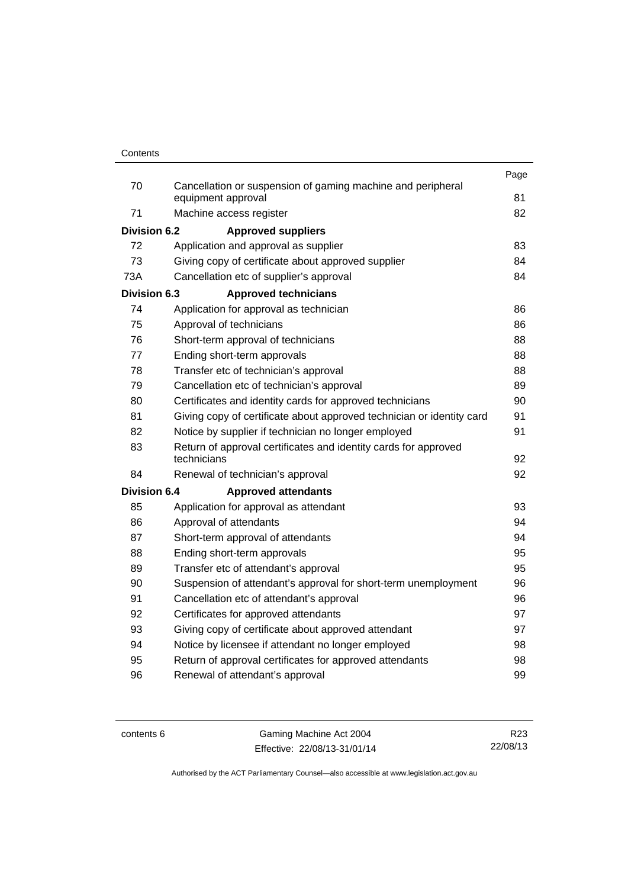| | | Page |
|---|---|---|
| 70 | Cancellation or suspension of gaming machine and peripheral equipment approval | 81 |
| 71 | Machine access register | 82 |
| **Division 6.2** | **Approved suppliers** | |
| 72 | Application and approval as supplier | 83 |
| 73 | Giving copy of certificate about approved supplier | 84 |
| 73A | Cancellation etc of supplier's approval | 84 |
| **Division 6.3** | **Approved technicians** | |
| 74 | Application for approval as technician | 86 |
| 75 | Approval of technicians | 86 |
| 76 | Short-term approval of technicians | 88 |
| 77 | Ending short-term approvals | 88 |
| 78 | Transfer etc of technician's approval | 88 |
| 79 | Cancellation etc of technician's approval | 89 |
| 80 | Certificates and identity cards for approved technicians | 90 |
| 81 | Giving copy of certificate about approved technician or identity card | 91 |
| 82 | Notice by supplier if technician no longer employed | 91 |
| 83 | Return of approval certificates and identity cards for approved technicians | 92 |
| 84 | Renewal of technician's approval | 92 |
| **Division 6.4** | **Approved attendants** | |
| 85 | Application for approval as attendant | 93 |
| 86 | Approval of attendants | 94 |
| 87 | Short-term approval of attendants | 94 |
| 88 | Ending short-term approvals | 95 |
| 89 | Transfer etc of attendant's approval | 95 |
| 90 | Suspension of attendant's approval for short-term unemployment | 96 |
| 91 | Cancellation etc of attendant's approval | 96 |
| 92 | Certificates for approved attendants | 97 |
| 93 | Giving copy of certificate about approved attendant | 97 |
| 94 | Notice by licensee if attendant no longer employed | 98 |
| 95 | Return of approval certificates for approved attendants | 98 |
| 96 | Renewal of attendant's approval | 99 |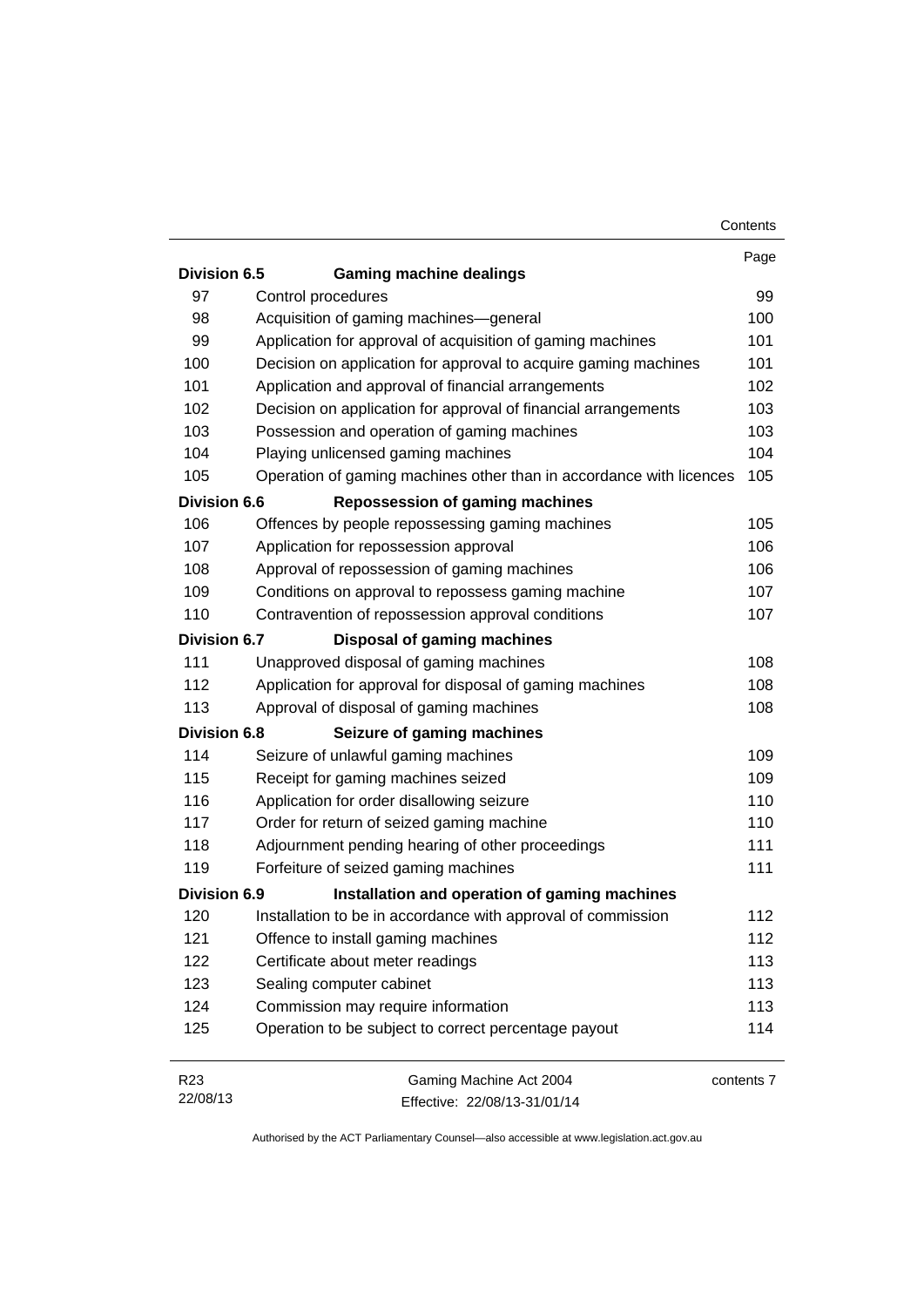| | | Page |
|---|---|---|
| **Division 6.5** | **Gaming machine dealings** | |
| 97 | Control procedures | 99 |
| 98 | Acquisition of gaming machines—general | 100 |
| 99 | Application for approval of acquisition of gaming machines | 101 |
| 100 | Decision on application for approval to acquire gaming machines | 101 |
| 101 | Application and approval of financial arrangements | 102 |
| 102 | Decision on application for approval of financial arrangements | 103 |
| 103 | Possession and operation of gaming machines | 103 |
| 104 | Playing unlicensed gaming machines | 104 |
| 105 | Operation of gaming machines other than in accordance with licences | 105 |
| **Division 6.6** | **Repossession of gaming machines** | |
| 106 | Offences by people repossessing gaming machines | 105 |
| 107 | Application for repossession approval | 106 |
| 108 | Approval of repossession of gaming machines | 106 |
| 109 | Conditions on approval to repossess gaming machine | 107 |
| 110 | Contravention of repossession approval conditions | 107 |
| **Division 6.7** | **Disposal of gaming machines** | |
| 111 | Unapproved disposal of gaming machines | 108 |
| 112 | Application for approval for disposal of gaming machines | 108 |
| 113 | Approval of disposal of gaming machines | 108 |
| **Division 6.8** | **Seizure of gaming machines** | |
| 114 | Seizure of unlawful gaming machines | 109 |
| 115 | Receipt for gaming machines seized | 109 |
| 116 | Application for order disallowing seizure | 110 |
| 117 | Order for return of seized gaming machine | 110 |
| 118 | Adjournment pending hearing of other proceedings | 111 |
| 119 | Forfeiture of seized gaming machines | 111 |
| **Division 6.9** | **Installation and operation of gaming machines** | |
| 120 | Installation to be in accordance with approval of commission | 112 |
| 121 | Offence to install gaming machines | 112 |
| 122 | Certificate about meter readings | 113 |
| 123 | Sealing computer cabinet | 113 |
| 124 | Commission may require information | 113 |
| 125 | Operation to be subject to correct percentage payout | 114 |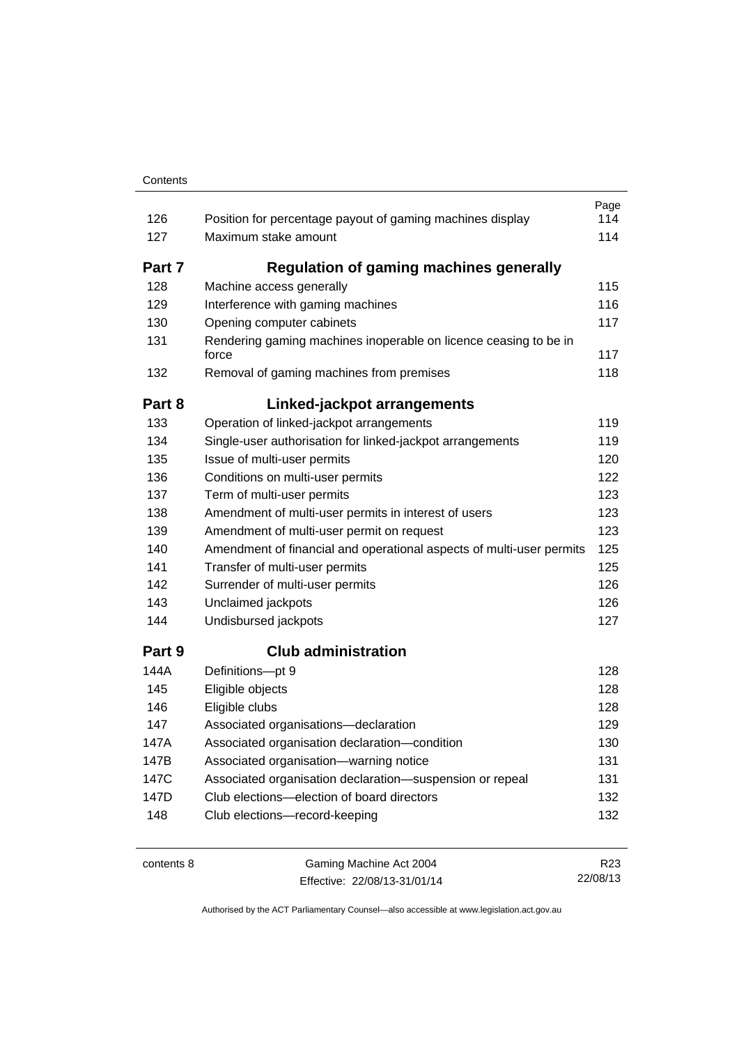| | | Page |
|---|---|---|
| 126 | Position for percentage payout of gaming machines display | 114 |
| 127 | Maximum stake amount | 114 |
| **Part 7** | **Regulation of gaming machines generally** | |
| 128 | Machine access generally | 115 |
| 129 | Interference with gaming machines | 116 |
| 130 | Opening computer cabinets | 117 |
| 131 | Rendering gaming machines inoperable on licence ceasing to be in force | 117 |
| 132 | Removal of gaming machines from premises | 118 |
| **Part 8** | **Linked-jackpot arrangements** | |
| 133 | Operation of linked-jackpot arrangements | 119 |
| 134 | Single-user authorisation for linked-jackpot arrangements | 119 |
| 135 | Issue of multi-user permits | 120 |
| 136 | Conditions on multi-user permits | 122 |
| 137 | Term of multi-user permits | 123 |
| 138 | Amendment of multi-user permits in interest of users | 123 |
| 139 | Amendment of multi-user permit on request | 123 |
| 140 | Amendment of financial and operational aspects of multi-user permits | 125 |
| 141 | Transfer of multi-user permits | 125 |
| 142 | Surrender of multi-user permits | 126 |
| 143 | Unclaimed jackpots | 126 |
| 144 | Undisbursed jackpots | 127 |
| **Part 9** | **Club administration** | |
| 144A | Definitions—pt 9 | 128 |
| 145 | Eligible objects | 128 |
| 146 | Eligible clubs | 128 |
| 147 | Associated organisations—declaration | 129 |
| 147A | Associated organisation declaration—condition | 130 |
| 147B | Associated organisation—warning notice | 131 |
| 147C | Associated organisation declaration—suspension or repeal | 131 |
| 147D | Club elections—election of board directors | 132 |
| 148 | Club elections—record-keeping | 132 |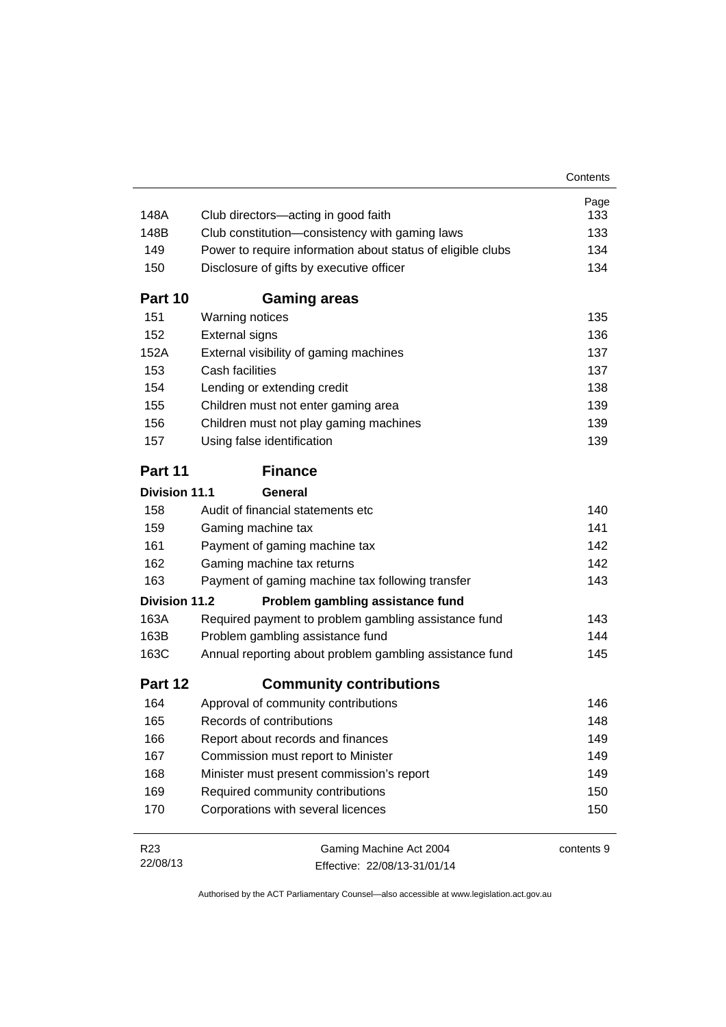| | | Page |
|---|---|---|
| 148A | Club directors—acting in good faith | 133 |
| 148B | Club constitution—consistency with gaming laws | 133 |
| 149 | Power to require information about status of eligible clubs | 134 |
| 150 | Disclosure of gifts by executive officer | 134 |

## Part 10 Gaming areas

| | | |
|---|---|---|
| 151 | Warning notices | 135 |
| 152 | External signs | 136 |
| 152A | External visibility of gaming machines | 137 |
| 153 | Cash facilities | 137 |
| 154 | Lending or extending credit | 138 |
| 155 | Children must not enter gaming area | 139 |
| 156 | Children must not play gaming machines | 139 |
| 157 | Using false identification | 139 |

## Part 11 Finance

### Division 11.1 General

| | | |
|---|---|---|
| 158 | Audit of financial statements etc | 140 |
| 159 | Gaming machine tax | 141 |
| 161 | Payment of gaming machine tax | 142 |
| 162 | Gaming machine tax returns | 142 |
| 163 | Payment of gaming machine tax following transfer | 143 |

### Division 11.2 Problem gambling assistance fund

| | | |
|---|---|---|
| 163A | Required payment to problem gambling assistance fund | 143 |
| 163B | Problem gambling assistance fund | 144 |
| 163C | Annual reporting about problem gambling assistance fund | 145 |

## Part 12 Community contributions

| | | |
|---|---|---|
| 164 | Approval of community contributions | 146 |
| 165 | Records of contributions | 148 |
| 166 | Report about records and finances | 149 |
| 167 | Commission must report to Minister | 149 |
| 168 | Minister must present commission's report | 149 |
| 169 | Required community contributions | 150 |
| 170 | Corporations with several licences | 150 |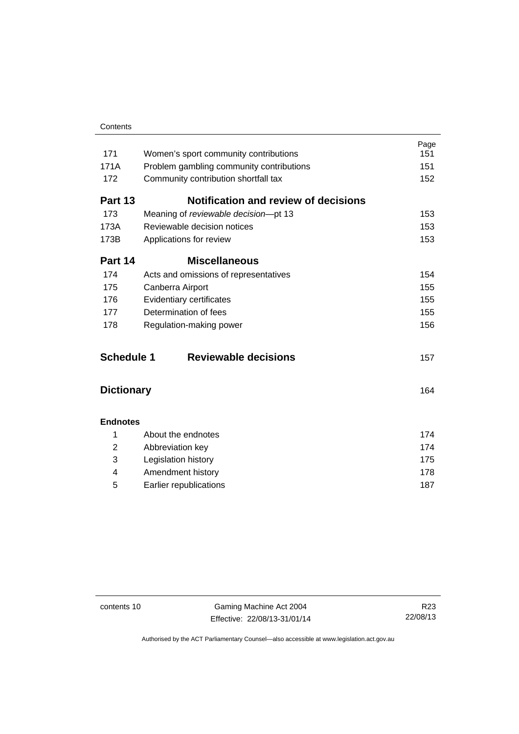| | | Page |
|---|---|---|
| 171 | Women's sport community contributions | 151 |
| 171A | Problem gambling community contributions | 151 |
| 172 | Community contribution shortfall tax | 152 |
| **Part 13** | **Notification and review of decisions** | |
| 173 | Meaning of *reviewable decision*—pt 13 | 153 |
| 173A | Reviewable decision notices | 153 |
| 173B | Applications for review | 153 |
| **Part 14** | **Miscellaneous** | |
| 174 | Acts and omissions of representatives | 154 |
| 175 | Canberra Airport | 155 |
| 176 | Evidentiary certificates | 155 |
| 177 | Determination of fees | 155 |
| 178 | Regulation-making power | 156 |
| **Schedule 1** | **Reviewable decisions** | 157 |
| **Dictionary** | | 164 |
| **Endnotes** | | |
| 1 | About the endnotes | 174 |
| 2 | Abbreviation key | 174 |
| 3 | Legislation history | 175 |
| 4 | Amendment history | 178 |
| 5 | Earlier republications | 187 |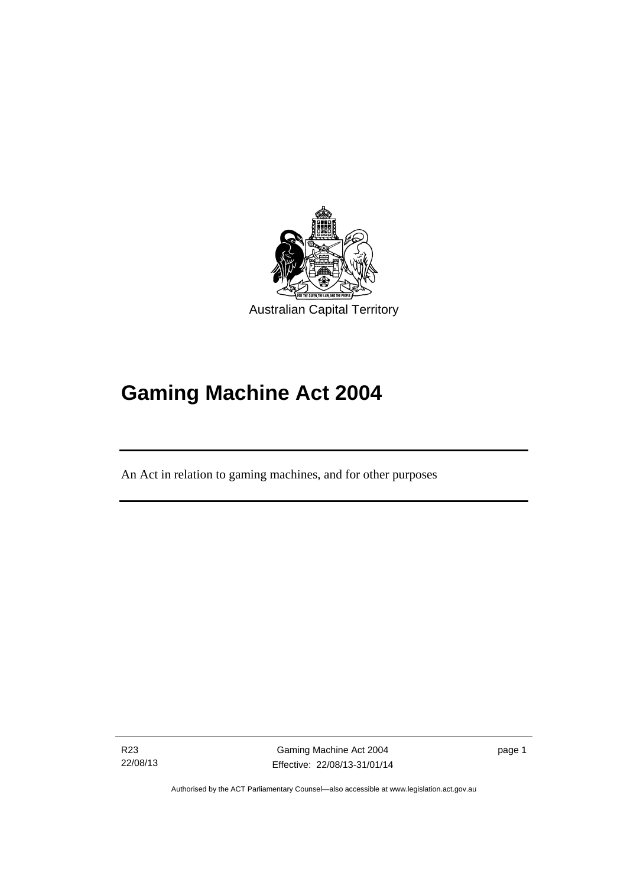Australian Capital Territory

# Gaming Machine Act 2004

An Act in relation to gaming machines, and for other purposes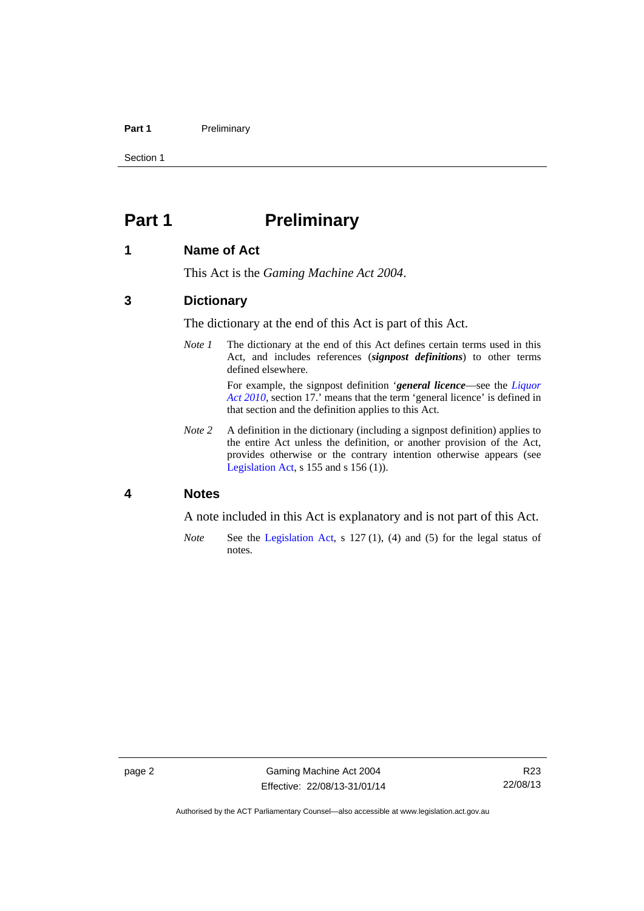# Part 1 Preliminary

## 1 Name of Act

This Act is the *Gaming Machine Act 2004*.

## 3 Dictionary

The dictionary at the end of this Act is part of this Act.

*Note 1* The dictionary at the end of this Act defines certain terms used in this Act, and includes references (***signpost definitions***) to other terms defined elsewhere.

For example, the signpost definition '***general licence***—see the *Liquor Act 2010*, section 17.' means that the term 'general licence' is defined in that section and the definition applies to this Act.

*Note 2* A definition in the dictionary (including a signpost definition) applies to the entire Act unless the definition, or another provision of the Act, provides otherwise or the contrary intention otherwise appears (see Legislation Act, s 155 and s 156 (1)).

## 4 Notes

A note included in this Act is explanatory and is not part of this Act.

*Note* See the Legislation Act, s 127 (1), (4) and (5) for the legal status of notes.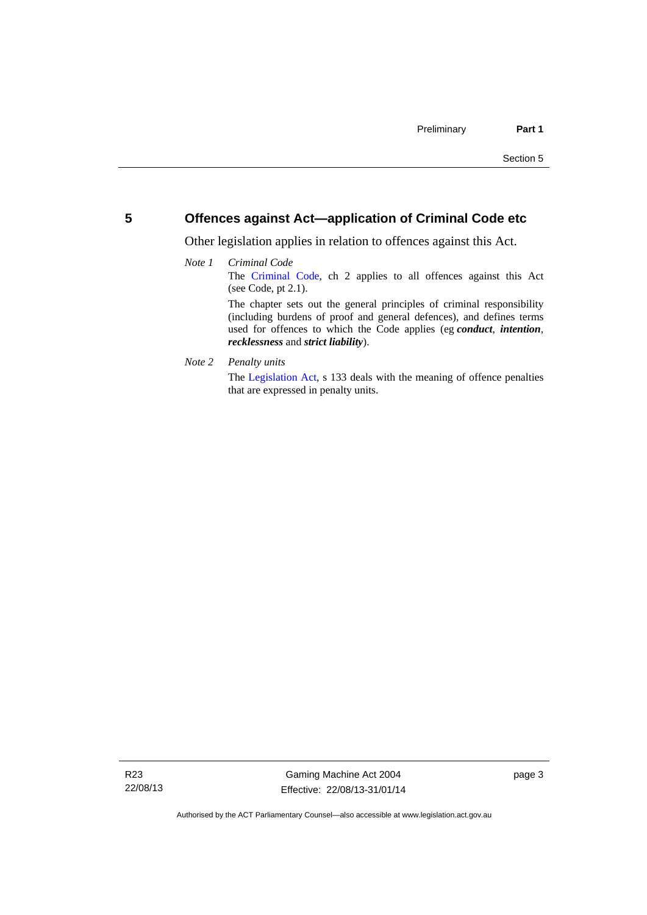## 5 Offences against Act—application of Criminal Code etc

Other legislation applies in relation to offences against this Act.

*Note 1* *Criminal Code*

The Criminal Code, ch 2 applies to all offences against this Act (see Code, pt 2.1).

The chapter sets out the general principles of criminal responsibility (including burdens of proof and general defences), and defines terms used for offences to which the Code applies (eg ***conduct***, ***intention***, ***recklessness*** and ***strict liability***).

*Note 2* *Penalty units*

The Legislation Act, s 133 deals with the meaning of offence penalties that are expressed in penalty units.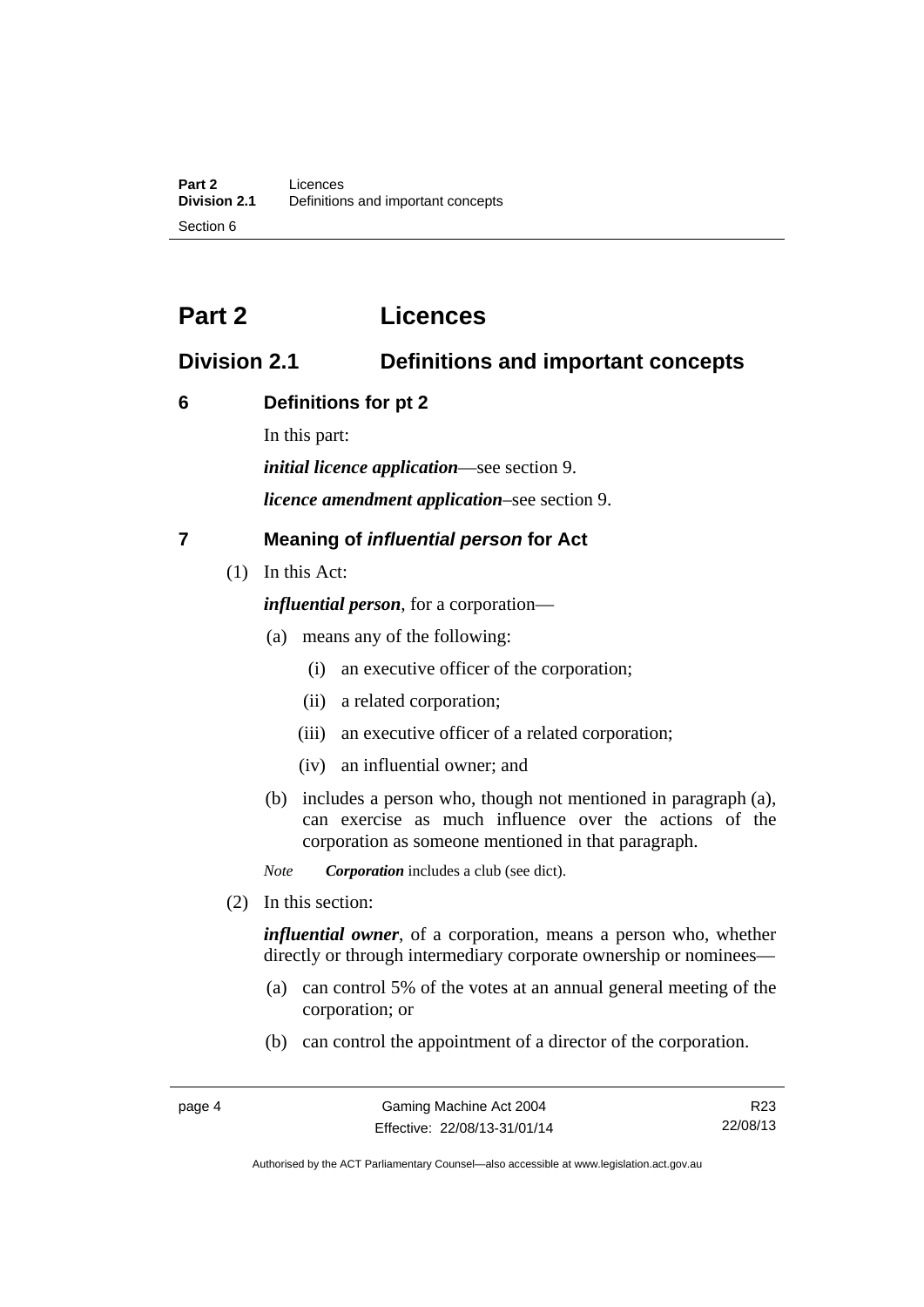# Part 2 Licences

## Division 2.1 Definitions and important concepts

### 6 Definitions for pt 2

In this part:

***initial licence application***—see section 9.

***licence amendment application***–see section 9.

### 7 Meaning of *influential person* for Act

(1) In this Act:

***influential person***, for a corporation—

(a) means any of the following:

(i) an executive officer of the corporation;

(ii) a related corporation;

(iii) an executive officer of a related corporation;

(iv) an influential owner; and

(b) includes a person who, though not mentioned in paragraph (a), can exercise as much influence over the actions of the corporation as someone mentioned in that paragraph.

*Note* ***Corporation*** includes a club (see dict).

(2) In this section:

***influential owner***, of a corporation, means a person who, whether directly or through intermediary corporate ownership or nominees—

(a) can control 5% of the votes at an annual general meeting of the corporation; or

(b) can control the appointment of a director of the corporation.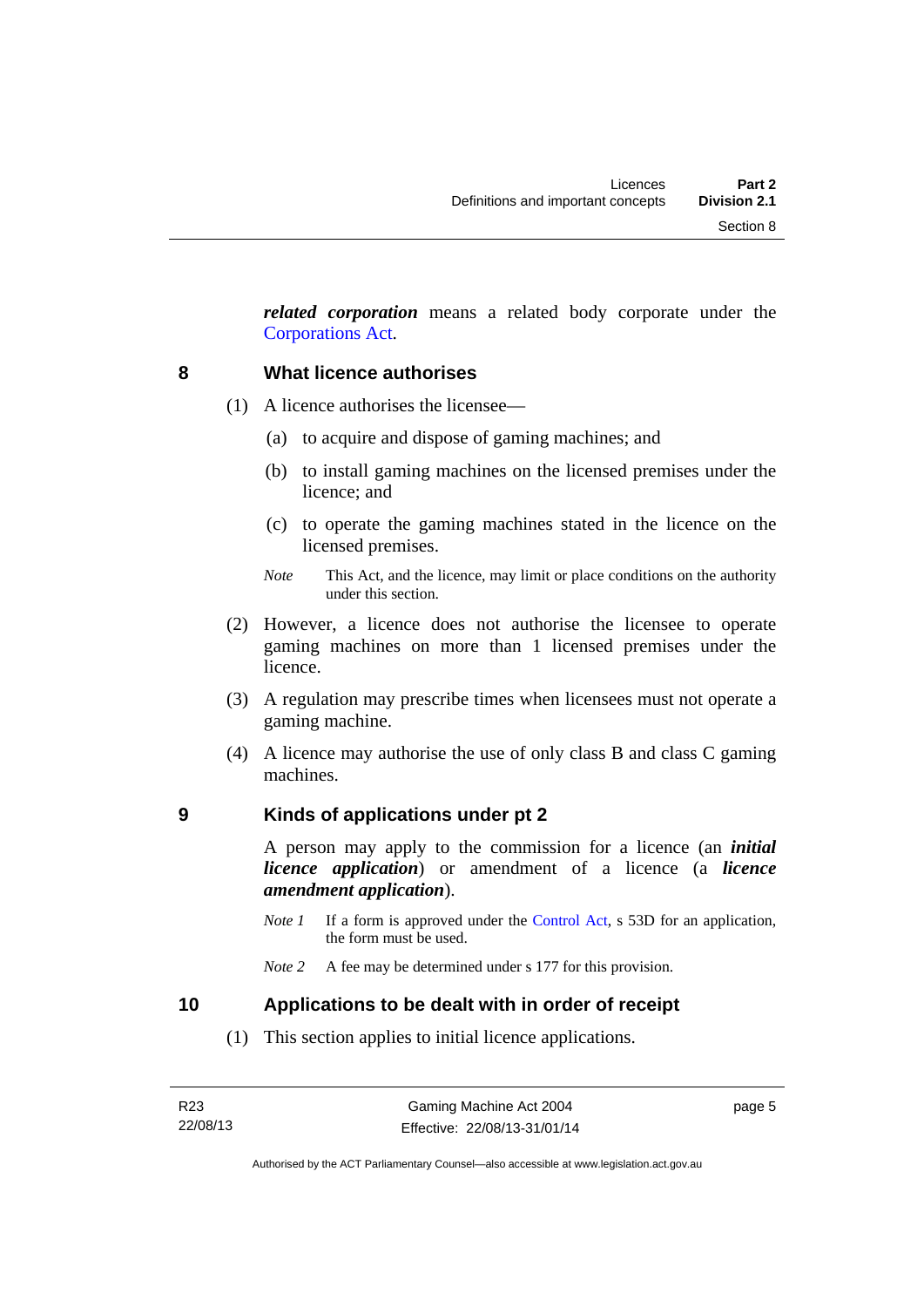***related corporation*** means a related body corporate under the Corporations Act.

## 8 What licence authorises

(1) A licence authorises the licensee—

(a) to acquire and dispose of gaming machines; and

(b) to install gaming machines on the licensed premises under the licence; and

(c) to operate the gaming machines stated in the licence on the licensed premises.

*Note* This Act, and the licence, may limit or place conditions on the authority under this section.

(2) However, a licence does not authorise the licensee to operate gaming machines on more than 1 licensed premises under the licence.

(3) A regulation may prescribe times when licensees must not operate a gaming machine.

(4) A licence may authorise the use of only class B and class C gaming machines.

## 9 Kinds of applications under pt 2

A person may apply to the commission for a licence (an ***initial licence application***) or amendment of a licence (a ***licence amendment application***).

*Note 1* If a form is approved under the Control Act, s 53D for an application, the form must be used.

*Note 2* A fee may be determined under s 177 for this provision.

## 10 Applications to be dealt with in order of receipt

(1) This section applies to initial licence applications.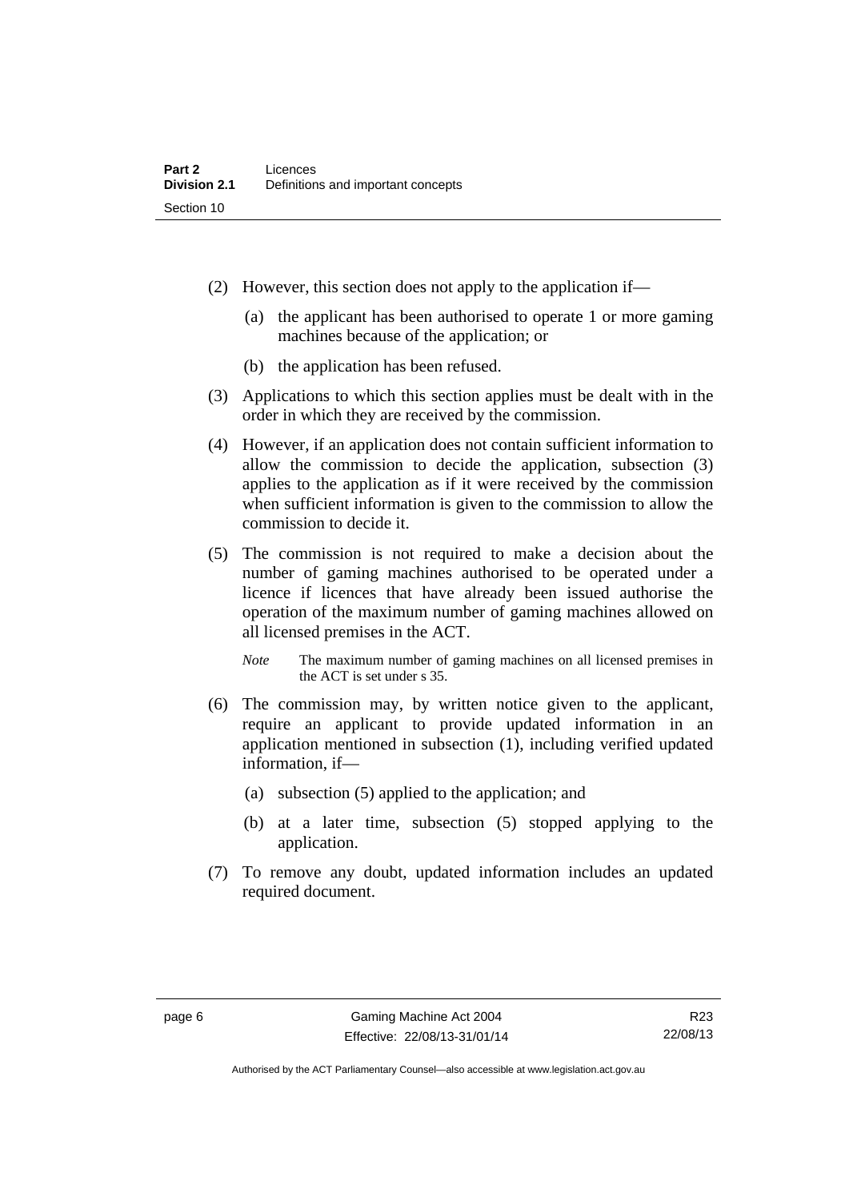(2) However, this section does not apply to the application if—

(a) the applicant has been authorised to operate 1 or more gaming machines because of the application; or

(b) the application has been refused.

(3) Applications to which this section applies must be dealt with in the order in which they are received by the commission.

(4) However, if an application does not contain sufficient information to allow the commission to decide the application, subsection (3) applies to the application as if it were received by the commission when sufficient information is given to the commission to allow the commission to decide it.

(5) The commission is not required to make a decision about the number of gaming machines authorised to be operated under a licence if licences that have already been issued authorise the operation of the maximum number of gaming machines allowed on all licensed premises in the ACT.

*Note* The maximum number of gaming machines on all licensed premises in the ACT is set under s 35.

(6) The commission may, by written notice given to the applicant, require an applicant to provide updated information in an application mentioned in subsection (1), including verified updated information, if—

(a) subsection (5) applied to the application; and

(b) at a later time, subsection (5) stopped applying to the application.

(7) To remove any doubt, updated information includes an updated required document.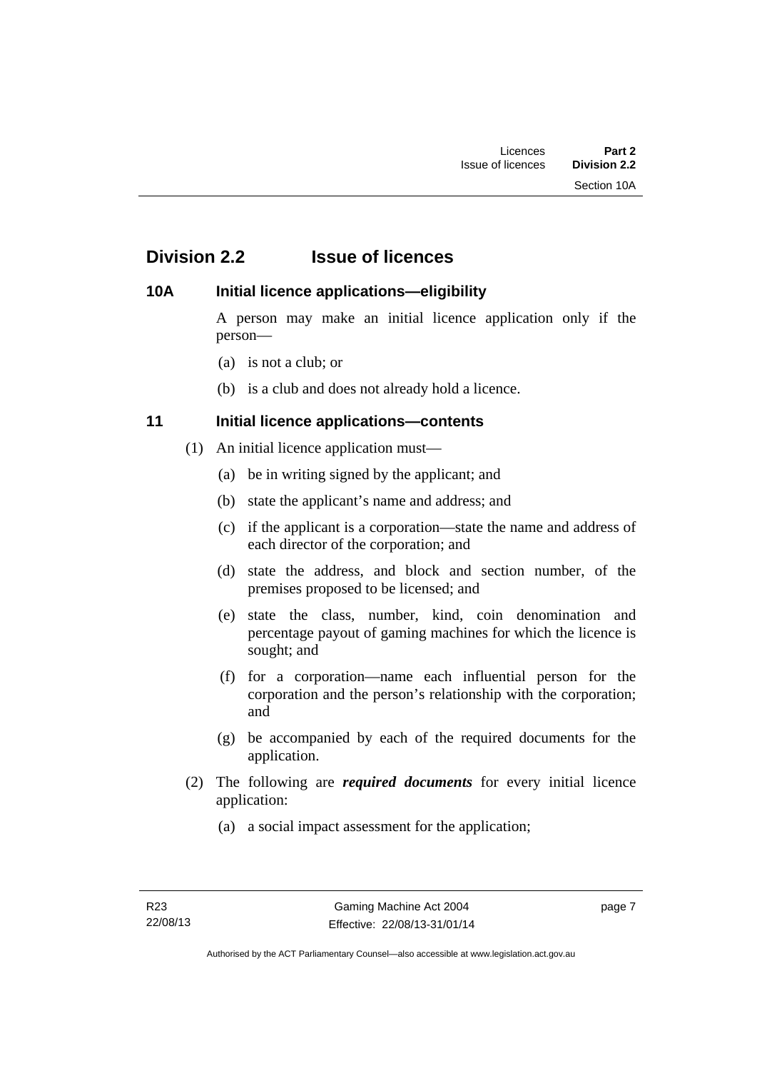## Division 2.2 Issue of licences

### 10A Initial licence applications—eligibility

A person may make an initial licence application only if the person—

(a) is not a club; or

(b) is a club and does not already hold a licence.

### 11 Initial licence applications—contents

(1) An initial licence application must—

(a) be in writing signed by the applicant; and

(b) state the applicant's name and address; and

(c) if the applicant is a corporation—state the name and address of each director of the corporation; and

(d) state the address, and block and section number, of the premises proposed to be licensed; and

(e) state the class, number, kind, coin denomination and percentage payout of gaming machines for which the licence is sought; and

(f) for a corporation—name each influential person for the corporation and the person's relationship with the corporation; and

(g) be accompanied by each of the required documents for the application.

(2) The following are ***required documents*** for every initial licence application:

(a) a social impact assessment for the application;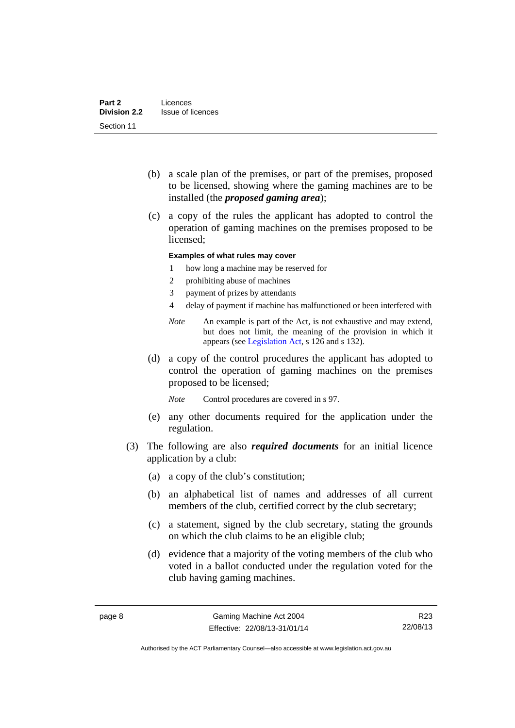(b) a scale plan of the premises, or part of the premises, proposed to be licensed, showing where the gaming machines are to be installed (the ***proposed gaming area***);

(c) a copy of the rules the applicant has adopted to control the operation of gaming machines on the premises proposed to be licensed;

**Examples of what rules may cover**

1 how long a machine may be reserved for

2 prohibiting abuse of machines

3 payment of prizes by attendants

4 delay of payment if machine has malfunctioned or been interfered with

*Note* An example is part of the Act, is not exhaustive and may extend, but does not limit, the meaning of the provision in which it appears (see Legislation Act, s 126 and s 132).

(d) a copy of the control procedures the applicant has adopted to control the operation of gaming machines on the premises proposed to be licensed;

*Note* Control procedures are covered in s 97.

(e) any other documents required for the application under the regulation.

(3) The following are also ***required documents*** for an initial licence application by a club:

(a) a copy of the club's constitution;

(b) an alphabetical list of names and addresses of all current members of the club, certified correct by the club secretary;

(c) a statement, signed by the club secretary, stating the grounds on which the club claims to be an eligible club;

(d) evidence that a majority of the voting members of the club who voted in a ballot conducted under the regulation voted for the club having gaming machines.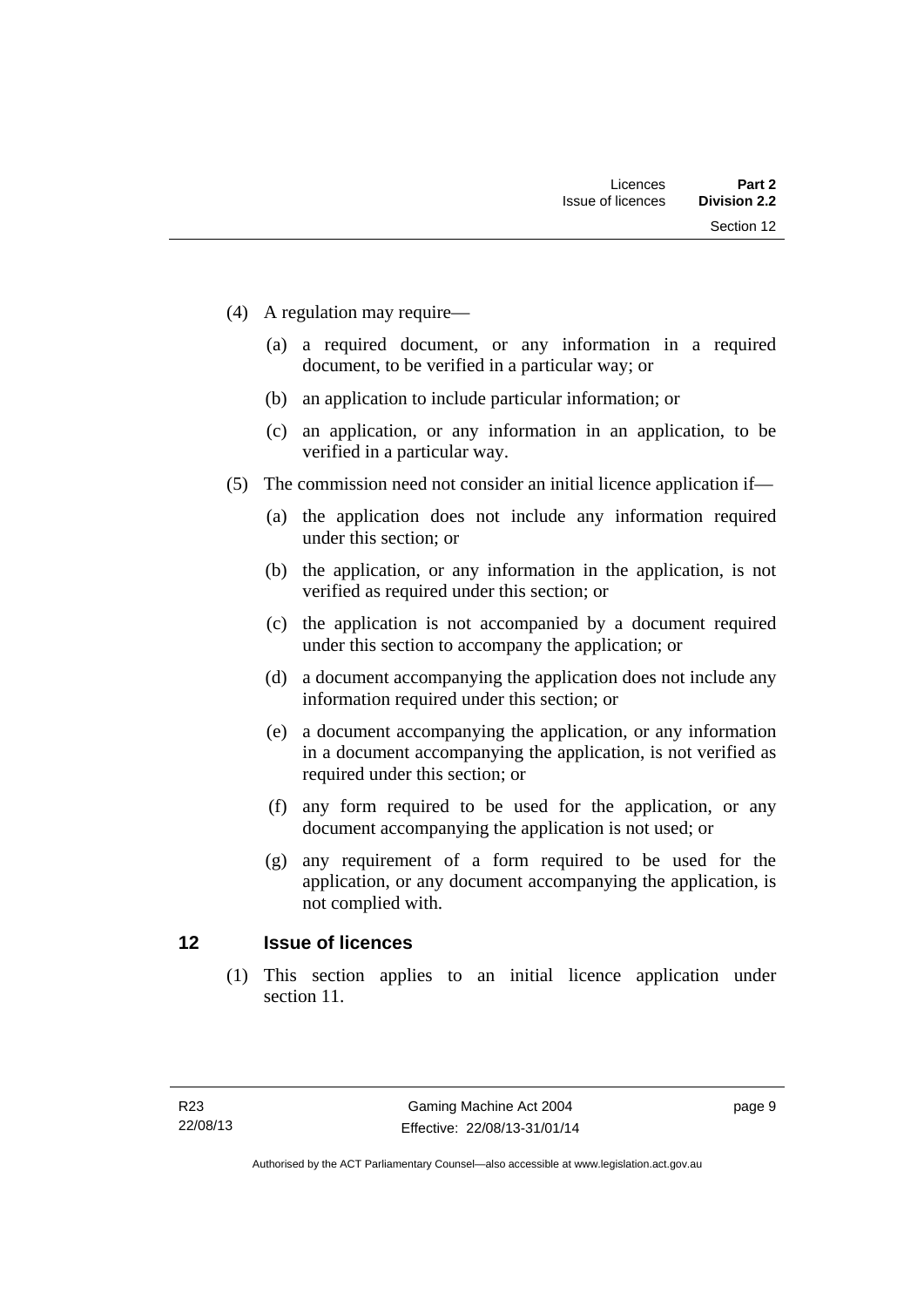(4) A regulation may require—

(a) a required document, or any information in a required document, to be verified in a particular way; or

(b) an application to include particular information; or

(c) an application, or any information in an application, to be verified in a particular way.

(5) The commission need not consider an initial licence application if—

(a) the application does not include any information required under this section; or

(b) the application, or any information in the application, is not verified as required under this section; or

(c) the application is not accompanied by a document required under this section to accompany the application; or

(d) a document accompanying the application does not include any information required under this section; or

(e) a document accompanying the application, or any information in a document accompanying the application, is not verified as required under this section; or

(f) any form required to be used for the application, or any document accompanying the application is not used; or

(g) any requirement of a form required to be used for the application, or any document accompanying the application, is not complied with.

## 12 Issue of licences

(1) This section applies to an initial licence application under section 11.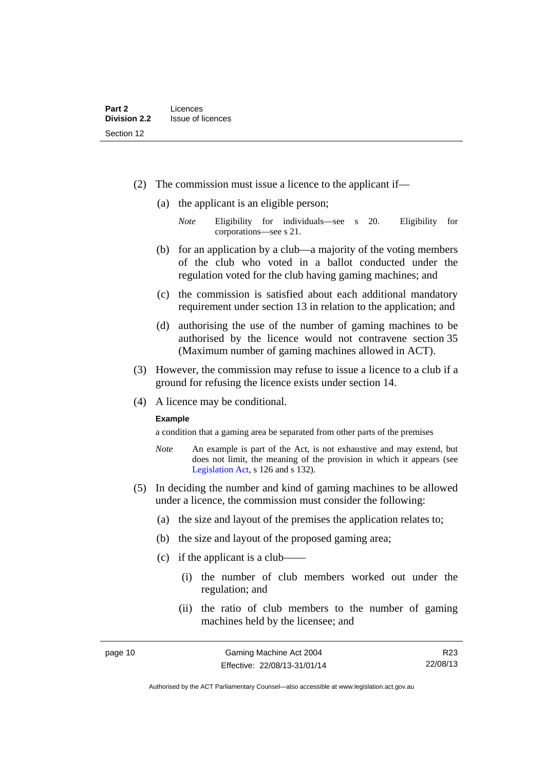(2) The commission must issue a licence to the applicant if—

(a) the applicant is an eligible person;

*Note* Eligibility for individuals—see s 20. Eligibility for corporations—see s 21.

(b) for an application by a club—a majority of the voting members of the club who voted in a ballot conducted under the regulation voted for the club having gaming machines; and

(c) the commission is satisfied about each additional mandatory requirement under section 13 in relation to the application; and

(d) authorising the use of the number of gaming machines to be authorised by the licence would not contravene section 35 (Maximum number of gaming machines allowed in ACT).

(3) However, the commission may refuse to issue a licence to a club if a ground for refusing the licence exists under section 14.

(4) A licence may be conditional.

**Example**

a condition that a gaming area be separated from other parts of the premises

*Note* An example is part of the Act, is not exhaustive and may extend, but does not limit, the meaning of the provision in which it appears (see Legislation Act, s 126 and s 132).

(5) In deciding the number and kind of gaming machines to be allowed under a licence, the commission must consider the following:

(a) the size and layout of the premises the application relates to;

(b) the size and layout of the proposed gaming area;

(c) if the applicant is a club——

(i) the number of club members worked out under the regulation; and

(ii) the ratio of club members to the number of gaming machines held by the licensee; and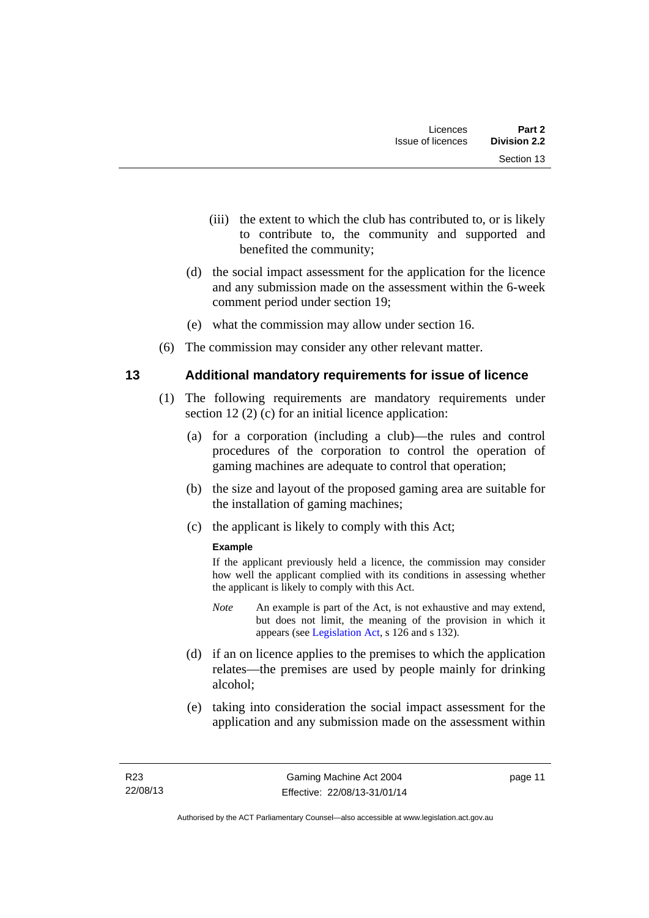(iii) the extent to which the club has contributed to, or is likely to contribute to, the community and supported and benefited the community;

(d) the social impact assessment for the application for the licence and any submission made on the assessment within the 6-week comment period under section 19;

(e) what the commission may allow under section 16.

(6) The commission may consider any other relevant matter.

## 13 Additional mandatory requirements for issue of licence

(1) The following requirements are mandatory requirements under section 12 (2) (c) for an initial licence application:

(a) for a corporation (including a club)—the rules and control procedures of the corporation to control the operation of gaming machines are adequate to control that operation;

(b) the size and layout of the proposed gaming area are suitable for the installation of gaming machines;

(c) the applicant is likely to comply with this Act;

**Example**

If the applicant previously held a licence, the commission may consider how well the applicant complied with its conditions in assessing whether the applicant is likely to comply with this Act.

*Note* An example is part of the Act, is not exhaustive and may extend, but does not limit, the meaning of the provision in which it appears (see Legislation Act, s 126 and s 132).

(d) if an on licence applies to the premises to which the application relates—the premises are used by people mainly for drinking alcohol;

(e) taking into consideration the social impact assessment for the application and any submission made on the assessment within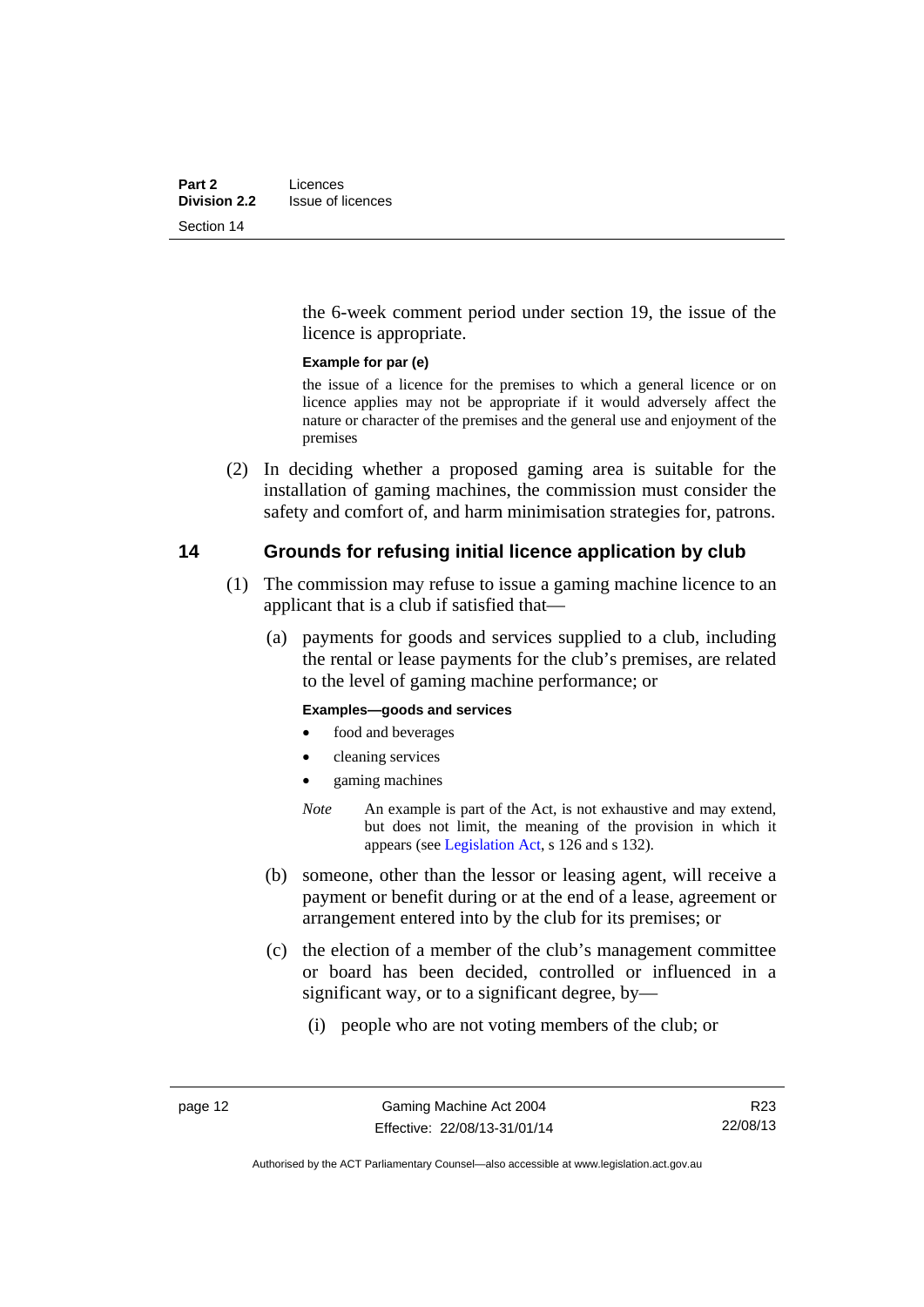the 6-week comment period under section 19, the issue of the licence is appropriate.

**Example for par (e)**

the issue of a licence for the premises to which a general licence or on licence applies may not be appropriate if it would adversely affect the nature or character of the premises and the general use and enjoyment of the premises

(2) In deciding whether a proposed gaming area is suitable for the installation of gaming machines, the commission must consider the safety and comfort of, and harm minimisation strategies for, patrons.

## 14 Grounds for refusing initial licence application by club

(1) The commission may refuse to issue a gaming machine licence to an applicant that is a club if satisfied that—

(a) payments for goods and services supplied to a club, including the rental or lease payments for the club's premises, are related to the level of gaming machine performance; or

**Examples—goods and services**

- food and beverages
- cleaning services
- gaming machines

*Note* An example is part of the Act, is not exhaustive and may extend, but does not limit, the meaning of the provision in which it appears (see Legislation Act, s 126 and s 132).

(b) someone, other than the lessor or leasing agent, will receive a payment or benefit during or at the end of a lease, agreement or arrangement entered into by the club for its premises; or

(c) the election of a member of the club's management committee or board has been decided, controlled or influenced in a significant way, or to a significant degree, by—

(i) people who are not voting members of the club; or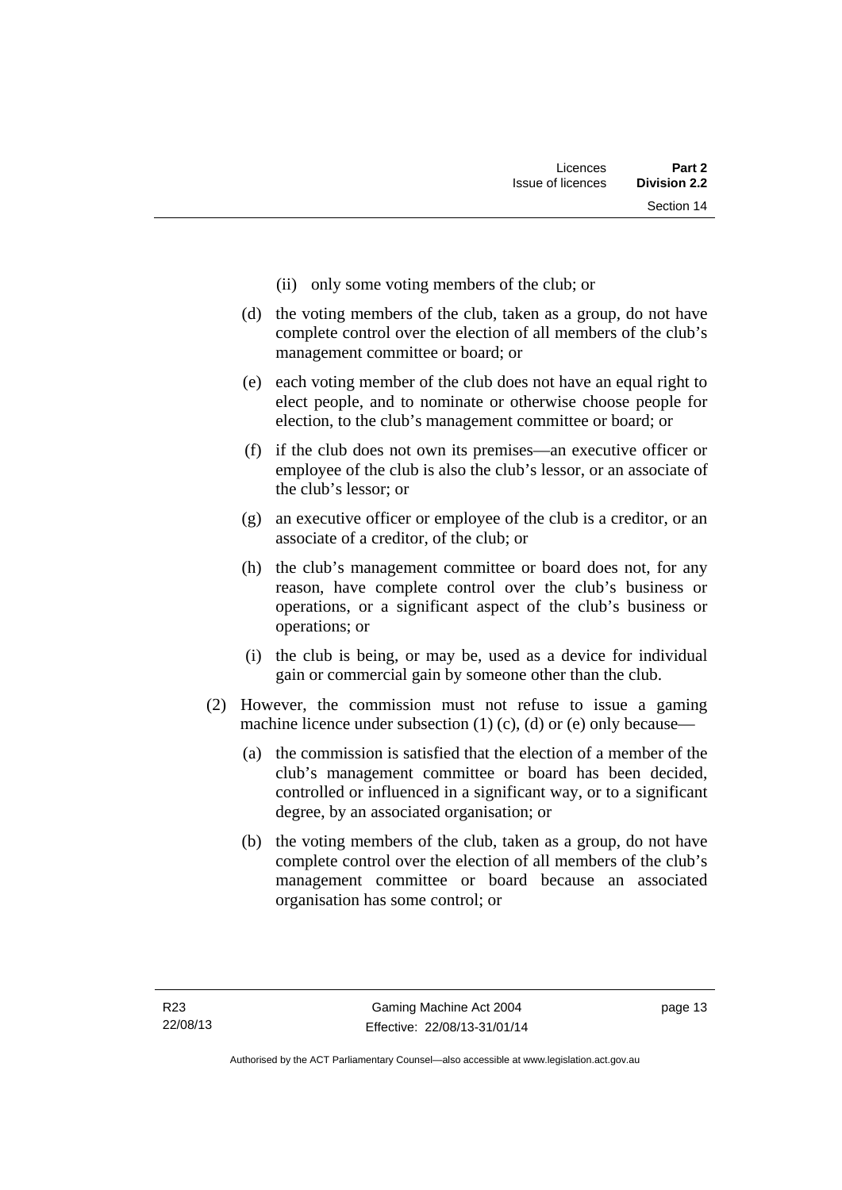(ii) only some voting members of the club; or

(d) the voting members of the club, taken as a group, do not have complete control over the election of all members of the club's management committee or board; or

(e) each voting member of the club does not have an equal right to elect people, and to nominate or otherwise choose people for election, to the club's management committee or board; or

(f) if the club does not own its premises—an executive officer or employee of the club is also the club's lessor, or an associate of the club's lessor; or

(g) an executive officer or employee of the club is a creditor, or an associate of a creditor, of the club; or

(h) the club's management committee or board does not, for any reason, have complete control over the club's business or operations, or a significant aspect of the club's business or operations; or

(i) the club is being, or may be, used as a device for individual gain or commercial gain by someone other than the club.

(2) However, the commission must not refuse to issue a gaming machine licence under subsection (1) (c), (d) or (e) only because—

(a) the commission is satisfied that the election of a member of the club's management committee or board has been decided, controlled or influenced in a significant way, or to a significant degree, by an associated organisation; or

(b) the voting members of the club, taken as a group, do not have complete control over the election of all members of the club's management committee or board because an associated organisation has some control; or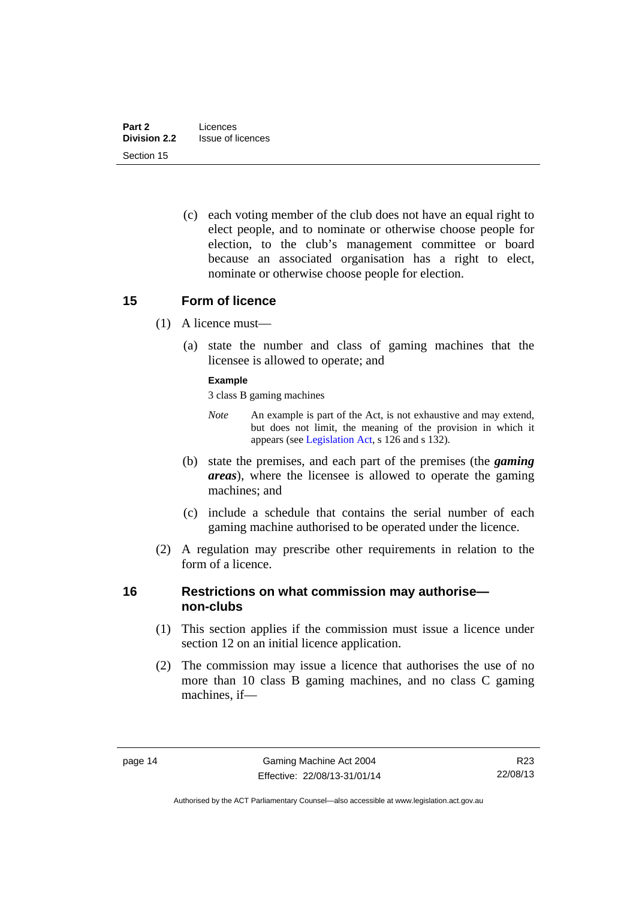(c) each voting member of the club does not have an equal right to elect people, and to nominate or otherwise choose people for election, to the club's management committee or board because an associated organisation has a right to elect, nominate or otherwise choose people for election.

## 15 Form of licence

(1) A licence must—

(a) state the number and class of gaming machines that the licensee is allowed to operate; and

**Example**

3 class B gaming machines

*Note* An example is part of the Act, is not exhaustive and may extend, but does not limit, the meaning of the provision in which it appears (see Legislation Act, s 126 and s 132).

(b) state the premises, and each part of the premises (the ***gaming areas***), where the licensee is allowed to operate the gaming machines; and

(c) include a schedule that contains the serial number of each gaming machine authorised to be operated under the licence.

(2) A regulation may prescribe other requirements in relation to the form of a licence.

## 16 Restrictions on what commission may authorise—non-clubs

(1) This section applies if the commission must issue a licence under section 12 on an initial licence application.

(2) The commission may issue a licence that authorises the use of no more than 10 class B gaming machines, and no class C gaming machines, if—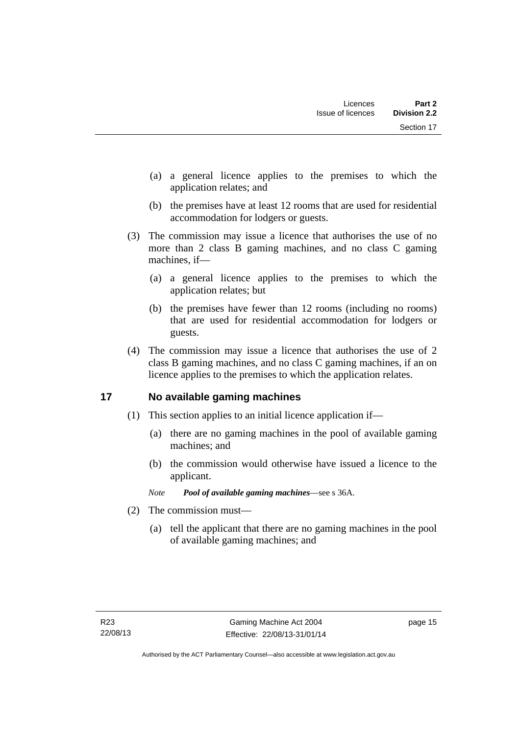(a) a general licence applies to the premises to which the application relates; and

(b) the premises have at least 12 rooms that are used for residential accommodation for lodgers or guests.

(3) The commission may issue a licence that authorises the use of no more than 2 class B gaming machines, and no class C gaming machines, if—

(a) a general licence applies to the premises to which the application relates; but

(b) the premises have fewer than 12 rooms (including no rooms) that are used for residential accommodation for lodgers or guests.

(4) The commission may issue a licence that authorises the use of 2 class B gaming machines, and no class C gaming machines, if an on licence applies to the premises to which the application relates.

## 17 No available gaming machines

(1) This section applies to an initial licence application if—

(a) there are no gaming machines in the pool of available gaming machines; and

(b) the commission would otherwise have issued a licence to the applicant.

*Note* ***Pool of available gaming machines***—see s 36A.

(2) The commission must—

(a) tell the applicant that there are no gaming machines in the pool of available gaming machines; and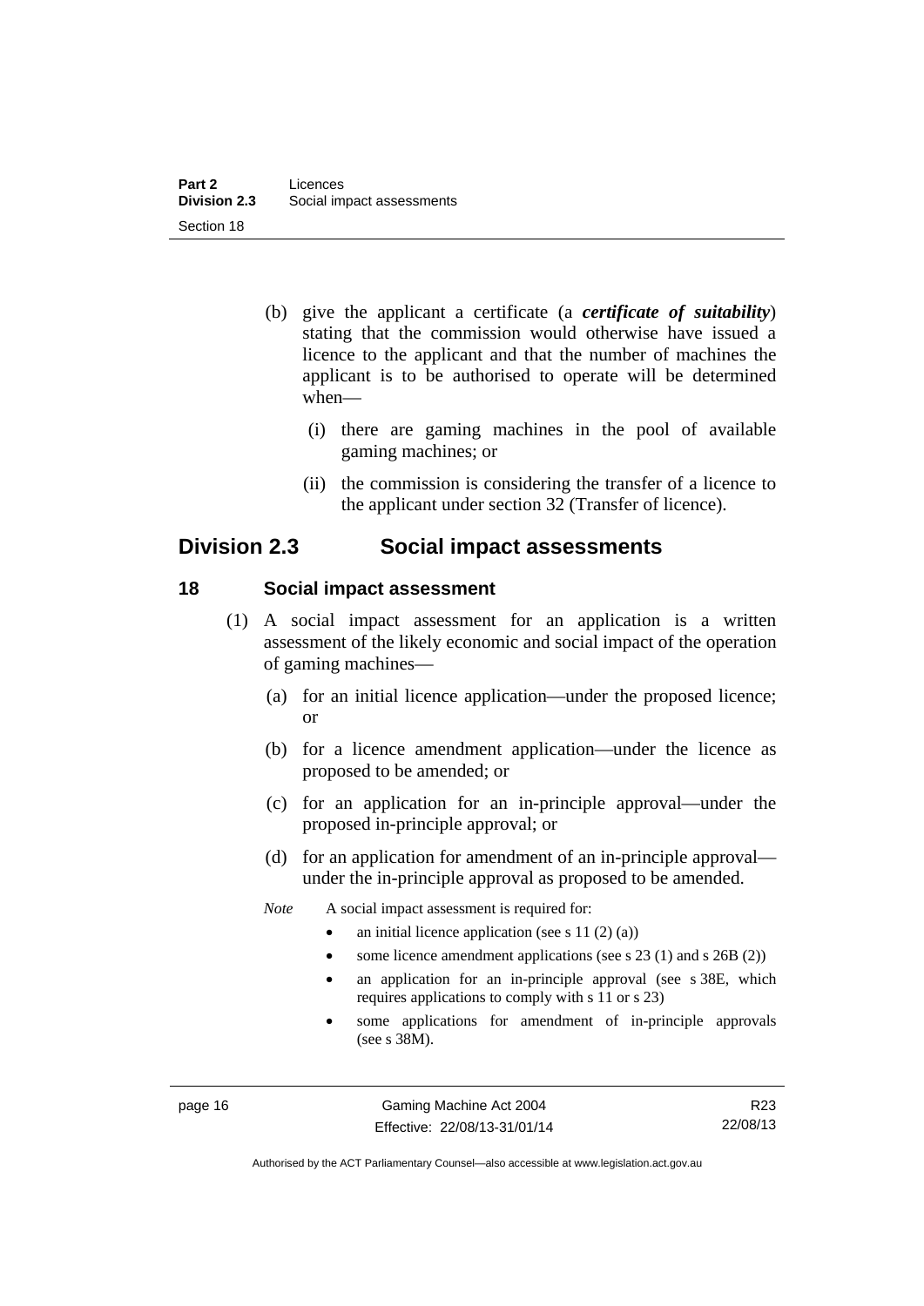(b) give the applicant a certificate (a ***certificate of suitability***) stating that the commission would otherwise have issued a licence to the applicant and that the number of machines the applicant is to be authorised to operate will be determined when—

(i) there are gaming machines in the pool of available gaming machines; or

(ii) the commission is considering the transfer of a licence to the applicant under section 32 (Transfer of licence).

## Division 2.3 Social impact assessments

### 18 Social impact assessment

(1) A social impact assessment for an application is a written assessment of the likely economic and social impact of the operation of gaming machines—

(a) for an initial licence application—under the proposed licence; or

(b) for a licence amendment application—under the licence as proposed to be amended; or

(c) for an application for an in-principle approval—under the proposed in-principle approval; or

(d) for an application for amendment of an in-principle approval—under the in-principle approval as proposed to be amended.

*Note* A social impact assessment is required for:

- an initial licence application (see s 11 (2) (a))
- some licence amendment applications (see s 23 (1) and s 26B (2))
- an application for an in-principle approval (see s 38E, which requires applications to comply with s 11 or s 23)
- some applications for amendment of in-principle approvals (see s 38M).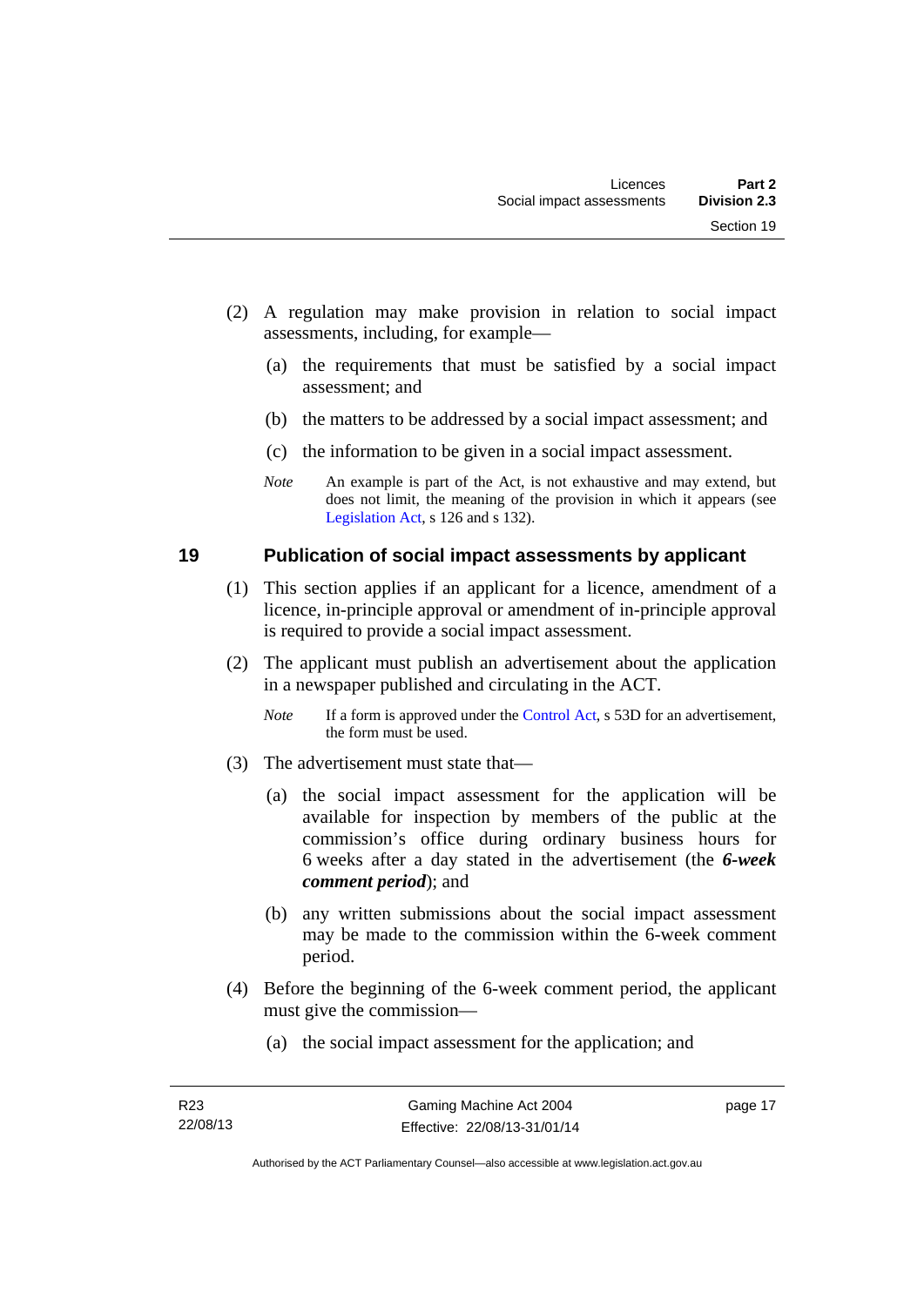(2) A regulation may make provision in relation to social impact assessments, including, for example—

(a) the requirements that must be satisfied by a social impact assessment; and

(b) the matters to be addressed by a social impact assessment; and

(c) the information to be given in a social impact assessment.

*Note* An example is part of the Act, is not exhaustive and may extend, but does not limit, the meaning of the provision in which it appears (see Legislation Act, s 126 and s 132).

## 19 Publication of social impact assessments by applicant

(1) This section applies if an applicant for a licence, amendment of a licence, in-principle approval or amendment of in-principle approval is required to provide a social impact assessment.

(2) The applicant must publish an advertisement about the application in a newspaper published and circulating in the ACT.

*Note* If a form is approved under the Control Act, s 53D for an advertisement, the form must be used.

(3) The advertisement must state that—

(a) the social impact assessment for the application will be available for inspection by members of the public at the commission's office during ordinary business hours for 6 weeks after a day stated in the advertisement (the ***6-week comment period***); and

(b) any written submissions about the social impact assessment may be made to the commission within the 6-week comment period.

(4) Before the beginning of the 6-week comment period, the applicant must give the commission—

(a) the social impact assessment for the application; and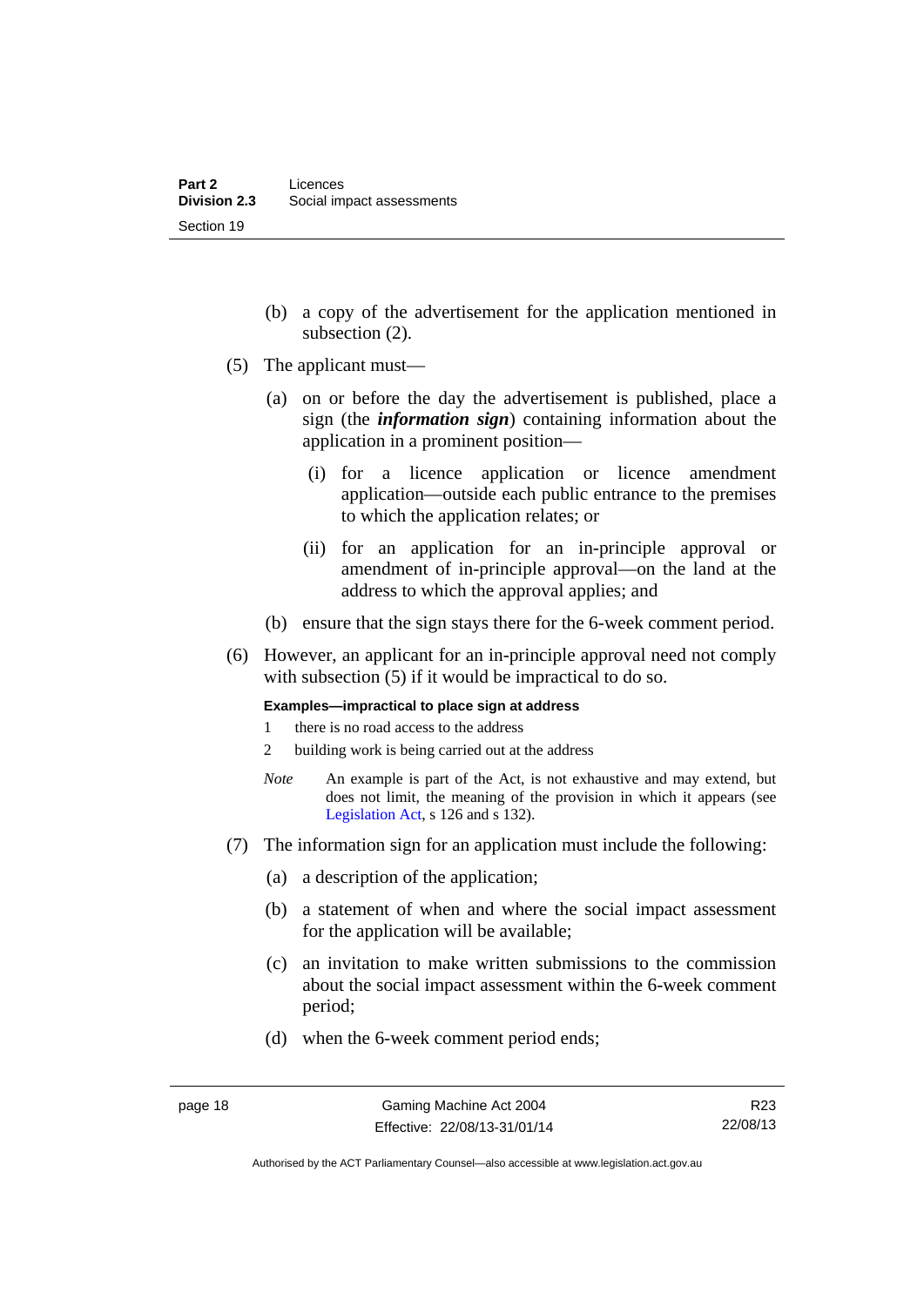(b) a copy of the advertisement for the application mentioned in subsection (2).

(5) The applicant must—

(a) on or before the day the advertisement is published, place a sign (the ***information sign***) containing information about the application in a prominent position—

(i) for a licence application or licence amendment application—outside each public entrance to the premises to which the application relates; or

(ii) for an application for an in-principle approval or amendment of in-principle approval—on the land at the address to which the approval applies; and

(b) ensure that the sign stays there for the 6-week comment period.

(6) However, an applicant for an in-principle approval need not comply with subsection (5) if it would be impractical to do so.

**Examples—impractical to place sign at address**

1 there is no road access to the address

2 building work is being carried out at the address

*Note* An example is part of the Act, is not exhaustive and may extend, but does not limit, the meaning of the provision in which it appears (see Legislation Act, s 126 and s 132).

(7) The information sign for an application must include the following:

(a) a description of the application;

(b) a statement of when and where the social impact assessment for the application will be available;

(c) an invitation to make written submissions to the commission about the social impact assessment within the 6-week comment period;

(d) when the 6-week comment period ends;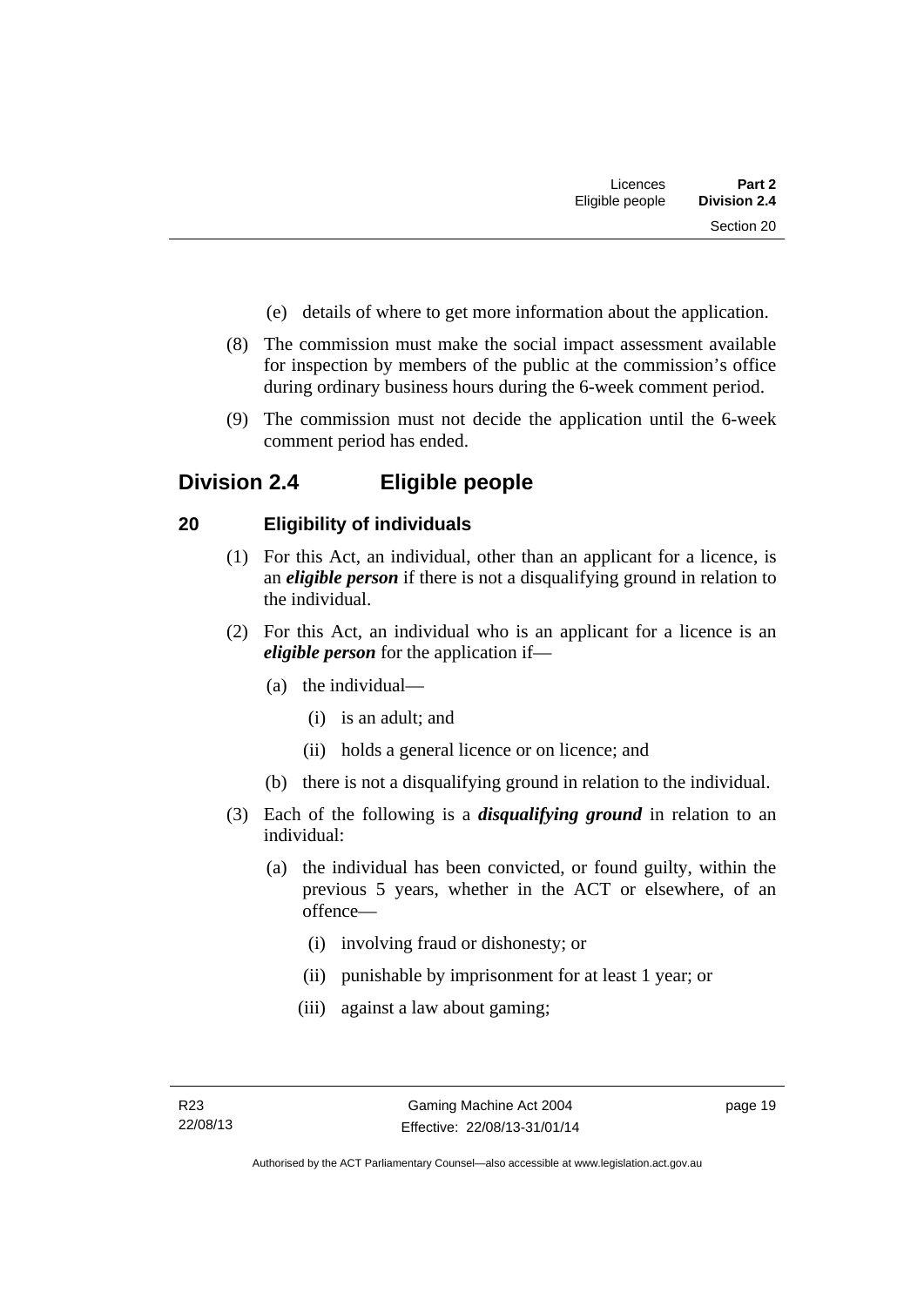(e) details of where to get more information about the application.

(8) The commission must make the social impact assessment available for inspection by members of the public at the commission's office during ordinary business hours during the 6-week comment period.

(9) The commission must not decide the application until the 6-week comment period has ended.

## Division 2.4 Eligible people

### 20 Eligibility of individuals

(1) For this Act, an individual, other than an applicant for a licence, is an ***eligible person*** if there is not a disqualifying ground in relation to the individual.

(2) For this Act, an individual who is an applicant for a licence is an ***eligible person*** for the application if—

(a) the individual—

(i) is an adult; and

(ii) holds a general licence or on licence; and

(b) there is not a disqualifying ground in relation to the individual.

(3) Each of the following is a ***disqualifying ground*** in relation to an individual:

(a) the individual has been convicted, or found guilty, within the previous 5 years, whether in the ACT or elsewhere, of an offence—

(i) involving fraud or dishonesty; or

(ii) punishable by imprisonment for at least 1 year; or

(iii) against a law about gaming;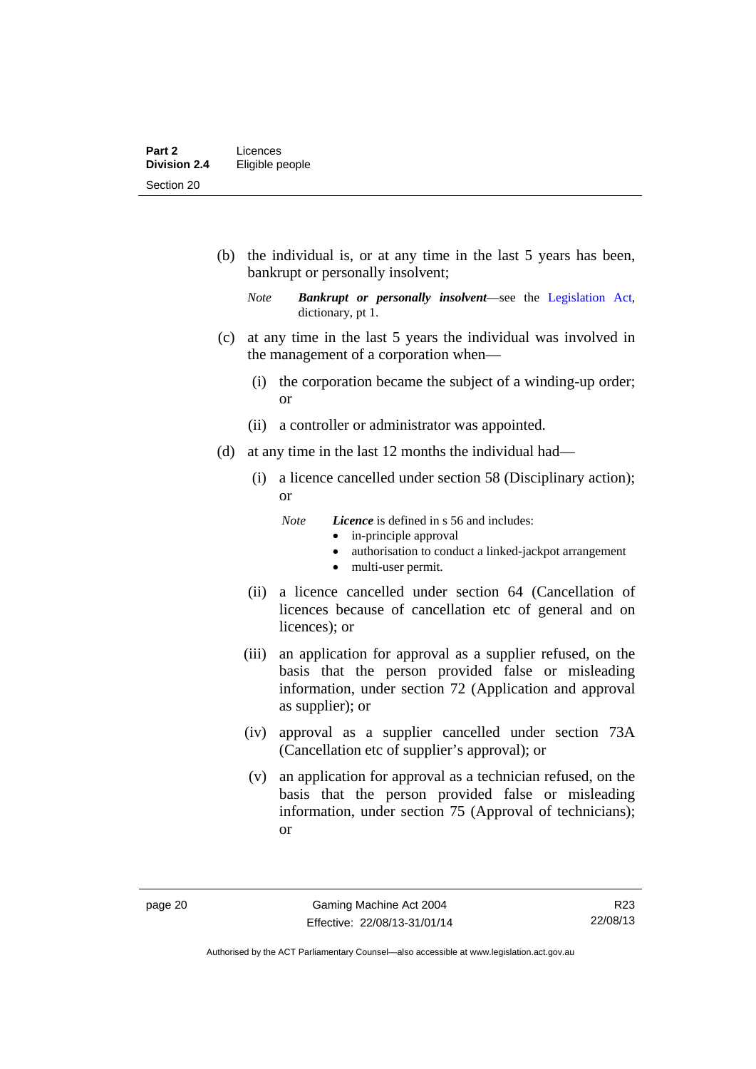(b) the individual is, or at any time in the last 5 years has been, bankrupt or personally insolvent;

*Note* ***Bankrupt or personally insolvent***—see the Legislation Act, dictionary, pt 1.

(c) at any time in the last 5 years the individual was involved in the management of a corporation when—

(i) the corporation became the subject of a winding-up order; or

(ii) a controller or administrator was appointed.

(d) at any time in the last 12 months the individual had—

(i) a licence cancelled under section 58 (Disciplinary action); or

*Note* ***Licence*** is defined in s 56 and includes:
- in-principle approval
- authorisation to conduct a linked-jackpot arrangement
- multi-user permit.

(ii) a licence cancelled under section 64 (Cancellation of licences because of cancellation etc of general and on licences); or

(iii) an application for approval as a supplier refused, on the basis that the person provided false or misleading information, under section 72 (Application and approval as supplier); or

(iv) approval as a supplier cancelled under section 73A (Cancellation etc of supplier's approval); or

(v) an application for approval as a technician refused, on the basis that the person provided false or misleading information, under section 75 (Approval of technicians); or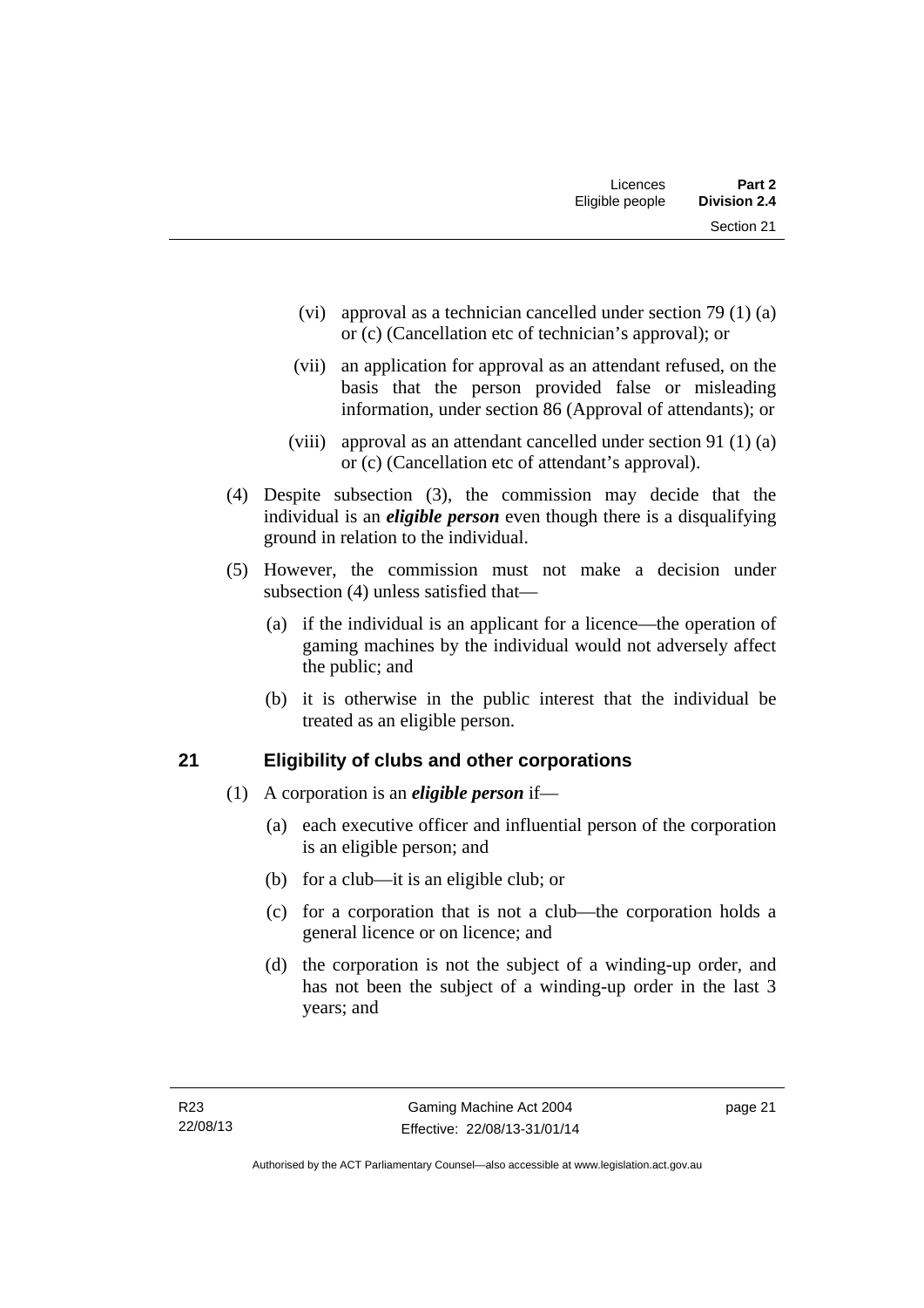(vi) approval as a technician cancelled under section 79 (1) (a) or (c) (Cancellation etc of technician's approval); or

(vii) an application for approval as an attendant refused, on the basis that the person provided false or misleading information, under section 86 (Approval of attendants); or

(viii) approval as an attendant cancelled under section 91 (1) (a) or (c) (Cancellation etc of attendant's approval).

(4) Despite subsection (3), the commission may decide that the individual is an ***eligible person*** even though there is a disqualifying ground in relation to the individual.

(5) However, the commission must not make a decision under subsection (4) unless satisfied that—

(a) if the individual is an applicant for a licence—the operation of gaming machines by the individual would not adversely affect the public; and

(b) it is otherwise in the public interest that the individual be treated as an eligible person.

## 21 Eligibility of clubs and other corporations

(1) A corporation is an ***eligible person*** if—

(a) each executive officer and influential person of the corporation is an eligible person; and

(b) for a club—it is an eligible club; or

(c) for a corporation that is not a club—the corporation holds a general licence or on licence; and

(d) the corporation is not the subject of a winding-up order, and has not been the subject of a winding-up order in the last 3 years; and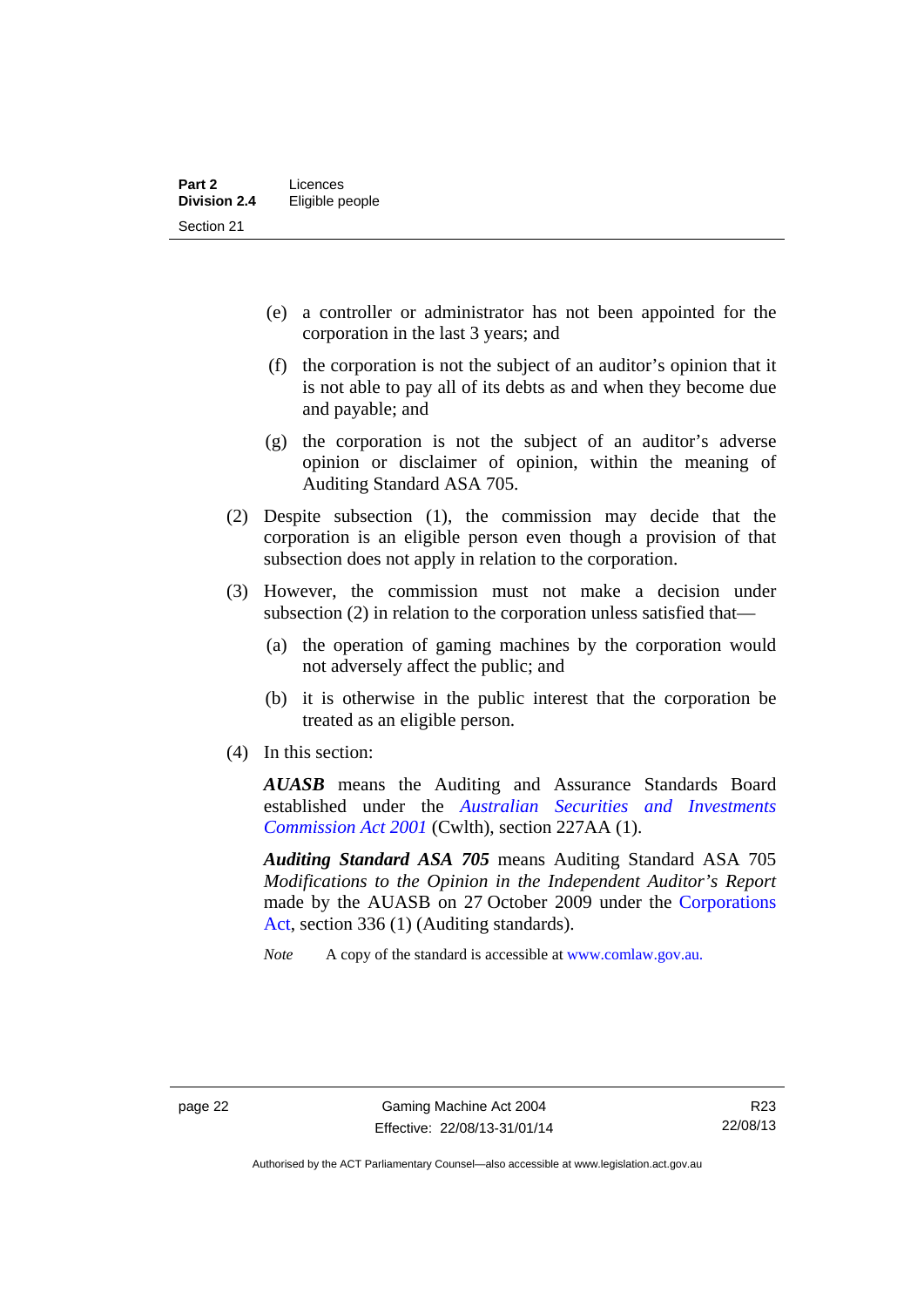(e) a controller or administrator has not been appointed for the corporation in the last 3 years; and

(f) the corporation is not the subject of an auditor's opinion that it is not able to pay all of its debts as and when they become due and payable; and

(g) the corporation is not the subject of an auditor's adverse opinion or disclaimer of opinion, within the meaning of Auditing Standard ASA 705.

(2) Despite subsection (1), the commission may decide that the corporation is an eligible person even though a provision of that subsection does not apply in relation to the corporation.

(3) However, the commission must not make a decision under subsection (2) in relation to the corporation unless satisfied that—

(a) the operation of gaming machines by the corporation would not adversely affect the public; and

(b) it is otherwise in the public interest that the corporation be treated as an eligible person.

(4) In this section:

***AUASB*** means the Auditing and Assurance Standards Board established under the *Australian Securities and Investments Commission Act 2001* (Cwlth), section 227AA (1).

***Auditing Standard ASA 705*** means Auditing Standard ASA 705 *Modifications to the Opinion in the Independent Auditor's Report* made by the AUASB on 27 October 2009 under the Corporations Act, section 336 (1) (Auditing standards).

*Note* A copy of the standard is accessible at www.comlaw.gov.au.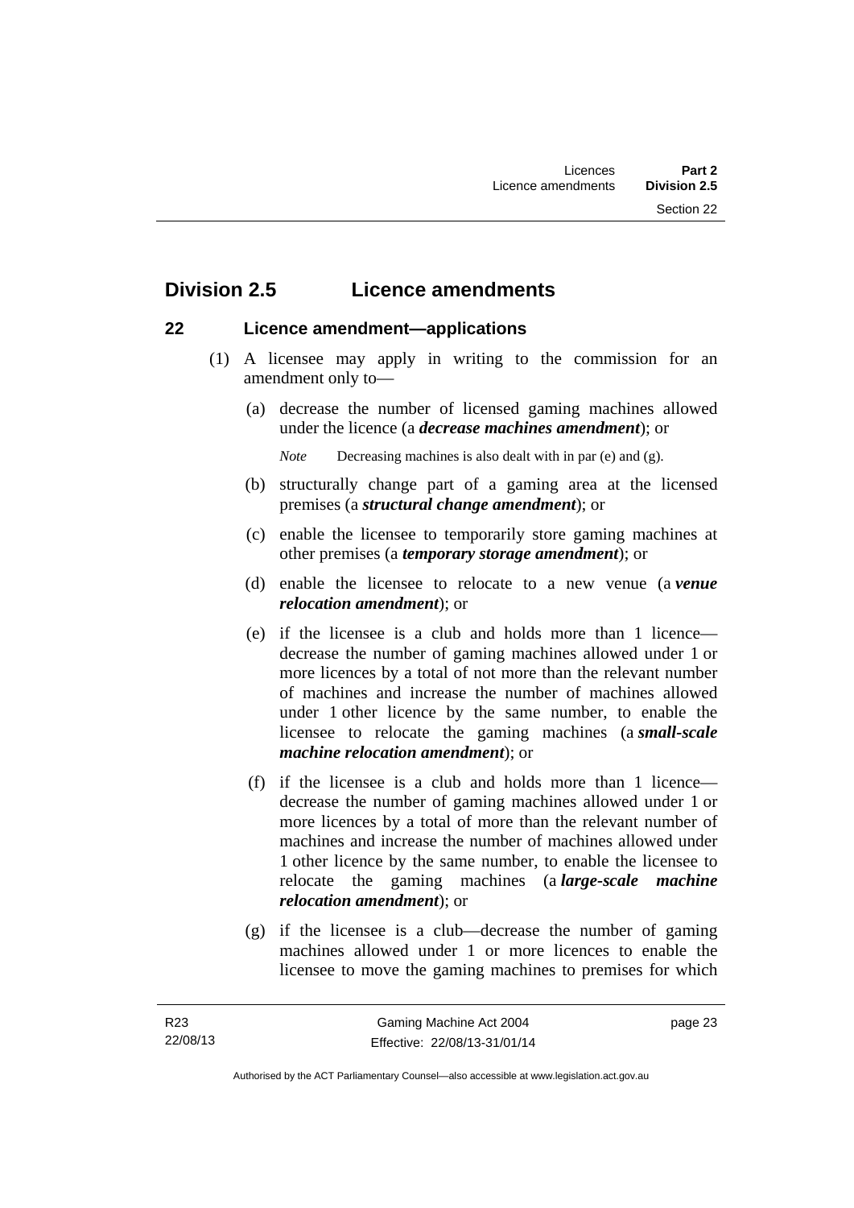## Division 2.5 Licence amendments

### 22 Licence amendment—applications

(1) A licensee may apply in writing to the commission for an amendment only to—

(a) decrease the number of licensed gaming machines allowed under the licence (a ***decrease machines amendment***); or

*Note* Decreasing machines is also dealt with in par (e) and (g).

(b) structurally change part of a gaming area at the licensed premises (a ***structural change amendment***); or

(c) enable the licensee to temporarily store gaming machines at other premises (a ***temporary storage amendment***); or

(d) enable the licensee to relocate to a new venue (a ***venue relocation amendment***); or

(e) if the licensee is a club and holds more than 1 licence—decrease the number of gaming machines allowed under 1 or more licences by a total of not more than the relevant number of machines and increase the number of machines allowed under 1 other licence by the same number, to enable the licensee to relocate the gaming machines (a ***small-scale machine relocation amendment***); or

(f) if the licensee is a club and holds more than 1 licence—decrease the number of gaming machines allowed under 1 or more licences by a total of more than the relevant number of machines and increase the number of machines allowed under 1 other licence by the same number, to enable the licensee to relocate the gaming machines (a ***large-scale machine relocation amendment***); or

(g) if the licensee is a club—decrease the number of gaming machines allowed under 1 or more licences to enable the licensee to move the gaming machines to premises for which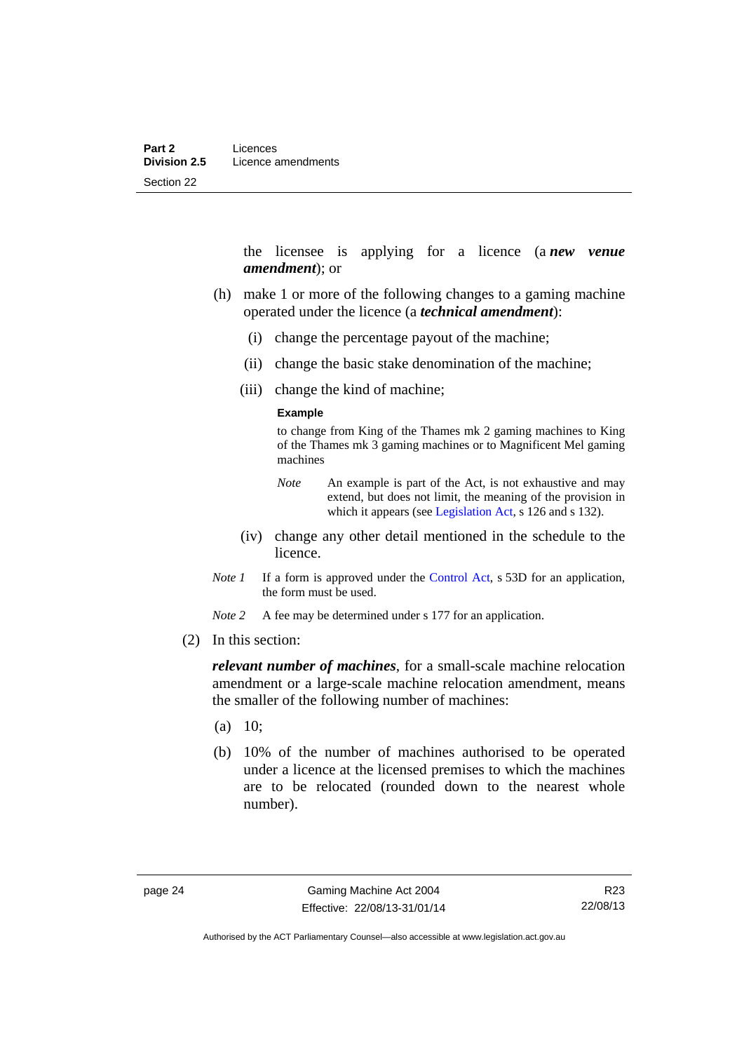the licensee is applying for a licence (a ***new venue amendment***); or

(h) make 1 or more of the following changes to a gaming machine operated under the licence (a ***technical amendment***):

  (i) change the percentage payout of the machine;

  (ii) change the basic stake denomination of the machine;

  (iii) change the kind of machine;

**Example**

to change from King of the Thames mk 2 gaming machines to King of the Thames mk 3 gaming machines or to Magnificent Mel gaming machines

*Note* An example is part of the Act, is not exhaustive and may extend, but does not limit, the meaning of the provision in which it appears (see Legislation Act, s 126 and s 132).

  (iv) change any other detail mentioned in the schedule to the licence.

*Note 1* If a form is approved under the Control Act, s 53D for an application, the form must be used.

*Note 2* A fee may be determined under s 177 for an application.

(2) In this section:

***relevant number of machines***, for a small-scale machine relocation amendment or a large-scale machine relocation amendment, means the smaller of the following number of machines:

(a) 10;

(b) 10% of the number of machines authorised to be operated under a licence at the licensed premises to which the machines are to be relocated (rounded down to the nearest whole number).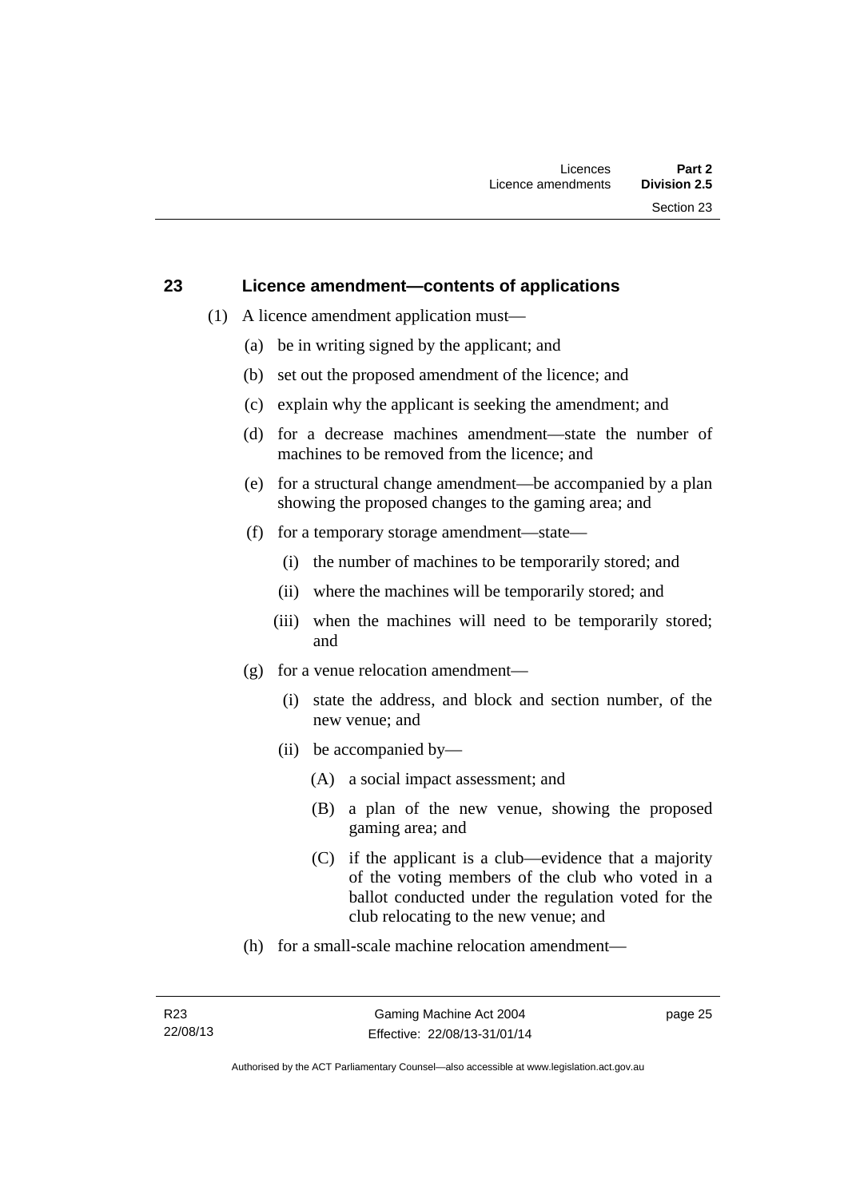## 23 Licence amendment—contents of applications

(1) A licence amendment application must—

(a) be in writing signed by the applicant; and

(b) set out the proposed amendment of the licence; and

(c) explain why the applicant is seeking the amendment; and

(d) for a decrease machines amendment—state the number of machines to be removed from the licence; and

(e) for a structural change amendment—be accompanied by a plan showing the proposed changes to the gaming area; and

(f) for a temporary storage amendment—state—

(i) the number of machines to be temporarily stored; and

(ii) where the machines will be temporarily stored; and

(iii) when the machines will need to be temporarily stored; and

(g) for a venue relocation amendment—

(i) state the address, and block and section number, of the new venue; and

(ii) be accompanied by—

(A) a social impact assessment; and

(B) a plan of the new venue, showing the proposed gaming area; and

(C) if the applicant is a club—evidence that a majority of the voting members of the club who voted in a ballot conducted under the regulation voted for the club relocating to the new venue; and

(h) for a small-scale machine relocation amendment—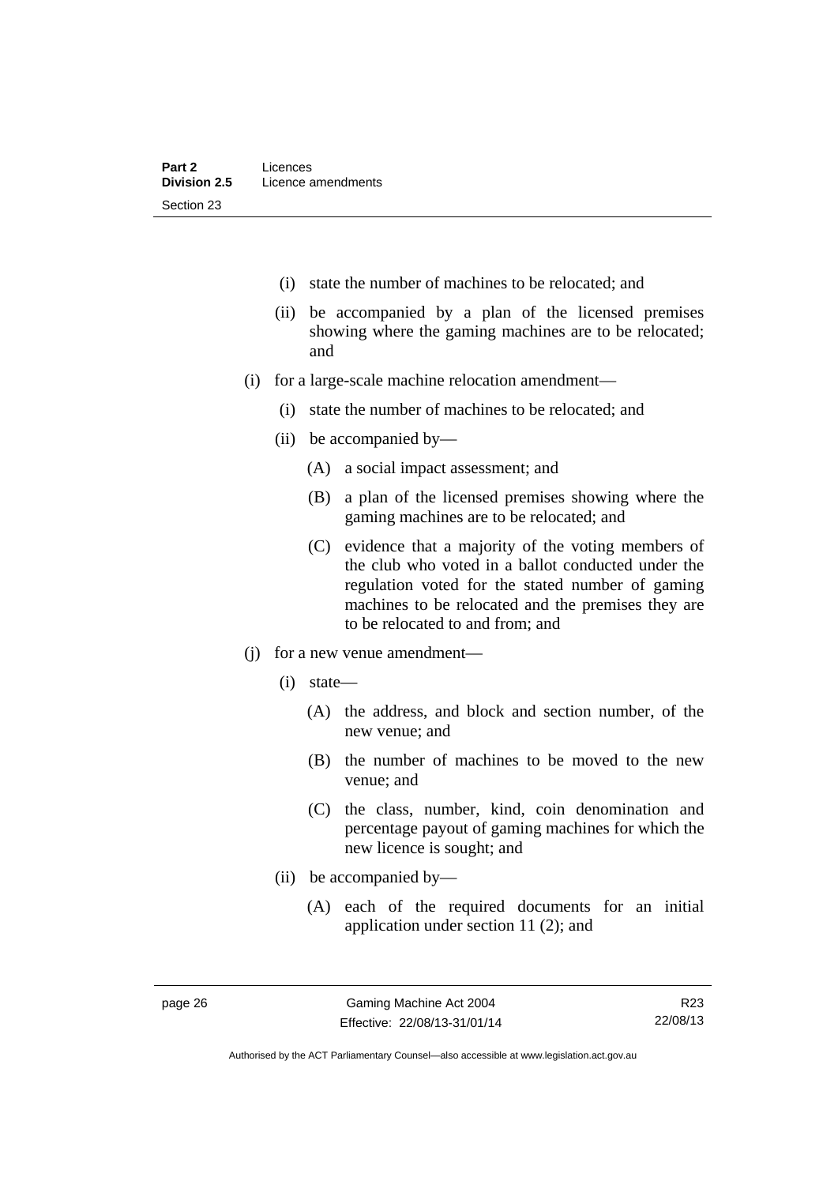(i) state the number of machines to be relocated; and

(ii) be accompanied by a plan of the licensed premises showing where the gaming machines are to be relocated; and

(i) for a large-scale machine relocation amendment—

(i) state the number of machines to be relocated; and

(ii) be accompanied by—

(A) a social impact assessment; and

(B) a plan of the licensed premises showing where the gaming machines are to be relocated; and

(C) evidence that a majority of the voting members of the club who voted in a ballot conducted under the regulation voted for the stated number of gaming machines to be relocated and the premises they are to be relocated to and from; and

(j) for a new venue amendment—

(i) state—

(A) the address, and block and section number, of the new venue; and

(B) the number of machines to be moved to the new venue; and

(C) the class, number, kind, coin denomination and percentage payout of gaming machines for which the new licence is sought; and

(ii) be accompanied by—

(A) each of the required documents for an initial application under section 11 (2); and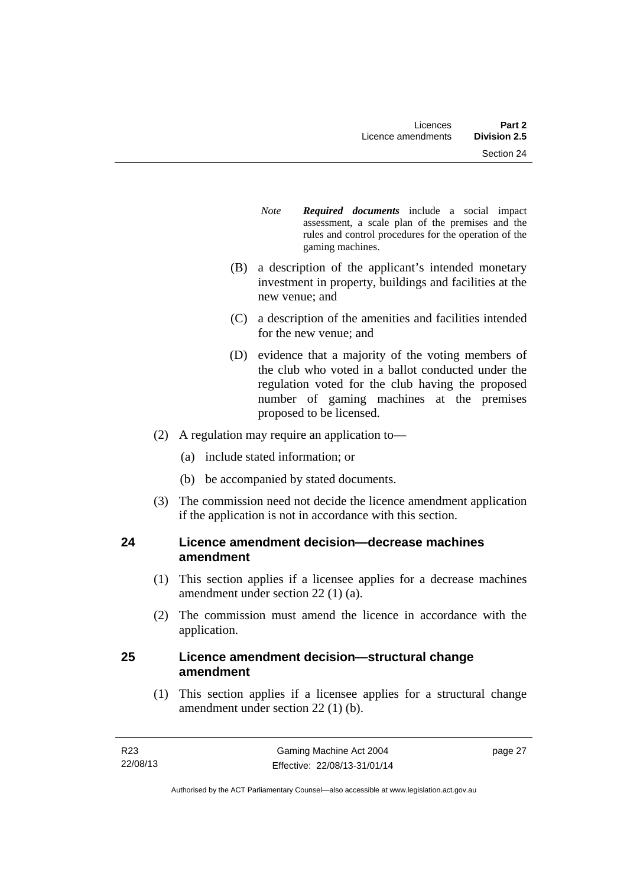*Note* ***Required documents*** include a social impact assessment, a scale plan of the premises and the rules and control procedures for the operation of the gaming machines.

(B) a description of the applicant's intended monetary investment in property, buildings and facilities at the new venue; and

(C) a description of the amenities and facilities intended for the new venue; and

(D) evidence that a majority of the voting members of the club who voted in a ballot conducted under the regulation voted for the club having the proposed number of gaming machines at the premises proposed to be licensed.

(2) A regulation may require an application to—

(a) include stated information; or

(b) be accompanied by stated documents.

(3) The commission need not decide the licence amendment application if the application is not in accordance with this section.

### 24 Licence amendment decision—decrease machines amendment

(1) This section applies if a licensee applies for a decrease machines amendment under section 22 (1) (a).

(2) The commission must amend the licence in accordance with the application.

### 25 Licence amendment decision—structural change amendment

(1) This section applies if a licensee applies for a structural change amendment under section 22 (1) (b).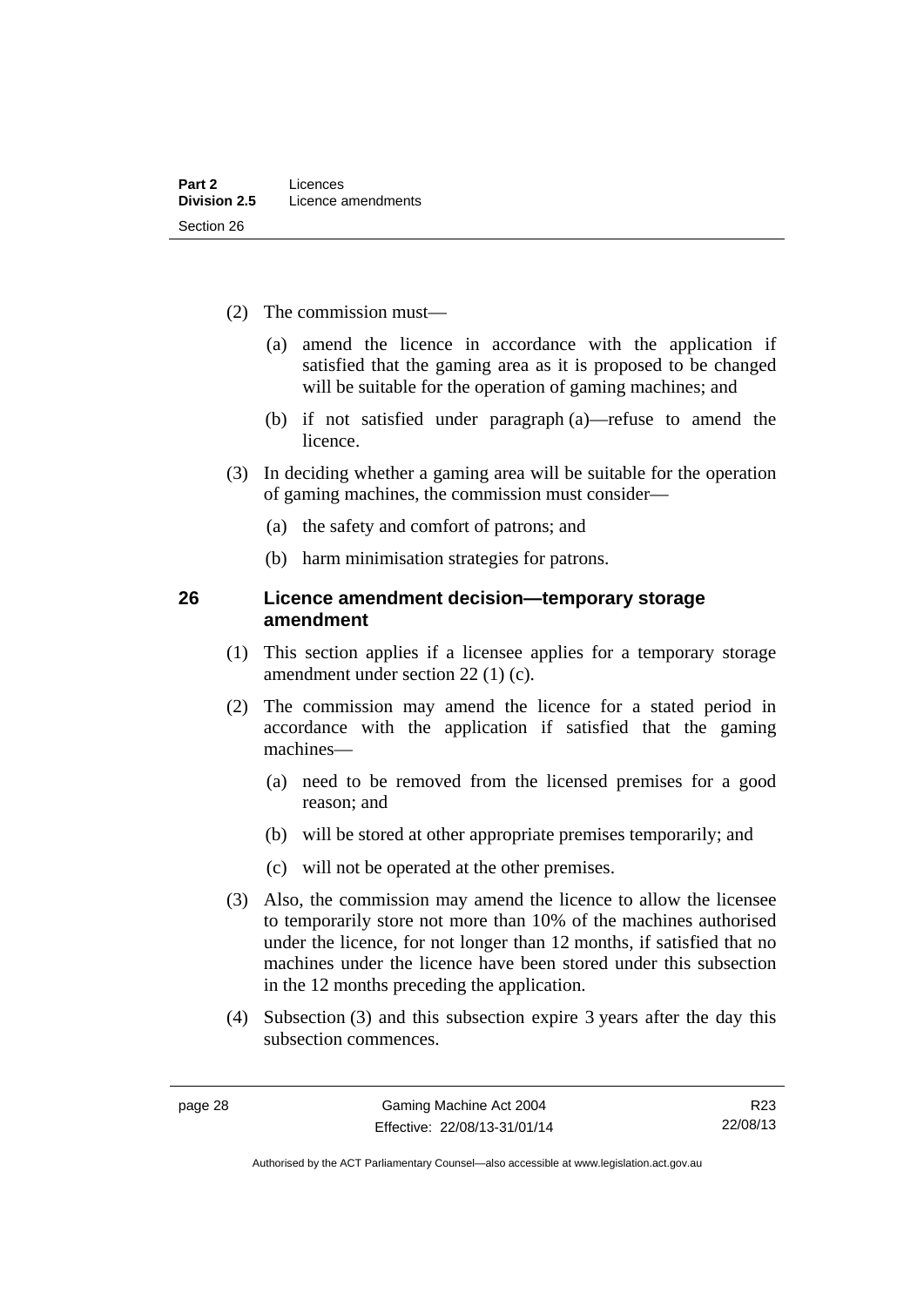(2) The commission must—

(a) amend the licence in accordance with the application if satisfied that the gaming area as it is proposed to be changed will be suitable for the operation of gaming machines; and

(b) if not satisfied under paragraph (a)—refuse to amend the licence.

(3) In deciding whether a gaming area will be suitable for the operation of gaming machines, the commission must consider—

(a) the safety and comfort of patrons; and

(b) harm minimisation strategies for patrons.

## 26 Licence amendment decision—temporary storage amendment

(1) This section applies if a licensee applies for a temporary storage amendment under section 22 (1) (c).

(2) The commission may amend the licence for a stated period in accordance with the application if satisfied that the gaming machines—

(a) need to be removed from the licensed premises for a good reason; and

(b) will be stored at other appropriate premises temporarily; and

(c) will not be operated at the other premises.

(3) Also, the commission may amend the licence to allow the licensee to temporarily store not more than 10% of the machines authorised under the licence, for not longer than 12 months, if satisfied that no machines under the licence have been stored under this subsection in the 12 months preceding the application.

(4) Subsection (3) and this subsection expire 3 years after the day this subsection commences.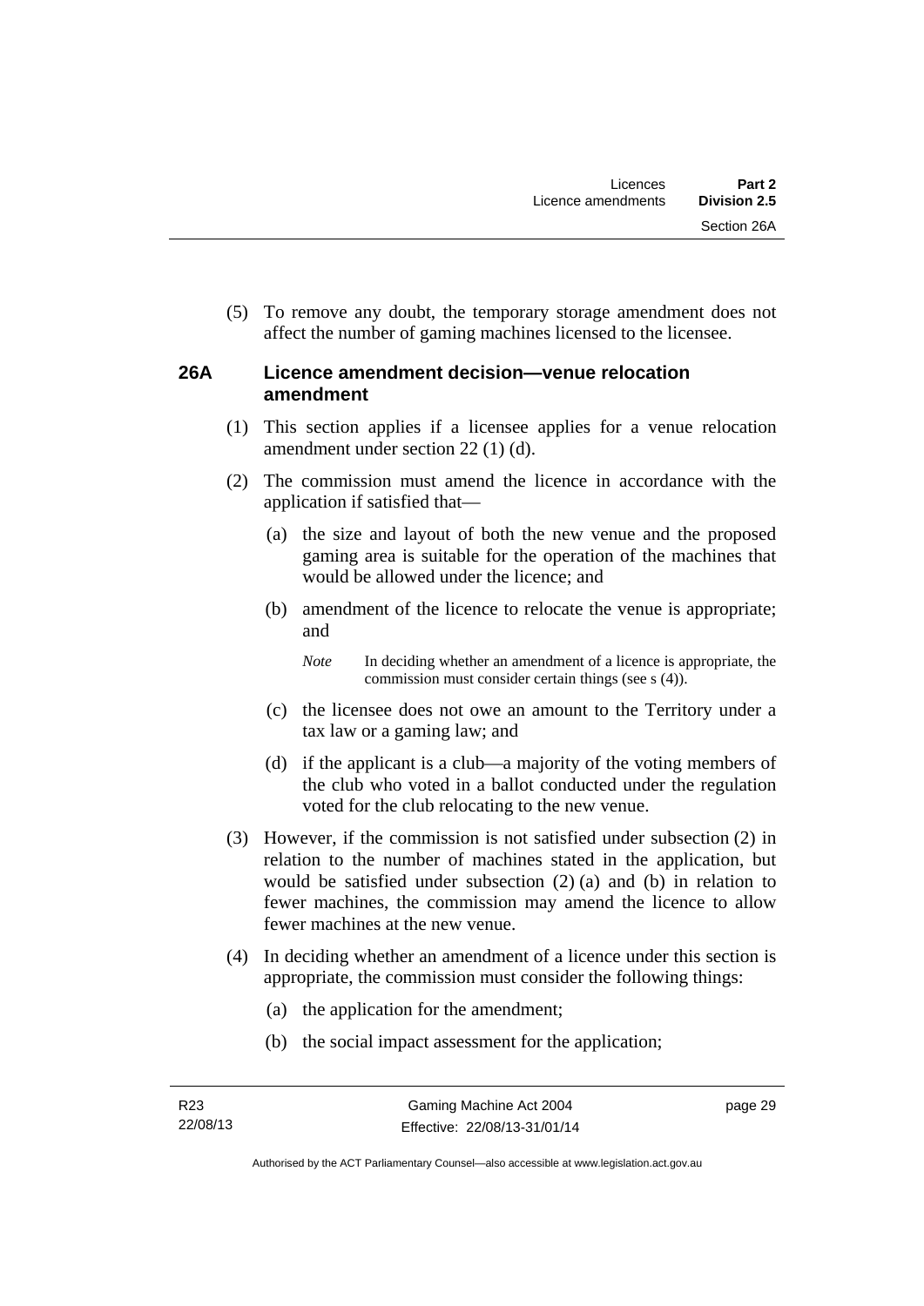(5) To remove any doubt, the temporary storage amendment does not affect the number of gaming machines licensed to the licensee.

## 26A Licence amendment decision—venue relocation amendment

(1) This section applies if a licensee applies for a venue relocation amendment under section 22 (1) (d).

(2) The commission must amend the licence in accordance with the application if satisfied that—

(a) the size and layout of both the new venue and the proposed gaming area is suitable for the operation of the machines that would be allowed under the licence; and

(b) amendment of the licence to relocate the venue is appropriate; and

*Note* In deciding whether an amendment of a licence is appropriate, the commission must consider certain things (see s (4)).

(c) the licensee does not owe an amount to the Territory under a tax law or a gaming law; and

(d) if the applicant is a club—a majority of the voting members of the club who voted in a ballot conducted under the regulation voted for the club relocating to the new venue.

(3) However, if the commission is not satisfied under subsection (2) in relation to the number of machines stated in the application, but would be satisfied under subsection (2) (a) and (b) in relation to fewer machines, the commission may amend the licence to allow fewer machines at the new venue.

(4) In deciding whether an amendment of a licence under this section is appropriate, the commission must consider the following things:

(a) the application for the amendment;

(b) the social impact assessment for the application;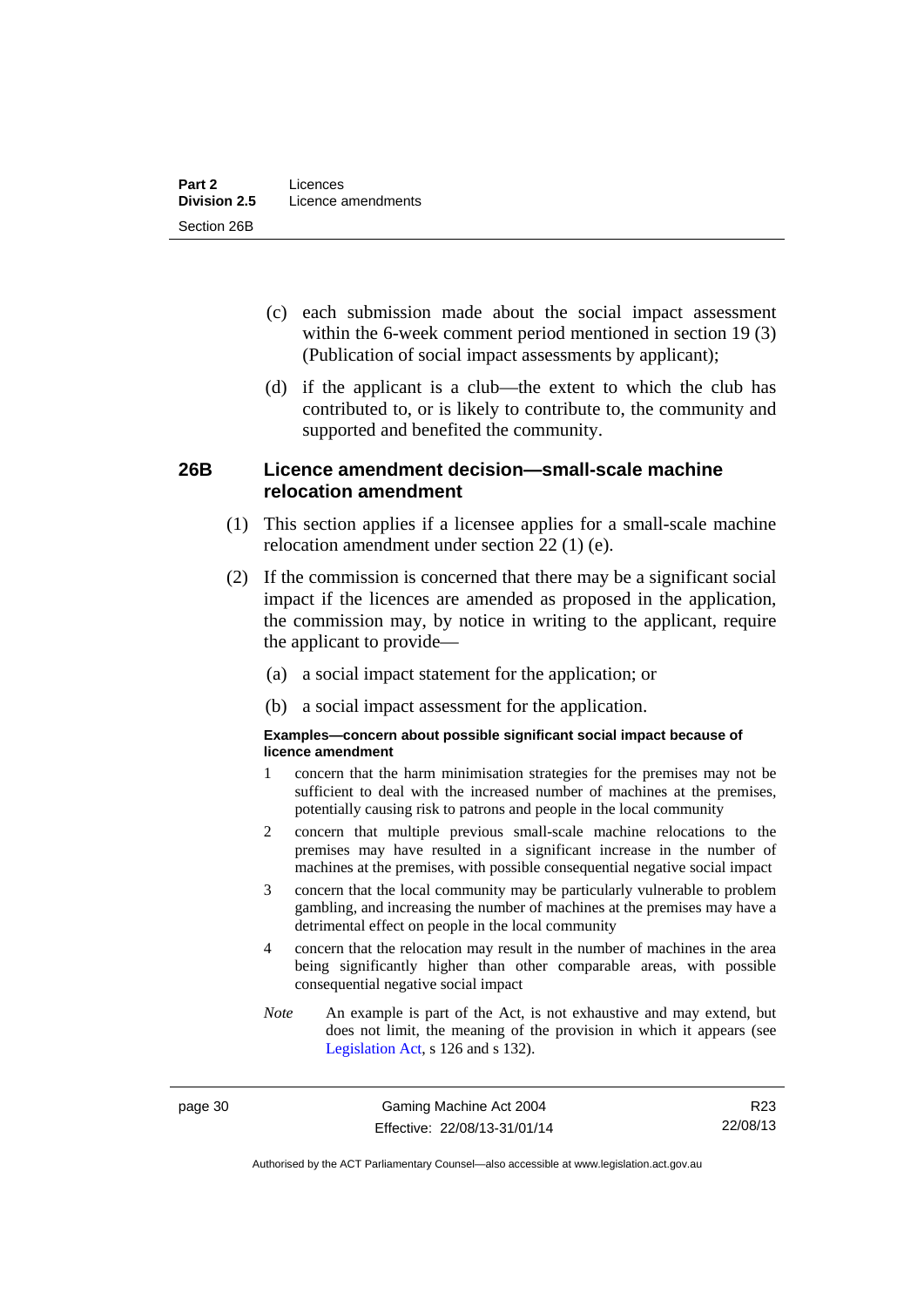(c) each submission made about the social impact assessment within the 6-week comment period mentioned in section 19 (3) (Publication of social impact assessments by applicant);

(d) if the applicant is a club—the extent to which the club has contributed to, or is likely to contribute to, the community and supported and benefited the community.

### 26B Licence amendment decision—small-scale machine relocation amendment

(1) This section applies if a licensee applies for a small-scale machine relocation amendment under section 22 (1) (e).

(2) If the commission is concerned that there may be a significant social impact if the licences are amended as proposed in the application, the commission may, by notice in writing to the applicant, require the applicant to provide—

(a) a social impact statement for the application; or

(b) a social impact assessment for the application.

**Examples—concern about possible significant social impact because of licence amendment**

1 concern that the harm minimisation strategies for the premises may not be sufficient to deal with the increased number of machines at the premises, potentially causing risk to patrons and people in the local community

2 concern that multiple previous small-scale machine relocations to the premises may have resulted in a significant increase in the number of machines at the premises, with possible consequential negative social impact

3 concern that the local community may be particularly vulnerable to problem gambling, and increasing the number of machines at the premises may have a detrimental effect on people in the local community

4 concern that the relocation may result in the number of machines in the area being significantly higher than other comparable areas, with possible consequential negative social impact

*Note* An example is part of the Act, is not exhaustive and may extend, but does not limit, the meaning of the provision in which it appears (see Legislation Act, s 126 and s 132).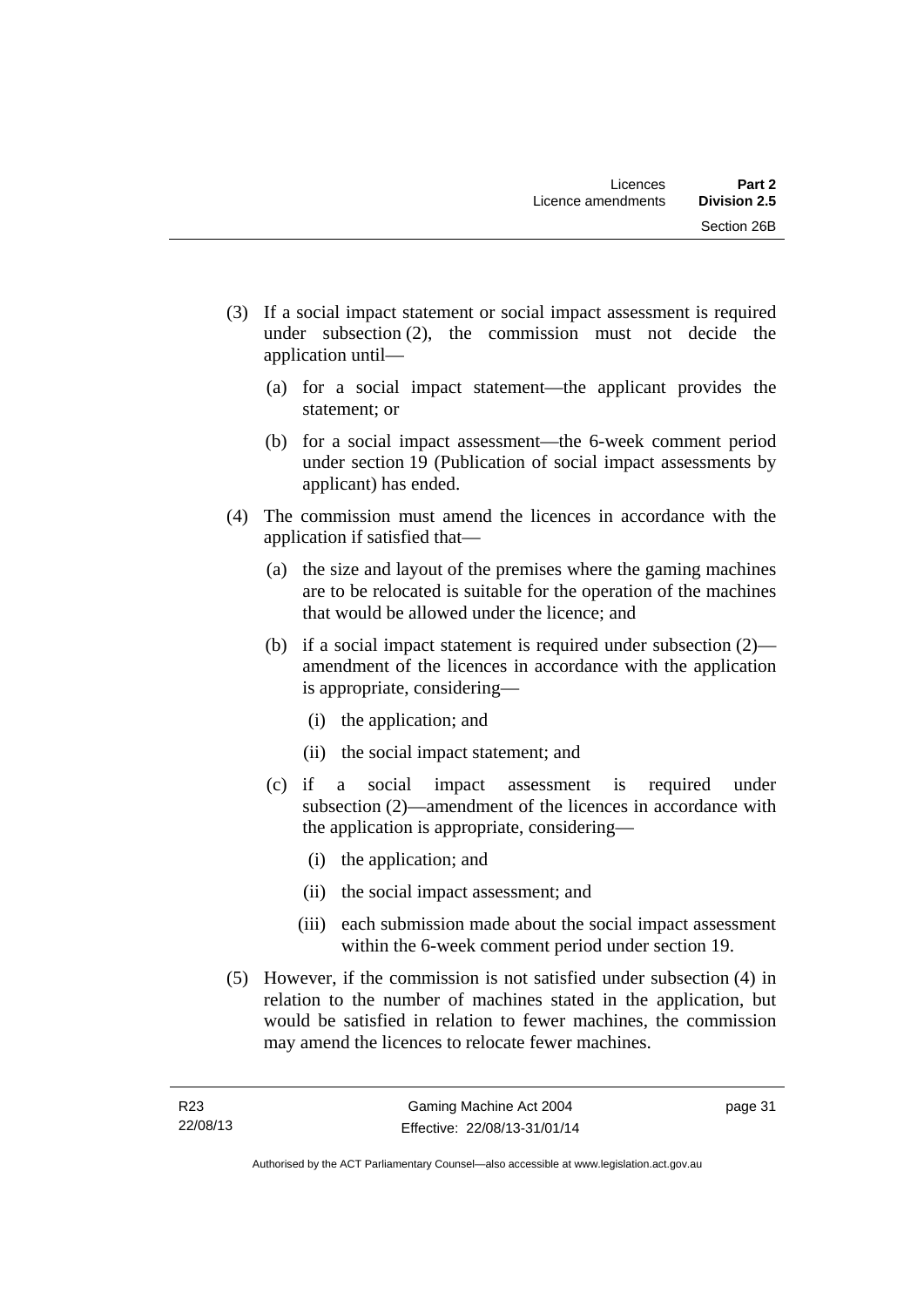(3) If a social impact statement or social impact assessment is required under subsection (2), the commission must not decide the application until—

   (a) for a social impact statement—the applicant provides the statement; or

   (b) for a social impact assessment—the 6-week comment period under section 19 (Publication of social impact assessments by applicant) has ended.

(4) The commission must amend the licences in accordance with the application if satisfied that—

   (a) the size and layout of the premises where the gaming machines are to be relocated is suitable for the operation of the machines that would be allowed under the licence; and

   (b) if a social impact statement is required under subsection (2)—amendment of the licences in accordance with the application is appropriate, considering—

      (i) the application; and

      (ii) the social impact statement; and

   (c) if a social impact assessment is required under subsection (2)—amendment of the licences in accordance with the application is appropriate, considering—

      (i) the application; and

      (ii) the social impact assessment; and

      (iii) each submission made about the social impact assessment within the 6-week comment period under section 19.

(5) However, if the commission is not satisfied under subsection (4) in relation to the number of machines stated in the application, but would be satisfied in relation to fewer machines, the commission may amend the licences to relocate fewer machines.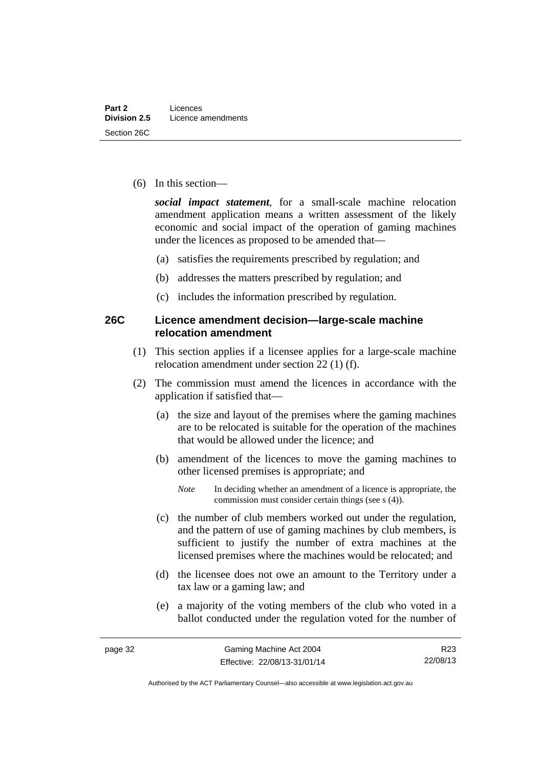(6) In this section—

***social impact statement***, for a small-scale machine relocation amendment application means a written assessment of the likely economic and social impact of the operation of gaming machines under the licences as proposed to be amended that—

(a) satisfies the requirements prescribed by regulation; and

(b) addresses the matters prescribed by regulation; and

(c) includes the information prescribed by regulation.

### 26C Licence amendment decision—large-scale machine relocation amendment

(1) This section applies if a licensee applies for a large-scale machine relocation amendment under section 22 (1) (f).

(2) The commission must amend the licences in accordance with the application if satisfied that—

(a) the size and layout of the premises where the gaming machines are to be relocated is suitable for the operation of the machines that would be allowed under the licence; and

(b) amendment of the licences to move the gaming machines to other licensed premises is appropriate; and

*Note* In deciding whether an amendment of a licence is appropriate, the commission must consider certain things (see s (4)).

(c) the number of club members worked out under the regulation, and the pattern of use of gaming machines by club members, is sufficient to justify the number of extra machines at the licensed premises where the machines would be relocated; and

(d) the licensee does not owe an amount to the Territory under a tax law or a gaming law; and

(e) a majority of the voting members of the club who voted in a ballot conducted under the regulation voted for the number of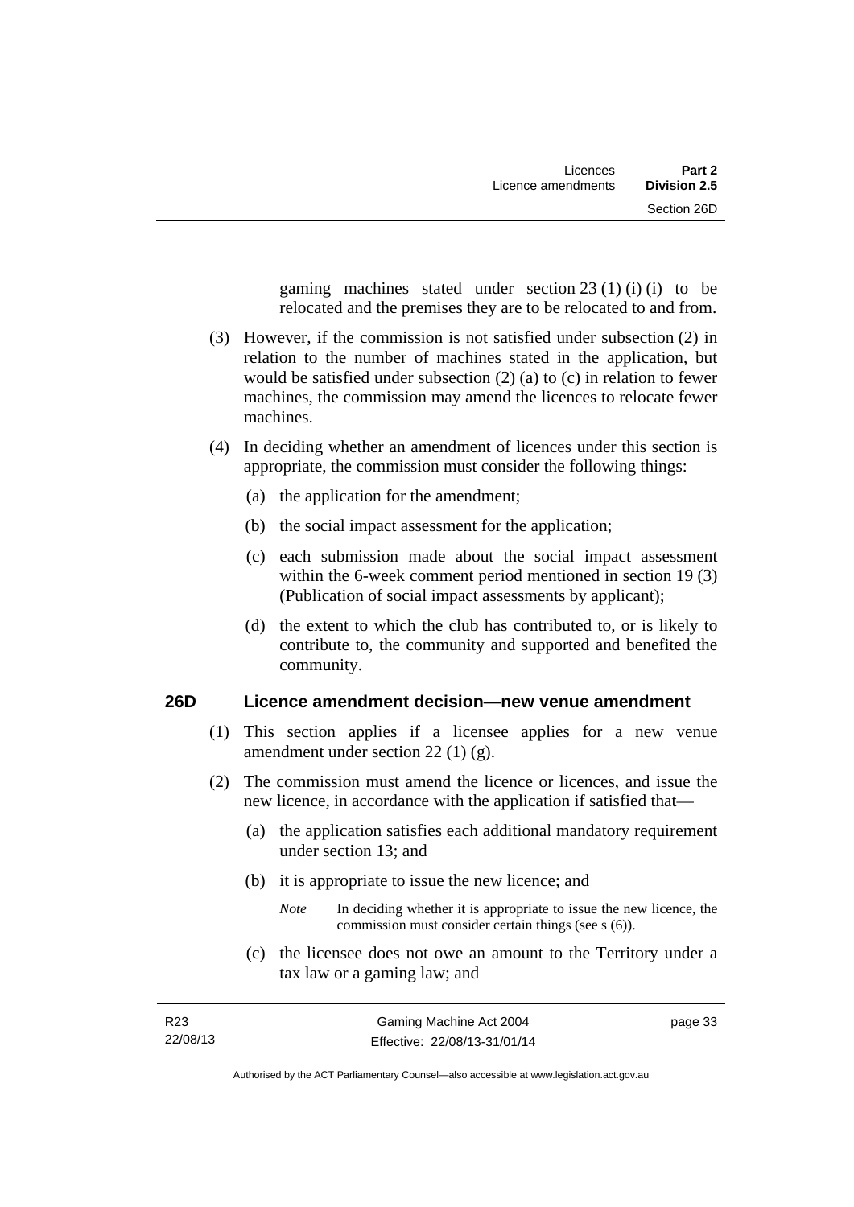gaming machines stated under section 23 (1) (i) (i) to be relocated and the premises they are to be relocated to and from.

(3) However, if the commission is not satisfied under subsection (2) in relation to the number of machines stated in the application, but would be satisfied under subsection (2) (a) to (c) in relation to fewer machines, the commission may amend the licences to relocate fewer machines.

(4) In deciding whether an amendment of licences under this section is appropriate, the commission must consider the following things:

(a) the application for the amendment;

(b) the social impact assessment for the application;

(c) each submission made about the social impact assessment within the 6-week comment period mentioned in section 19 (3) (Publication of social impact assessments by applicant);

(d) the extent to which the club has contributed to, or is likely to contribute to, the community and supported and benefited the community.

### 26D Licence amendment decision—new venue amendment

(1) This section applies if a licensee applies for a new venue amendment under section 22 (1) (g).

(2) The commission must amend the licence or licences, and issue the new licence, in accordance with the application if satisfied that—

(a) the application satisfies each additional mandatory requirement under section 13; and

(b) it is appropriate to issue the new licence; and

*Note* In deciding whether it is appropriate to issue the new licence, the commission must consider certain things (see s (6)).

(c) the licensee does not owe an amount to the Territory under a tax law or a gaming law; and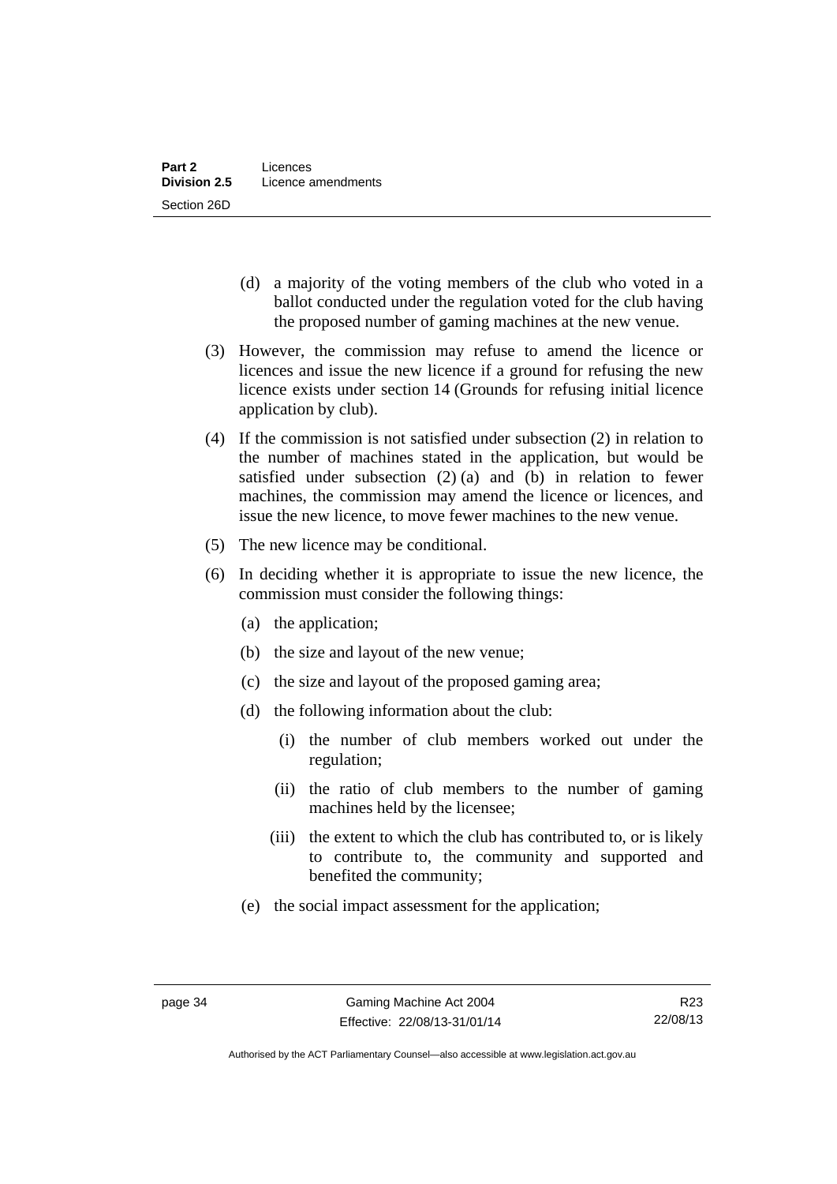(d) a majority of the voting members of the club who voted in a ballot conducted under the regulation voted for the club having the proposed number of gaming machines at the new venue.

(3) However, the commission may refuse to amend the licence or licences and issue the new licence if a ground for refusing the new licence exists under section 14 (Grounds for refusing initial licence application by club).

(4) If the commission is not satisfied under subsection (2) in relation to the number of machines stated in the application, but would be satisfied under subsection (2) (a) and (b) in relation to fewer machines, the commission may amend the licence or licences, and issue the new licence, to move fewer machines to the new venue.

(5) The new licence may be conditional.

(6) In deciding whether it is appropriate to issue the new licence, the commission must consider the following things:

- (a) the application;
- (b) the size and layout of the new venue;
- (c) the size and layout of the proposed gaming area;
- (d) the following information about the club:
  - (i) the number of club members worked out under the regulation;
  - (ii) the ratio of club members to the number of gaming machines held by the licensee;
  - (iii) the extent to which the club has contributed to, or is likely to contribute to, the community and supported and benefited the community;
- (e) the social impact assessment for the application;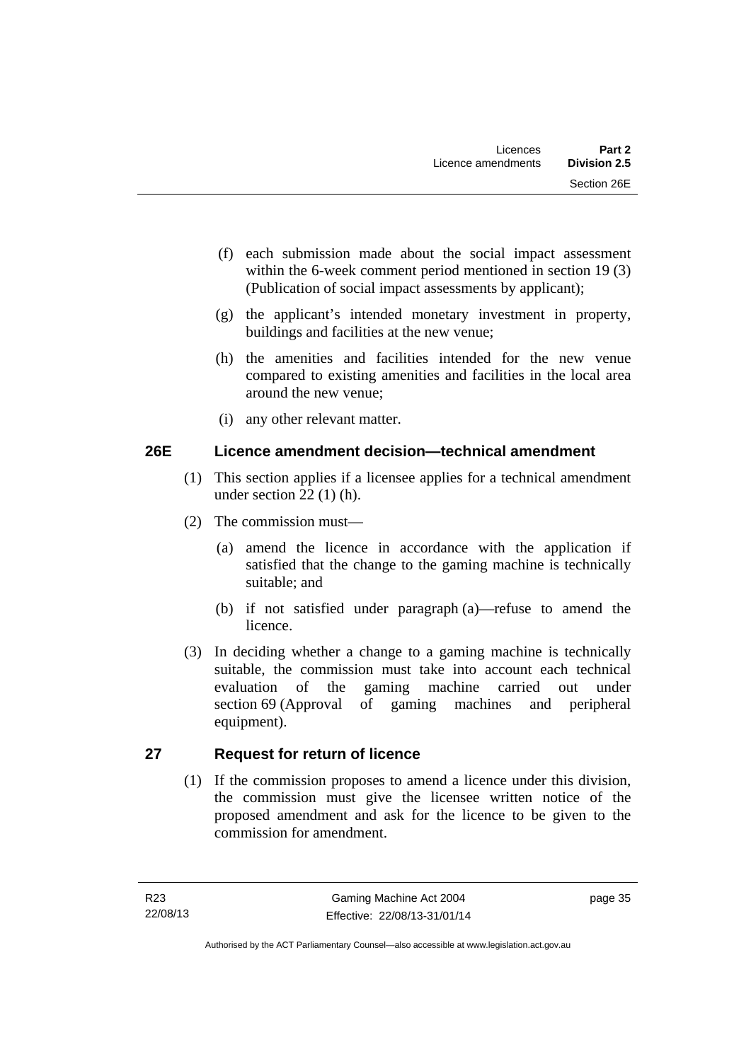(f) each submission made about the social impact assessment within the 6-week comment period mentioned in section 19 (3) (Publication of social impact assessments by applicant);

(g) the applicant's intended monetary investment in property, buildings and facilities at the new venue;

(h) the amenities and facilities intended for the new venue compared to existing amenities and facilities in the local area around the new venue;

(i) any other relevant matter.

### 26E Licence amendment decision—technical amendment

(1) This section applies if a licensee applies for a technical amendment under section 22 (1) (h).

(2) The commission must—

(a) amend the licence in accordance with the application if satisfied that the change to the gaming machine is technically suitable; and

(b) if not satisfied under paragraph (a)—refuse to amend the licence.

(3) In deciding whether a change to a gaming machine is technically suitable, the commission must take into account each technical evaluation of the gaming machine carried out under section 69 (Approval of gaming machines and peripheral equipment).

### 27 Request for return of licence

(1) If the commission proposes to amend a licence under this division, the commission must give the licensee written notice of the proposed amendment and ask for the licence to be given to the commission for amendment.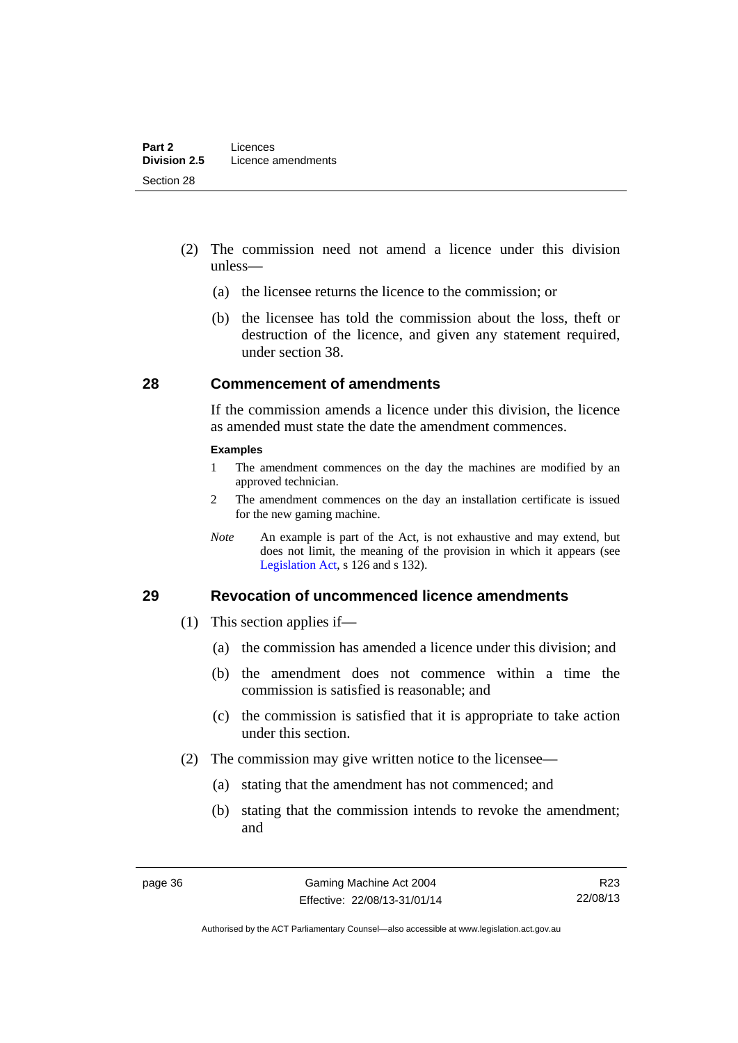(2) The commission need not amend a licence under this division unless—

(a) the licensee returns the licence to the commission; or

(b) the licensee has told the commission about the loss, theft or destruction of the licence, and given any statement required, under section 38.

## 28 Commencement of amendments

If the commission amends a licence under this division, the licence as amended must state the date the amendment commences.

**Examples**

1 The amendment commences on the day the machines are modified by an approved technician.

2 The amendment commences on the day an installation certificate is issued for the new gaming machine.

*Note* An example is part of the Act, is not exhaustive and may extend, but does not limit, the meaning of the provision in which it appears (see Legislation Act, s 126 and s 132).

## 29 Revocation of uncommenced licence amendments

(1) This section applies if—

(a) the commission has amended a licence under this division; and

(b) the amendment does not commence within a time the commission is satisfied is reasonable; and

(c) the commission is satisfied that it is appropriate to take action under this section.

(2) The commission may give written notice to the licensee—

(a) stating that the amendment has not commenced; and

(b) stating that the commission intends to revoke the amendment; and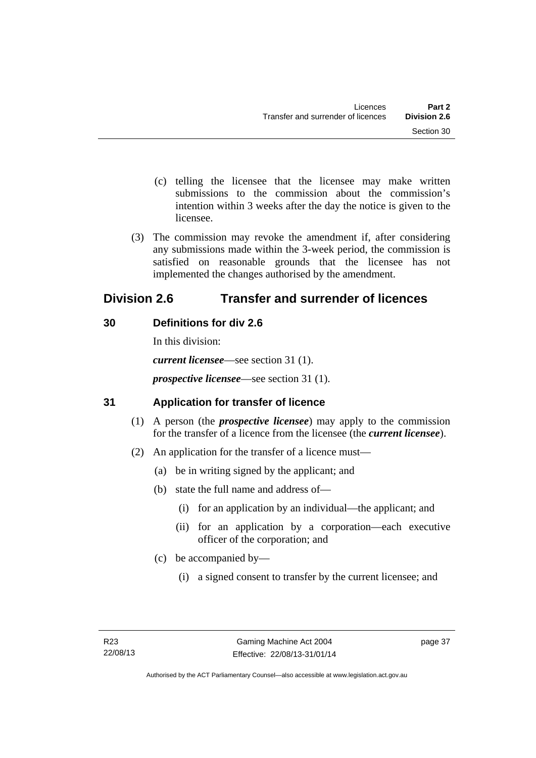(c) telling the licensee that the licensee may make written submissions to the commission about the commission's intention within 3 weeks after the day the notice is given to the licensee.

(3) The commission may revoke the amendment if, after considering any submissions made within the 3-week period, the commission is satisfied on reasonable grounds that the licensee has not implemented the changes authorised by the amendment.

## Division 2.6 Transfer and surrender of licences

### 30 Definitions for div 2.6

In this division:

***current licensee***—see section 31 (1).

***prospective licensee***—see section 31 (1).

### 31 Application for transfer of licence

(1) A person (the ***prospective licensee***) may apply to the commission for the transfer of a licence from the licensee (the ***current licensee***).

(2) An application for the transfer of a licence must—

(a) be in writing signed by the applicant; and

(b) state the full name and address of—

(i) for an application by an individual—the applicant; and

(ii) for an application by a corporation—each executive officer of the corporation; and

(c) be accompanied by—

(i) a signed consent to transfer by the current licensee; and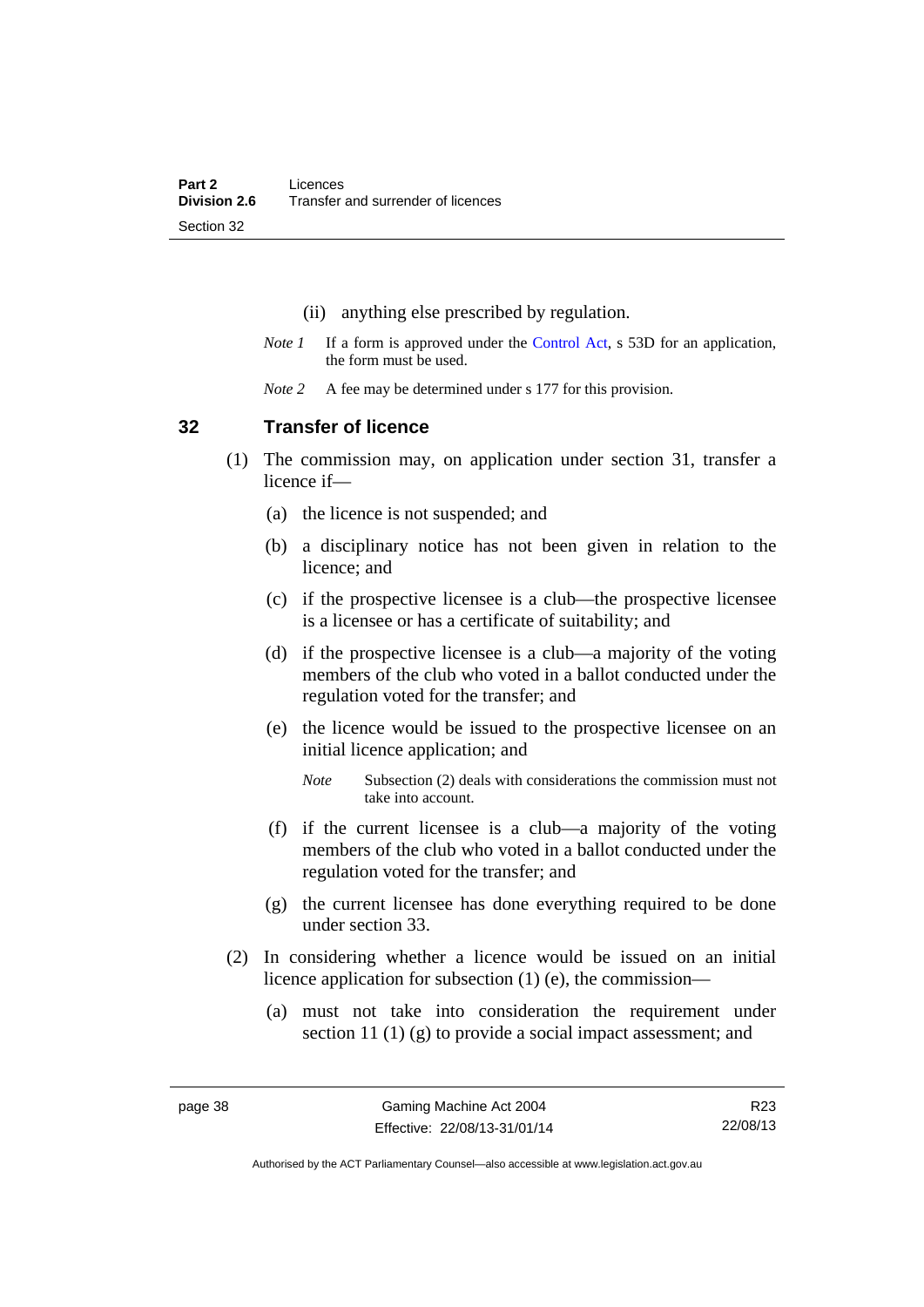(ii) anything else prescribed by regulation.

*Note 1* If a form is approved under the Control Act, s 53D for an application, the form must be used.

*Note 2* A fee may be determined under s 177 for this provision.

## 32 Transfer of licence

(1) The commission may, on application under section 31, transfer a licence if—

(a) the licence is not suspended; and

(b) a disciplinary notice has not been given in relation to the licence; and

(c) if the prospective licensee is a club—the prospective licensee is a licensee or has a certificate of suitability; and

(d) if the prospective licensee is a club—a majority of the voting members of the club who voted in a ballot conducted under the regulation voted for the transfer; and

(e) the licence would be issued to the prospective licensee on an initial licence application; and

*Note* Subsection (2) deals with considerations the commission must not take into account.

(f) if the current licensee is a club—a majority of the voting members of the club who voted in a ballot conducted under the regulation voted for the transfer; and

(g) the current licensee has done everything required to be done under section 33.

(2) In considering whether a licence would be issued on an initial licence application for subsection (1) (e), the commission—

(a) must not take into consideration the requirement under section 11 (1) (g) to provide a social impact assessment; and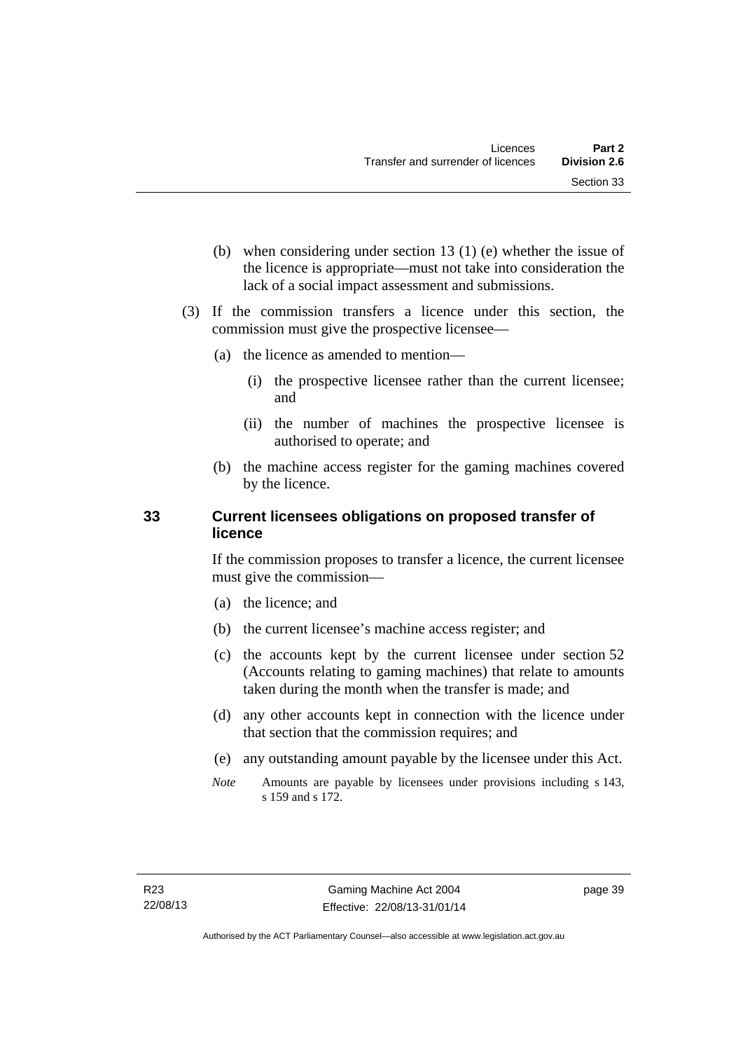(b) when considering under section 13 (1) (e) whether the issue of the licence is appropriate—must not take into consideration the lack of a social impact assessment and submissions.

(3) If the commission transfers a licence under this section, the commission must give the prospective licensee—

(a) the licence as amended to mention—

(i) the prospective licensee rather than the current licensee; and

(ii) the number of machines the prospective licensee is authorised to operate; and

(b) the machine access register for the gaming machines covered by the licence.

## 33 Current licensees obligations on proposed transfer of licence

If the commission proposes to transfer a licence, the current licensee must give the commission—

(a) the licence; and

(b) the current licensee's machine access register; and

(c) the accounts kept by the current licensee under section 52 (Accounts relating to gaming machines) that relate to amounts taken during the month when the transfer is made; and

(d) any other accounts kept in connection with the licence under that section that the commission requires; and

(e) any outstanding amount payable by the licensee under this Act.

*Note* Amounts are payable by licensees under provisions including s 143, s 159 and s 172.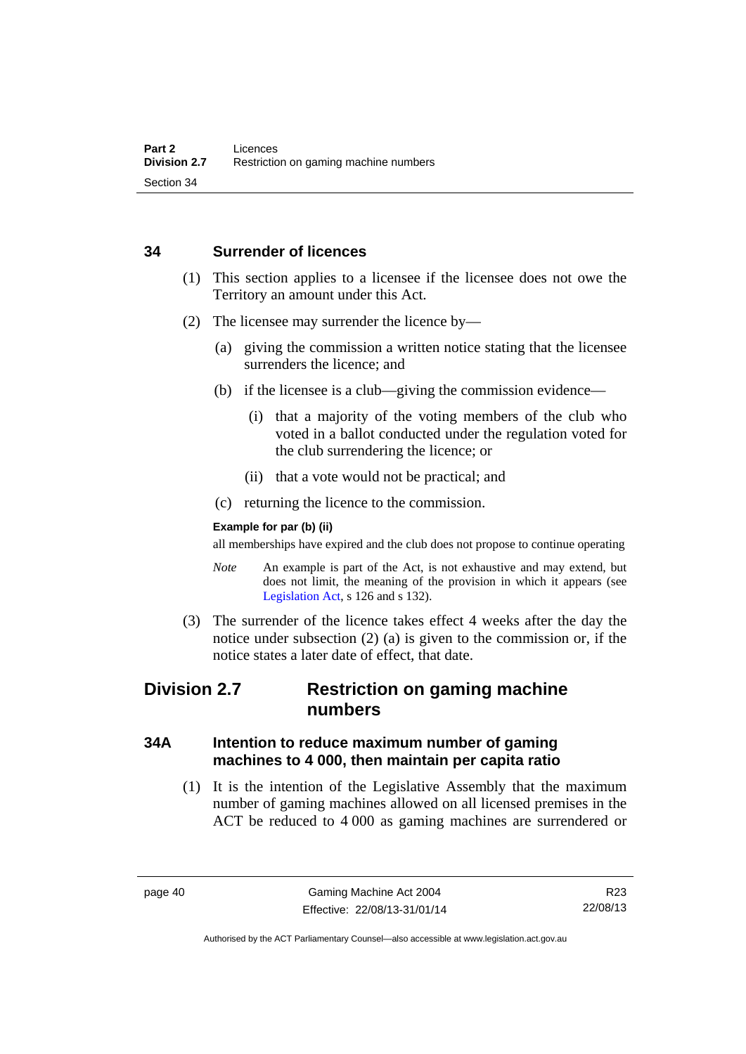### 34 Surrender of licences

(1) This section applies to a licensee if the licensee does not owe the Territory an amount under this Act.

(2) The licensee may surrender the licence by—

(a) giving the commission a written notice stating that the licensee surrenders the licence; and

(b) if the licensee is a club—giving the commission evidence—

(i) that a majority of the voting members of the club who voted in a ballot conducted under the regulation voted for the club surrendering the licence; or

(ii) that a vote would not be practical; and

(c) returning the licence to the commission.

**Example for par (b) (ii)**

all memberships have expired and the club does not propose to continue operating

*Note* An example is part of the Act, is not exhaustive and may extend, but does not limit, the meaning of the provision in which it appears (see Legislation Act, s 126 and s 132).

(3) The surrender of the licence takes effect 4 weeks after the day the notice under subsection (2) (a) is given to the commission or, if the notice states a later date of effect, that date.

## Division 2.7 Restriction on gaming machine numbers

### 34A Intention to reduce maximum number of gaming machines to 4 000, then maintain per capita ratio

(1) It is the intention of the Legislative Assembly that the maximum number of gaming machines allowed on all licensed premises in the ACT be reduced to 4 000 as gaming machines are surrendered or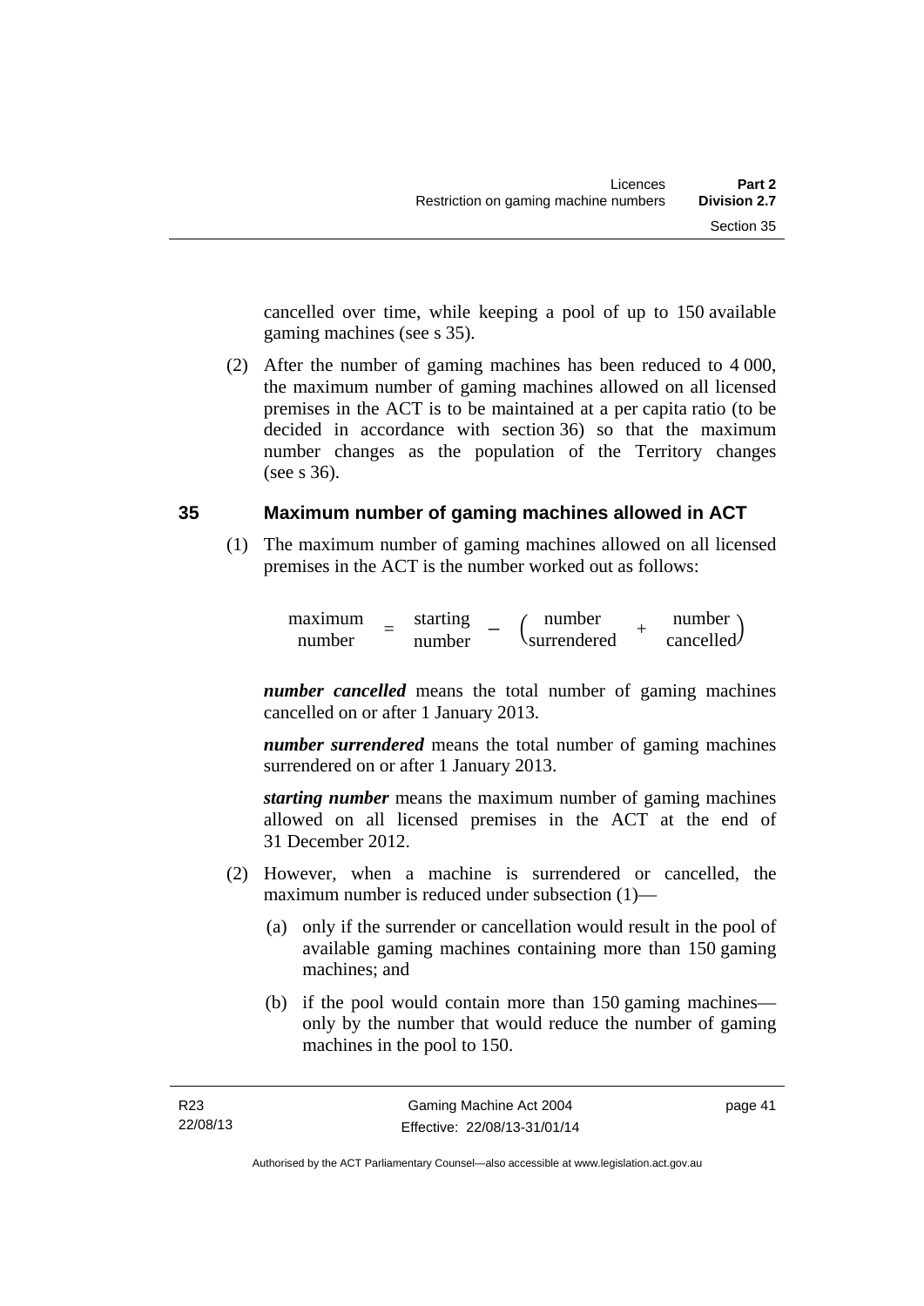cancelled over time, while keeping a pool of up to 150 available gaming machines (see s 35).

(2) After the number of gaming machines has been reduced to 4 000, the maximum number of gaming machines allowed on all licensed premises in the ACT is to be maintained at a per capita ratio (to be decided in accordance with section 36) so that the maximum number changes as the population of the Territory changes (see s 36).

## 35 Maximum number of gaming machines allowed in ACT

(1) The maximum number of gaming machines allowed on all licensed premises in the ACT is the number worked out as follows:

$$\text{maximum number} = \text{starting number} - \left(\text{number surrendered} + \text{number cancelled}\right)$$

***number cancelled*** means the total number of gaming machines cancelled on or after 1 January 2013.

***number surrendered*** means the total number of gaming machines surrendered on or after 1 January 2013.

***starting number*** means the maximum number of gaming machines allowed on all licensed premises in the ACT at the end of 31 December 2012.

(2) However, when a machine is surrendered or cancelled, the maximum number is reduced under subsection (1)—

(a) only if the surrender or cancellation would result in the pool of available gaming machines containing more than 150 gaming machines; and

(b) if the pool would contain more than 150 gaming machines—only by the number that would reduce the number of gaming machines in the pool to 150.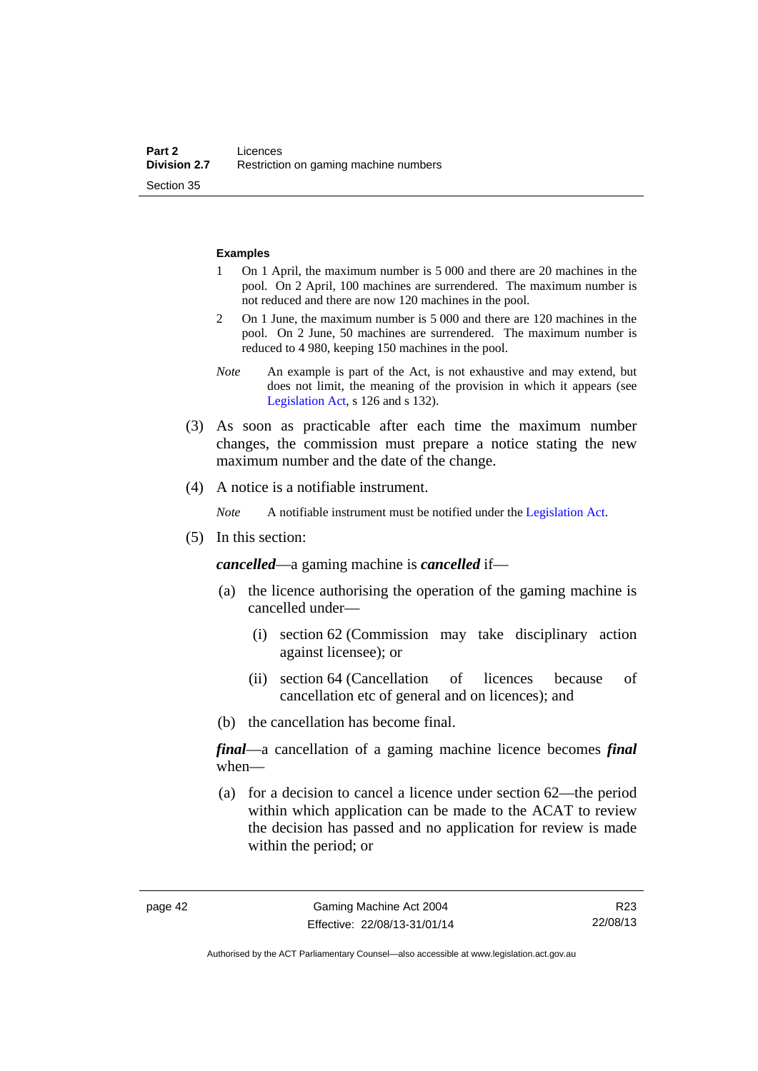**Examples**

1. On 1 April, the maximum number is 5 000 and there are 20 machines in the pool. On 2 April, 100 machines are surrendered. The maximum number is not reduced and there are now 120 machines in the pool.
2. On 1 June, the maximum number is 5 000 and there are 120 machines in the pool. On 2 June, 50 machines are surrendered. The maximum number is reduced to 4 980, keeping 150 machines in the pool.

*Note* An example is part of the Act, is not exhaustive and may extend, but does not limit, the meaning of the provision in which it appears (see Legislation Act, s 126 and s 132).

(3) As soon as practicable after each time the maximum number changes, the commission must prepare a notice stating the new maximum number and the date of the change.

(4) A notice is a notifiable instrument.

*Note* A notifiable instrument must be notified under the Legislation Act.

(5) In this section:

***cancelled***—a gaming machine is ***cancelled*** if—

(a) the licence authorising the operation of the gaming machine is cancelled under—

(i) section 62 (Commission may take disciplinary action against licensee); or

(ii) section 64 (Cancellation of licences because of cancellation etc of general and on licences); and

(b) the cancellation has become final.

***final***—a cancellation of a gaming machine licence becomes ***final*** when—

(a) for a decision to cancel a licence under section 62—the period within which application can be made to the ACAT to review the decision has passed and no application for review is made within the period; or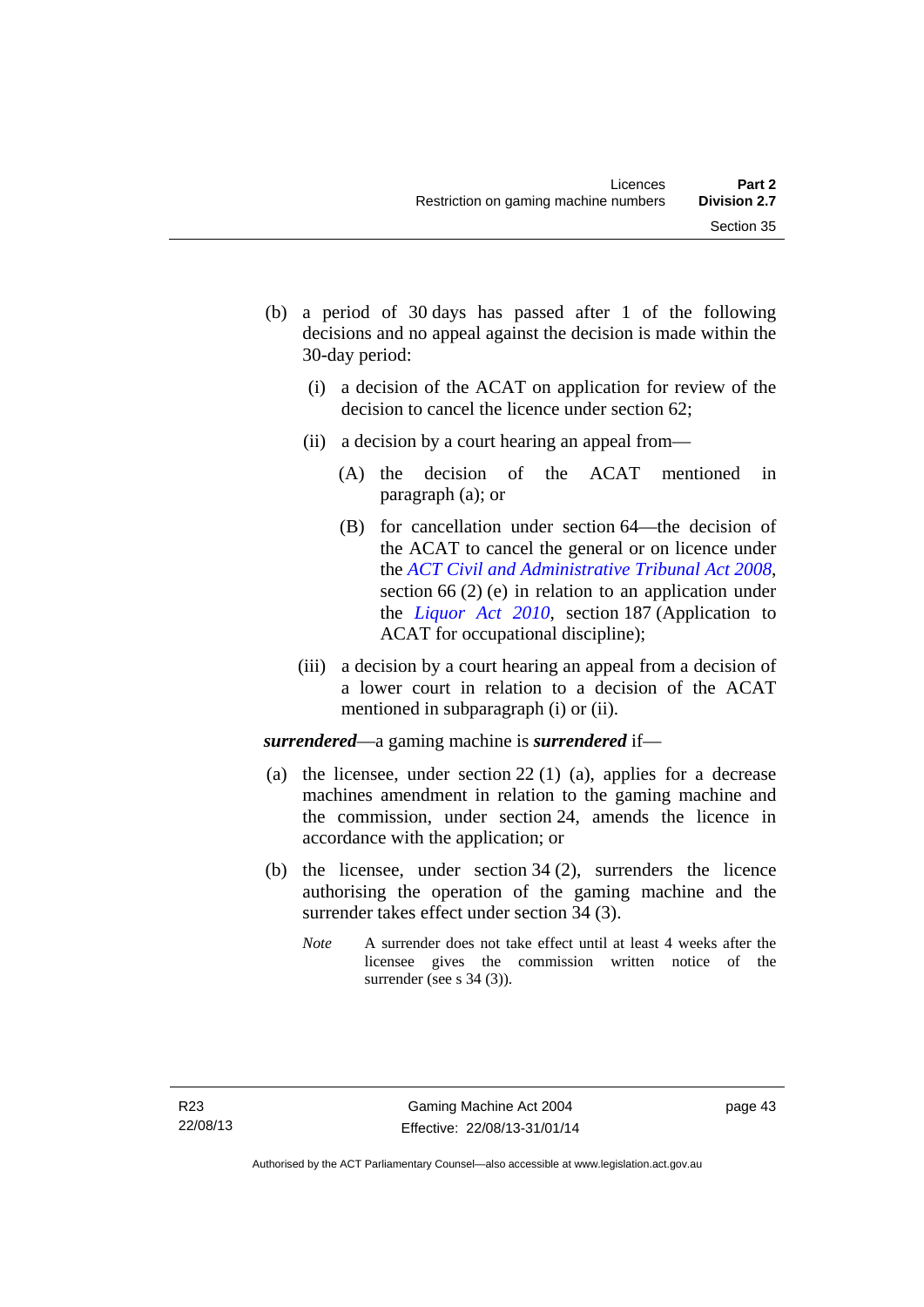(b) a period of 30 days has passed after 1 of the following decisions and no appeal against the decision is made within the 30-day period:

  (i) a decision of the ACAT on application for review of the decision to cancel the licence under section 62;

  (ii) a decision by a court hearing an appeal from—

    (A) the decision of the ACAT mentioned in paragraph (a); or

    (B) for cancellation under section 64—the decision of the ACAT to cancel the general or on licence under the *ACT Civil and Administrative Tribunal Act 2008*, section 66 (2) (e) in relation to an application under the *Liquor Act 2010*, section 187 (Application to ACAT for occupational discipline);

  (iii) a decision by a court hearing an appeal from a decision of a lower court in relation to a decision of the ACAT mentioned in subparagraph (i) or (ii).

***surrendered***—a gaming machine is ***surrendered*** if—

(a) the licensee, under section 22 (1) (a), applies for a decrease machines amendment in relation to the gaming machine and the commission, under section 24, amends the licence in accordance with the application; or

(b) the licensee, under section 34 (2), surrenders the licence authorising the operation of the gaming machine and the surrender takes effect under section 34 (3).

*Note* A surrender does not take effect until at least 4 weeks after the licensee gives the commission written notice of the surrender (see s 34 (3)).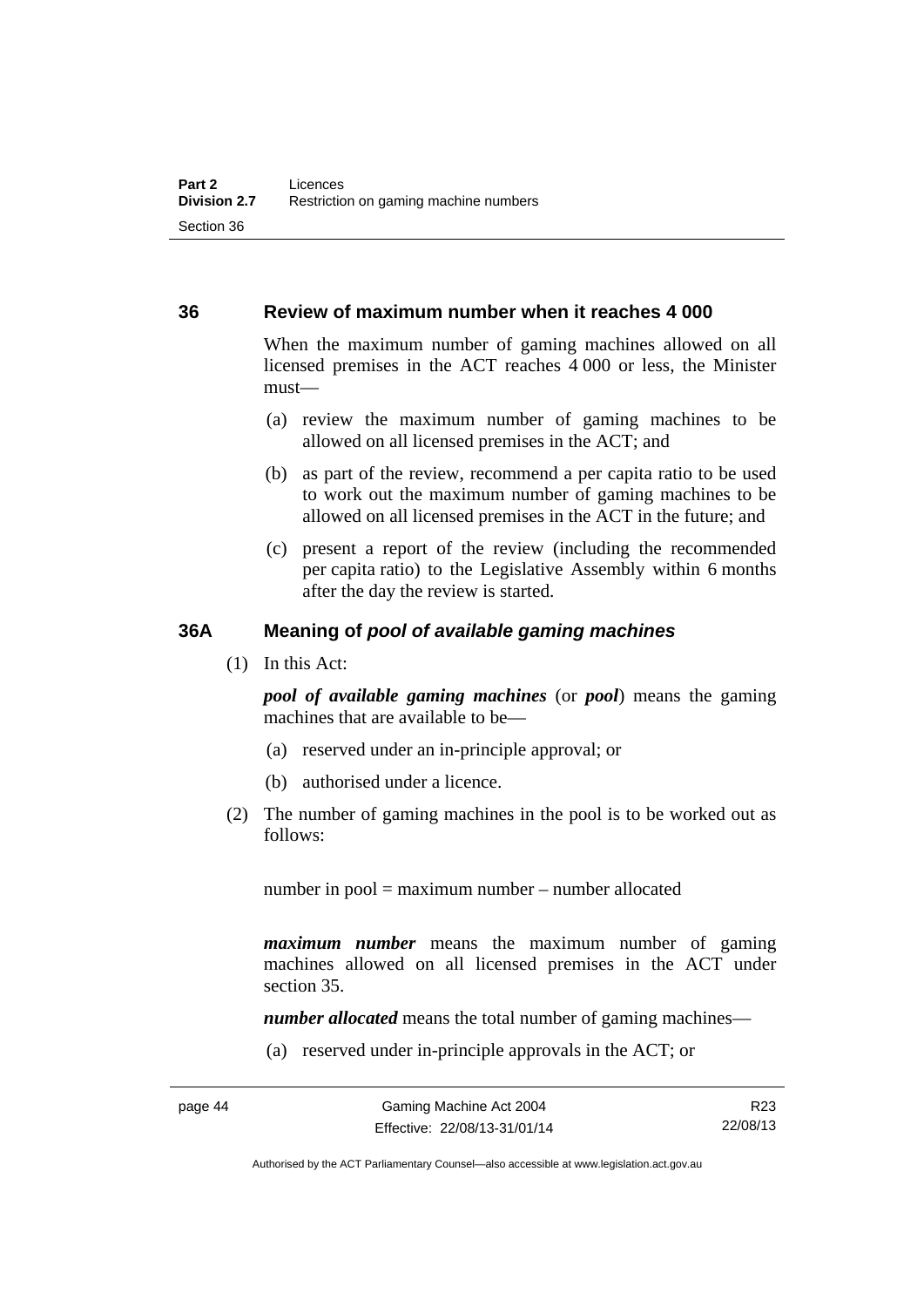## 36 Review of maximum number when it reaches 4 000

When the maximum number of gaming machines allowed on all licensed premises in the ACT reaches 4 000 or less, the Minister must—

(a) review the maximum number of gaming machines to be allowed on all licensed premises in the ACT; and

(b) as part of the review, recommend a per capita ratio to be used to work out the maximum number of gaming machines to be allowed on all licensed premises in the ACT in the future; and

(c) present a report of the review (including the recommended per capita ratio) to the Legislative Assembly within 6 months after the day the review is started.

## 36A Meaning of *pool of available gaming machines*

(1) In this Act:

***pool of available gaming machines*** (or ***pool***) means the gaming machines that are available to be—

(a) reserved under an in-principle approval; or

(b) authorised under a licence.

(2) The number of gaming machines in the pool is to be worked out as follows:

number in pool = maximum number – number allocated

***maximum number*** means the maximum number of gaming machines allowed on all licensed premises in the ACT under section 35.

***number allocated*** means the total number of gaming machines—

(a) reserved under in-principle approvals in the ACT; or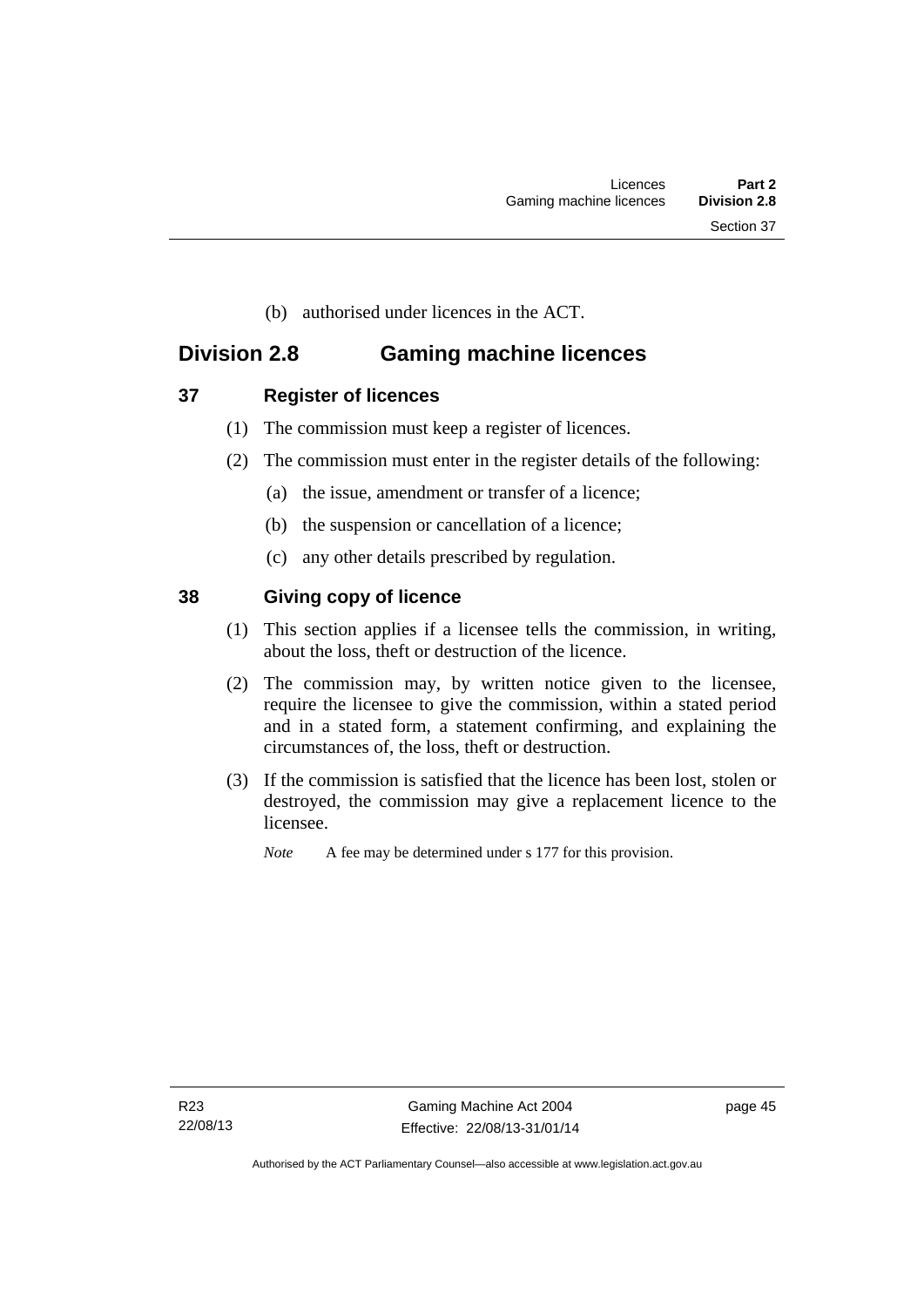(b) authorised under licences in the ACT.

## Division 2.8 Gaming machine licences

### 37 Register of licences

(1) The commission must keep a register of licences.

(2) The commission must enter in the register details of the following:

(a) the issue, amendment or transfer of a licence;

(b) the suspension or cancellation of a licence;

(c) any other details prescribed by regulation.

### 38 Giving copy of licence

(1) This section applies if a licensee tells the commission, in writing, about the loss, theft or destruction of the licence.

(2) The commission may, by written notice given to the licensee, require the licensee to give the commission, within a stated period and in a stated form, a statement confirming, and explaining the circumstances of, the loss, theft or destruction.

(3) If the commission is satisfied that the licence has been lost, stolen or destroyed, the commission may give a replacement licence to the licensee.

*Note* A fee may be determined under s 177 for this provision.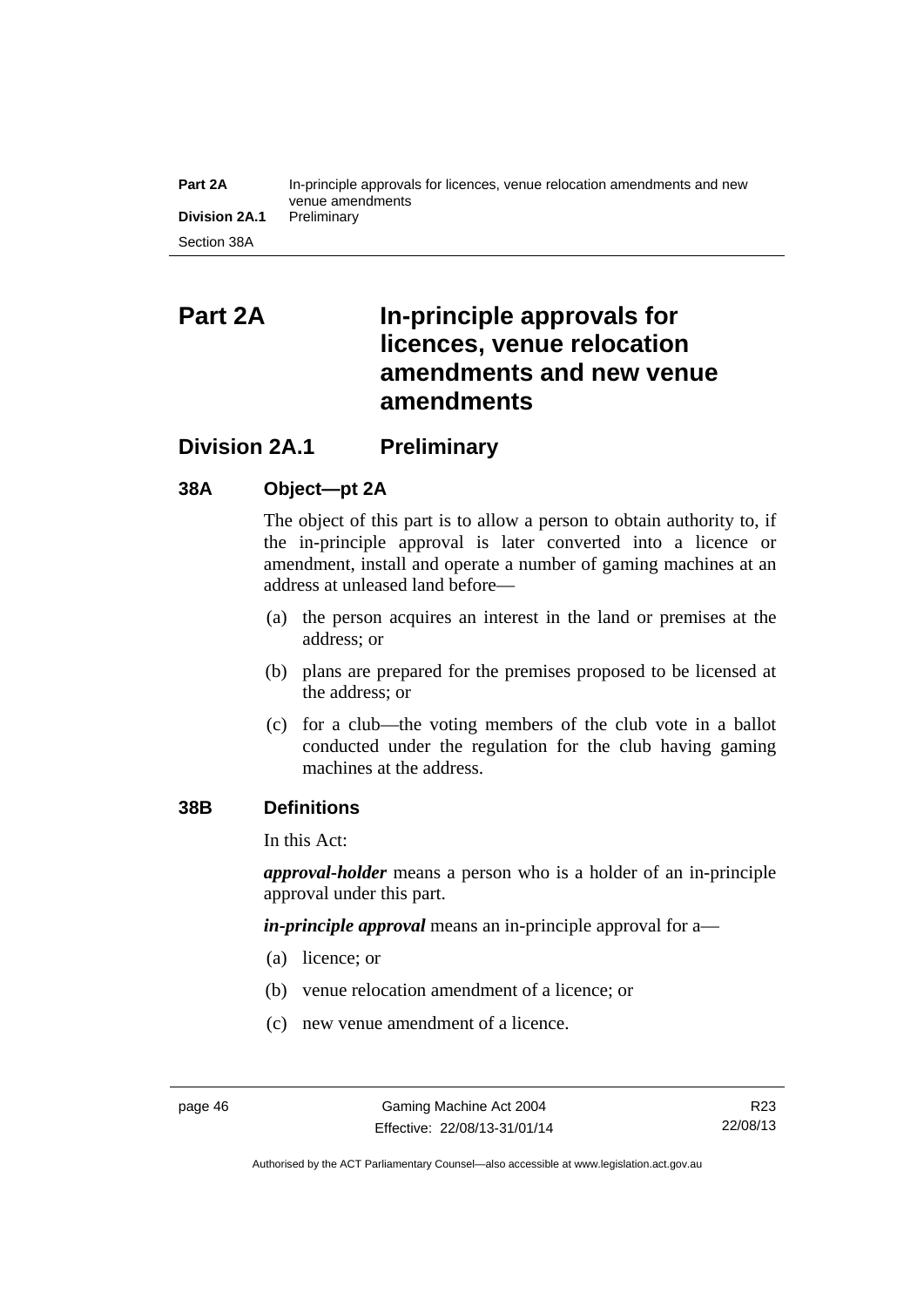# Part 2A In-principle approvals for licences, venue relocation amendments and new venue amendments

## Division 2A.1 Preliminary

### 38A Object—pt 2A

The object of this part is to allow a person to obtain authority to, if the in-principle approval is later converted into a licence or amendment, install and operate a number of gaming machines at an address at unleased land before—

(a) the person acquires an interest in the land or premises at the address; or

(b) plans are prepared for the premises proposed to be licensed at the address; or

(c) for a club—the voting members of the club vote in a ballot conducted under the regulation for the club having gaming machines at the address.

### 38B Definitions

In this Act:

***approval-holder*** means a person who is a holder of an in-principle approval under this part.

***in-principle approval*** means an in-principle approval for a—

(a) licence; or

(b) venue relocation amendment of a licence; or

(c) new venue amendment of a licence.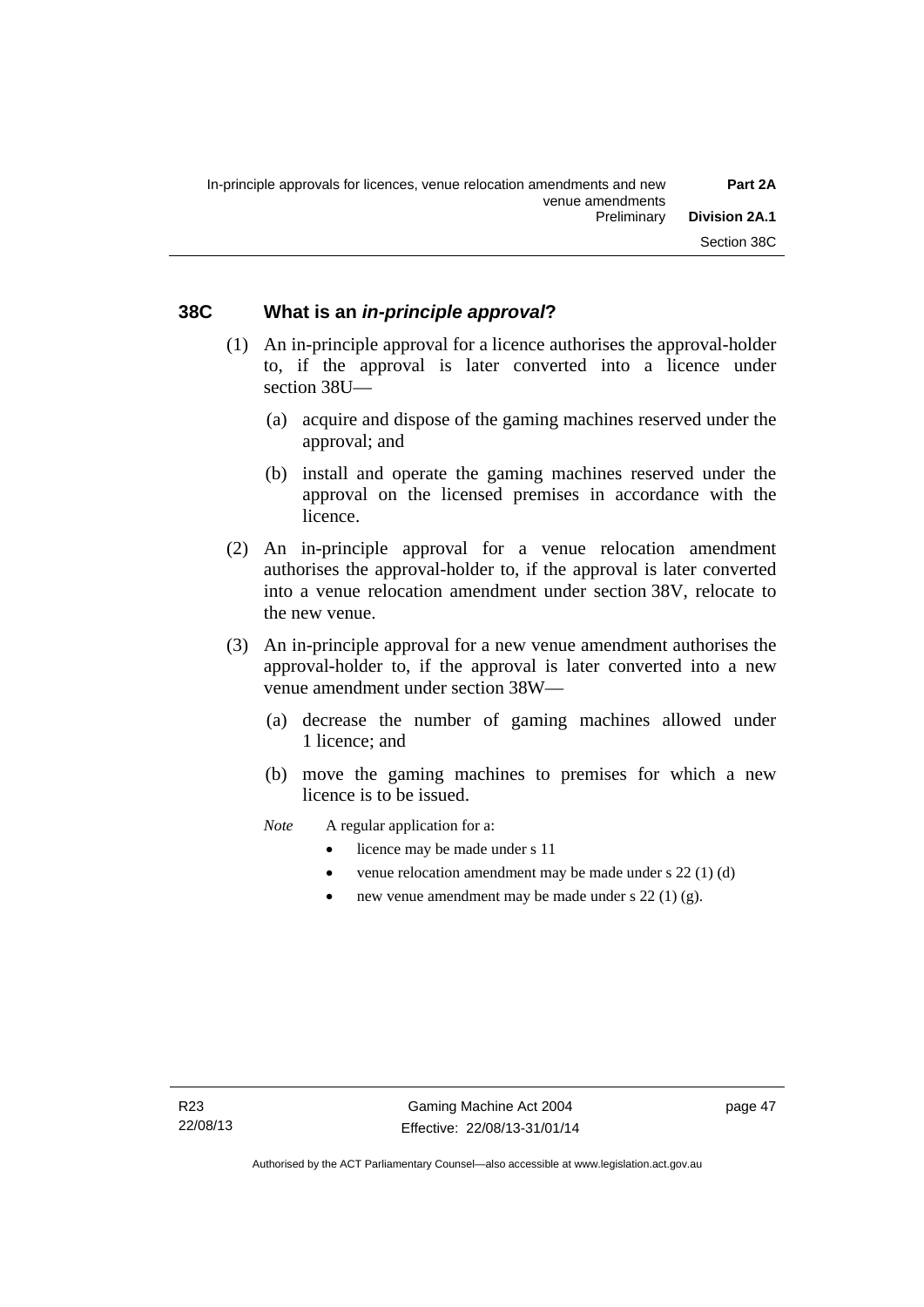## 38C What is an *in-principle approval*?

(1) An in-principle approval for a licence authorises the approval-holder to, if the approval is later converted into a licence under section 38U—

(a) acquire and dispose of the gaming machines reserved under the approval; and

(b) install and operate the gaming machines reserved under the approval on the licensed premises in accordance with the licence.

(2) An in-principle approval for a venue relocation amendment authorises the approval-holder to, if the approval is later converted into a venue relocation amendment under section 38V, relocate to the new venue.

(3) An in-principle approval for a new venue amendment authorises the approval-holder to, if the approval is later converted into a new venue amendment under section 38W—

(a) decrease the number of gaming machines allowed under 1 licence; and

(b) move the gaming machines to premises for which a new licence is to be issued.

*Note* A regular application for a:

- licence may be made under s 11
- venue relocation amendment may be made under s 22 (1) (d)
- new venue amendment may be made under s 22 (1) (g).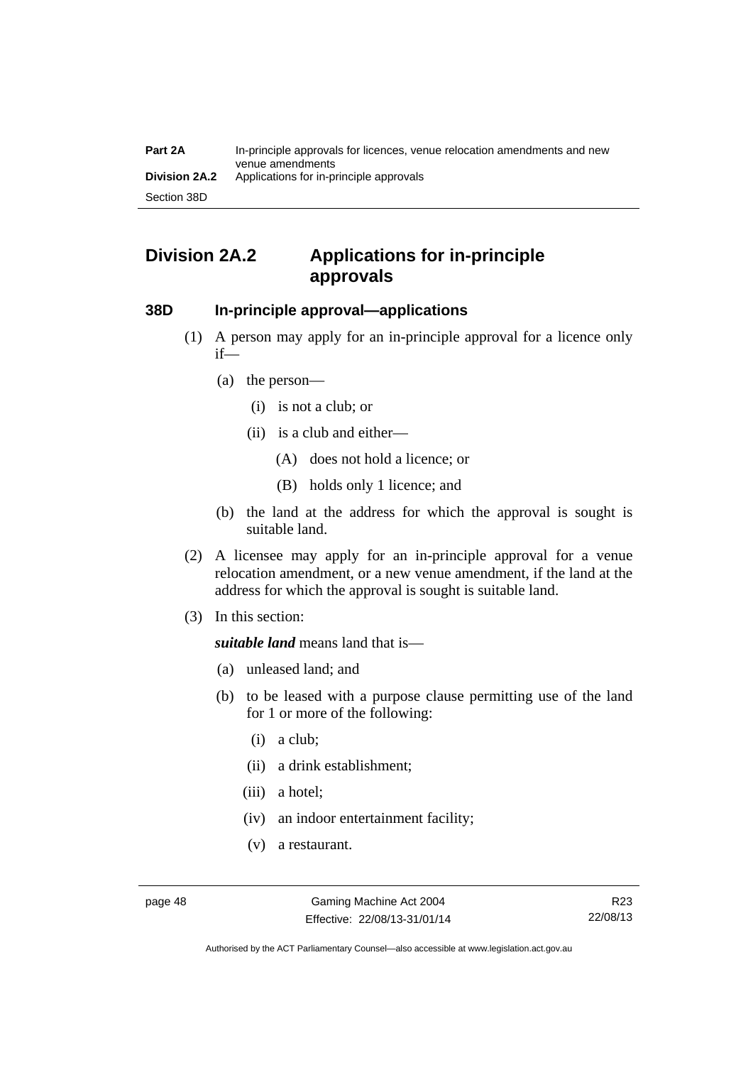## Division 2A.2 Applications for in-principle approvals

### 38D In-principle approval—applications

(1) A person may apply for an in-principle approval for a licence only if—

- (a) the person—
  - (i) is not a club; or
  - (ii) is a club and either—
    - (A) does not hold a licence; or
    - (B) holds only 1 licence; and
- (b) the land at the address for which the approval is sought is suitable land.

(2) A licensee may apply for an in-principle approval for a venue relocation amendment, or a new venue amendment, if the land at the address for which the approval is sought is suitable land.

(3) In this section:

***suitable land*** means land that is—

- (a) unleased land; and
- (b) to be leased with a purpose clause permitting use of the land for 1 or more of the following:
  - (i) a club;
  - (ii) a drink establishment;
  - (iii) a hotel;
  - (iv) an indoor entertainment facility;
  - (v) a restaurant.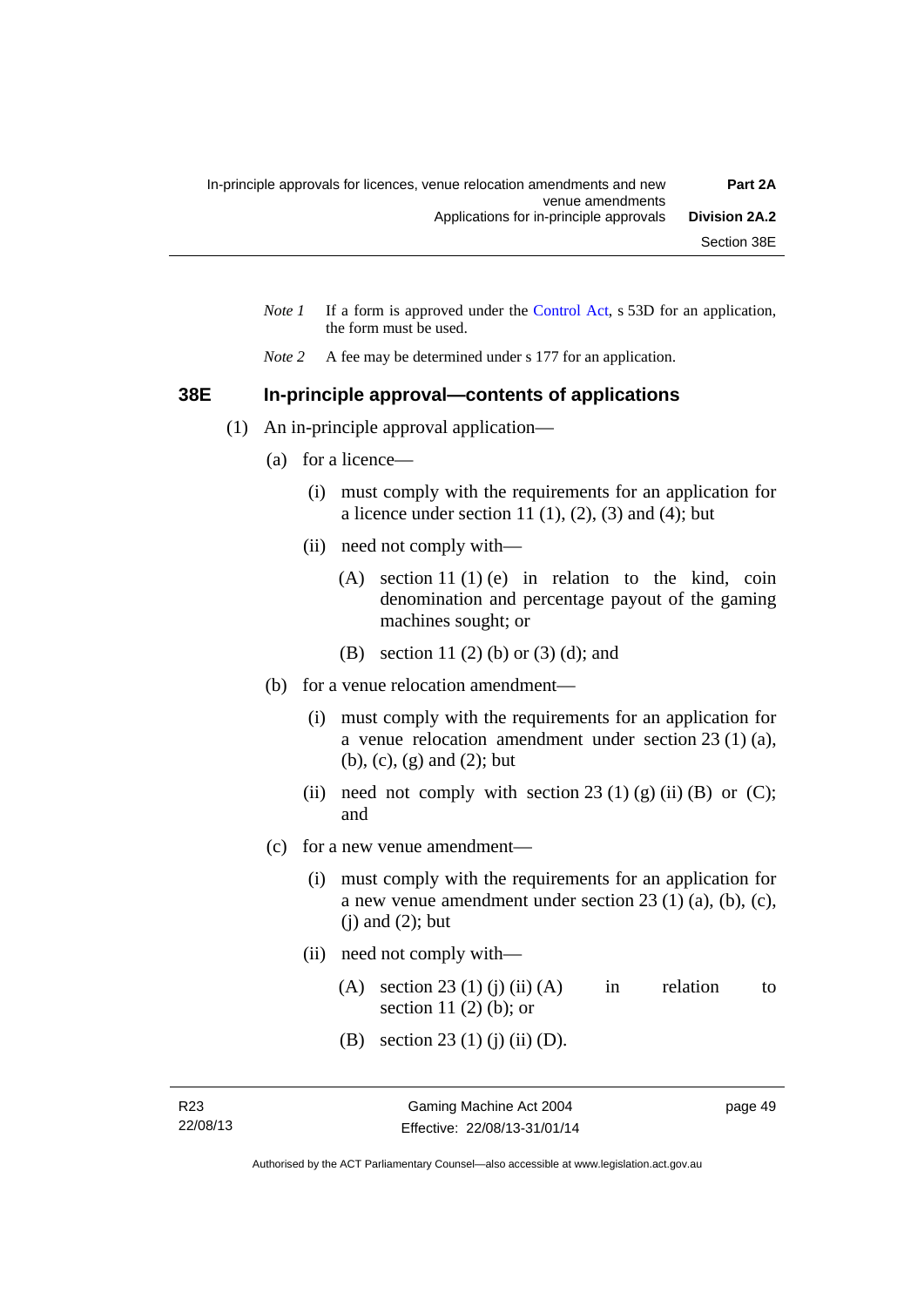*Note 1* If a form is approved under the Control Act, s 53D for an application, the form must be used.

*Note 2* A fee may be determined under s 177 for an application.

### 38E In-principle approval—contents of applications

(1) An in-principle approval application—

(a) for a licence—

(i) must comply with the requirements for an application for a licence under section 11 (1), (2), (3) and (4); but

(ii) need not comply with—

(A) section 11 (1) (e) in relation to the kind, coin denomination and percentage payout of the gaming machines sought; or

(B) section 11 (2) (b) or (3) (d); and

(b) for a venue relocation amendment—

(i) must comply with the requirements for an application for a venue relocation amendment under section 23 (1) (a), (b), (c), (g) and (2); but

(ii) need not comply with section 23 (1) (g) (ii) (B) or (C); and

(c) for a new venue amendment—

(i) must comply with the requirements for an application for a new venue amendment under section 23 (1) (a), (b), (c), (j) and (2); but

(ii) need not comply with—

(A) section 23 (1) (j) (ii) (A) in relation to section 11 (2) (b); or

(B) section 23 (1) (j) (ii) (D).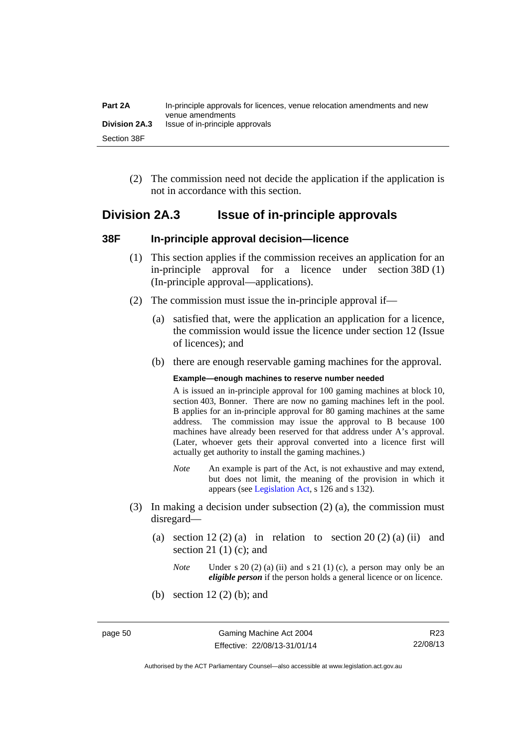(2) The commission need not decide the application if the application is not in accordance with this section.

## Division 2A.3 Issue of in-principle approvals

### 38F In-principle approval decision—licence

(1) This section applies if the commission receives an application for an in-principle approval for a licence under section 38D (1) (In-principle approval—applications).

(2) The commission must issue the in-principle approval if—

(a) satisfied that, were the application an application for a licence, the commission would issue the licence under section 12 (Issue of licences); and

(b) there are enough reservable gaming machines for the approval.

**Example—enough machines to reserve number needed**

A is issued an in-principle approval for 100 gaming machines at block 10, section 403, Bonner. There are now no gaming machines left in the pool. B applies for an in-principle approval for 80 gaming machines at the same address. The commission may issue the approval to B because 100 machines have already been reserved for that address under A's approval. (Later, whoever gets their approval converted into a licence first will actually get authority to install the gaming machines.)

*Note* An example is part of the Act, is not exhaustive and may extend, but does not limit, the meaning of the provision in which it appears (see Legislation Act, s 126 and s 132).

(3) In making a decision under subsection (2) (a), the commission must disregard—

(a) section 12 (2) (a) in relation to section 20 (2) (a) (ii) and section 21 (1) (c); and

*Note* Under s 20 (2) (a) (ii) and s 21 (1) (c), a person may only be an ***eligible person*** if the person holds a general licence or on licence.

(b) section 12 (2) (b); and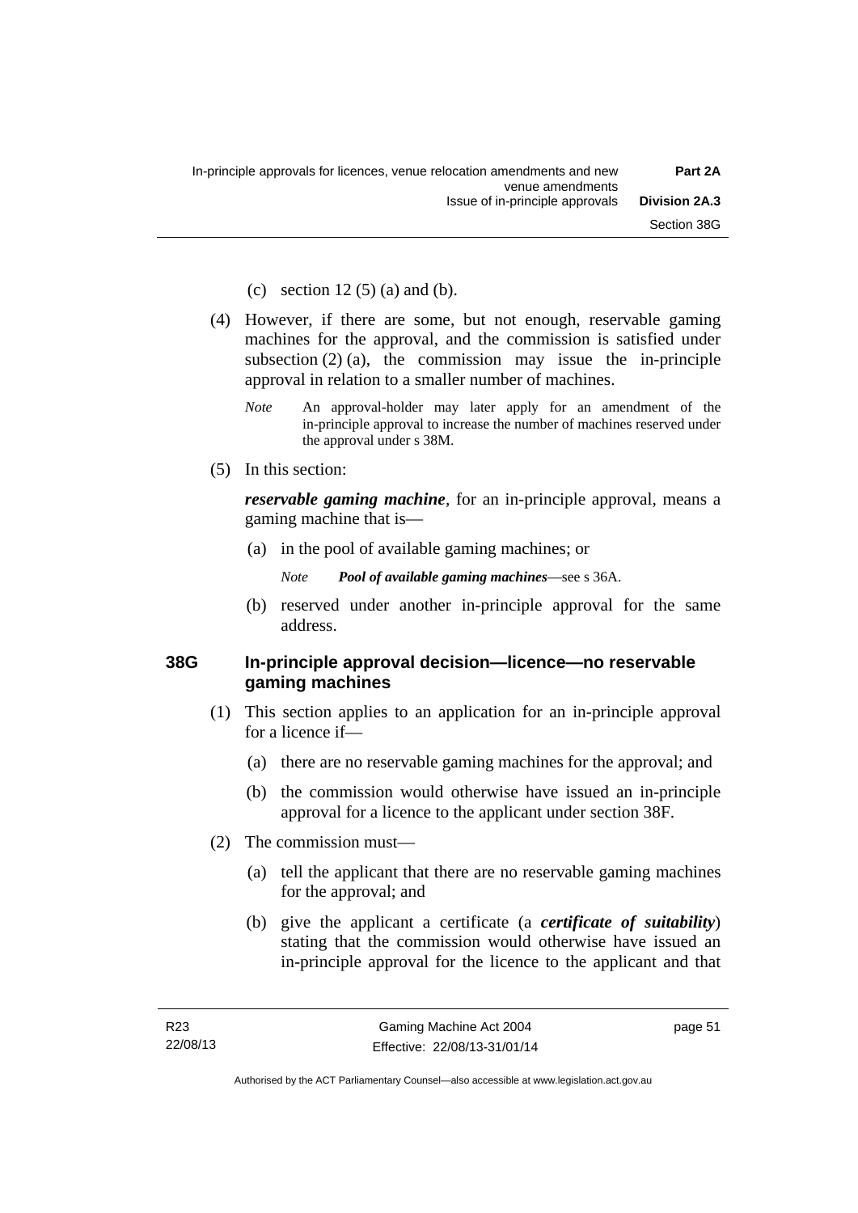(c) section 12 (5) (a) and (b).

(4) However, if there are some, but not enough, reservable gaming machines for the approval, and the commission is satisfied under subsection (2) (a), the commission may issue the in-principle approval in relation to a smaller number of machines.

*Note* An approval-holder may later apply for an amendment of the in-principle approval to increase the number of machines reserved under the approval under s 38M.

(5) In this section:

***reservable gaming machine***, for an in-principle approval, means a gaming machine that is—

(a) in the pool of available gaming machines; or

*Note* ***Pool of available gaming machines***—see s 36A.

(b) reserved under another in-principle approval for the same address.

### 38G In-principle approval decision—licence—no reservable gaming machines

(1) This section applies to an application for an in-principle approval for a licence if—

(a) there are no reservable gaming machines for the approval; and

(b) the commission would otherwise have issued an in-principle approval for a licence to the applicant under section 38F.

(2) The commission must—

(a) tell the applicant that there are no reservable gaming machines for the approval; and

(b) give the applicant a certificate (a ***certificate of suitability***) stating that the commission would otherwise have issued an in-principle approval for the licence to the applicant and that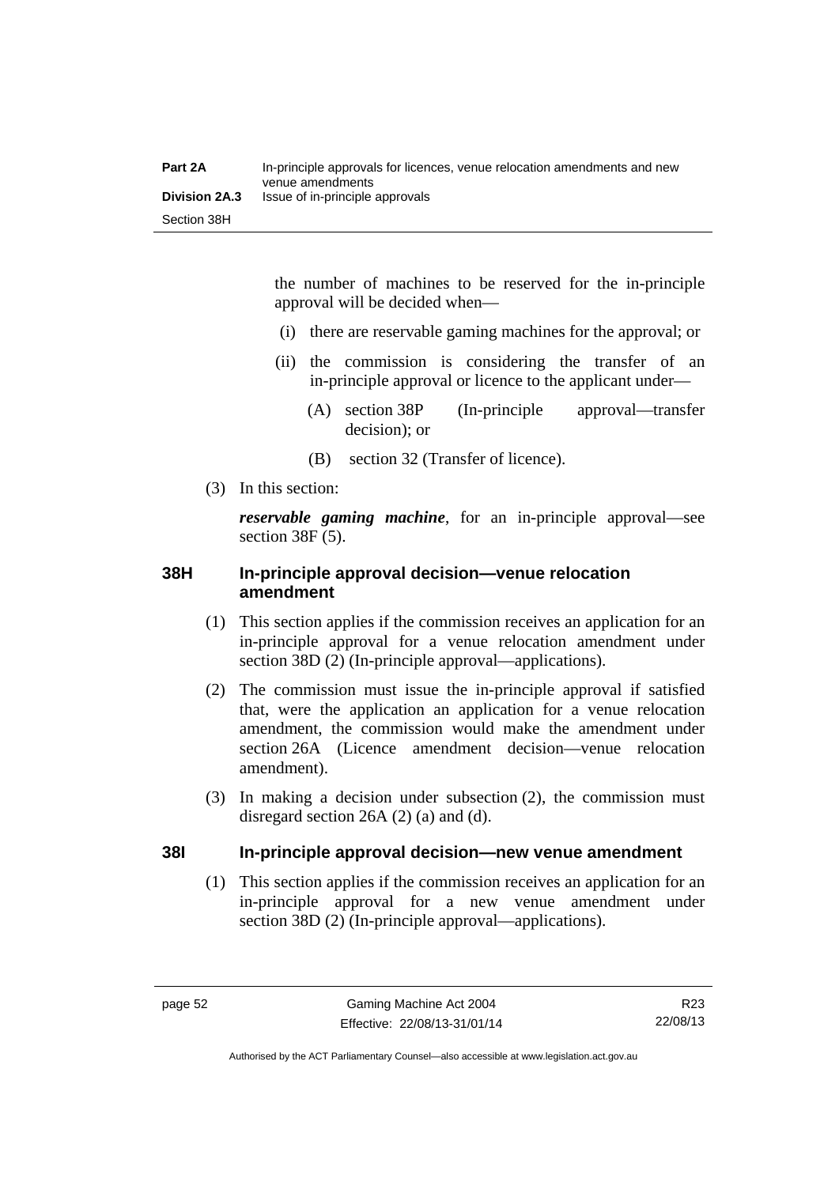the number of machines to be reserved for the in-principle approval will be decided when—

(i) there are reservable gaming machines for the approval; or

(ii) the commission is considering the transfer of an in-principle approval or licence to the applicant under—

(A) section 38P (In-principle approval—transfer decision); or

(B) section 32 (Transfer of licence).

(3) In this section:

***reservable gaming machine***, for an in-principle approval—see section 38F (5).

### 38H In-principle approval decision—venue relocation amendment

(1) This section applies if the commission receives an application for an in-principle approval for a venue relocation amendment under section 38D (2) (In-principle approval—applications).

(2) The commission must issue the in-principle approval if satisfied that, were the application an application for a venue relocation amendment, the commission would make the amendment under section 26A (Licence amendment decision—venue relocation amendment).

(3) In making a decision under subsection (2), the commission must disregard section 26A (2) (a) and (d).

### 38I In-principle approval decision—new venue amendment

(1) This section applies if the commission receives an application for an in-principle approval for a new venue amendment under section 38D (2) (In-principle approval—applications).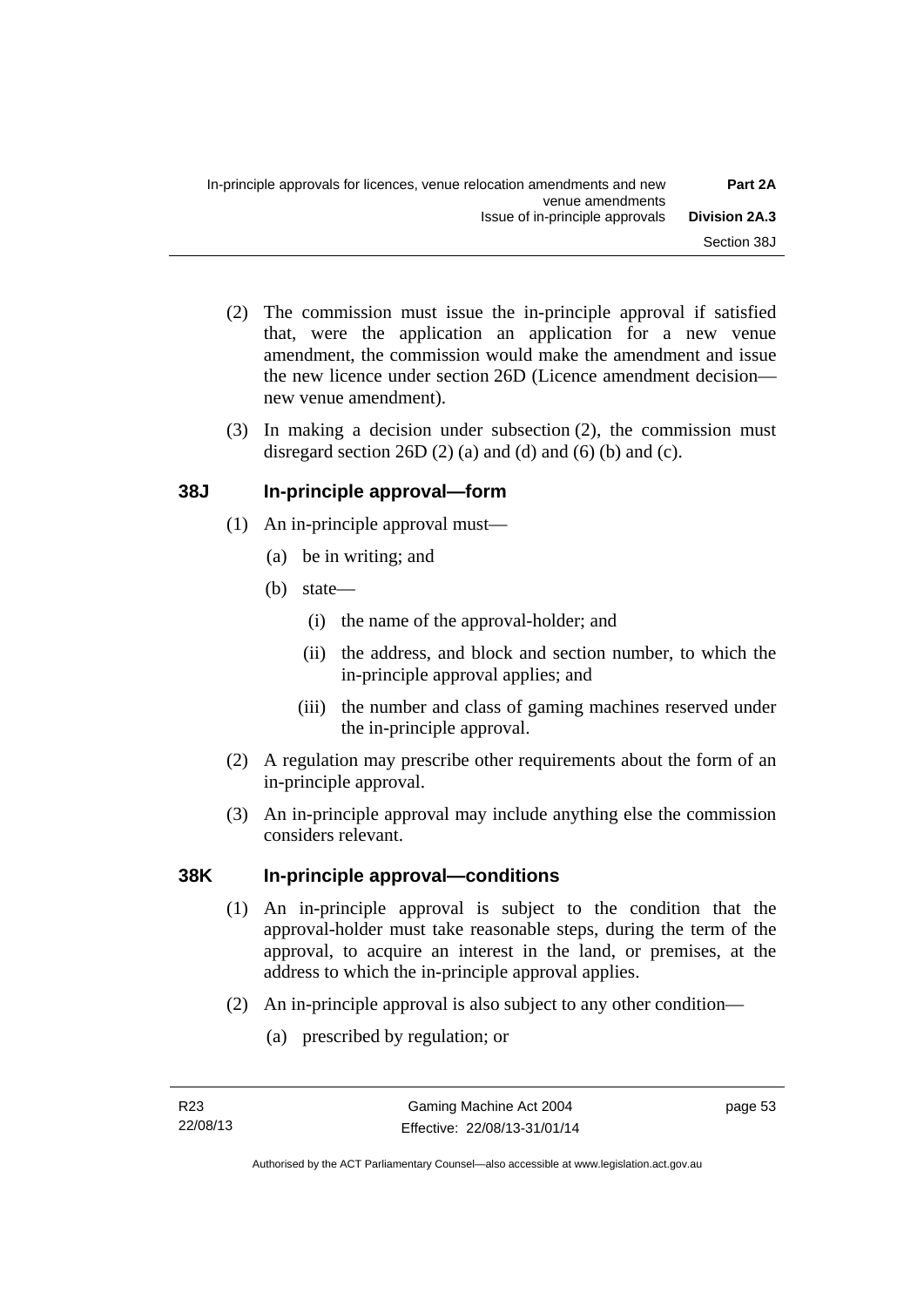(2) The commission must issue the in-principle approval if satisfied that, were the application an application for a new venue amendment, the commission would make the amendment and issue the new licence under section 26D (Licence amendment decision—new venue amendment).

(3) In making a decision under subsection (2), the commission must disregard section 26D (2) (a) and (d) and (6) (b) and (c).

## 38J In-principle approval—form

(1) An in-principle approval must—

- (a) be in writing; and
- (b) state—
  - (i) the name of the approval-holder; and
  - (ii) the address, and block and section number, to which the in-principle approval applies; and
  - (iii) the number and class of gaming machines reserved under the in-principle approval.

(2) A regulation may prescribe other requirements about the form of an in-principle approval.

(3) An in-principle approval may include anything else the commission considers relevant.

## 38K In-principle approval—conditions

(1) An in-principle approval is subject to the condition that the approval-holder must take reasonable steps, during the term of the approval, to acquire an interest in the land, or premises, at the address to which the in-principle approval applies.

(2) An in-principle approval is also subject to any other condition—

- (a) prescribed by regulation; or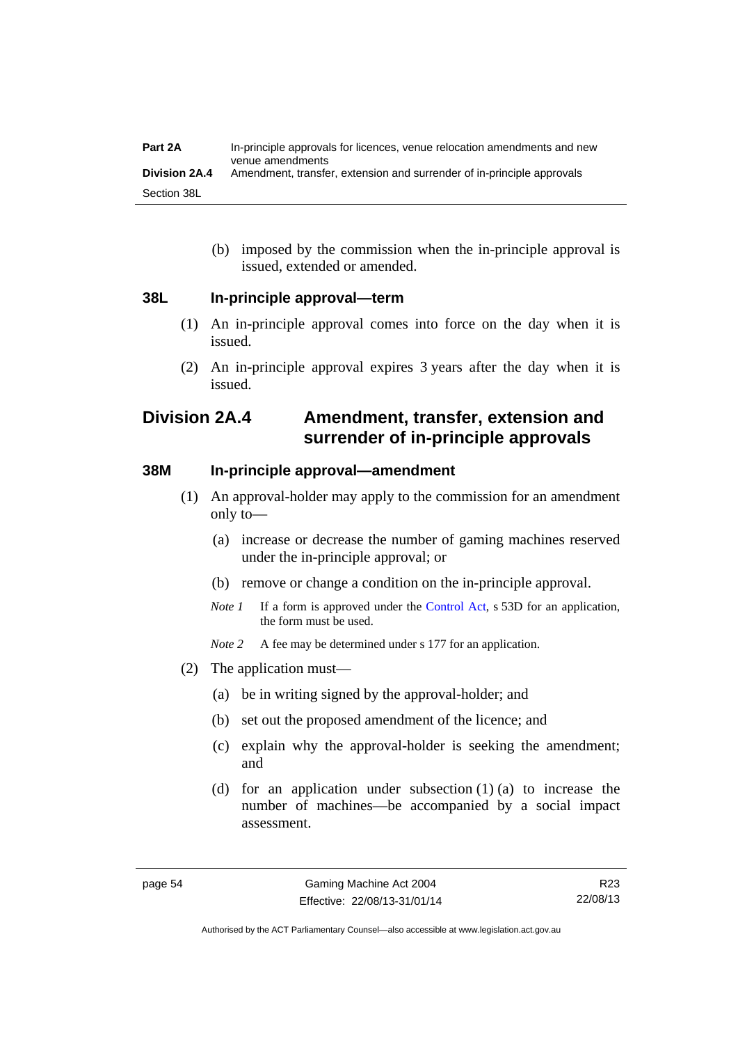(b) imposed by the commission when the in-principle approval is issued, extended or amended.

### 38L In-principle approval—term

(1) An in-principle approval comes into force on the day when it is issued.

(2) An in-principle approval expires 3 years after the day when it is issued.

## Division 2A.4 Amendment, transfer, extension and surrender of in-principle approvals

### 38M In-principle approval—amendment

(1) An approval-holder may apply to the commission for an amendment only to—

(a) increase or decrease the number of gaming machines reserved under the in-principle approval; or

(b) remove or change a condition on the in-principle approval.

*Note 1* If a form is approved under the Control Act, s 53D for an application, the form must be used.

*Note 2* A fee may be determined under s 177 for an application.

(2) The application must—

(a) be in writing signed by the approval-holder; and

(b) set out the proposed amendment of the licence; and

(c) explain why the approval-holder is seeking the amendment; and

(d) for an application under subsection (1) (a) to increase the number of machines—be accompanied by a social impact assessment.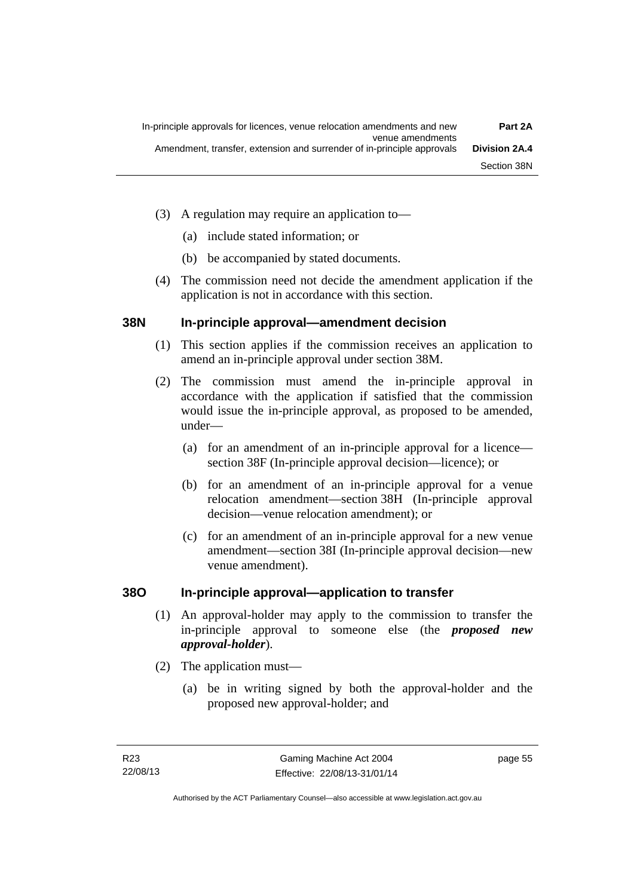(3) A regulation may require an application to—

(a) include stated information; or

(b) be accompanied by stated documents.

(4) The commission need not decide the amendment application if the application is not in accordance with this section.

## 38N In-principle approval—amendment decision

(1) This section applies if the commission receives an application to amend an in-principle approval under section 38M.

(2) The commission must amend the in-principle approval in accordance with the application if satisfied that the commission would issue the in-principle approval, as proposed to be amended, under—

(a) for an amendment of an in-principle approval for a licence—section 38F (In-principle approval decision—licence); or

(b) for an amendment of an in-principle approval for a venue relocation amendment—section 38H (In-principle approval decision—venue relocation amendment); or

(c) for an amendment of an in-principle approval for a new venue amendment—section 38I (In-principle approval decision—new venue amendment).

## 38O In-principle approval—application to transfer

(1) An approval-holder may apply to the commission to transfer the in-principle approval to someone else (the ***proposed new approval-holder***).

(2) The application must—

(a) be in writing signed by both the approval-holder and the proposed new approval-holder; and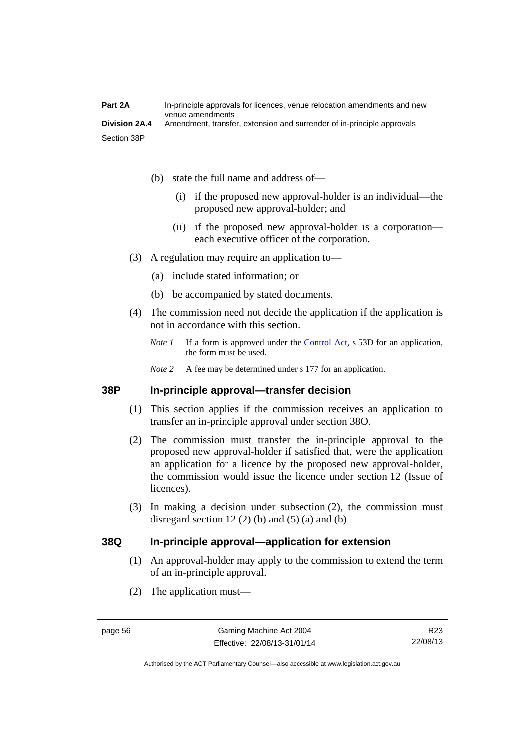(b) state the full name and address of—

  (i) if the proposed new approval-holder is an individual—the proposed new approval-holder; and

  (ii) if the proposed new approval-holder is a corporation—each executive officer of the corporation.

(3) A regulation may require an application to—

  (a) include stated information; or

  (b) be accompanied by stated documents.

(4) The commission need not decide the application if the application is not in accordance with this section.

*Note 1* If a form is approved under the Control Act, s 53D for an application, the form must be used.

*Note 2* A fee may be determined under s 177 for an application.

### 38P In-principle approval—transfer decision

(1) This section applies if the commission receives an application to transfer an in-principle approval under section 38O.

(2) The commission must transfer the in-principle approval to the proposed new approval-holder if satisfied that, were the application an application for a licence by the proposed new approval-holder, the commission would issue the licence under section 12 (Issue of licences).

(3) In making a decision under subsection (2), the commission must disregard section 12 (2) (b) and (5) (a) and (b).

### 38Q In-principle approval—application for extension

(1) An approval-holder may apply to the commission to extend the term of an in-principle approval.

(2) The application must—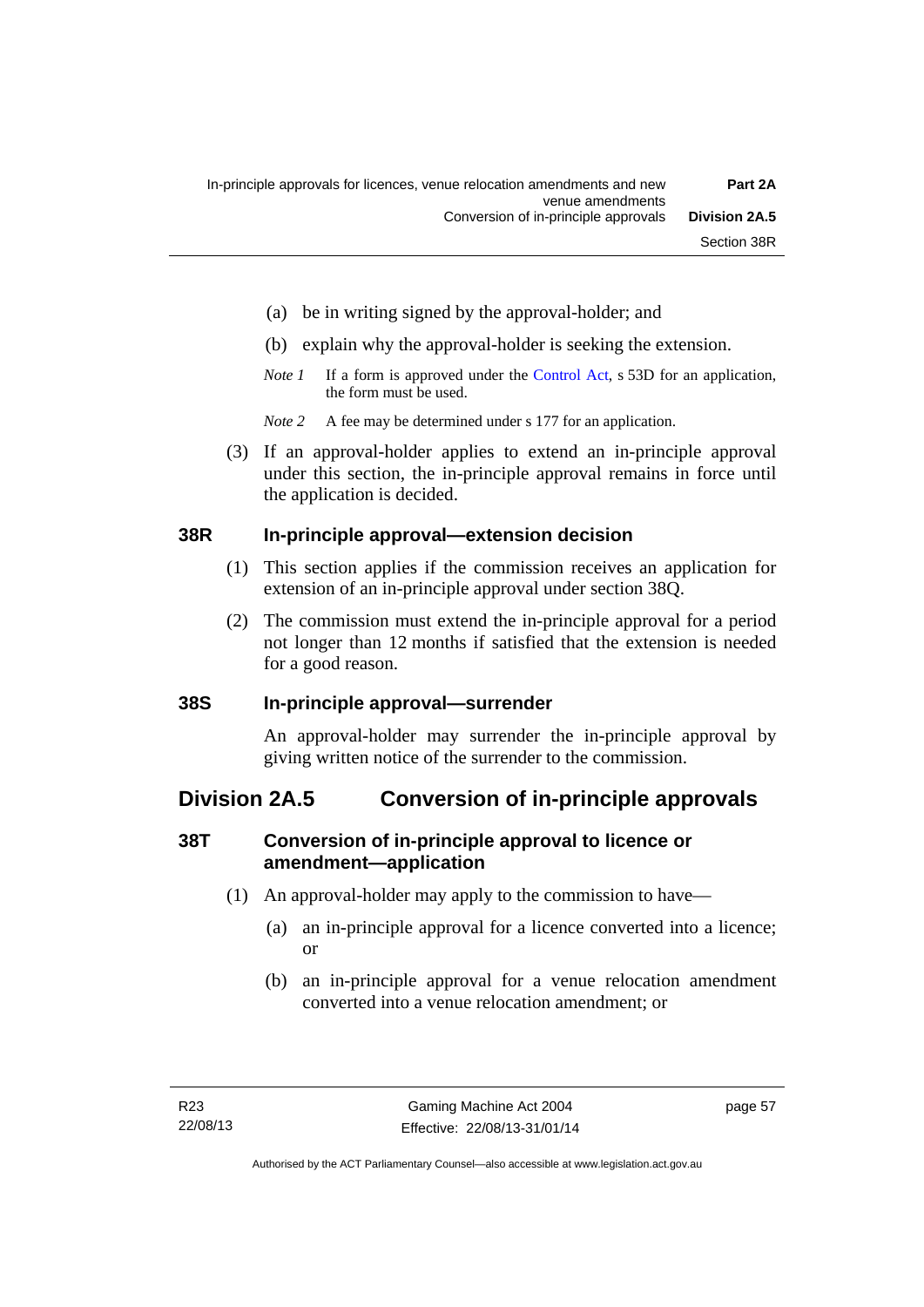(a) be in writing signed by the approval-holder; and

(b) explain why the approval-holder is seeking the extension.

*Note 1* If a form is approved under the Control Act, s 53D for an application, the form must be used.

*Note 2* A fee may be determined under s 177 for an application.

(3) If an approval-holder applies to extend an in-principle approval under this section, the in-principle approval remains in force until the application is decided.

### 38R In-principle approval—extension decision

(1) This section applies if the commission receives an application for extension of an in-principle approval under section 38Q.

(2) The commission must extend the in-principle approval for a period not longer than 12 months if satisfied that the extension is needed for a good reason.

### 38S In-principle approval—surrender

An approval-holder may surrender the in-principle approval by giving written notice of the surrender to the commission.

## Division 2A.5 Conversion of in-principle approvals

### 38T Conversion of in-principle approval to licence or amendment—application

(1) An approval-holder may apply to the commission to have—

(a) an in-principle approval for a licence converted into a licence; or

(b) an in-principle approval for a venue relocation amendment converted into a venue relocation amendment; or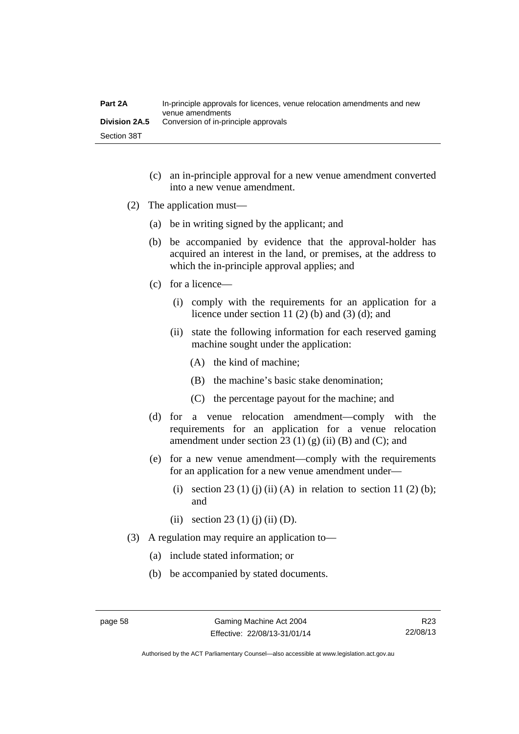(c) an in-principle approval for a new venue amendment converted into a new venue amendment.

(2) The application must—

(a) be in writing signed by the applicant; and

(b) be accompanied by evidence that the approval-holder has acquired an interest in the land, or premises, at the address to which the in-principle approval applies; and

(c) for a licence—

(i) comply with the requirements for an application for a licence under section 11 (2) (b) and (3) (d); and

(ii) state the following information for each reserved gaming machine sought under the application:

(A) the kind of machine;

(B) the machine's basic stake denomination;

(C) the percentage payout for the machine; and

(d) for a venue relocation amendment—comply with the requirements for an application for a venue relocation amendment under section 23 (1) (g) (ii) (B) and (C); and

(e) for a new venue amendment—comply with the requirements for an application for a new venue amendment under—

(i) section 23 (1) (j) (ii) (A) in relation to section 11 (2) (b); and

(ii) section 23 (1) (j) (ii) (D).

(3) A regulation may require an application to—

(a) include stated information; or

(b) be accompanied by stated documents.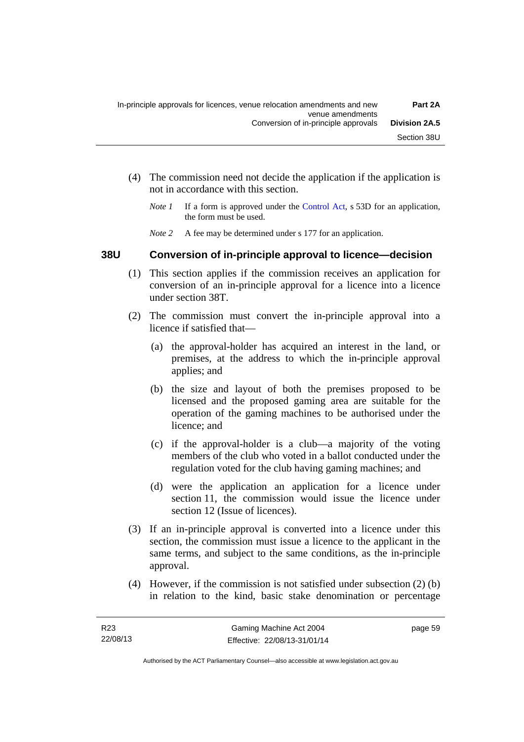(4) The commission need not decide the application if the application is not in accordance with this section.

*Note 1* If a form is approved under the Control Act, s 53D for an application, the form must be used.

*Note 2* A fee may be determined under s 177 for an application.

### 38U Conversion of in-principle approval to licence—decision

(1) This section applies if the commission receives an application for conversion of an in-principle approval for a licence into a licence under section 38T.

(2) The commission must convert the in-principle approval into a licence if satisfied that—

(a) the approval-holder has acquired an interest in the land, or premises, at the address to which the in-principle approval applies; and

(b) the size and layout of both the premises proposed to be licensed and the proposed gaming area are suitable for the operation of the gaming machines to be authorised under the licence; and

(c) if the approval-holder is a club—a majority of the voting members of the club who voted in a ballot conducted under the regulation voted for the club having gaming machines; and

(d) were the application an application for a licence under section 11, the commission would issue the licence under section 12 (Issue of licences).

(3) If an in-principle approval is converted into a licence under this section, the commission must issue a licence to the applicant in the same terms, and subject to the same conditions, as the in-principle approval.

(4) However, if the commission is not satisfied under subsection (2) (b) in relation to the kind, basic stake denomination or percentage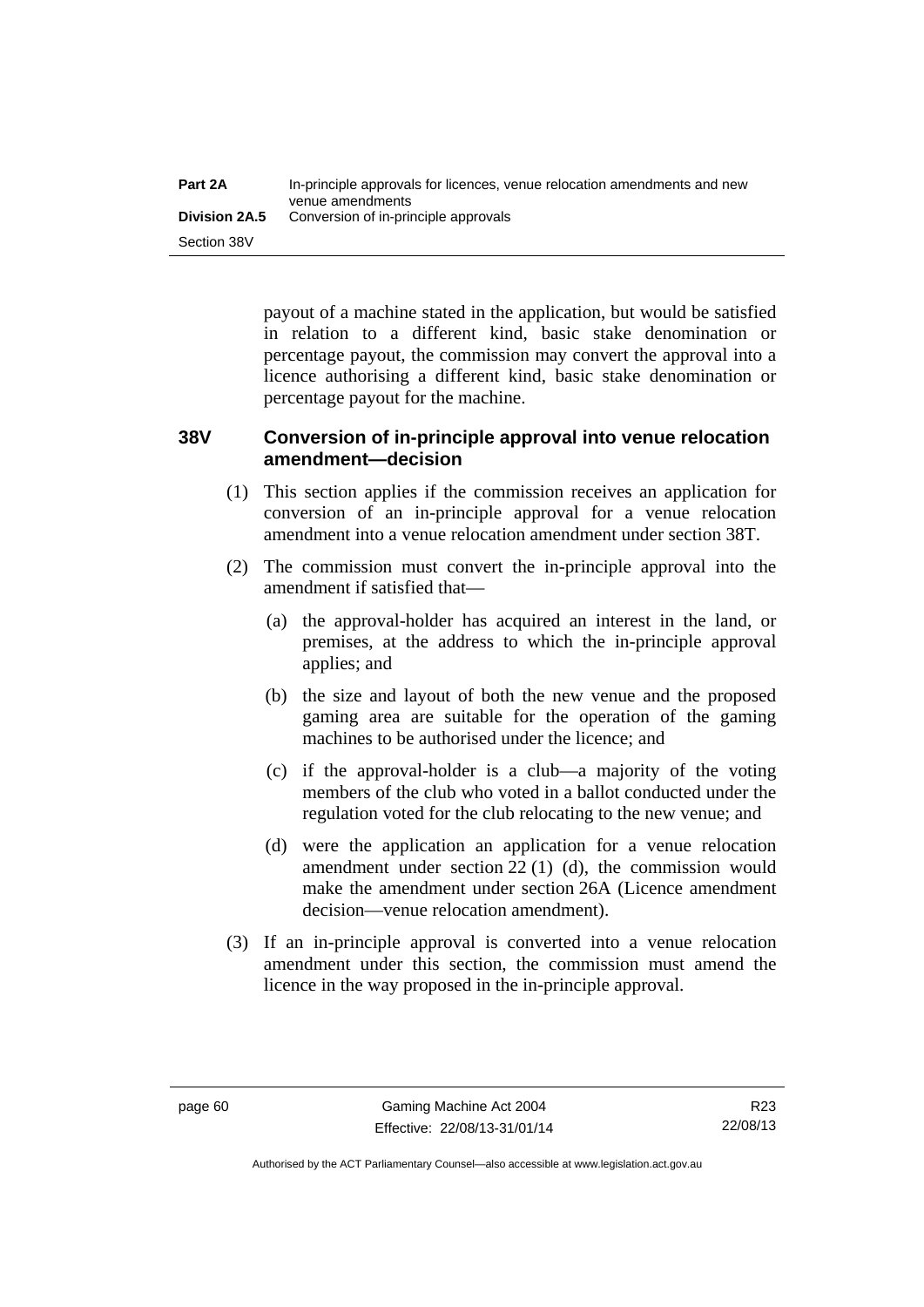payout of a machine stated in the application, but would be satisfied in relation to a different kind, basic stake denomination or percentage payout, the commission may convert the approval into a licence authorising a different kind, basic stake denomination or percentage payout for the machine.

### 38V Conversion of in-principle approval into venue relocation amendment—decision

(1) This section applies if the commission receives an application for conversion of an in-principle approval for a venue relocation amendment into a venue relocation amendment under section 38T.

(2) The commission must convert the in-principle approval into the amendment if satisfied that—

(a) the approval-holder has acquired an interest in the land, or premises, at the address to which the in-principle approval applies; and

(b) the size and layout of both the new venue and the proposed gaming area are suitable for the operation of the gaming machines to be authorised under the licence; and

(c) if the approval-holder is a club—a majority of the voting members of the club who voted in a ballot conducted under the regulation voted for the club relocating to the new venue; and

(d) were the application an application for a venue relocation amendment under section 22 (1) (d), the commission would make the amendment under section 26A (Licence amendment decision—venue relocation amendment).

(3) If an in-principle approval is converted into a venue relocation amendment under this section, the commission must amend the licence in the way proposed in the in-principle approval.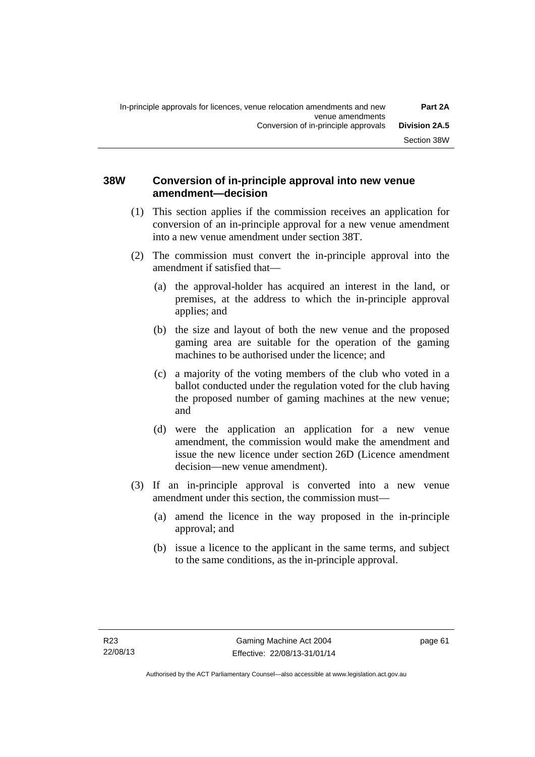### 38W Conversion of in-principle approval into new venue amendment—decision

(1) This section applies if the commission receives an application for conversion of an in-principle approval for a new venue amendment into a new venue amendment under section 38T.

(2) The commission must convert the in-principle approval into the amendment if satisfied that—

(a) the approval-holder has acquired an interest in the land, or premises, at the address to which the in-principle approval applies; and

(b) the size and layout of both the new venue and the proposed gaming area are suitable for the operation of the gaming machines to be authorised under the licence; and

(c) a majority of the voting members of the club who voted in a ballot conducted under the regulation voted for the club having the proposed number of gaming machines at the new venue; and

(d) were the application an application for a new venue amendment, the commission would make the amendment and issue the new licence under section 26D (Licence amendment decision—new venue amendment).

(3) If an in-principle approval is converted into a new venue amendment under this section, the commission must—

(a) amend the licence in the way proposed in the in-principle approval; and

(b) issue a licence to the applicant in the same terms, and subject to the same conditions, as the in-principle approval.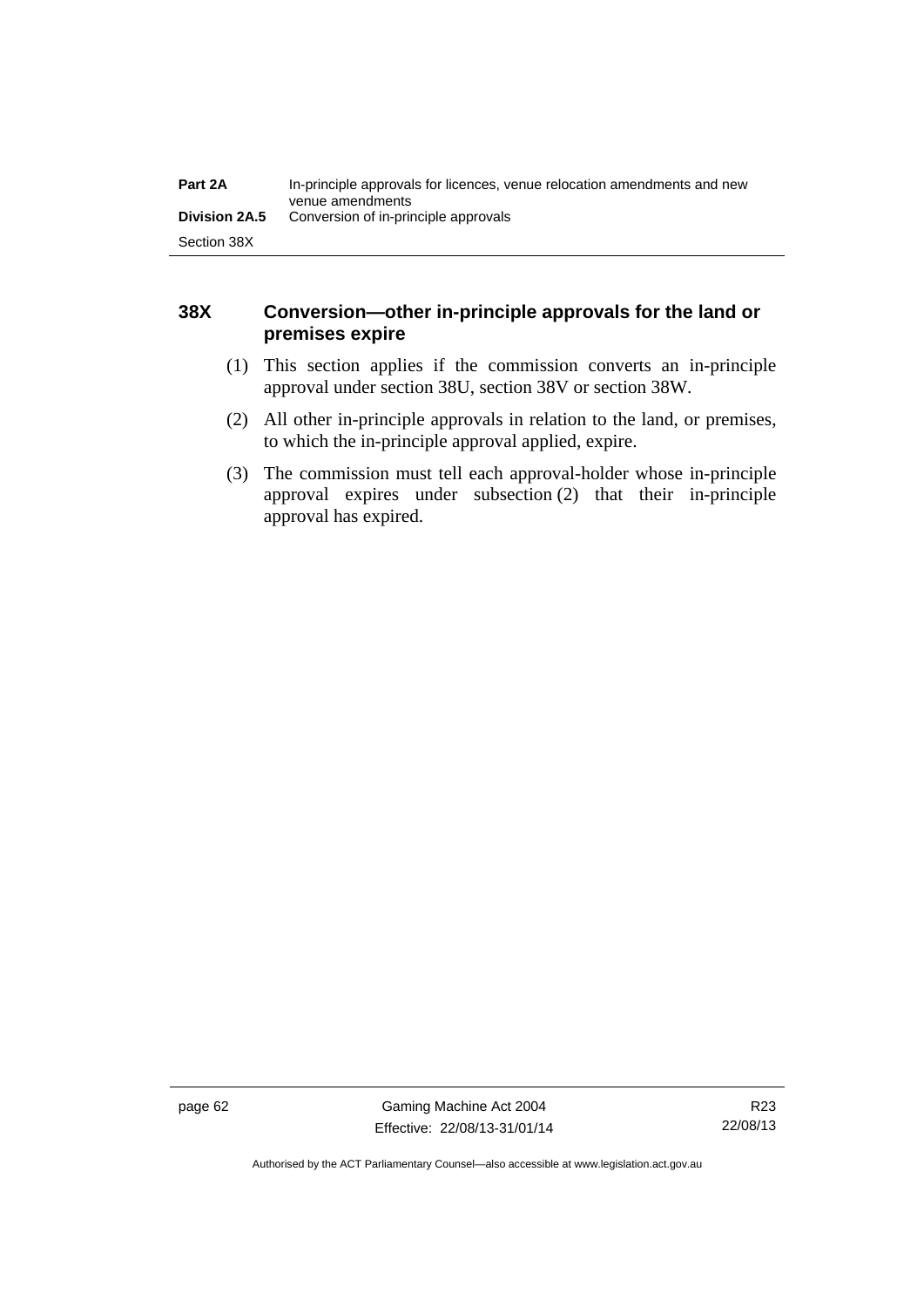## 38X Conversion—other in-principle approvals for the land or premises expire

(1) This section applies if the commission converts an in-principle approval under section 38U, section 38V or section 38W.

(2) All other in-principle approvals in relation to the land, or premises, to which the in-principle approval applied, expire.

(3) The commission must tell each approval-holder whose in-principle approval expires under subsection (2) that their in-principle approval has expired.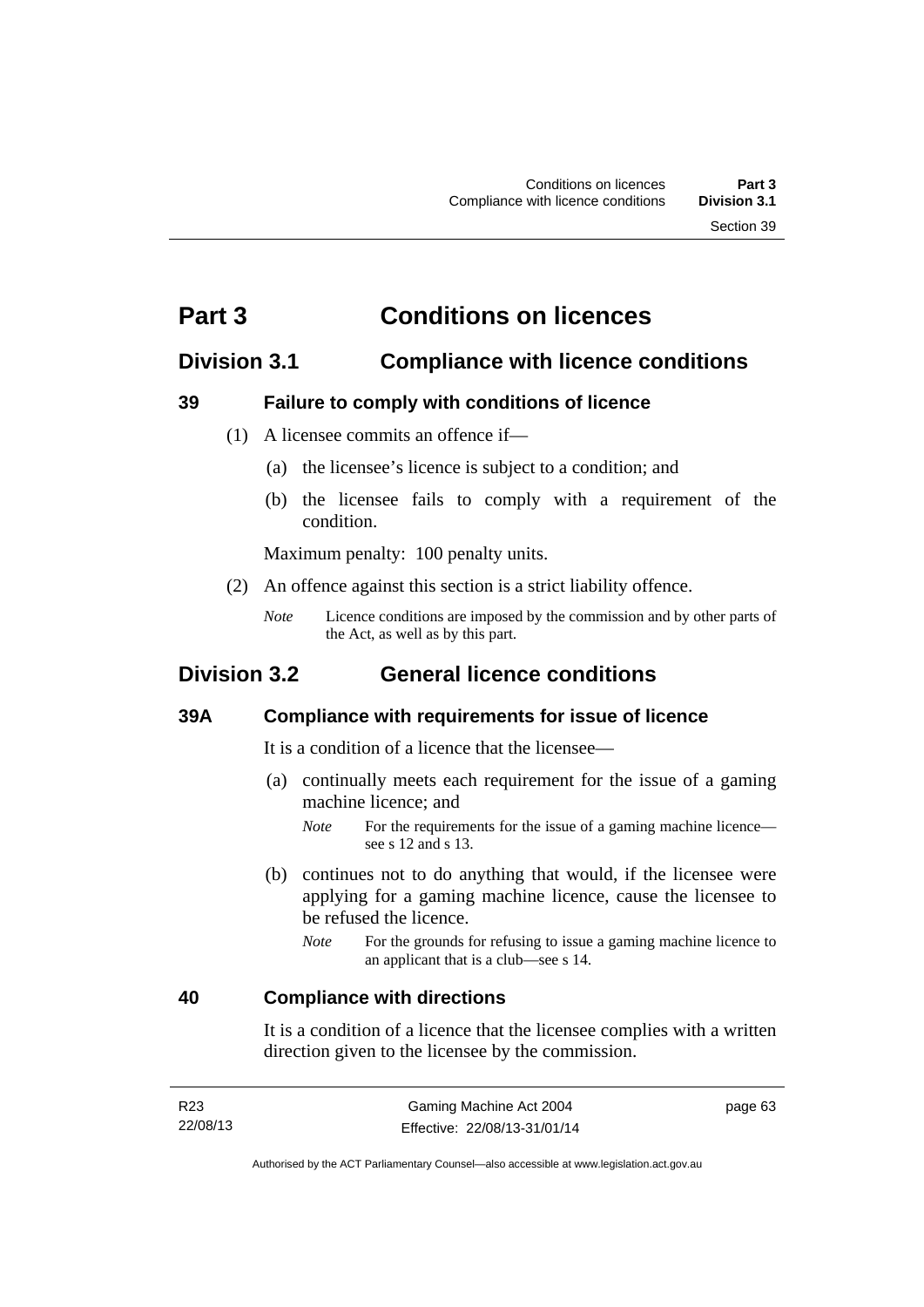# Part 3 Conditions on licences

## Division 3.1 Compliance with licence conditions

### 39 Failure to comply with conditions of licence

(1) A licensee commits an offence if—

(a) the licensee's licence is subject to a condition; and

(b) the licensee fails to comply with a requirement of the condition.

Maximum penalty: 100 penalty units.

(2) An offence against this section is a strict liability offence.

*Note* Licence conditions are imposed by the commission and by other parts of the Act, as well as by this part.

## Division 3.2 General licence conditions

### 39A Compliance with requirements for issue of licence

It is a condition of a licence that the licensee—

(a) continually meets each requirement for the issue of a gaming machine licence; and

*Note* For the requirements for the issue of a gaming machine licence—see s 12 and s 13.

(b) continues not to do anything that would, if the licensee were applying for a gaming machine licence, cause the licensee to be refused the licence.

*Note* For the grounds for refusing to issue a gaming machine licence to an applicant that is a club—see s 14.

### 40 Compliance with directions

It is a condition of a licence that the licensee complies with a written direction given to the licensee by the commission.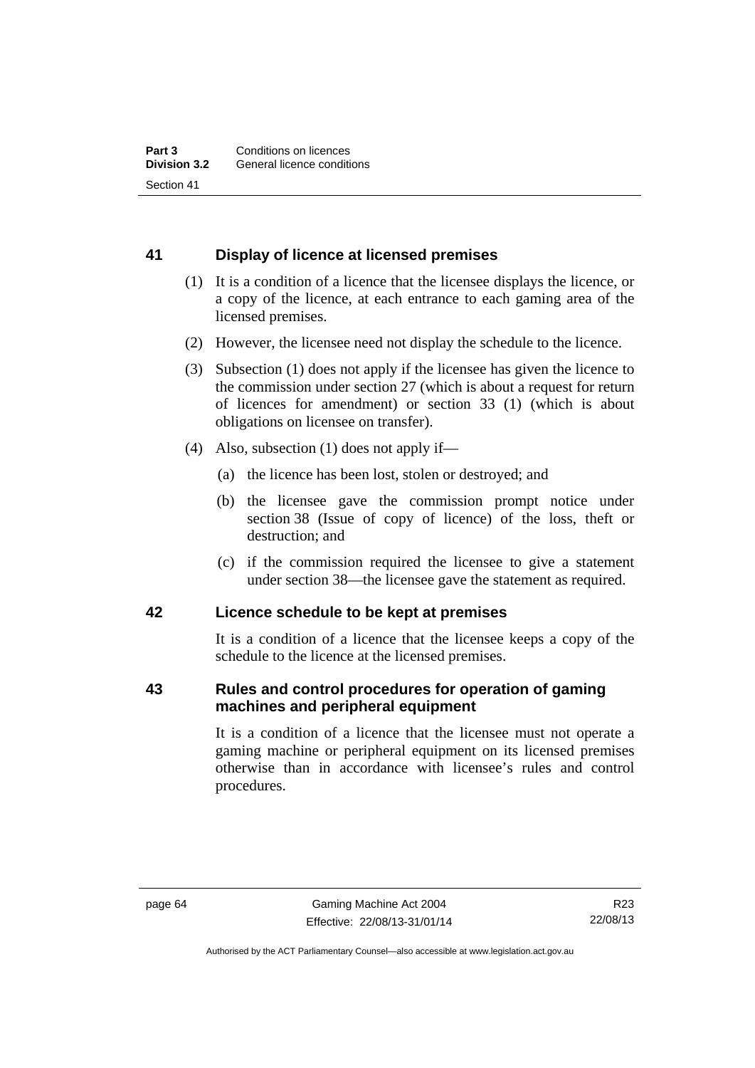## 41 Display of licence at licensed premises

(1) It is a condition of a licence that the licensee displays the licence, or a copy of the licence, at each entrance to each gaming area of the licensed premises.

(2) However, the licensee need not display the schedule to the licence.

(3) Subsection (1) does not apply if the licensee has given the licence to the commission under section 27 (which is about a request for return of licences for amendment) or section 33 (1) (which is about obligations on licensee on transfer).

(4) Also, subsection (1) does not apply if—

(a) the licence has been lost, stolen or destroyed; and

(b) the licensee gave the commission prompt notice under section 38 (Issue of copy of licence) of the loss, theft or destruction; and

(c) if the commission required the licensee to give a statement under section 38—the licensee gave the statement as required.

## 42 Licence schedule to be kept at premises

It is a condition of a licence that the licensee keeps a copy of the schedule to the licence at the licensed premises.

## 43 Rules and control procedures for operation of gaming machines and peripheral equipment

It is a condition of a licence that the licensee must not operate a gaming machine or peripheral equipment on its licensed premises otherwise than in accordance with licensee's rules and control procedures.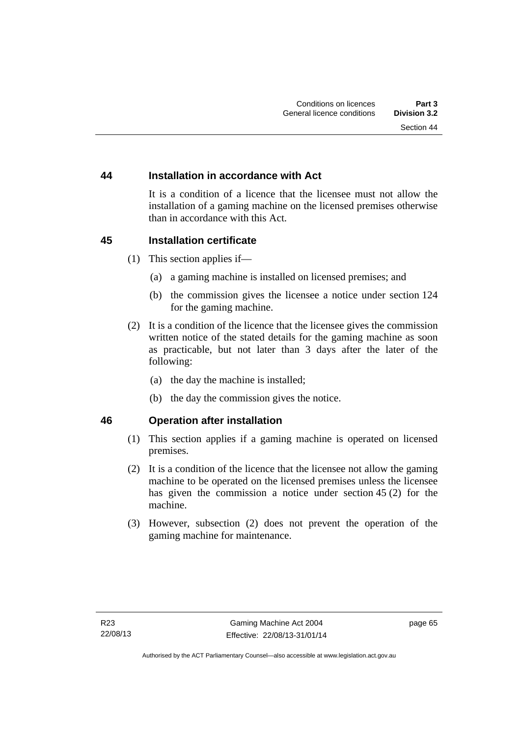### 44 Installation in accordance with Act

It is a condition of a licence that the licensee must not allow the installation of a gaming machine on the licensed premises otherwise than in accordance with this Act.

### 45 Installation certificate

(1) This section applies if—

(a) a gaming machine is installed on licensed premises; and

(b) the commission gives the licensee a notice under section 124 for the gaming machine.

(2) It is a condition of the licence that the licensee gives the commission written notice of the stated details for the gaming machine as soon as practicable, but not later than 3 days after the later of the following:

(a) the day the machine is installed;

(b) the day the commission gives the notice.

### 46 Operation after installation

(1) This section applies if a gaming machine is operated on licensed premises.

(2) It is a condition of the licence that the licensee not allow the gaming machine to be operated on the licensed premises unless the licensee has given the commission a notice under section 45 (2) for the machine.

(3) However, subsection (2) does not prevent the operation of the gaming machine for maintenance.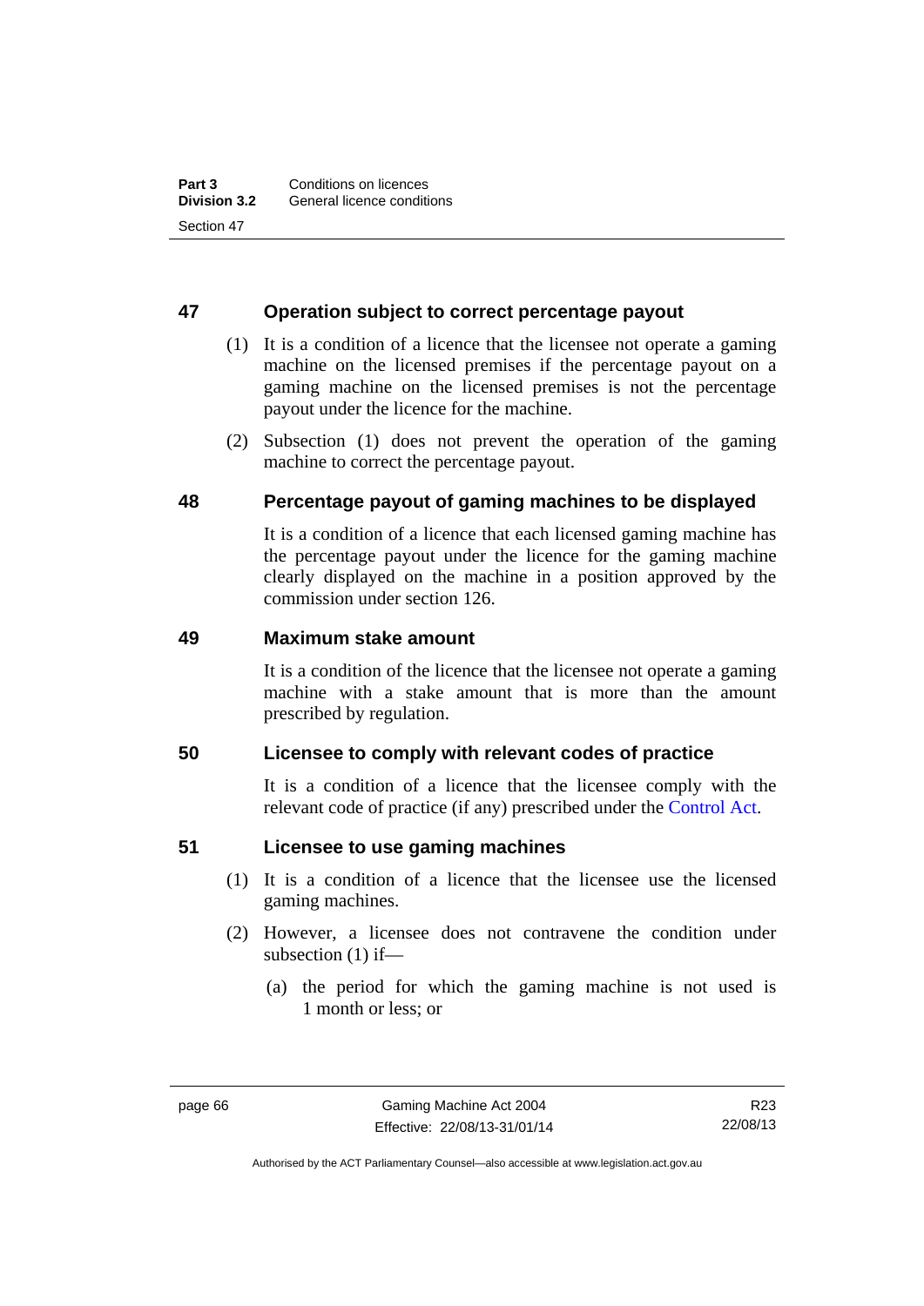## 47 Operation subject to correct percentage payout

(1) It is a condition of a licence that the licensee not operate a gaming machine on the licensed premises if the percentage payout on a gaming machine on the licensed premises is not the percentage payout under the licence for the machine.

(2) Subsection (1) does not prevent the operation of the gaming machine to correct the percentage payout.

## 48 Percentage payout of gaming machines to be displayed

It is a condition of a licence that each licensed gaming machine has the percentage payout under the licence for the gaming machine clearly displayed on the machine in a position approved by the commission under section 126.

## 49 Maximum stake amount

It is a condition of the licence that the licensee not operate a gaming machine with a stake amount that is more than the amount prescribed by regulation.

## 50 Licensee to comply with relevant codes of practice

It is a condition of a licence that the licensee comply with the relevant code of practice (if any) prescribed under the Control Act.

## 51 Licensee to use gaming machines

(1) It is a condition of a licence that the licensee use the licensed gaming machines.

(2) However, a licensee does not contravene the condition under subsection (1) if—

(a) the period for which the gaming machine is not used is 1 month or less; or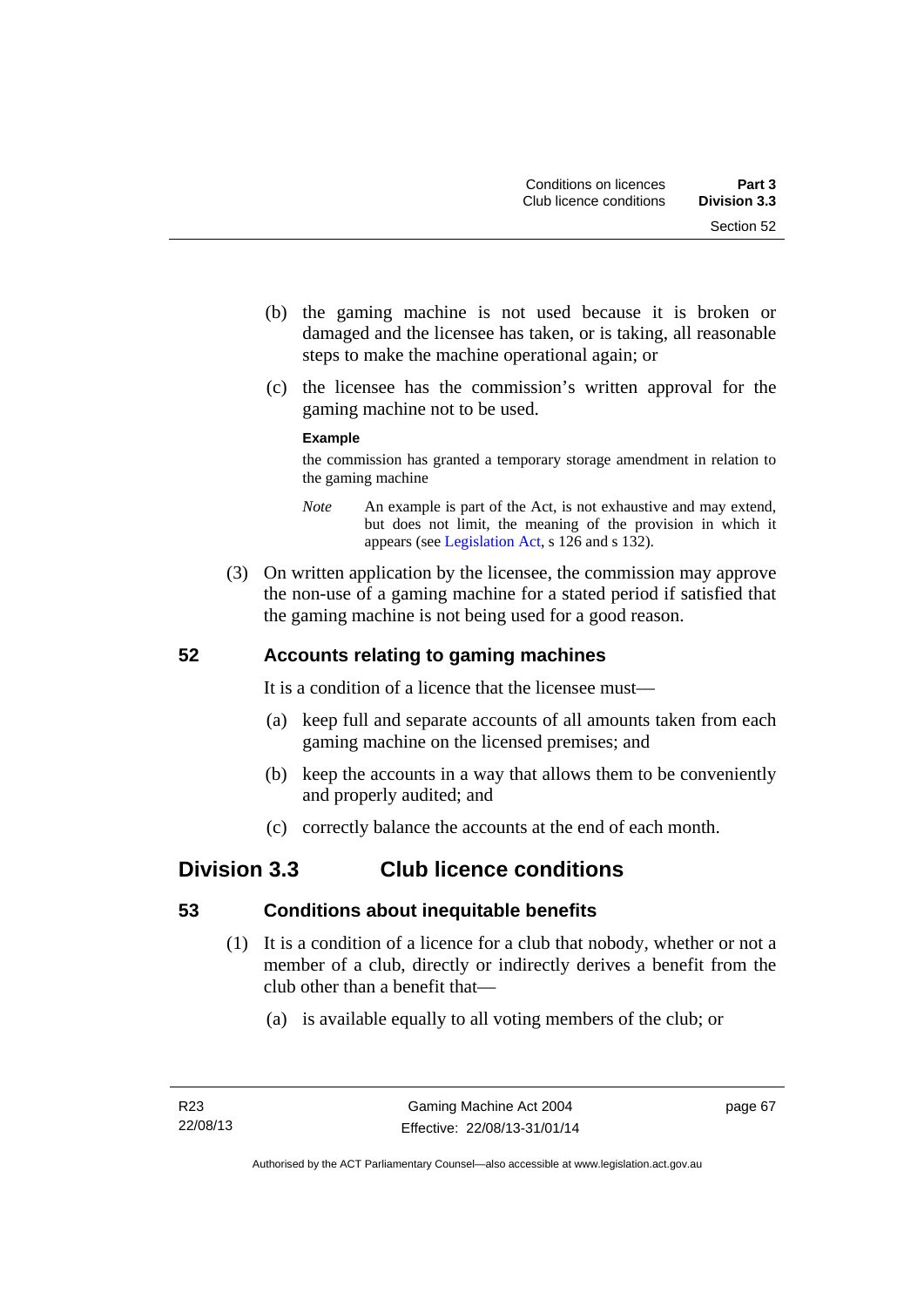(b) the gaming machine is not used because it is broken or damaged and the licensee has taken, or is taking, all reasonable steps to make the machine operational again; or

(c) the licensee has the commission's written approval for the gaming machine not to be used.

**Example**

the commission has granted a temporary storage amendment in relation to the gaming machine

*Note* An example is part of the Act, is not exhaustive and may extend, but does not limit, the meaning of the provision in which it appears (see Legislation Act, s 126 and s 132).

(3) On written application by the licensee, the commission may approve the non-use of a gaming machine for a stated period if satisfied that the gaming machine is not being used for a good reason.

### 52 Accounts relating to gaming machines

It is a condition of a licence that the licensee must—

(a) keep full and separate accounts of all amounts taken from each gaming machine on the licensed premises; and

(b) keep the accounts in a way that allows them to be conveniently and properly audited; and

(c) correctly balance the accounts at the end of each month.

## Division 3.3 Club licence conditions

### 53 Conditions about inequitable benefits

(1) It is a condition of a licence for a club that nobody, whether or not a member of a club, directly or indirectly derives a benefit from the club other than a benefit that—

(a) is available equally to all voting members of the club; or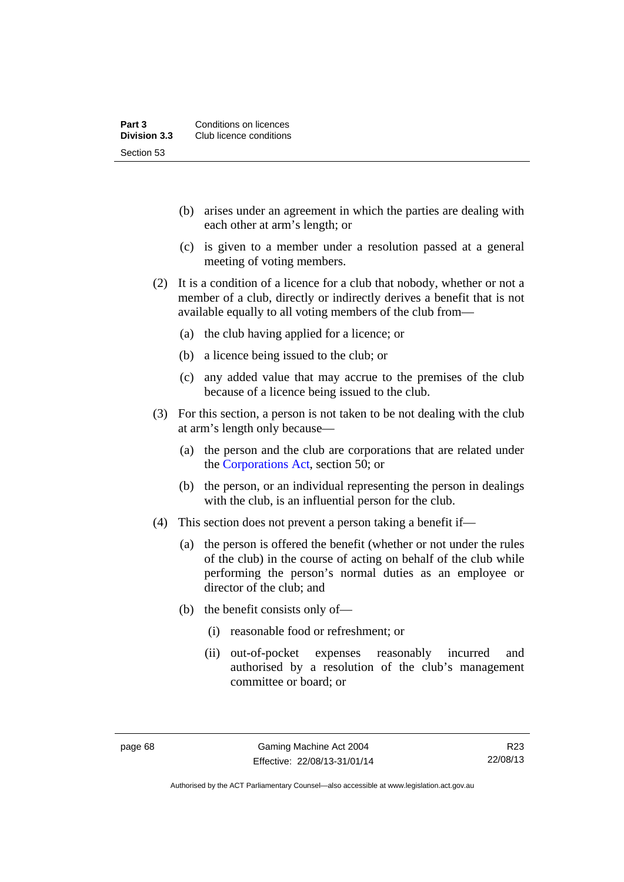(b) arises under an agreement in which the parties are dealing with each other at arm's length; or

(c) is given to a member under a resolution passed at a general meeting of voting members.

(2) It is a condition of a licence for a club that nobody, whether or not a member of a club, directly or indirectly derives a benefit that is not available equally to all voting members of the club from—

(a) the club having applied for a licence; or

(b) a licence being issued to the club; or

(c) any added value that may accrue to the premises of the club because of a licence being issued to the club.

(3) For this section, a person is not taken to be not dealing with the club at arm's length only because—

(a) the person and the club are corporations that are related under the Corporations Act, section 50; or

(b) the person, or an individual representing the person in dealings with the club, is an influential person for the club.

(4) This section does not prevent a person taking a benefit if—

(a) the person is offered the benefit (whether or not under the rules of the club) in the course of acting on behalf of the club while performing the person's normal duties as an employee or director of the club; and

(b) the benefit consists only of—

(i) reasonable food or refreshment; or

(ii) out-of-pocket expenses reasonably incurred and authorised by a resolution of the club's management committee or board; or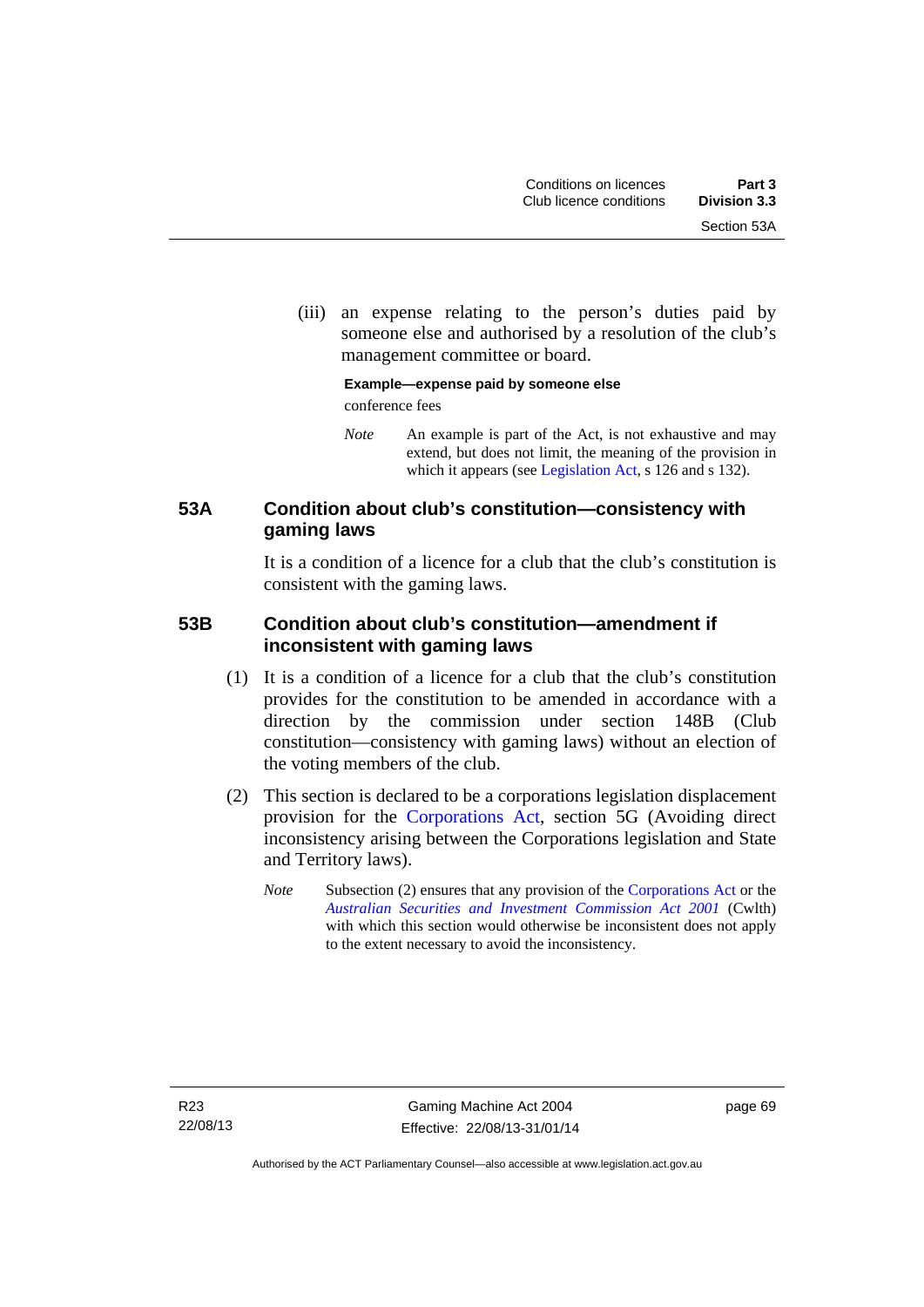(iii) an expense relating to the person's duties paid by someone else and authorised by a resolution of the club's management committee or board.

**Example—expense paid by someone else**

conference fees

*Note* An example is part of the Act, is not exhaustive and may extend, but does not limit, the meaning of the provision in which it appears (see Legislation Act, s 126 and s 132).

### 53A Condition about club's constitution—consistency with gaming laws

It is a condition of a licence for a club that the club's constitution is consistent with the gaming laws.

### 53B Condition about club's constitution—amendment if inconsistent with gaming laws

(1) It is a condition of a licence for a club that the club's constitution provides for the constitution to be amended in accordance with a direction by the commission under section 148B (Club constitution—consistency with gaming laws) without an election of the voting members of the club.

(2) This section is declared to be a corporations legislation displacement provision for the Corporations Act, section 5G (Avoiding direct inconsistency arising between the Corporations legislation and State and Territory laws).

*Note* Subsection (2) ensures that any provision of the Corporations Act or the *Australian Securities and Investment Commission Act 2001* (Cwlth) with which this section would otherwise be inconsistent does not apply to the extent necessary to avoid the inconsistency.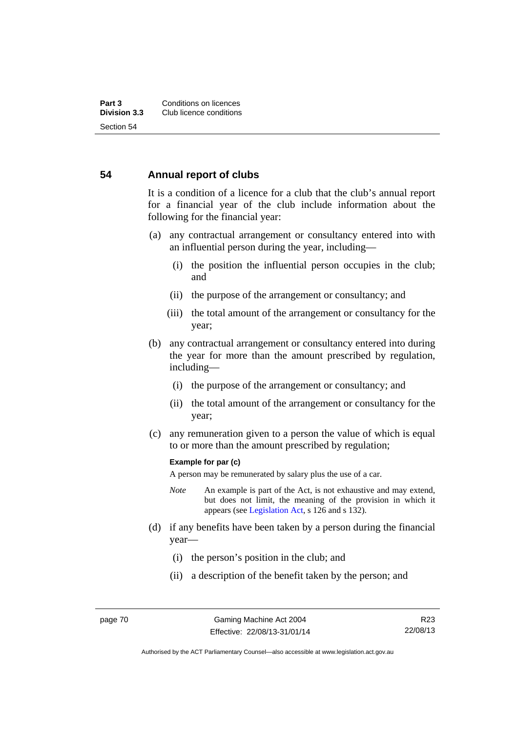## 54 Annual report of clubs

It is a condition of a licence for a club that the club's annual report for a financial year of the club include information about the following for the financial year:

(a) any contractual arrangement or consultancy entered into with an influential person during the year, including—

(i) the position the influential person occupies in the club; and

(ii) the purpose of the arrangement or consultancy; and

(iii) the total amount of the arrangement or consultancy for the year;

(b) any contractual arrangement or consultancy entered into during the year for more than the amount prescribed by regulation, including—

(i) the purpose of the arrangement or consultancy; and

(ii) the total amount of the arrangement or consultancy for the year;

(c) any remuneration given to a person the value of which is equal to or more than the amount prescribed by regulation;

**Example for par (c)**

A person may be remunerated by salary plus the use of a car.

*Note* An example is part of the Act, is not exhaustive and may extend, but does not limit, the meaning of the provision in which it appears (see Legislation Act, s 126 and s 132).

(d) if any benefits have been taken by a person during the financial year—

(i) the person's position in the club; and

(ii) a description of the benefit taken by the person; and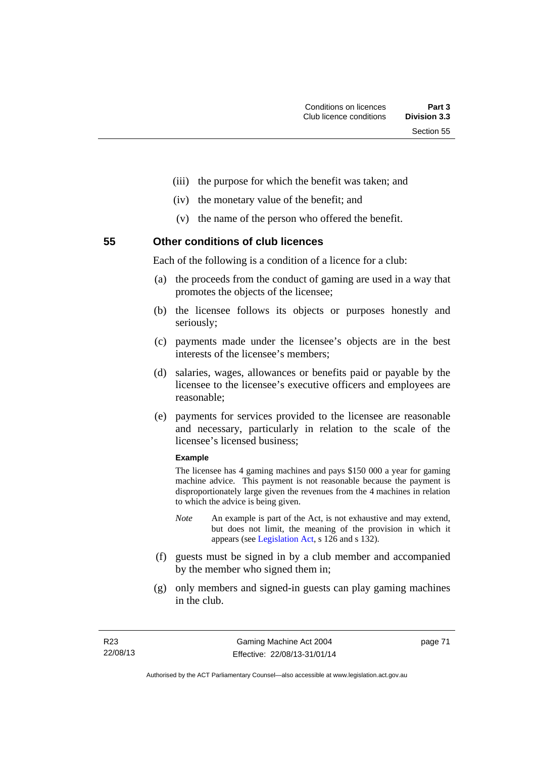(iii) the purpose for which the benefit was taken; and

(iv) the monetary value of the benefit; and

(v) the name of the person who offered the benefit.

## 55 Other conditions of club licences

Each of the following is a condition of a licence for a club:

(a) the proceeds from the conduct of gaming are used in a way that promotes the objects of the licensee;

(b) the licensee follows its objects or purposes honestly and seriously;

(c) payments made under the licensee's objects are in the best interests of the licensee's members;

(d) salaries, wages, allowances or benefits paid or payable by the licensee to the licensee's executive officers and employees are reasonable;

(e) payments for services provided to the licensee are reasonable and necessary, particularly in relation to the scale of the licensee's licensed business;

**Example**

The licensee has 4 gaming machines and pays $150 000 a year for gaming machine advice. This payment is not reasonable because the payment is disproportionately large given the revenues from the 4 machines in relation to which the advice is being given.

*Note* An example is part of the Act, is not exhaustive and may extend, but does not limit, the meaning of the provision in which it appears (see Legislation Act, s 126 and s 132).

(f) guests must be signed in by a club member and accompanied by the member who signed them in;

(g) only members and signed-in guests can play gaming machines in the club.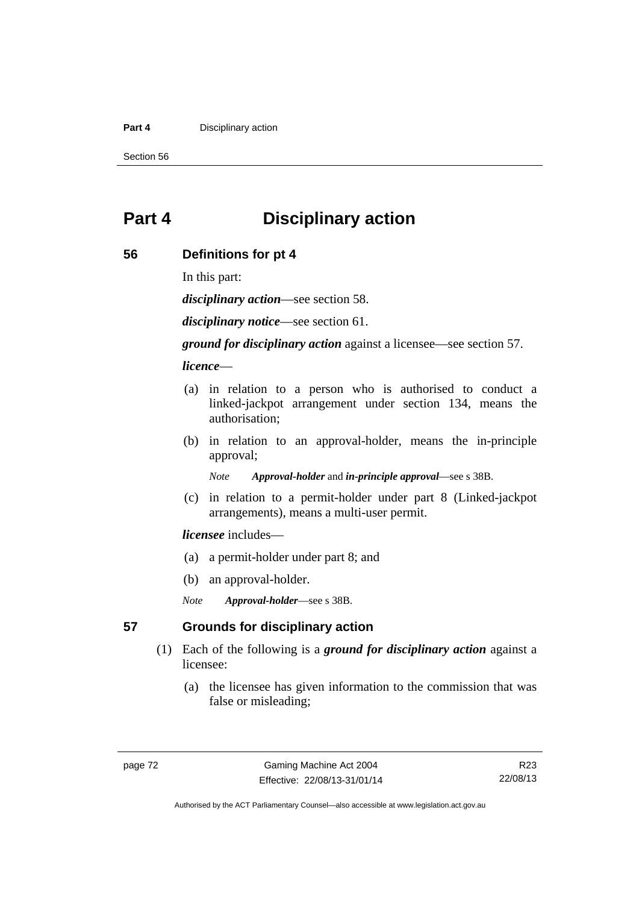# Part 4 Disciplinary action

## 56 Definitions for pt 4

In this part:

***disciplinary action***—see section 58.

***disciplinary notice***—see section 61.

***ground for disciplinary action*** against a licensee—see section 57.

***licence***—

(a) in relation to a person who is authorised to conduct a linked-jackpot arrangement under section 134, means the authorisation;

(b) in relation to an approval-holder, means the in-principle approval;

*Note* ***Approval-holder*** and ***in-principle approval***—see s 38B.

(c) in relation to a permit-holder under part 8 (Linked-jackpot arrangements), means a multi-user permit.

***licensee*** includes—

(a) a permit-holder under part 8; and

(b) an approval-holder.

*Note* ***Approval-holder***—see s 38B.

## 57 Grounds for disciplinary action

(1) Each of the following is a ***ground for disciplinary action*** against a licensee:

(a) the licensee has given information to the commission that was false or misleading;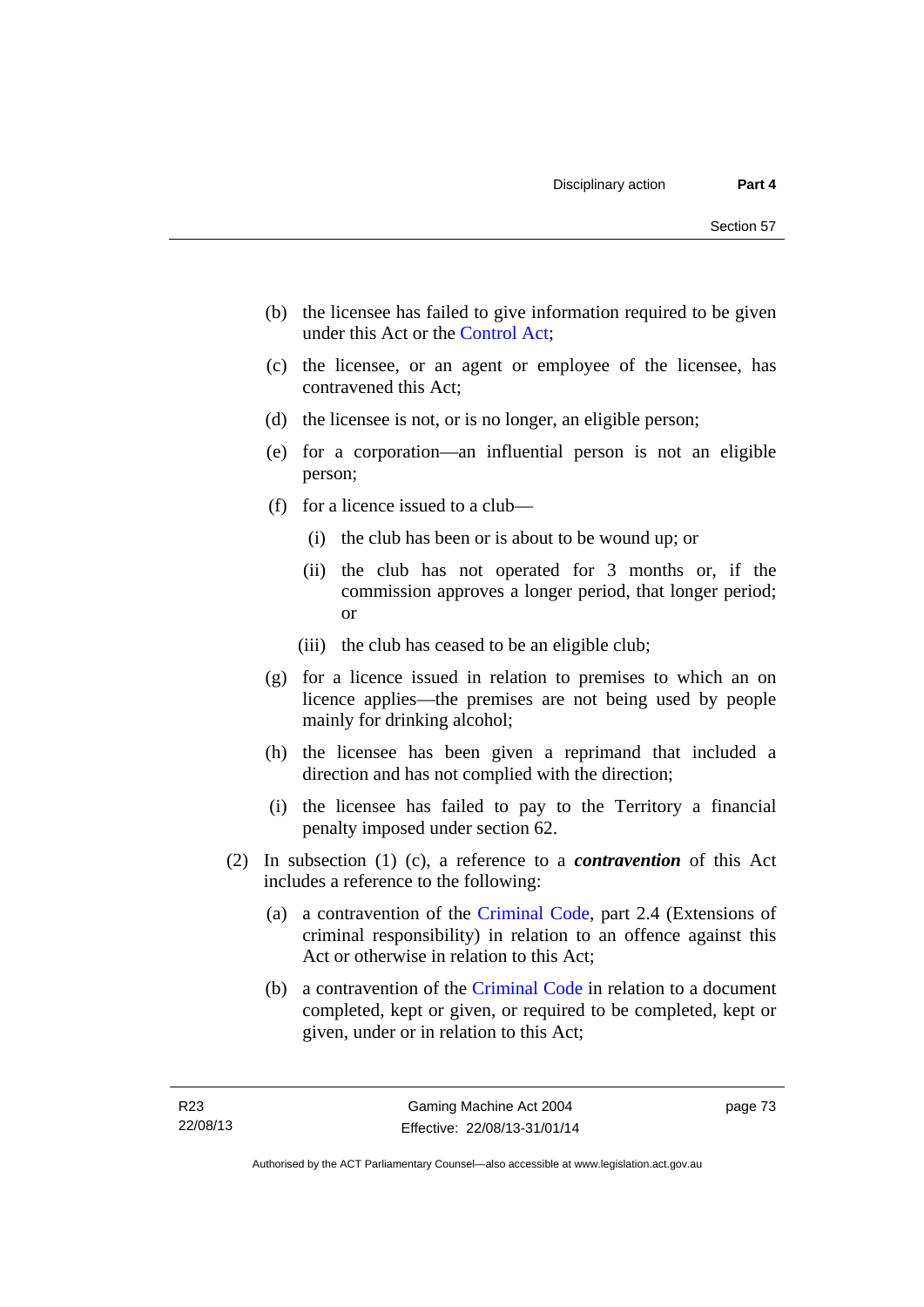(b) the licensee has failed to give information required to be given under this Act or the Control Act;

(c) the licensee, or an agent or employee of the licensee, has contravened this Act;

(d) the licensee is not, or is no longer, an eligible person;

(e) for a corporation—an influential person is not an eligible person;

(f) for a licence issued to a club—

  (i) the club has been or is about to be wound up; or

  (ii) the club has not operated for 3 months or, if the commission approves a longer period, that longer period; or

  (iii) the club has ceased to be an eligible club;

(g) for a licence issued in relation to premises to which an on licence applies—the premises are not being used by people mainly for drinking alcohol;

(h) the licensee has been given a reprimand that included a direction and has not complied with the direction;

(i) the licensee has failed to pay to the Territory a financial penalty imposed under section 62.

(2) In subsection (1) (c), a reference to a ***contravention*** of this Act includes a reference to the following:

(a) a contravention of the Criminal Code, part 2.4 (Extensions of criminal responsibility) in relation to an offence against this Act or otherwise in relation to this Act;

(b) a contravention of the Criminal Code in relation to a document completed, kept or given, or required to be completed, kept or given, under or in relation to this Act;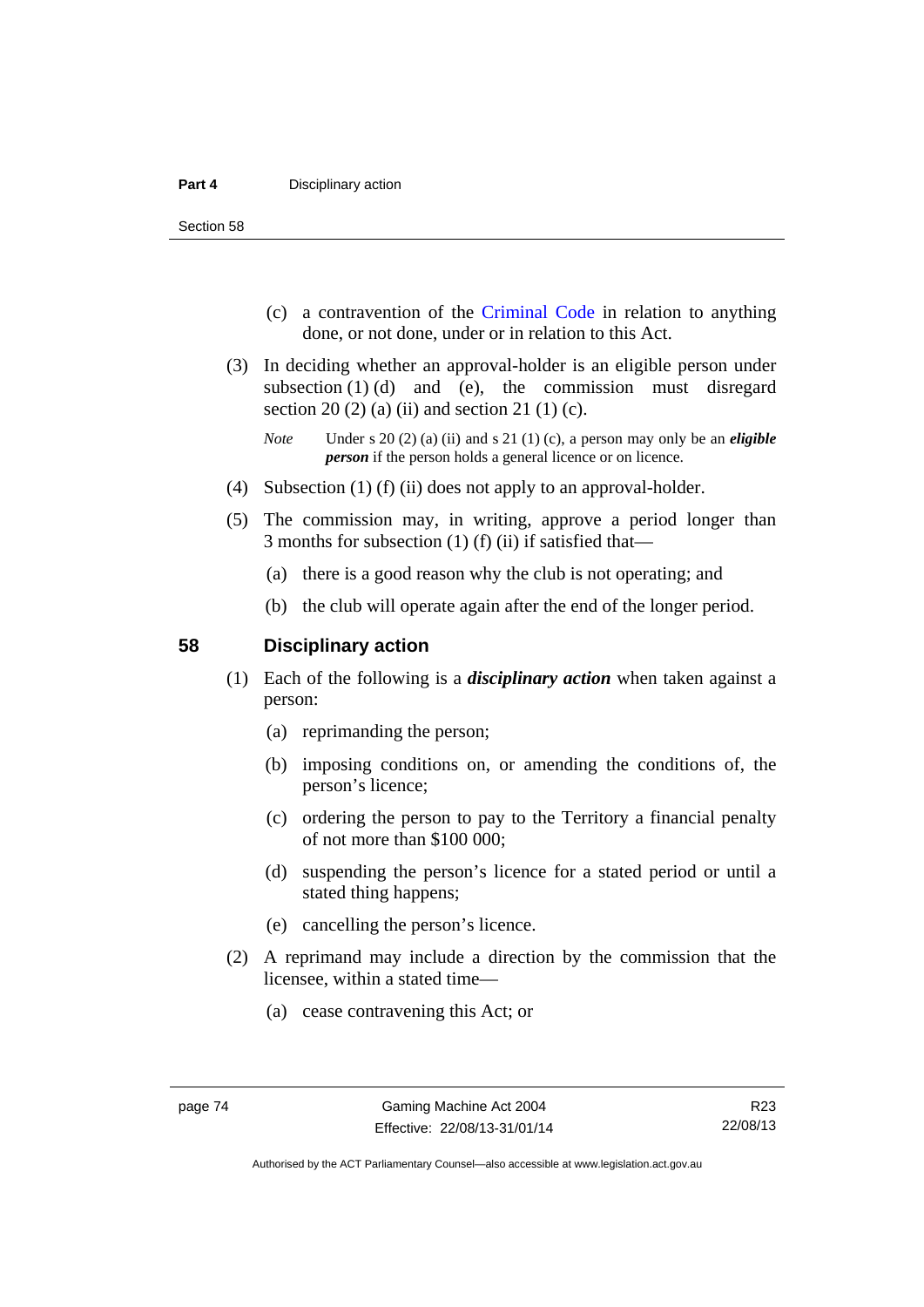(c) a contravention of the Criminal Code in relation to anything done, or not done, under or in relation to this Act.

(3) In deciding whether an approval-holder is an eligible person under subsection (1) (d) and (e), the commission must disregard section 20 (2) (a) (ii) and section 21 (1) (c).

*Note* Under s 20 (2) (a) (ii) and s 21 (1) (c), a person may only be an ***eligible person*** if the person holds a general licence or on licence.

(4) Subsection (1) (f) (ii) does not apply to an approval-holder.

(5) The commission may, in writing, approve a period longer than 3 months for subsection (1) (f) (ii) if satisfied that—

(a) there is a good reason why the club is not operating; and

(b) the club will operate again after the end of the longer period.

## 58 Disciplinary action

(1) Each of the following is a ***disciplinary action*** when taken against a person:

(a) reprimanding the person;

(b) imposing conditions on, or amending the conditions of, the person's licence;

(c) ordering the person to pay to the Territory a financial penalty of not more than $100 000;

(d) suspending the person's licence for a stated period or until a stated thing happens;

(e) cancelling the person's licence.

(2) A reprimand may include a direction by the commission that the licensee, within a stated time—

(a) cease contravening this Act; or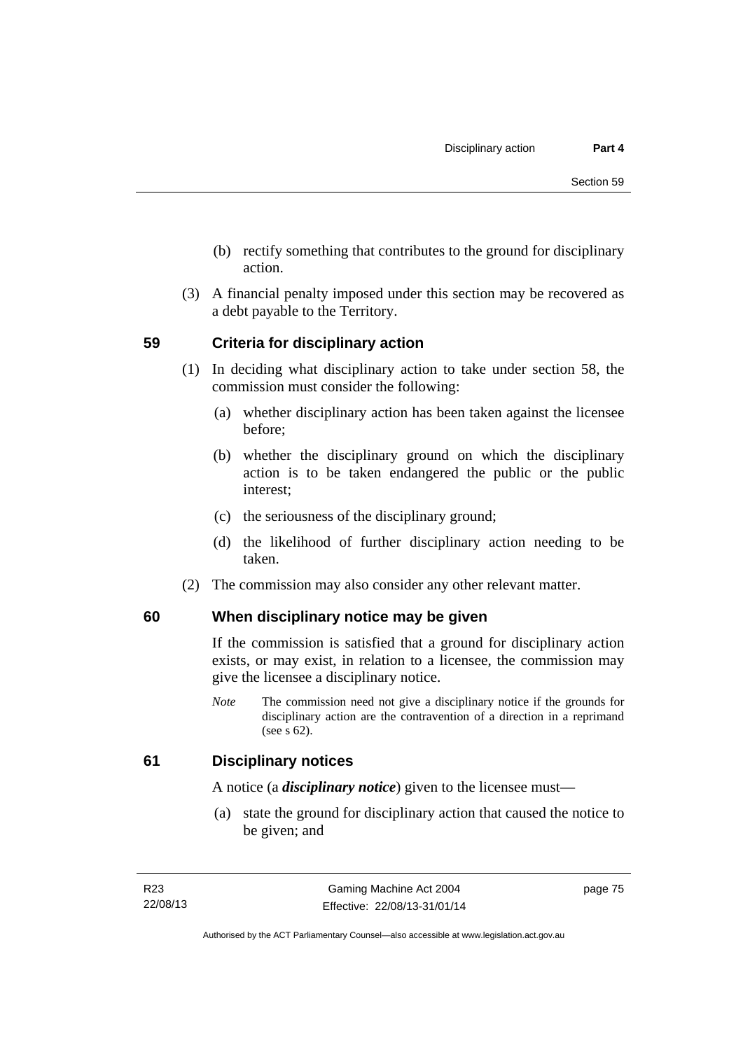(b) rectify something that contributes to the ground for disciplinary action.

(3) A financial penalty imposed under this section may be recovered as a debt payable to the Territory.

## 59 Criteria for disciplinary action

(1) In deciding what disciplinary action to take under section 58, the commission must consider the following:

(a) whether disciplinary action has been taken against the licensee before;

(b) whether the disciplinary ground on which the disciplinary action is to be taken endangered the public or the public interest;

(c) the seriousness of the disciplinary ground;

(d) the likelihood of further disciplinary action needing to be taken.

(2) The commission may also consider any other relevant matter.

## 60 When disciplinary notice may be given

If the commission is satisfied that a ground for disciplinary action exists, or may exist, in relation to a licensee, the commission may give the licensee a disciplinary notice.

*Note* The commission need not give a disciplinary notice if the grounds for disciplinary action are the contravention of a direction in a reprimand (see s 62).

## 61 Disciplinary notices

A notice (a ***disciplinary notice***) given to the licensee must—

(a) state the ground for disciplinary action that caused the notice to be given; and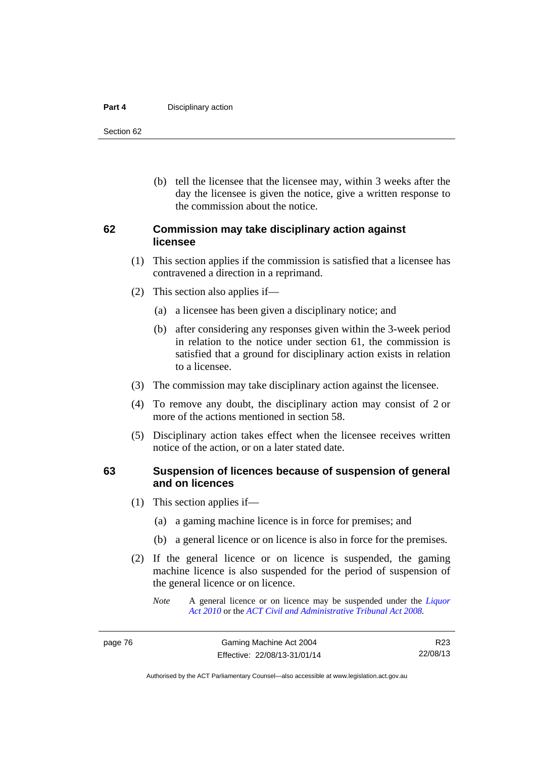(b) tell the licensee that the licensee may, within 3 weeks after the day the licensee is given the notice, give a written response to the commission about the notice.

## 62 Commission may take disciplinary action against licensee

(1) This section applies if the commission is satisfied that a licensee has contravened a direction in a reprimand.

(2) This section also applies if—

(a) a licensee has been given a disciplinary notice; and

(b) after considering any responses given within the 3-week period in relation to the notice under section 61, the commission is satisfied that a ground for disciplinary action exists in relation to a licensee.

(3) The commission may take disciplinary action against the licensee.

(4) To remove any doubt, the disciplinary action may consist of 2 or more of the actions mentioned in section 58.

(5) Disciplinary action takes effect when the licensee receives written notice of the action, or on a later stated date.

## 63 Suspension of licences because of suspension of general and on licences

(1) This section applies if—

(a) a gaming machine licence is in force for premises; and

(b) a general licence or on licence is also in force for the premises.

(2) If the general licence or on licence is suspended, the gaming machine licence is also suspended for the period of suspension of the general licence or on licence.

*Note* A general licence or on licence may be suspended under the *Liquor Act 2010* or the *ACT Civil and Administrative Tribunal Act 2008*.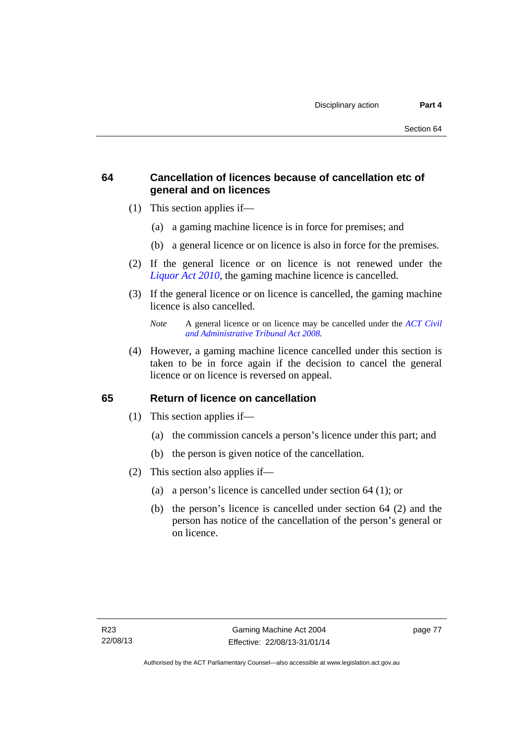## 64 Cancellation of licences because of cancellation etc of general and on licences

(1) This section applies if—

(a) a gaming machine licence is in force for premises; and

(b) a general licence or on licence is also in force for the premises.

(2) If the general licence or on licence is not renewed under the *Liquor Act 2010*, the gaming machine licence is cancelled.

(3) If the general licence or on licence is cancelled, the gaming machine licence is also cancelled.

*Note* A general licence or on licence may be cancelled under the *ACT Civil and Administrative Tribunal Act 2008*.

(4) However, a gaming machine licence cancelled under this section is taken to be in force again if the decision to cancel the general licence or on licence is reversed on appeal.

## 65 Return of licence on cancellation

(1) This section applies if—

(a) the commission cancels a person's licence under this part; and

(b) the person is given notice of the cancellation.

(2) This section also applies if—

(a) a person's licence is cancelled under section 64 (1); or

(b) the person's licence is cancelled under section 64 (2) and the person has notice of the cancellation of the person's general or on licence.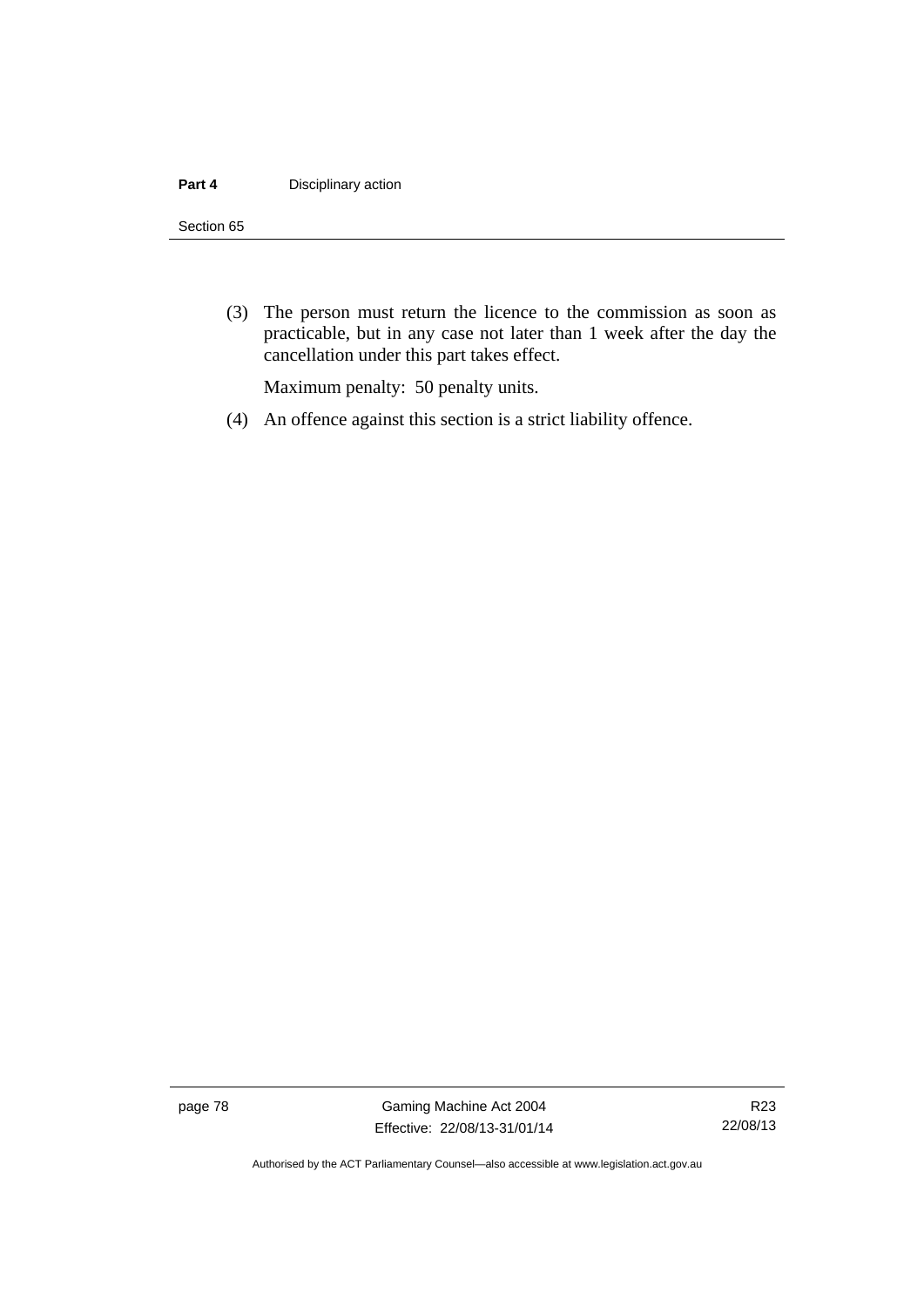(3) The person must return the licence to the commission as soon as practicable, but in any case not later than 1 week after the day the cancellation under this part takes effect.

Maximum penalty: 50 penalty units.

(4) An offence against this section is a strict liability offence.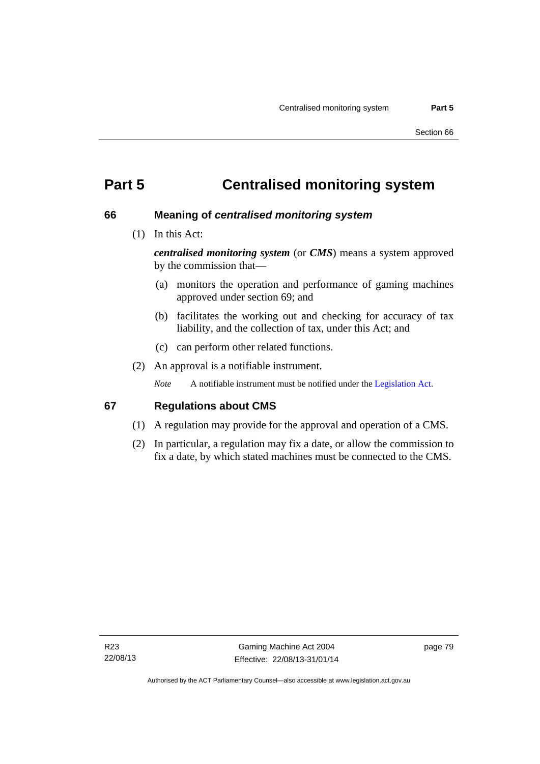# Part 5 Centralised monitoring system

## 66 Meaning of *centralised monitoring system*

(1) In this Act:

***centralised monitoring system*** (or ***CMS***) means a system approved by the commission that—

(a) monitors the operation and performance of gaming machines approved under section 69; and

(b) facilitates the working out and checking for accuracy of tax liability, and the collection of tax, under this Act; and

(c) can perform other related functions.

(2) An approval is a notifiable instrument.

*Note* A notifiable instrument must be notified under the Legislation Act.

## 67 Regulations about CMS

(1) A regulation may provide for the approval and operation of a CMS.

(2) In particular, a regulation may fix a date, or allow the commission to fix a date, by which stated machines must be connected to the CMS.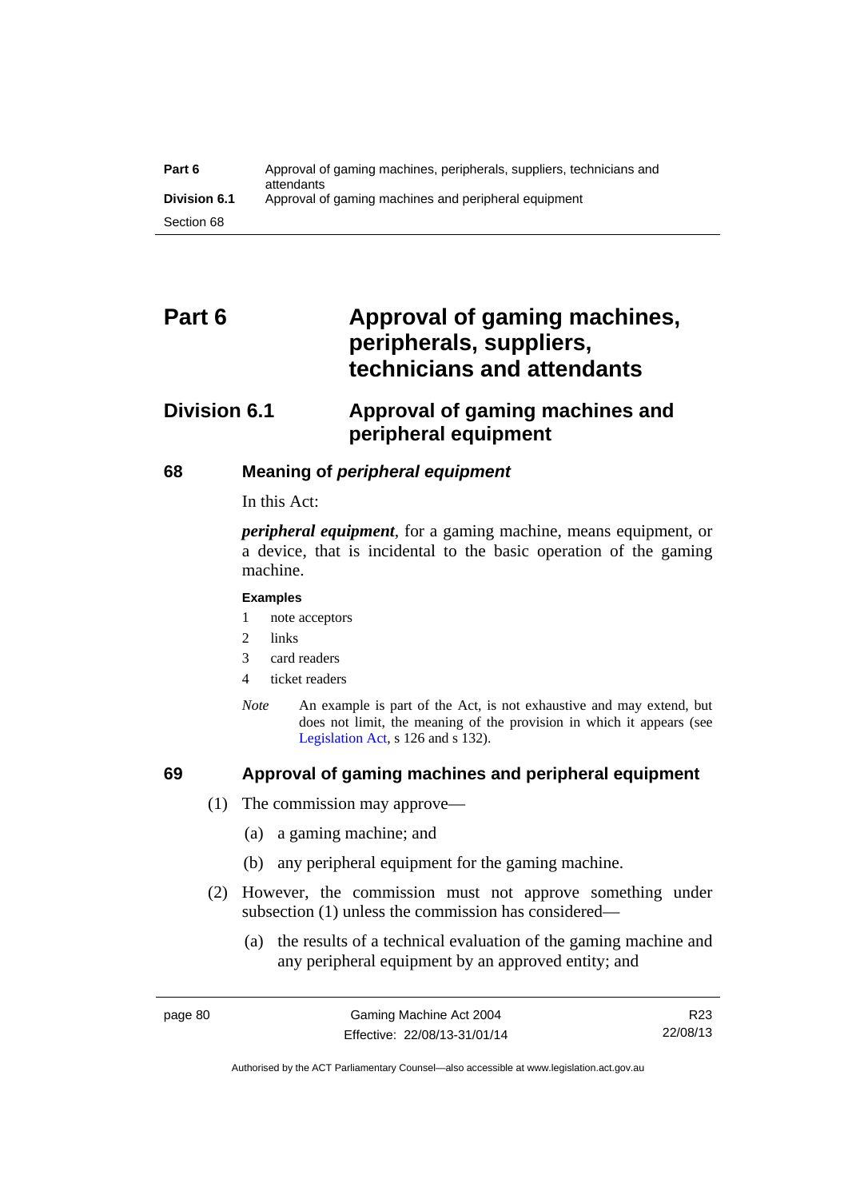# Part 6 Approval of gaming machines, peripherals, suppliers, technicians and attendants

## Division 6.1 Approval of gaming machines and peripheral equipment

### 68 Meaning of *peripheral equipment*

In this Act:

***peripheral equipment***, for a gaming machine, means equipment, or a device, that is incidental to the basic operation of the gaming machine.

**Examples**

1 note acceptors
2 links
3 card readers
4 ticket readers

*Note* An example is part of the Act, is not exhaustive and may extend, but does not limit, the meaning of the provision in which it appears (see Legislation Act, s 126 and s 132).

### 69 Approval of gaming machines and peripheral equipment

(1) The commission may approve—

(a) a gaming machine; and

(b) any peripheral equipment for the gaming machine.

(2) However, the commission must not approve something under subsection (1) unless the commission has considered—

(a) the results of a technical evaluation of the gaming machine and any peripheral equipment by an approved entity; and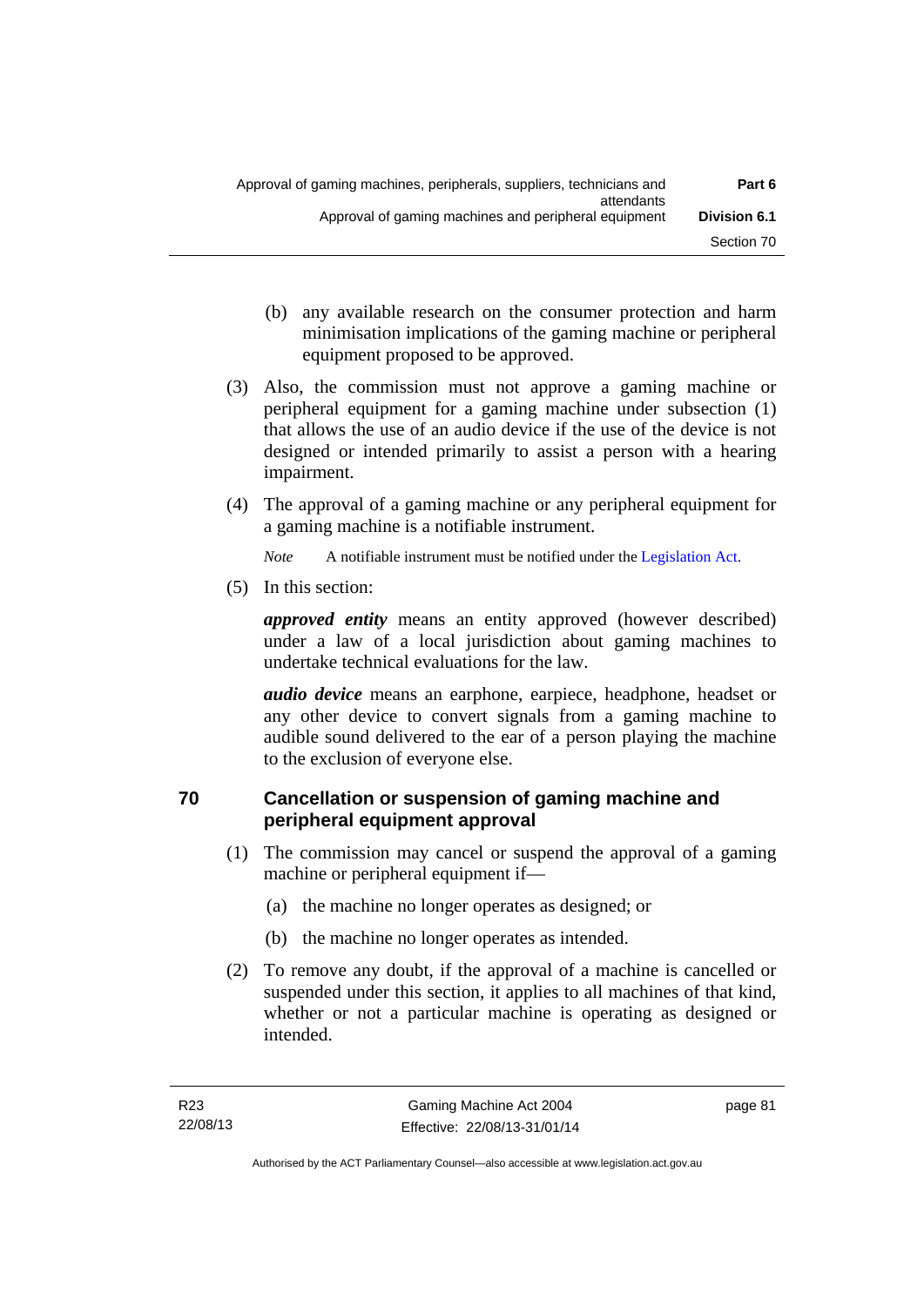(b) any available research on the consumer protection and harm minimisation implications of the gaming machine or peripheral equipment proposed to be approved.

(3) Also, the commission must not approve a gaming machine or peripheral equipment for a gaming machine under subsection (1) that allows the use of an audio device if the use of the device is not designed or intended primarily to assist a person with a hearing impairment.

(4) The approval of a gaming machine or any peripheral equipment for a gaming machine is a notifiable instrument.

*Note* A notifiable instrument must be notified under the Legislation Act.

(5) In this section:

***approved entity*** means an entity approved (however described) under a law of a local jurisdiction about gaming machines to undertake technical evaluations for the law.

***audio device*** means an earphone, earpiece, headphone, headset or any other device to convert signals from a gaming machine to audible sound delivered to the ear of a person playing the machine to the exclusion of everyone else.

## 70 Cancellation or suspension of gaming machine and peripheral equipment approval

(1) The commission may cancel or suspend the approval of a gaming machine or peripheral equipment if—

(a) the machine no longer operates as designed; or

(b) the machine no longer operates as intended.

(2) To remove any doubt, if the approval of a machine is cancelled or suspended under this section, it applies to all machines of that kind, whether or not a particular machine is operating as designed or intended.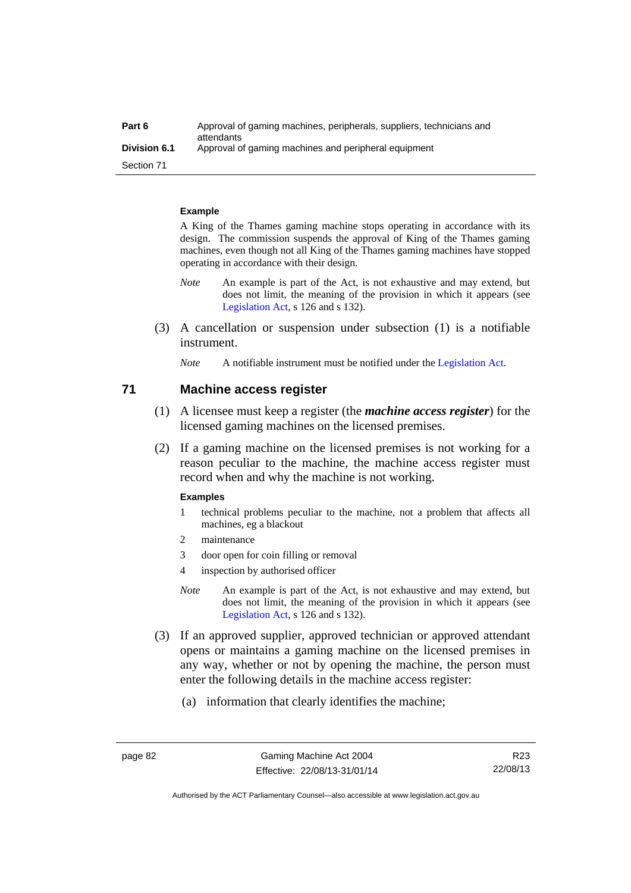**Example**

A King of the Thames gaming machine stops operating in accordance with its design. The commission suspends the approval of King of the Thames gaming machines, even though not all King of the Thames gaming machines have stopped operating in accordance with their design.

*Note* An example is part of the Act, is not exhaustive and may extend, but does not limit, the meaning of the provision in which it appears (see Legislation Act, s 126 and s 132).

(3) A cancellation or suspension under subsection (1) is a notifiable instrument.

*Note* A notifiable instrument must be notified under the Legislation Act.

## 71 Machine access register

(1) A licensee must keep a register (the ***machine access register***) for the licensed gaming machines on the licensed premises.

(2) If a gaming machine on the licensed premises is not working for a reason peculiar to the machine, the machine access register must record when and why the machine is not working.

**Examples**

1 technical problems peculiar to the machine, not a problem that affects all machines, eg a blackout

2 maintenance

3 door open for coin filling or removal

4 inspection by authorised officer

*Note* An example is part of the Act, is not exhaustive and may extend, but does not limit, the meaning of the provision in which it appears (see Legislation Act, s 126 and s 132).

(3) If an approved supplier, approved technician or approved attendant opens or maintains a gaming machine on the licensed premises in any way, whether or not by opening the machine, the person must enter the following details in the machine access register:

(a) information that clearly identifies the machine;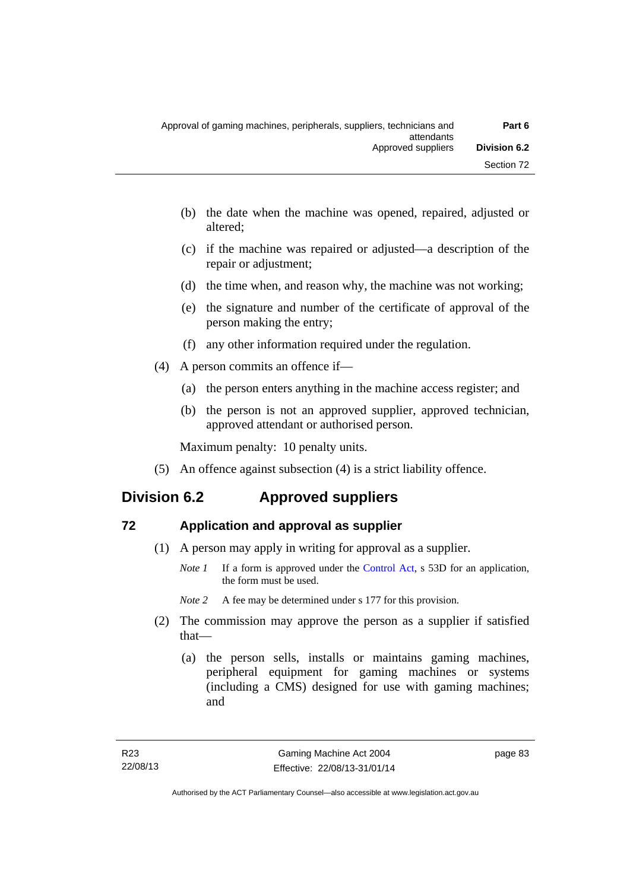(b) the date when the machine was opened, repaired, adjusted or altered;

(c) if the machine was repaired or adjusted—a description of the repair or adjustment;

(d) the time when, and reason why, the machine was not working;

(e) the signature and number of the certificate of approval of the person making the entry;

(f) any other information required under the regulation.

(4) A person commits an offence if—

(a) the person enters anything in the machine access register; and

(b) the person is not an approved supplier, approved technician, approved attendant or authorised person.

Maximum penalty: 10 penalty units.

(5) An offence against subsection (4) is a strict liability offence.

## Division 6.2 Approved suppliers

### 72 Application and approval as supplier

(1) A person may apply in writing for approval as a supplier.

*Note 1* If a form is approved under the Control Act, s 53D for an application, the form must be used.

*Note 2* A fee may be determined under s 177 for this provision.

(2) The commission may approve the person as a supplier if satisfied that—

(a) the person sells, installs or maintains gaming machines, peripheral equipment for gaming machines or systems (including a CMS) designed for use with gaming machines; and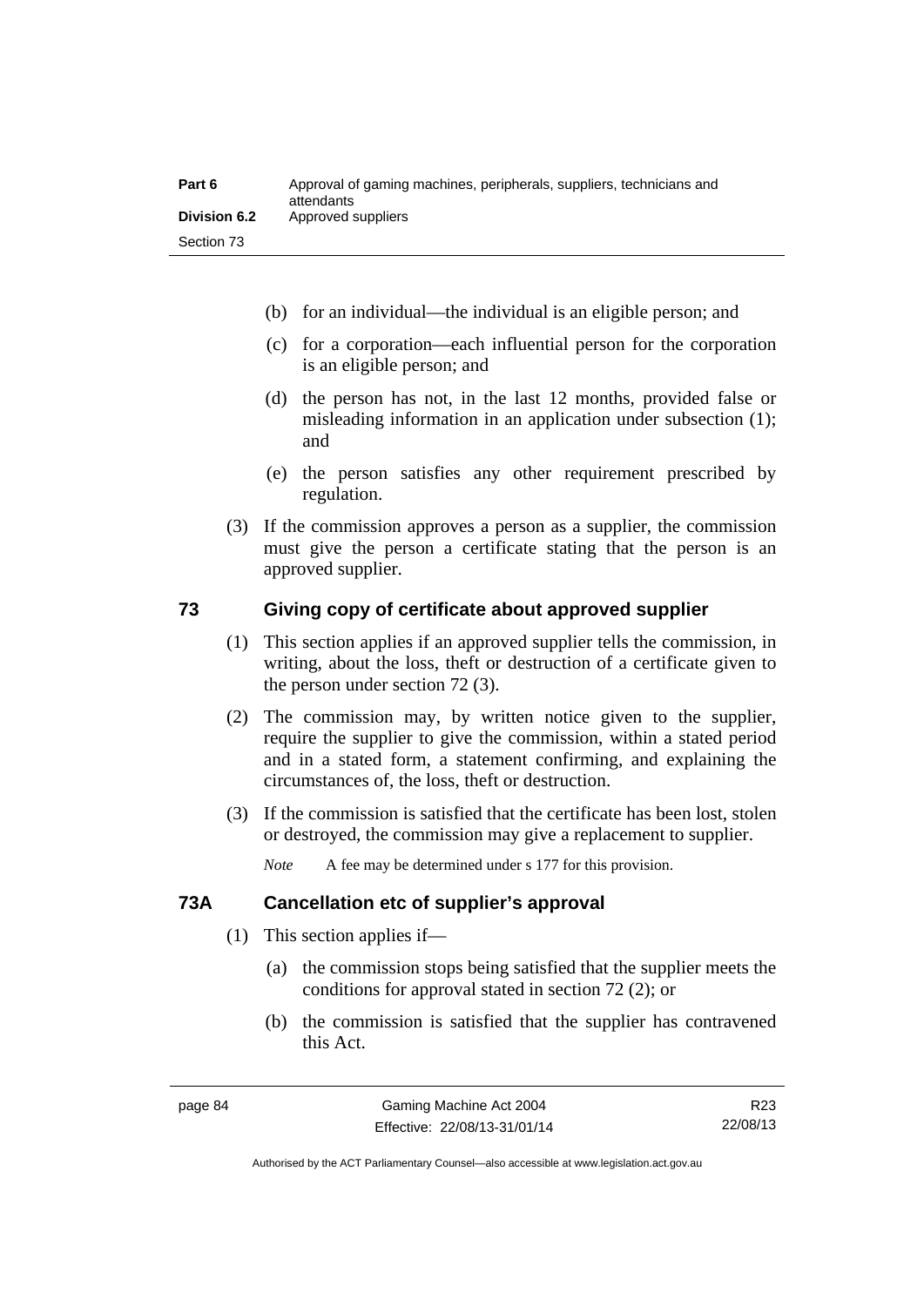(b) for an individual—the individual is an eligible person; and

(c) for a corporation—each influential person for the corporation is an eligible person; and

(d) the person has not, in the last 12 months, provided false or misleading information in an application under subsection (1); and

(e) the person satisfies any other requirement prescribed by regulation.

(3) If the commission approves a person as a supplier, the commission must give the person a certificate stating that the person is an approved supplier.

## 73 Giving copy of certificate about approved supplier

(1) This section applies if an approved supplier tells the commission, in writing, about the loss, theft or destruction of a certificate given to the person under section 72 (3).

(2) The commission may, by written notice given to the supplier, require the supplier to give the commission, within a stated period and in a stated form, a statement confirming, and explaining the circumstances of, the loss, theft or destruction.

(3) If the commission is satisfied that the certificate has been lost, stolen or destroyed, the commission may give a replacement to supplier.

*Note* A fee may be determined under s 177 for this provision.

## 73A Cancellation etc of supplier's approval

(1) This section applies if—

(a) the commission stops being satisfied that the supplier meets the conditions for approval stated in section 72 (2); or

(b) the commission is satisfied that the supplier has contravened this Act.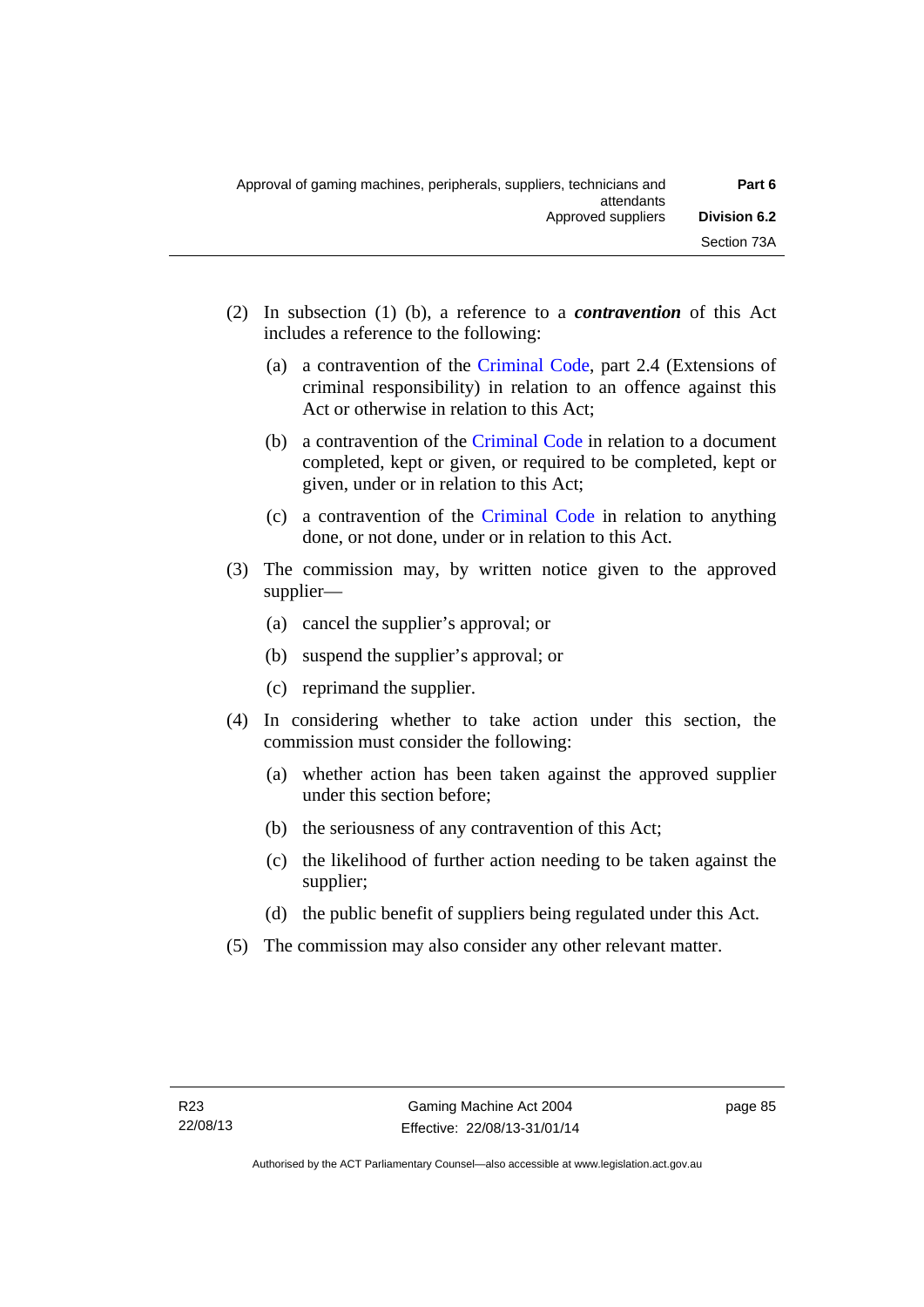(2) In subsection (1) (b), a reference to a ***contravention*** of this Act includes a reference to the following:

(a) a contravention of the Criminal Code, part 2.4 (Extensions of criminal responsibility) in relation to an offence against this Act or otherwise in relation to this Act;

(b) a contravention of the Criminal Code in relation to a document completed, kept or given, or required to be completed, kept or given, under or in relation to this Act;

(c) a contravention of the Criminal Code in relation to anything done, or not done, under or in relation to this Act.

(3) The commission may, by written notice given to the approved supplier—

(a) cancel the supplier's approval; or

(b) suspend the supplier's approval; or

(c) reprimand the supplier.

(4) In considering whether to take action under this section, the commission must consider the following:

(a) whether action has been taken against the approved supplier under this section before;

(b) the seriousness of any contravention of this Act;

(c) the likelihood of further action needing to be taken against the supplier;

(d) the public benefit of suppliers being regulated under this Act.

(5) The commission may also consider any other relevant matter.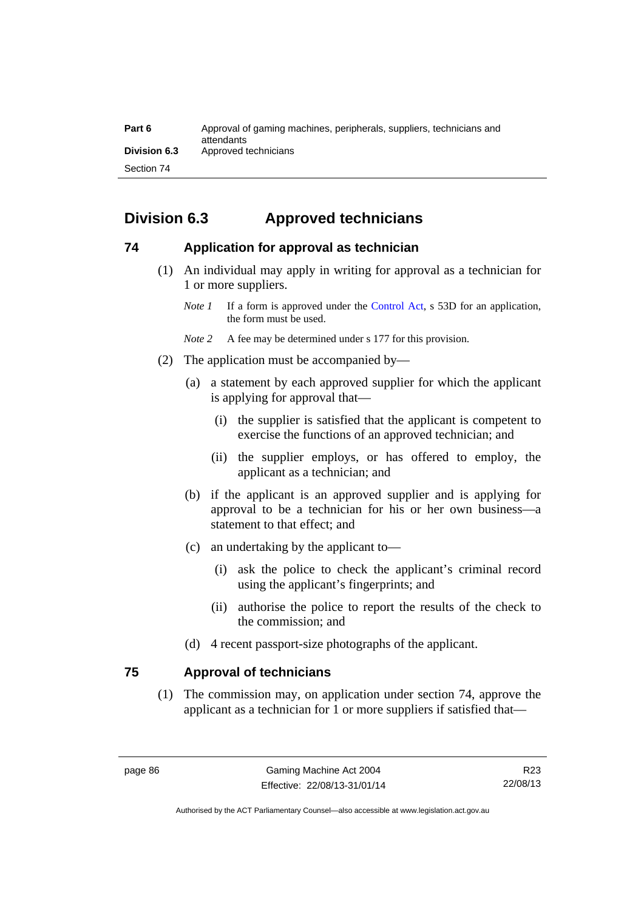# Division 6.3 Approved technicians

## 74 Application for approval as technician

(1) An individual may apply in writing for approval as a technician for 1 or more suppliers.

*Note 1* If a form is approved under the Control Act, s 53D for an application, the form must be used.

*Note 2* A fee may be determined under s 177 for this provision.

(2) The application must be accompanied by—

(a) a statement by each approved supplier for which the applicant is applying for approval that—

(i) the supplier is satisfied that the applicant is competent to exercise the functions of an approved technician; and

(ii) the supplier employs, or has offered to employ, the applicant as a technician; and

(b) if the applicant is an approved supplier and is applying for approval to be a technician for his or her own business—a statement to that effect; and

(c) an undertaking by the applicant to—

(i) ask the police to check the applicant's criminal record using the applicant's fingerprints; and

(ii) authorise the police to report the results of the check to the commission; and

(d) 4 recent passport-size photographs of the applicant.

## 75 Approval of technicians

(1) The commission may, on application under section 74, approve the applicant as a technician for 1 or more suppliers if satisfied that—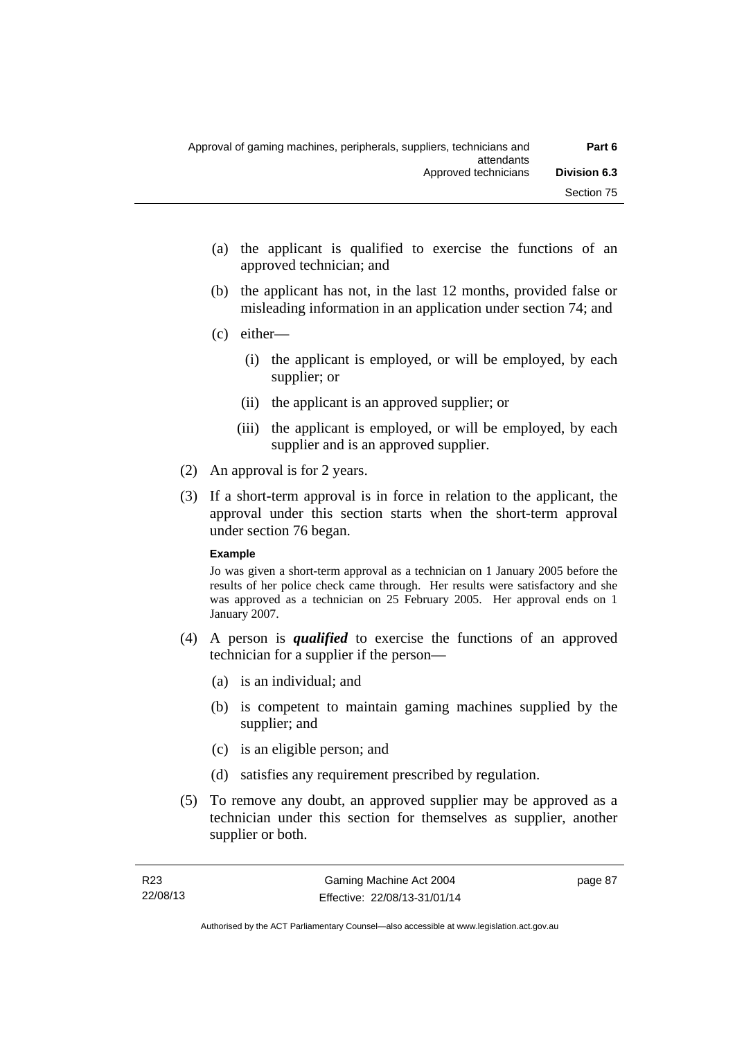(a) the applicant is qualified to exercise the functions of an approved technician; and

(b) the applicant has not, in the last 12 months, provided false or misleading information in an application under section 74; and

(c) either—

  (i) the applicant is employed, or will be employed, by each supplier; or

  (ii) the applicant is an approved supplier; or

  (iii) the applicant is employed, or will be employed, by each supplier and is an approved supplier.

(2) An approval is for 2 years.

(3) If a short-term approval is in force in relation to the applicant, the approval under this section starts when the short-term approval under section 76 began.

**Example**

Jo was given a short-term approval as a technician on 1 January 2005 before the results of her police check came through. Her results were satisfactory and she was approved as a technician on 25 February 2005. Her approval ends on 1 January 2007.

(4) A person is ***qualified*** to exercise the functions of an approved technician for a supplier if the person—

  (a) is an individual; and

  (b) is competent to maintain gaming machines supplied by the supplier; and

  (c) is an eligible person; and

  (d) satisfies any requirement prescribed by regulation.

(5) To remove any doubt, an approved supplier may be approved as a technician under this section for themselves as supplier, another supplier or both.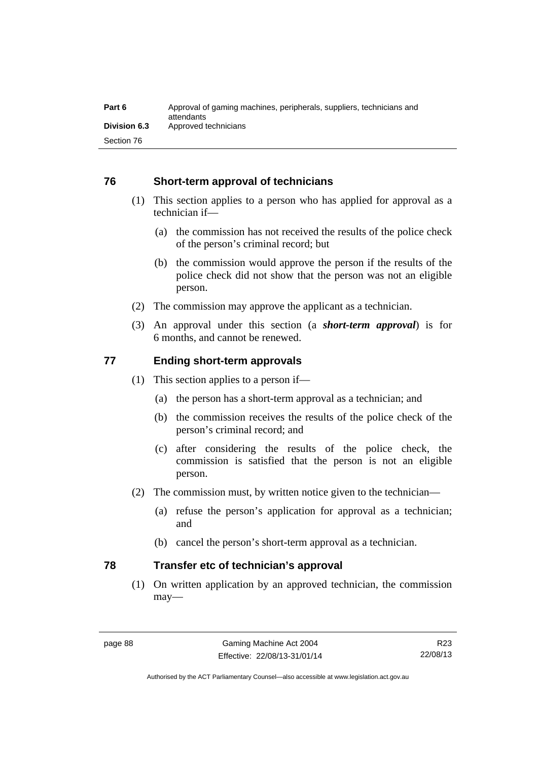## 76 Short-term approval of technicians

(1) This section applies to a person who has applied for approval as a technician if—

(a) the commission has not received the results of the police check of the person's criminal record; but

(b) the commission would approve the person if the results of the police check did not show that the person was not an eligible person.

(2) The commission may approve the applicant as a technician.

(3) An approval under this section (a ***short-term approval***) is for 6 months, and cannot be renewed.

## 77 Ending short-term approvals

(1) This section applies to a person if—

(a) the person has a short-term approval as a technician; and

(b) the commission receives the results of the police check of the person's criminal record; and

(c) after considering the results of the police check, the commission is satisfied that the person is not an eligible person.

(2) The commission must, by written notice given to the technician—

(a) refuse the person's application for approval as a technician; and

(b) cancel the person's short-term approval as a technician.

## 78 Transfer etc of technician's approval

(1) On written application by an approved technician, the commission may—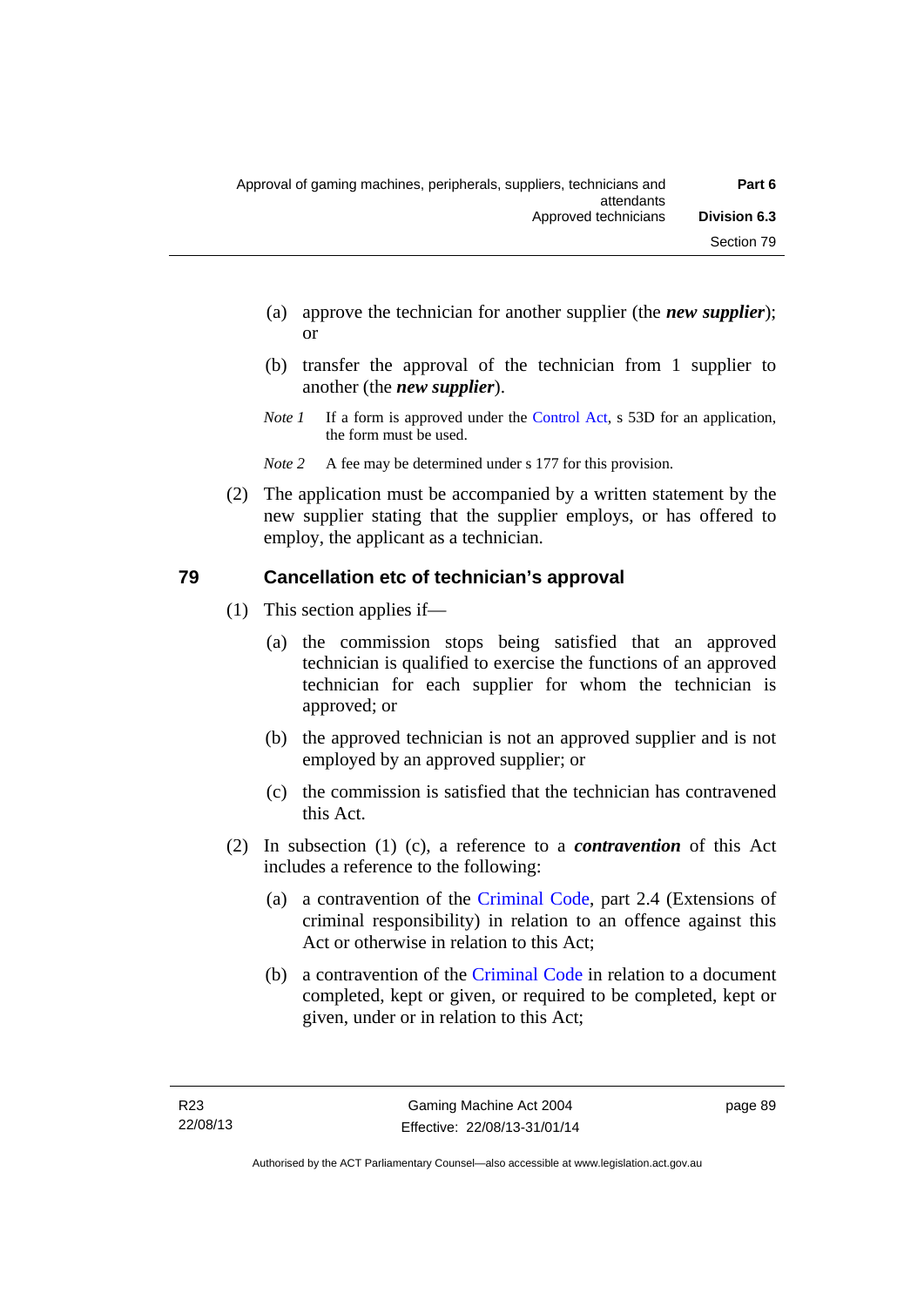(a) approve the technician for another supplier (the ***new supplier***); or

(b) transfer the approval of the technician from 1 supplier to another (the ***new supplier***).

*Note 1* If a form is approved under the Control Act, s 53D for an application, the form must be used.

*Note 2* A fee may be determined under s 177 for this provision.

(2) The application must be accompanied by a written statement by the new supplier stating that the supplier employs, or has offered to employ, the applicant as a technician.

## 79 Cancellation etc of technician's approval

(1) This section applies if—

(a) the commission stops being satisfied that an approved technician is qualified to exercise the functions of an approved technician for each supplier for whom the technician is approved; or

(b) the approved technician is not an approved supplier and is not employed by an approved supplier; or

(c) the commission is satisfied that the technician has contravened this Act.

(2) In subsection (1) (c), a reference to a ***contravention*** of this Act includes a reference to the following:

(a) a contravention of the Criminal Code, part 2.4 (Extensions of criminal responsibility) in relation to an offence against this Act or otherwise in relation to this Act;

(b) a contravention of the Criminal Code in relation to a document completed, kept or given, or required to be completed, kept or given, under or in relation to this Act;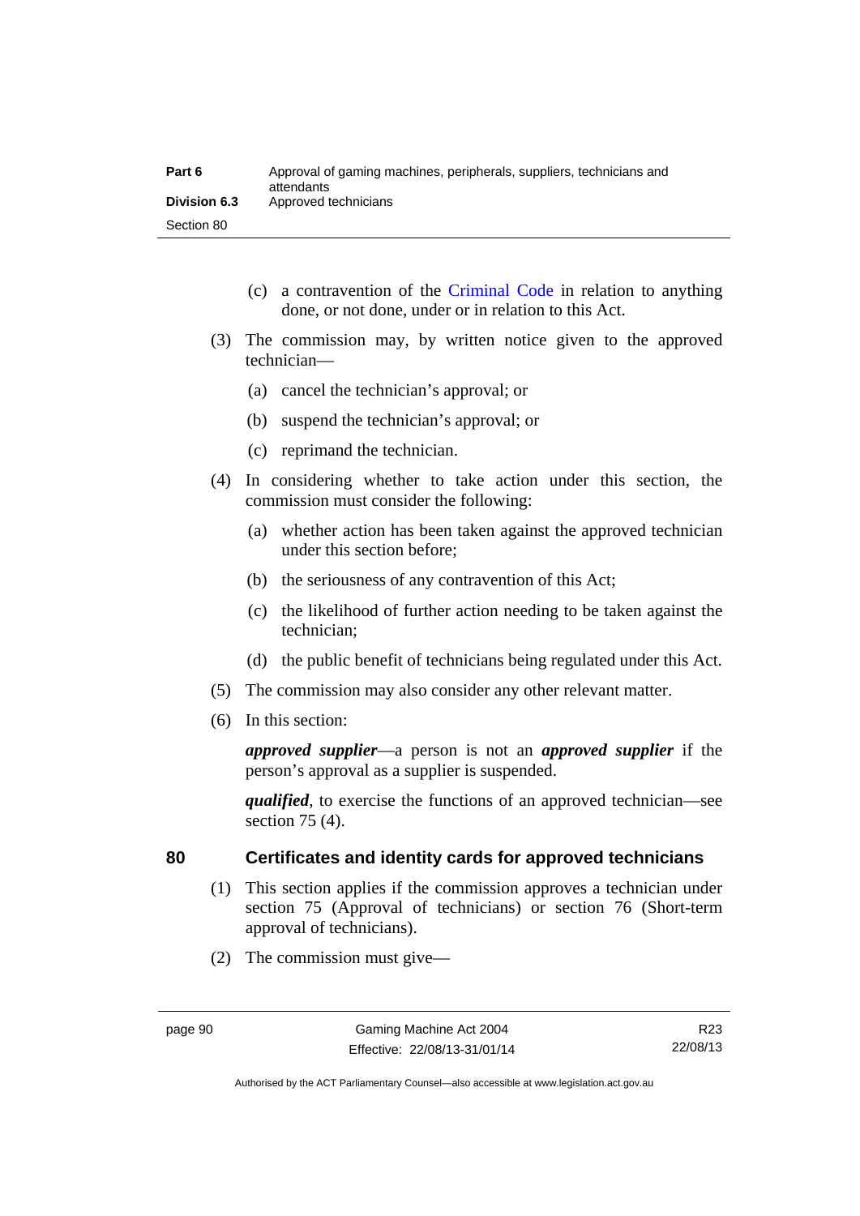(c) a contravention of the Criminal Code in relation to anything done, or not done, under or in relation to this Act.

(3) The commission may, by written notice given to the approved technician—

(a) cancel the technician's approval; or

(b) suspend the technician's approval; or

(c) reprimand the technician.

(4) In considering whether to take action under this section, the commission must consider the following:

(a) whether action has been taken against the approved technician under this section before;

(b) the seriousness of any contravention of this Act;

(c) the likelihood of further action needing to be taken against the technician;

(d) the public benefit of technicians being regulated under this Act.

(5) The commission may also consider any other relevant matter.

(6) In this section:

***approved supplier***—a person is not an ***approved supplier*** if the person's approval as a supplier is suspended.

***qualified***, to exercise the functions of an approved technician—see section 75 (4).

## 80 Certificates and identity cards for approved technicians

(1) This section applies if the commission approves a technician under section 75 (Approval of technicians) or section 76 (Short-term approval of technicians).

(2) The commission must give—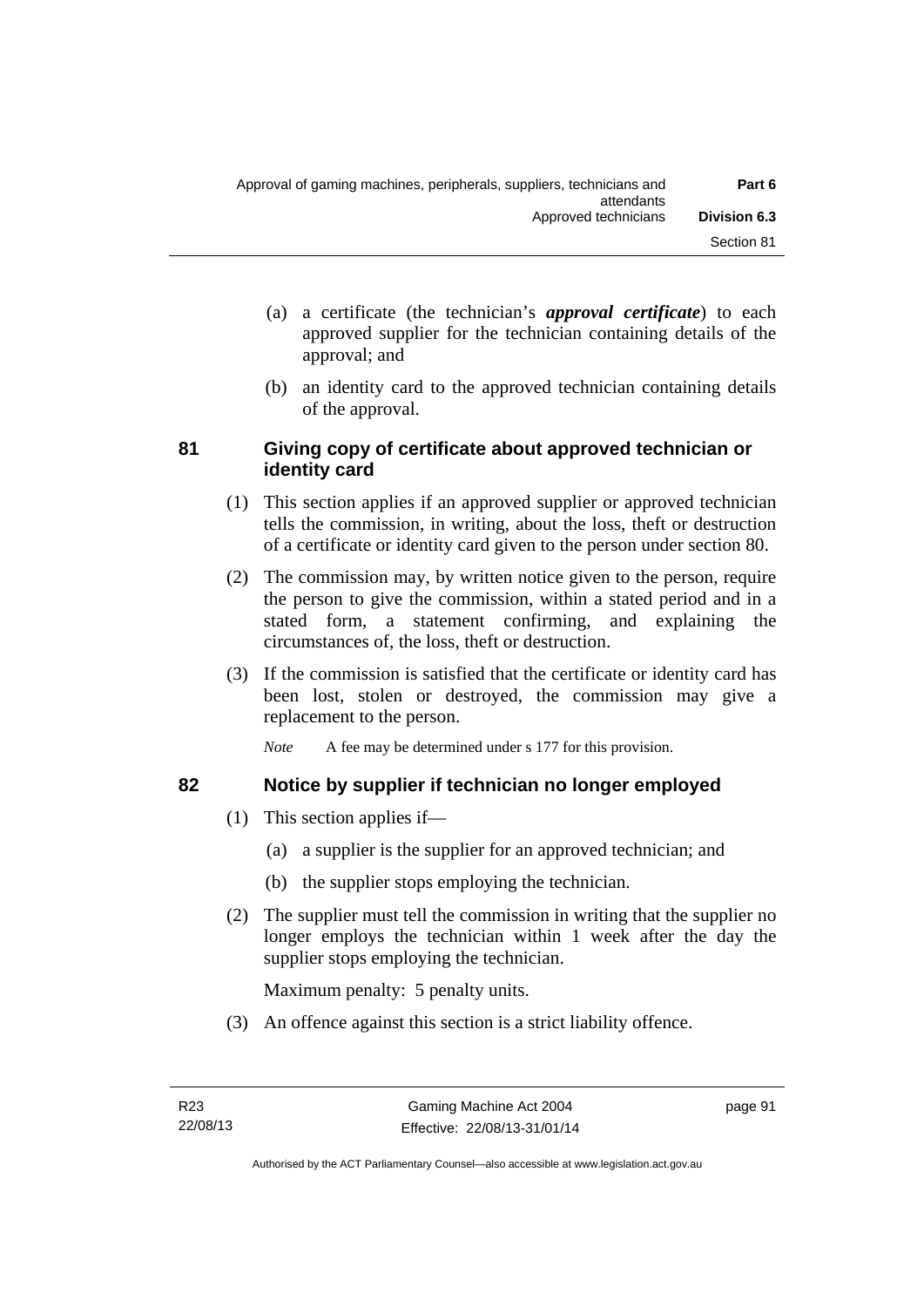(a) a certificate (the technician's ***approval certificate***) to each approved supplier for the technician containing details of the approval; and

(b) an identity card to the approved technician containing details of the approval.

### 81 Giving copy of certificate about approved technician or identity card

(1) This section applies if an approved supplier or approved technician tells the commission, in writing, about the loss, theft or destruction of a certificate or identity card given to the person under section 80.

(2) The commission may, by written notice given to the person, require the person to give the commission, within a stated period and in a stated form, a statement confirming, and explaining the circumstances of, the loss, theft or destruction.

(3) If the commission is satisfied that the certificate or identity card has been lost, stolen or destroyed, the commission may give a replacement to the person.

*Note* A fee may be determined under s 177 for this provision.

### 82 Notice by supplier if technician no longer employed

(1) This section applies if—

(a) a supplier is the supplier for an approved technician; and

(b) the supplier stops employing the technician.

(2) The supplier must tell the commission in writing that the supplier no longer employs the technician within 1 week after the day the supplier stops employing the technician.

Maximum penalty: 5 penalty units.

(3) An offence against this section is a strict liability offence.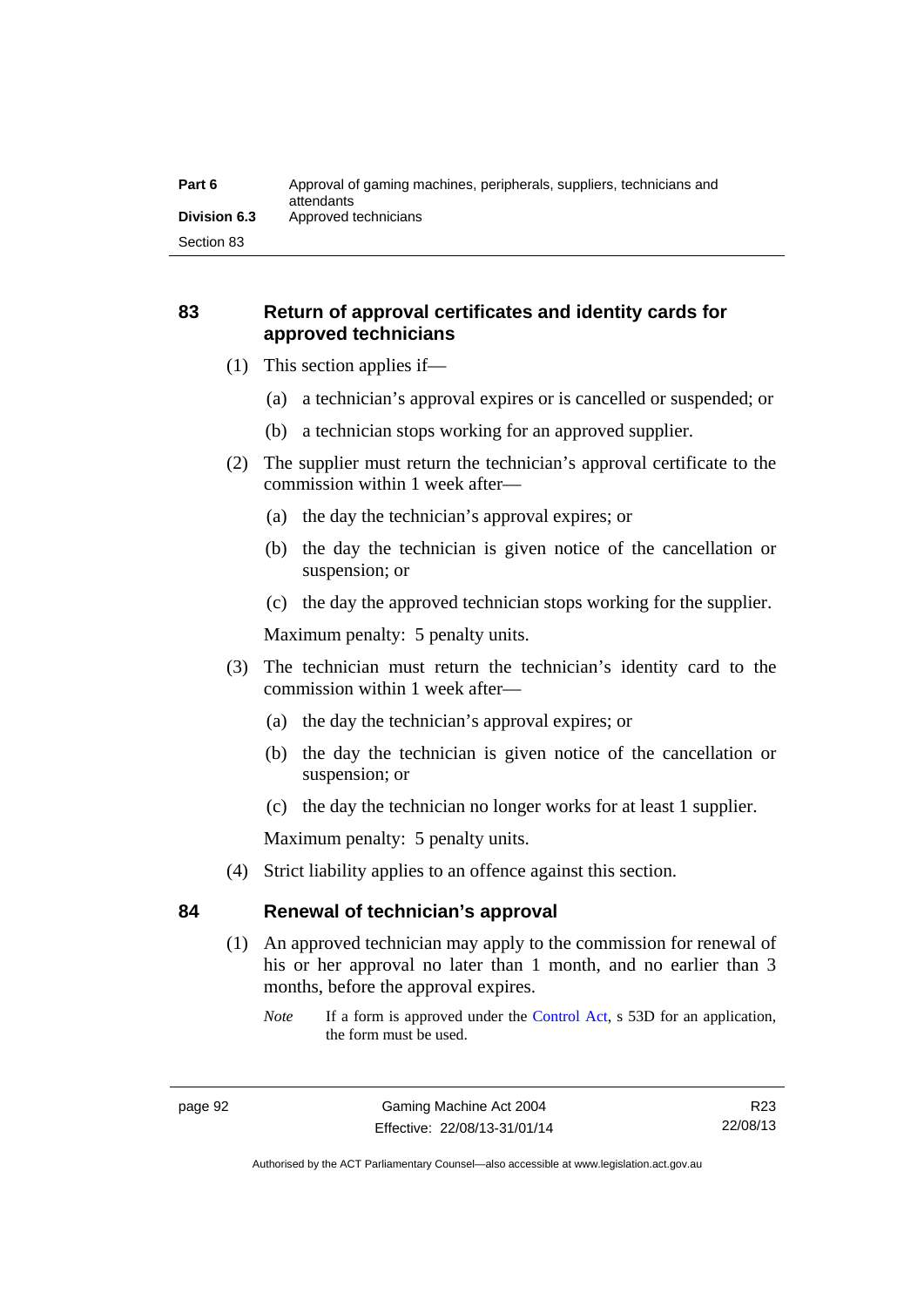## 83 Return of approval certificates and identity cards for approved technicians

(1) This section applies if—

(a) a technician's approval expires or is cancelled or suspended; or

(b) a technician stops working for an approved supplier.

(2) The supplier must return the technician's approval certificate to the commission within 1 week after—

(a) the day the technician's approval expires; or

(b) the day the technician is given notice of the cancellation or suspension; or

(c) the day the approved technician stops working for the supplier.

Maximum penalty: 5 penalty units.

(3) The technician must return the technician's identity card to the commission within 1 week after—

(a) the day the technician's approval expires; or

(b) the day the technician is given notice of the cancellation or suspension; or

(c) the day the technician no longer works for at least 1 supplier.

Maximum penalty: 5 penalty units.

(4) Strict liability applies to an offence against this section.

## 84 Renewal of technician's approval

(1) An approved technician may apply to the commission for renewal of his or her approval no later than 1 month, and no earlier than 3 months, before the approval expires.

*Note* If a form is approved under the Control Act, s 53D for an application, the form must be used.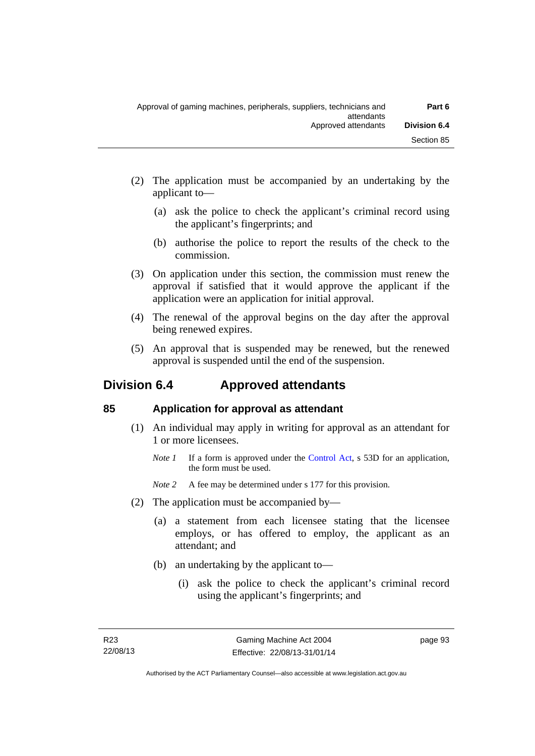(2) The application must be accompanied by an undertaking by the applicant to—

(a) ask the police to check the applicant's criminal record using the applicant's fingerprints; and

(b) authorise the police to report the results of the check to the commission.

(3) On application under this section, the commission must renew the approval if satisfied that it would approve the applicant if the application were an application for initial approval.

(4) The renewal of the approval begins on the day after the approval being renewed expires.

(5) An approval that is suspended may be renewed, but the renewed approval is suspended until the end of the suspension.

## Division 6.4 Approved attendants

### 85 Application for approval as attendant

(1) An individual may apply in writing for approval as an attendant for 1 or more licensees.

*Note 1* If a form is approved under the Control Act, s 53D for an application, the form must be used.

*Note 2* A fee may be determined under s 177 for this provision.

(2) The application must be accompanied by—

(a) a statement from each licensee stating that the licensee employs, or has offered to employ, the applicant as an attendant; and

(b) an undertaking by the applicant to—

(i) ask the police to check the applicant's criminal record using the applicant's fingerprints; and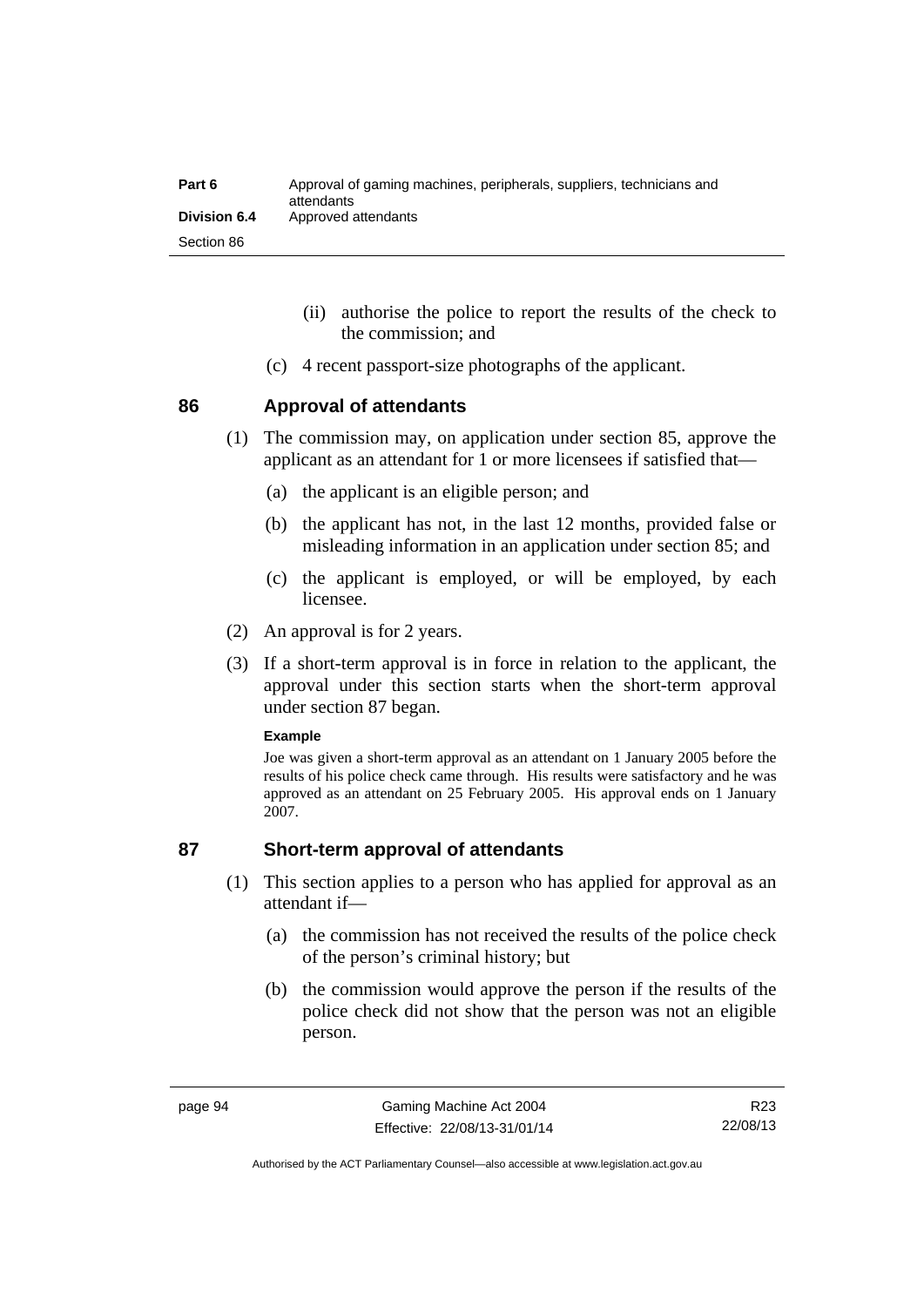(ii) authorise the police to report the results of the check to the commission; and

(c) 4 recent passport-size photographs of the applicant.

## 86 Approval of attendants

(1) The commission may, on application under section 85, approve the applicant as an attendant for 1 or more licensees if satisfied that—

(a) the applicant is an eligible person; and

(b) the applicant has not, in the last 12 months, provided false or misleading information in an application under section 85; and

(c) the applicant is employed, or will be employed, by each licensee.

(2) An approval is for 2 years.

(3) If a short-term approval is in force in relation to the applicant, the approval under this section starts when the short-term approval under section 87 began.

**Example**

Joe was given a short-term approval as an attendant on 1 January 2005 before the results of his police check came through. His results were satisfactory and he was approved as an attendant on 25 February 2005. His approval ends on 1 January 2007.

## 87 Short-term approval of attendants

(1) This section applies to a person who has applied for approval as an attendant if—

(a) the commission has not received the results of the police check of the person's criminal history; but

(b) the commission would approve the person if the results of the police check did not show that the person was not an eligible person.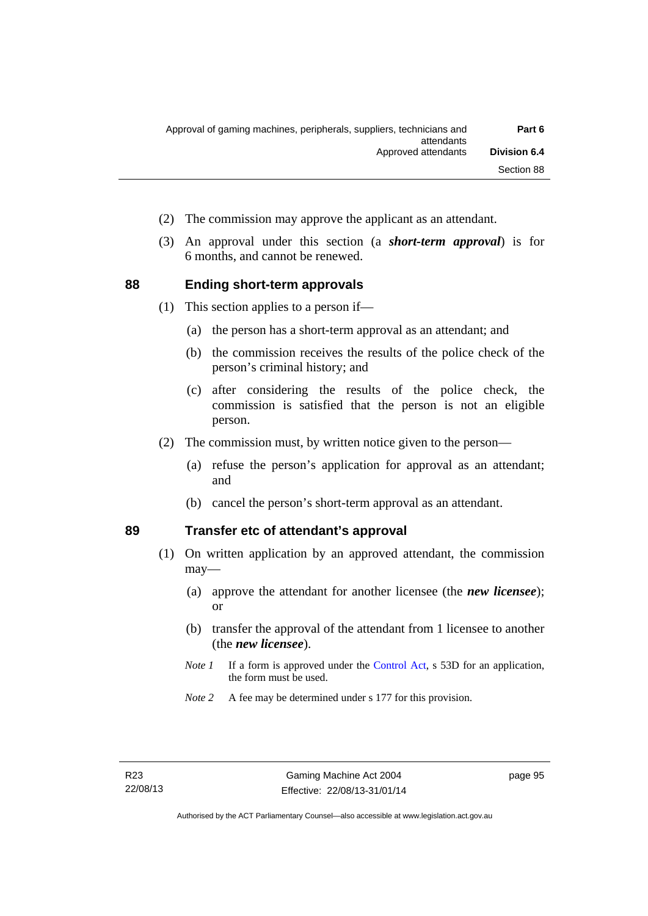(2) The commission may approve the applicant as an attendant.

(3) An approval under this section (a ***short-term approval***) is for 6 months, and cannot be renewed.

## 88 Ending short-term approvals

(1) This section applies to a person if—

(a) the person has a short-term approval as an attendant; and

(b) the commission receives the results of the police check of the person's criminal history; and

(c) after considering the results of the police check, the commission is satisfied that the person is not an eligible person.

(2) The commission must, by written notice given to the person—

(a) refuse the person's application for approval as an attendant; and

(b) cancel the person's short-term approval as an attendant.

## 89 Transfer etc of attendant's approval

(1) On written application by an approved attendant, the commission may—

(a) approve the attendant for another licensee (the ***new licensee***); or

(b) transfer the approval of the attendant from 1 licensee to another (the ***new licensee***).

*Note 1* If a form is approved under the Control Act, s 53D for an application, the form must be used.

*Note 2* A fee may be determined under s 177 for this provision.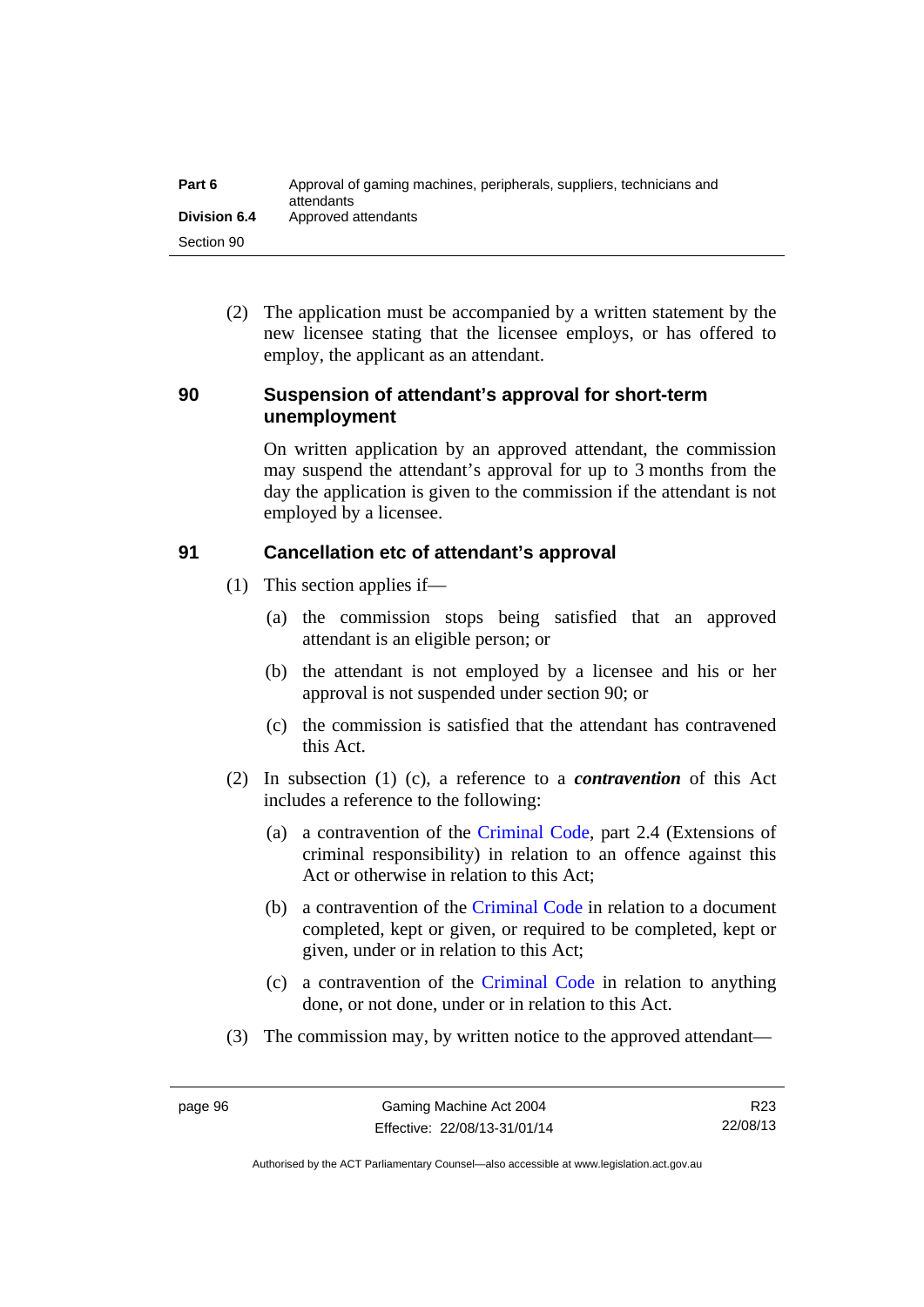(2) The application must be accompanied by a written statement by the new licensee stating that the licensee employs, or has offered to employ, the applicant as an attendant.

### 90 Suspension of attendant's approval for short-term unemployment

On written application by an approved attendant, the commission may suspend the attendant's approval for up to 3 months from the day the application is given to the commission if the attendant is not employed by a licensee.

### 91 Cancellation etc of attendant's approval

(1) This section applies if—

(a) the commission stops being satisfied that an approved attendant is an eligible person; or

(b) the attendant is not employed by a licensee and his or her approval is not suspended under section 90; or

(c) the commission is satisfied that the attendant has contravened this Act.

(2) In subsection (1) (c), a reference to a ***contravention*** of this Act includes a reference to the following:

(a) a contravention of the Criminal Code, part 2.4 (Extensions of criminal responsibility) in relation to an offence against this Act or otherwise in relation to this Act;

(b) a contravention of the Criminal Code in relation to a document completed, kept or given, or required to be completed, kept or given, under or in relation to this Act;

(c) a contravention of the Criminal Code in relation to anything done, or not done, under or in relation to this Act.

(3) The commission may, by written notice to the approved attendant—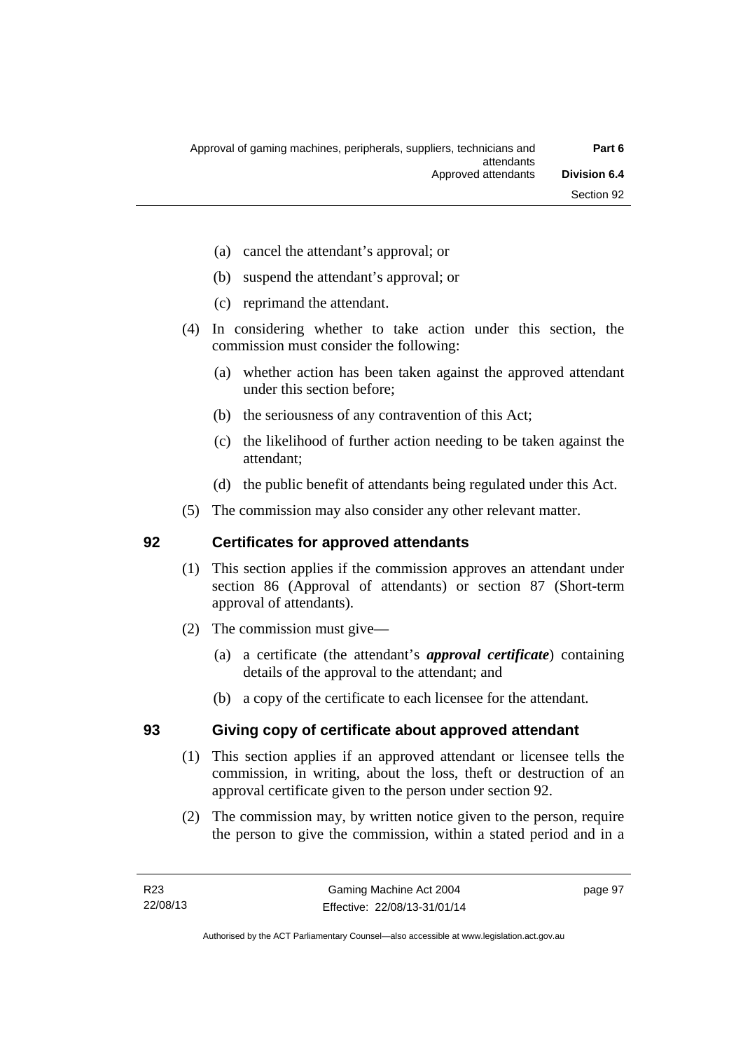(a) cancel the attendant's approval; or

(b) suspend the attendant's approval; or

(c) reprimand the attendant.

(4) In considering whether to take action under this section, the commission must consider the following:

(a) whether action has been taken against the approved attendant under this section before;

(b) the seriousness of any contravention of this Act;

(c) the likelihood of further action needing to be taken against the attendant;

(d) the public benefit of attendants being regulated under this Act.

(5) The commission may also consider any other relevant matter.

## 92 Certificates for approved attendants

(1) This section applies if the commission approves an attendant under section 86 (Approval of attendants) or section 87 (Short-term approval of attendants).

(2) The commission must give—

(a) a certificate (the attendant's ***approval certificate***) containing details of the approval to the attendant; and

(b) a copy of the certificate to each licensee for the attendant.

## 93 Giving copy of certificate about approved attendant

(1) This section applies if an approved attendant or licensee tells the commission, in writing, about the loss, theft or destruction of an approval certificate given to the person under section 92.

(2) The commission may, by written notice given to the person, require the person to give the commission, within a stated period and in a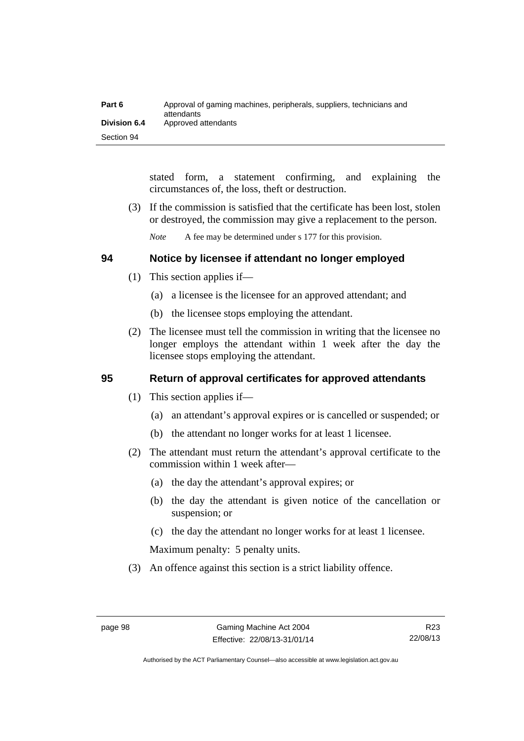stated form, a statement confirming, and explaining the circumstances of, the loss, theft or destruction.

(3) If the commission is satisfied that the certificate has been lost, stolen or destroyed, the commission may give a replacement to the person.

*Note* A fee may be determined under s 177 for this provision.

## 94 Notice by licensee if attendant no longer employed

(1) This section applies if—

(a) a licensee is the licensee for an approved attendant; and

(b) the licensee stops employing the attendant.

(2) The licensee must tell the commission in writing that the licensee no longer employs the attendant within 1 week after the day the licensee stops employing the attendant.

## 95 Return of approval certificates for approved attendants

(1) This section applies if—

(a) an attendant's approval expires or is cancelled or suspended; or

(b) the attendant no longer works for at least 1 licensee.

(2) The attendant must return the attendant's approval certificate to the commission within 1 week after—

(a) the day the attendant's approval expires; or

(b) the day the attendant is given notice of the cancellation or suspension; or

(c) the day the attendant no longer works for at least 1 licensee.

Maximum penalty: 5 penalty units.

(3) An offence against this section is a strict liability offence.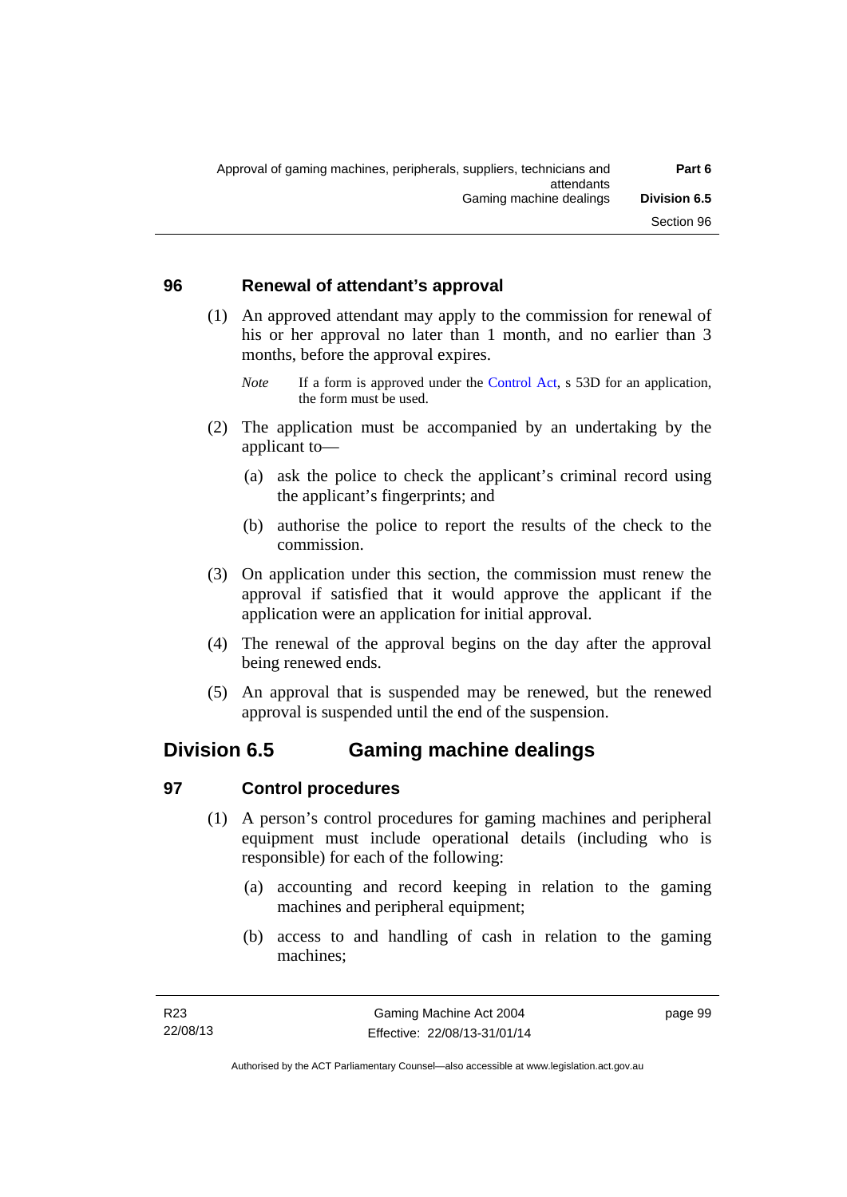### 96 Renewal of attendant's approval

(1) An approved attendant may apply to the commission for renewal of his or her approval no later than 1 month, and no earlier than 3 months, before the approval expires.

*Note* If a form is approved under the Control Act, s 53D for an application, the form must be used.

(2) The application must be accompanied by an undertaking by the applicant to—

(a) ask the police to check the applicant's criminal record using the applicant's fingerprints; and

(b) authorise the police to report the results of the check to the commission.

(3) On application under this section, the commission must renew the approval if satisfied that it would approve the applicant if the application were an application for initial approval.

(4) The renewal of the approval begins on the day after the approval being renewed ends.

(5) An approval that is suspended may be renewed, but the renewed approval is suspended until the end of the suspension.

## Division 6.5 Gaming machine dealings

### 97 Control procedures

(1) A person's control procedures for gaming machines and peripheral equipment must include operational details (including who is responsible) for each of the following:

(a) accounting and record keeping in relation to the gaming machines and peripheral equipment;

(b) access to and handling of cash in relation to the gaming machines;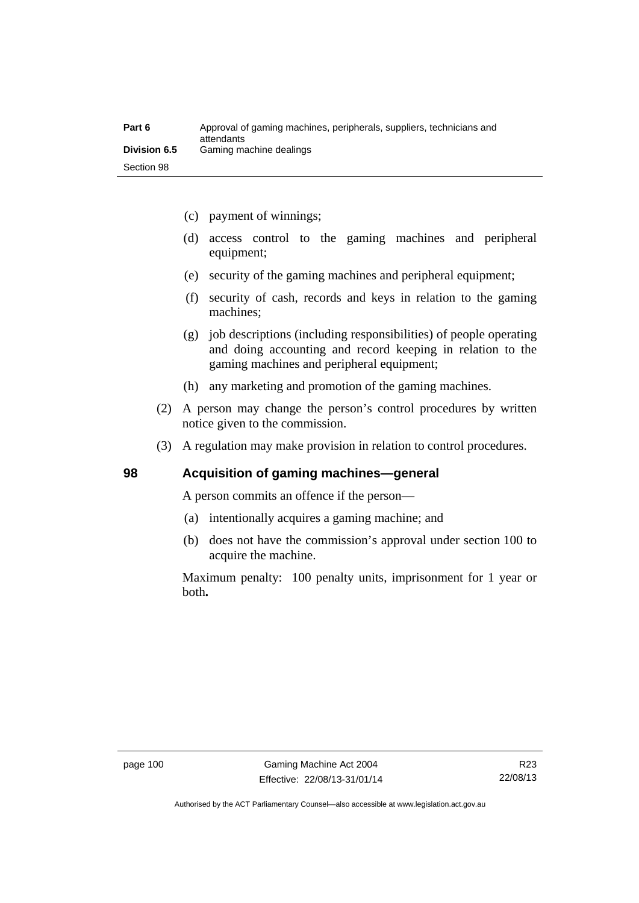(c) payment of winnings;

(d) access control to the gaming machines and peripheral equipment;

(e) security of the gaming machines and peripheral equipment;

(f) security of cash, records and keys in relation to the gaming machines;

(g) job descriptions (including responsibilities) of people operating and doing accounting and record keeping in relation to the gaming machines and peripheral equipment;

(h) any marketing and promotion of the gaming machines.

(2) A person may change the person's control procedures by written notice given to the commission.

(3) A regulation may make provision in relation to control procedures.

## 98 Acquisition of gaming machines—general

A person commits an offence if the person—

(a) intentionally acquires a gaming machine; and

(b) does not have the commission's approval under section 100 to acquire the machine.

Maximum penalty: 100 penalty units, imprisonment for 1 year or both**.**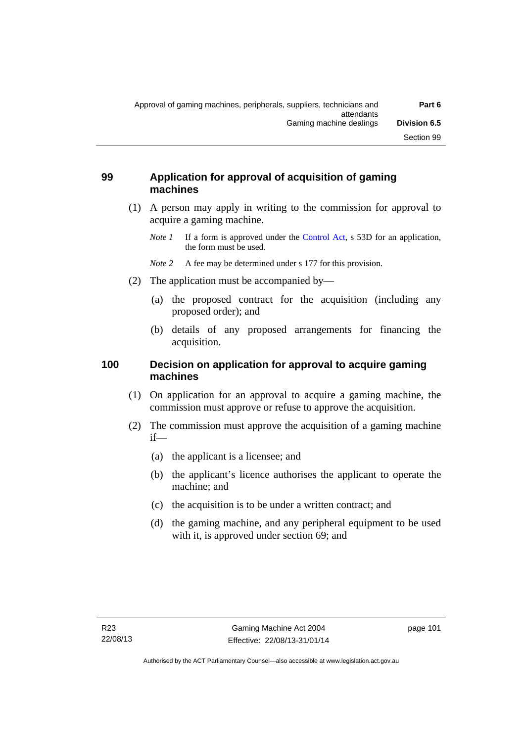## 99 Application for approval of acquisition of gaming machines

(1) A person may apply in writing to the commission for approval to acquire a gaming machine.

*Note 1* If a form is approved under the Control Act, s 53D for an application, the form must be used.

*Note 2* A fee may be determined under s 177 for this provision.

(2) The application must be accompanied by—

(a) the proposed contract for the acquisition (including any proposed order); and

(b) details of any proposed arrangements for financing the acquisition.

## 100 Decision on application for approval to acquire gaming machines

(1) On application for an approval to acquire a gaming machine, the commission must approve or refuse to approve the acquisition.

(2) The commission must approve the acquisition of a gaming machine if—

(a) the applicant is a licensee; and

(b) the applicant's licence authorises the applicant to operate the machine; and

(c) the acquisition is to be under a written contract; and

(d) the gaming machine, and any peripheral equipment to be used with it, is approved under section 69; and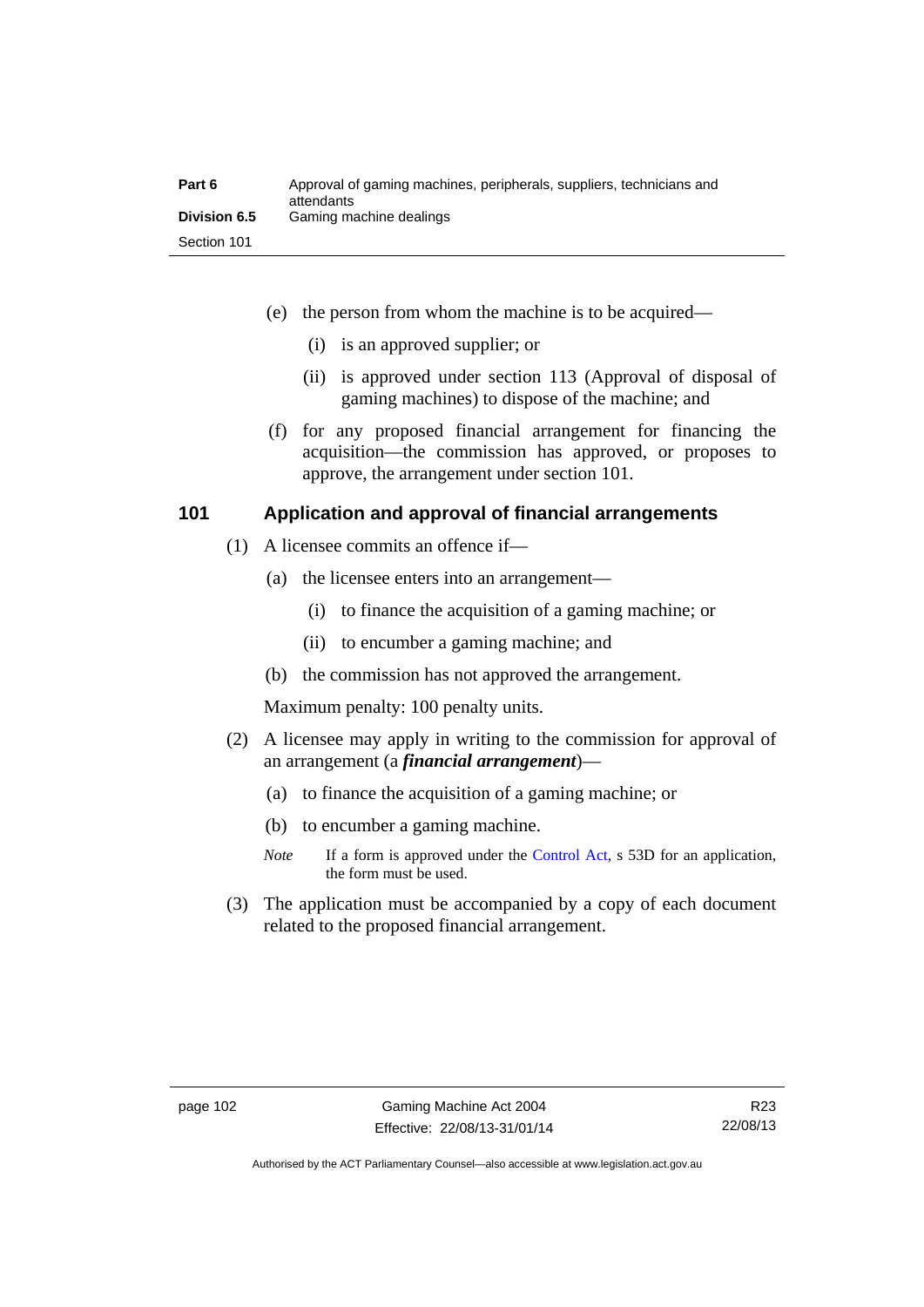(e) the person from whom the machine is to be acquired—

  (i) is an approved supplier; or

  (ii) is approved under section 113 (Approval of disposal of gaming machines) to dispose of the machine; and

(f) for any proposed financial arrangement for financing the acquisition—the commission has approved, or proposes to approve, the arrangement under section 101.

## 101 Application and approval of financial arrangements

(1) A licensee commits an offence if—

  (a) the licensee enters into an arrangement—

    (i) to finance the acquisition of a gaming machine; or

    (ii) to encumber a gaming machine; and

  (b) the commission has not approved the arrangement.

Maximum penalty: 100 penalty units.

(2) A licensee may apply in writing to the commission for approval of an arrangement (a ***financial arrangement***)—

  (a) to finance the acquisition of a gaming machine; or

  (b) to encumber a gaming machine.

*Note* If a form is approved under the Control Act, s 53D for an application, the form must be used.

(3) The application must be accompanied by a copy of each document related to the proposed financial arrangement.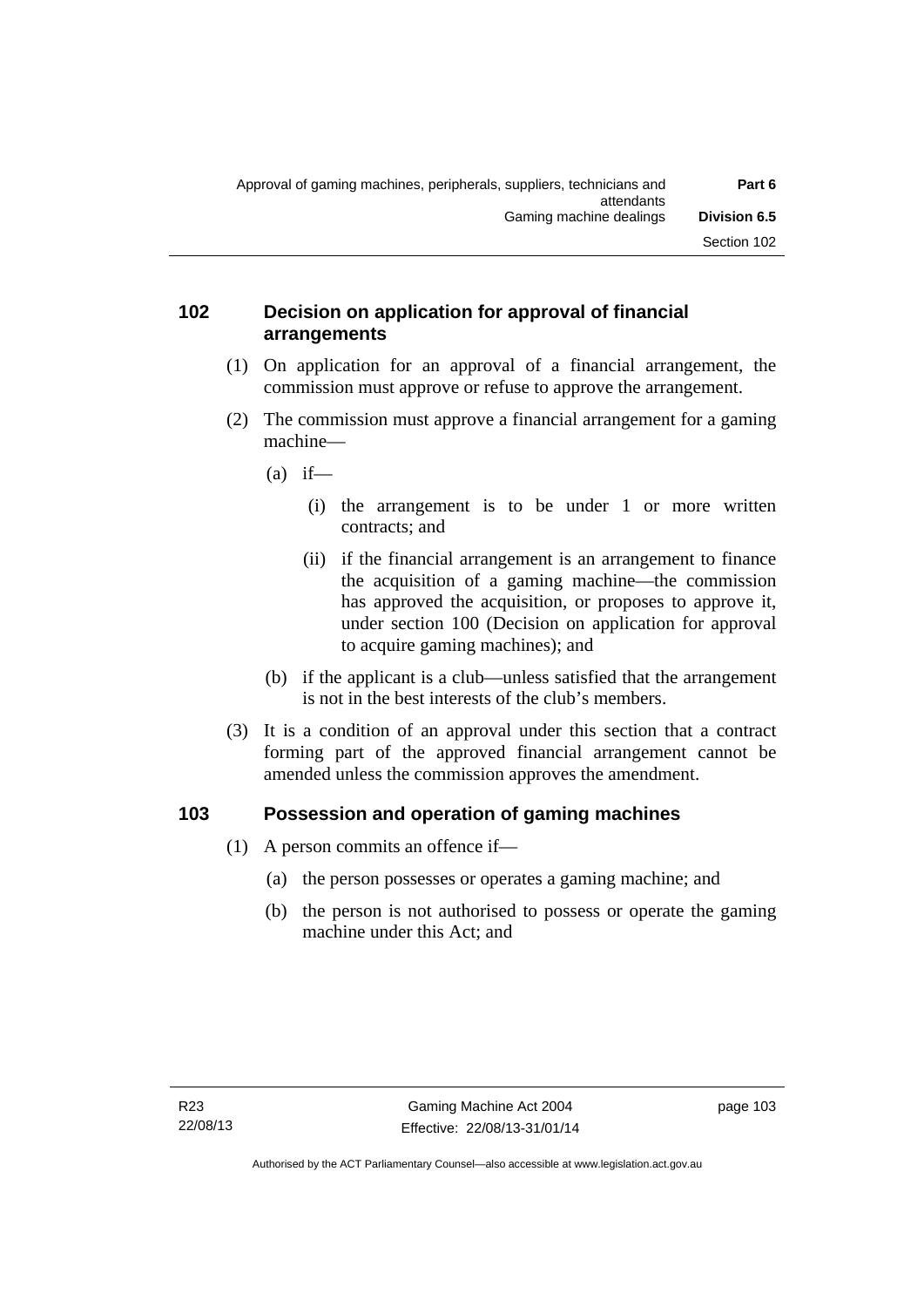## 102 Decision on application for approval of financial arrangements

(1) On application for an approval of a financial arrangement, the commission must approve or refuse to approve the arrangement.

(2) The commission must approve a financial arrangement for a gaming machine—

(a) if—

(i) the arrangement is to be under 1 or more written contracts; and

(ii) if the financial arrangement is an arrangement to finance the acquisition of a gaming machine—the commission has approved the acquisition, or proposes to approve it, under section 100 (Decision on application for approval to acquire gaming machines); and

(b) if the applicant is a club—unless satisfied that the arrangement is not in the best interests of the club's members.

(3) It is a condition of an approval under this section that a contract forming part of the approved financial arrangement cannot be amended unless the commission approves the amendment.

## 103 Possession and operation of gaming machines

(1) A person commits an offence if—

(a) the person possesses or operates a gaming machine; and

(b) the person is not authorised to possess or operate the gaming machine under this Act; and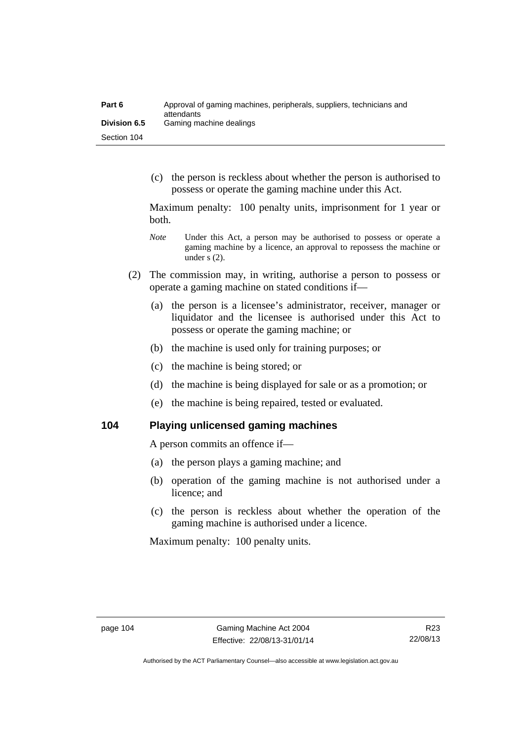(c) the person is reckless about whether the person is authorised to possess or operate the gaming machine under this Act.

Maximum penalty: 100 penalty units, imprisonment for 1 year or both.

*Note* Under this Act, a person may be authorised to possess or operate a gaming machine by a licence, an approval to repossess the machine or under s (2).

(2) The commission may, in writing, authorise a person to possess or operate a gaming machine on stated conditions if—

(a) the person is a licensee's administrator, receiver, manager or liquidator and the licensee is authorised under this Act to possess or operate the gaming machine; or

(b) the machine is used only for training purposes; or

(c) the machine is being stored; or

(d) the machine is being displayed for sale or as a promotion; or

(e) the machine is being repaired, tested or evaluated.

## 104 Playing unlicensed gaming machines

A person commits an offence if—

(a) the person plays a gaming machine; and

(b) operation of the gaming machine is not authorised under a licence; and

(c) the person is reckless about whether the operation of the gaming machine is authorised under a licence.

Maximum penalty: 100 penalty units.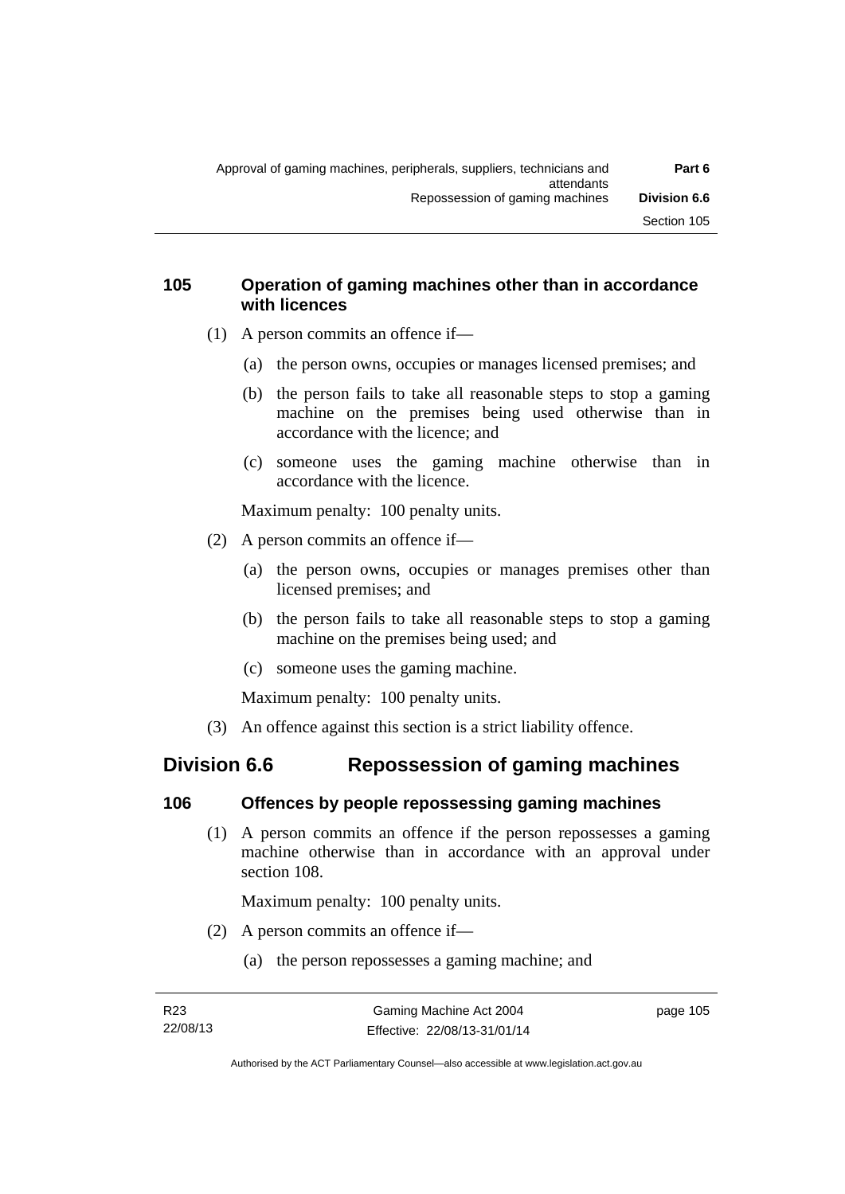### 105 Operation of gaming machines other than in accordance with licences

(1) A person commits an offence if—

(a) the person owns, occupies or manages licensed premises; and

(b) the person fails to take all reasonable steps to stop a gaming machine on the premises being used otherwise than in accordance with the licence; and

(c) someone uses the gaming machine otherwise than in accordance with the licence.

Maximum penalty: 100 penalty units.

(2) A person commits an offence if—

(a) the person owns, occupies or manages premises other than licensed premises; and

(b) the person fails to take all reasonable steps to stop a gaming machine on the premises being used; and

(c) someone uses the gaming machine.

Maximum penalty: 100 penalty units.

(3) An offence against this section is a strict liability offence.

## Division 6.6 Repossession of gaming machines

### 106 Offences by people repossessing gaming machines

(1) A person commits an offence if the person repossesses a gaming machine otherwise than in accordance with an approval under section 108.

Maximum penalty: 100 penalty units.

(2) A person commits an offence if—

(a) the person repossesses a gaming machine; and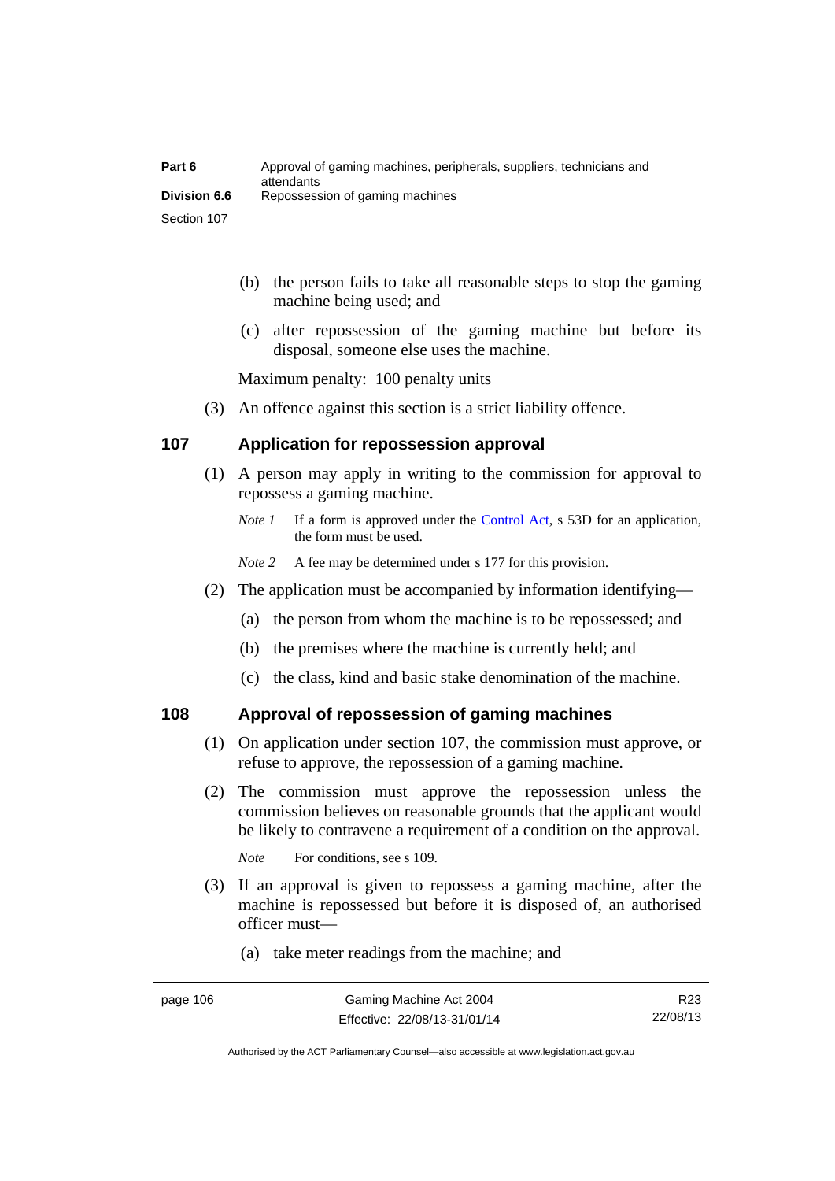(b) the person fails to take all reasonable steps to stop the gaming machine being used; and

(c) after repossession of the gaming machine but before its disposal, someone else uses the machine.

Maximum penalty: 100 penalty units

(3) An offence against this section is a strict liability offence.

## 107 Application for repossession approval

(1) A person may apply in writing to the commission for approval to repossess a gaming machine.

*Note 1* If a form is approved under the Control Act, s 53D for an application, the form must be used.

*Note 2* A fee may be determined under s 177 for this provision.

(2) The application must be accompanied by information identifying—

(a) the person from whom the machine is to be repossessed; and

(b) the premises where the machine is currently held; and

(c) the class, kind and basic stake denomination of the machine.

## 108 Approval of repossession of gaming machines

(1) On application under section 107, the commission must approve, or refuse to approve, the repossession of a gaming machine.

(2) The commission must approve the repossession unless the commission believes on reasonable grounds that the applicant would be likely to contravene a requirement of a condition on the approval.

*Note* For conditions, see s 109.

(3) If an approval is given to repossess a gaming machine, after the machine is repossessed but before it is disposed of, an authorised officer must—

(a) take meter readings from the machine; and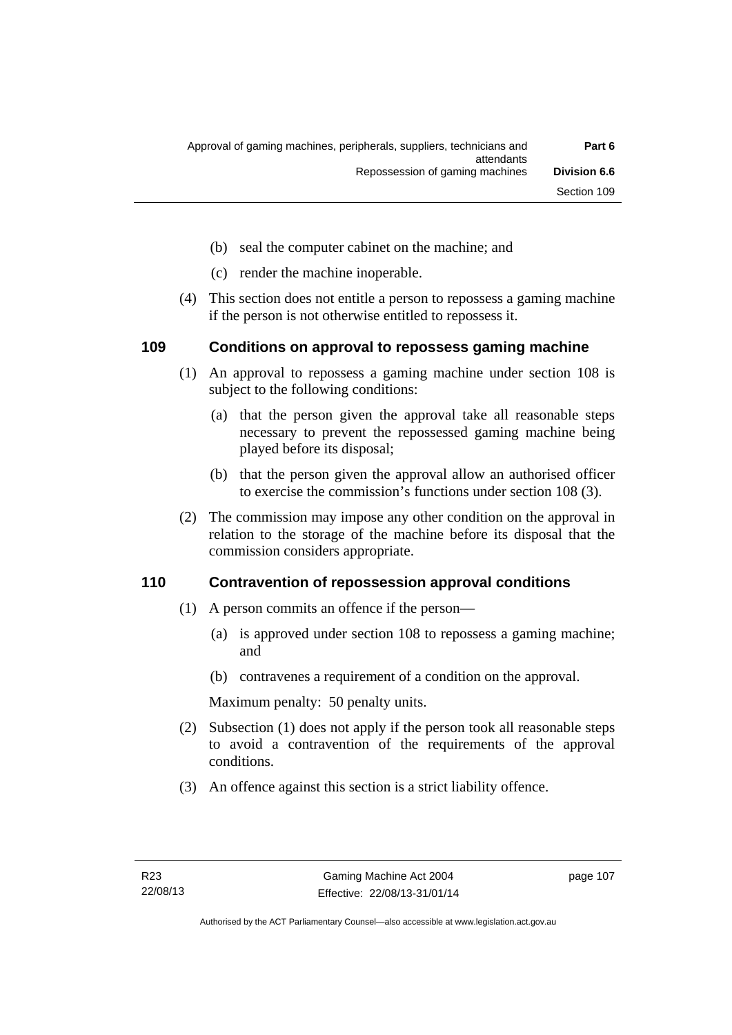(b) seal the computer cabinet on the machine; and

(c) render the machine inoperable.

(4) This section does not entitle a person to repossess a gaming machine if the person is not otherwise entitled to repossess it.

## 109 Conditions on approval to repossess gaming machine

(1) An approval to repossess a gaming machine under section 108 is subject to the following conditions:

(a) that the person given the approval take all reasonable steps necessary to prevent the repossessed gaming machine being played before its disposal;

(b) that the person given the approval allow an authorised officer to exercise the commission's functions under section 108 (3).

(2) The commission may impose any other condition on the approval in relation to the storage of the machine before its disposal that the commission considers appropriate.

## 110 Contravention of repossession approval conditions

(1) A person commits an offence if the person—

(a) is approved under section 108 to repossess a gaming machine; and

(b) contravenes a requirement of a condition on the approval.

Maximum penalty: 50 penalty units.

(2) Subsection (1) does not apply if the person took all reasonable steps to avoid a contravention of the requirements of the approval conditions.

(3) An offence against this section is a strict liability offence.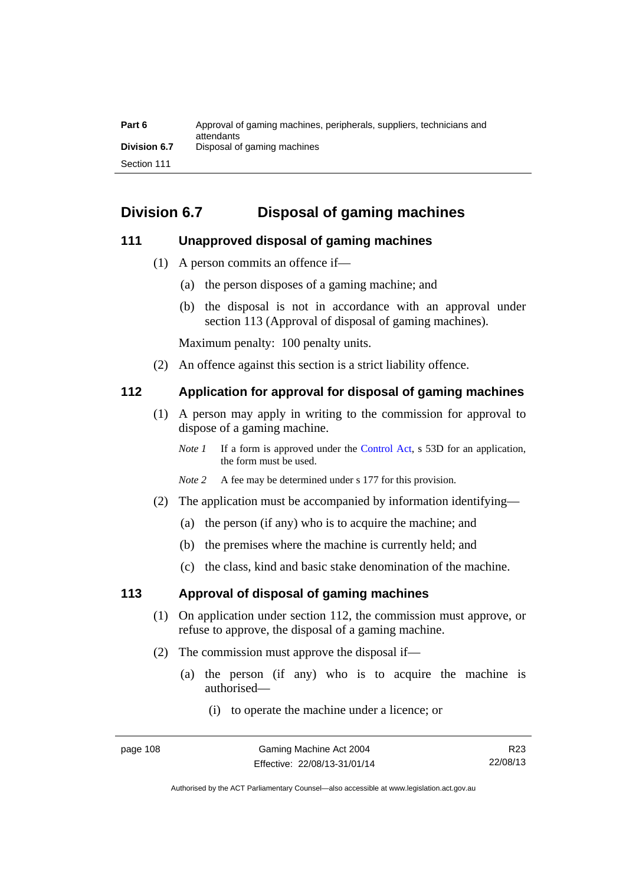## Division 6.7 Disposal of gaming machines

### 111 Unapproved disposal of gaming machines

(1) A person commits an offence if—

(a) the person disposes of a gaming machine; and

(b) the disposal is not in accordance with an approval under section 113 (Approval of disposal of gaming machines).

Maximum penalty: 100 penalty units.

(2) An offence against this section is a strict liability offence.

### 112 Application for approval for disposal of gaming machines

(1) A person may apply in writing to the commission for approval to dispose of a gaming machine.

*Note 1* If a form is approved under the Control Act, s 53D for an application, the form must be used.

*Note 2* A fee may be determined under s 177 for this provision.

(2) The application must be accompanied by information identifying—

(a) the person (if any) who is to acquire the machine; and

(b) the premises where the machine is currently held; and

(c) the class, kind and basic stake denomination of the machine.

### 113 Approval of disposal of gaming machines

(1) On application under section 112, the commission must approve, or refuse to approve, the disposal of a gaming machine.

(2) The commission must approve the disposal if—

(a) the person (if any) who is to acquire the machine is authorised—

(i) to operate the machine under a licence; or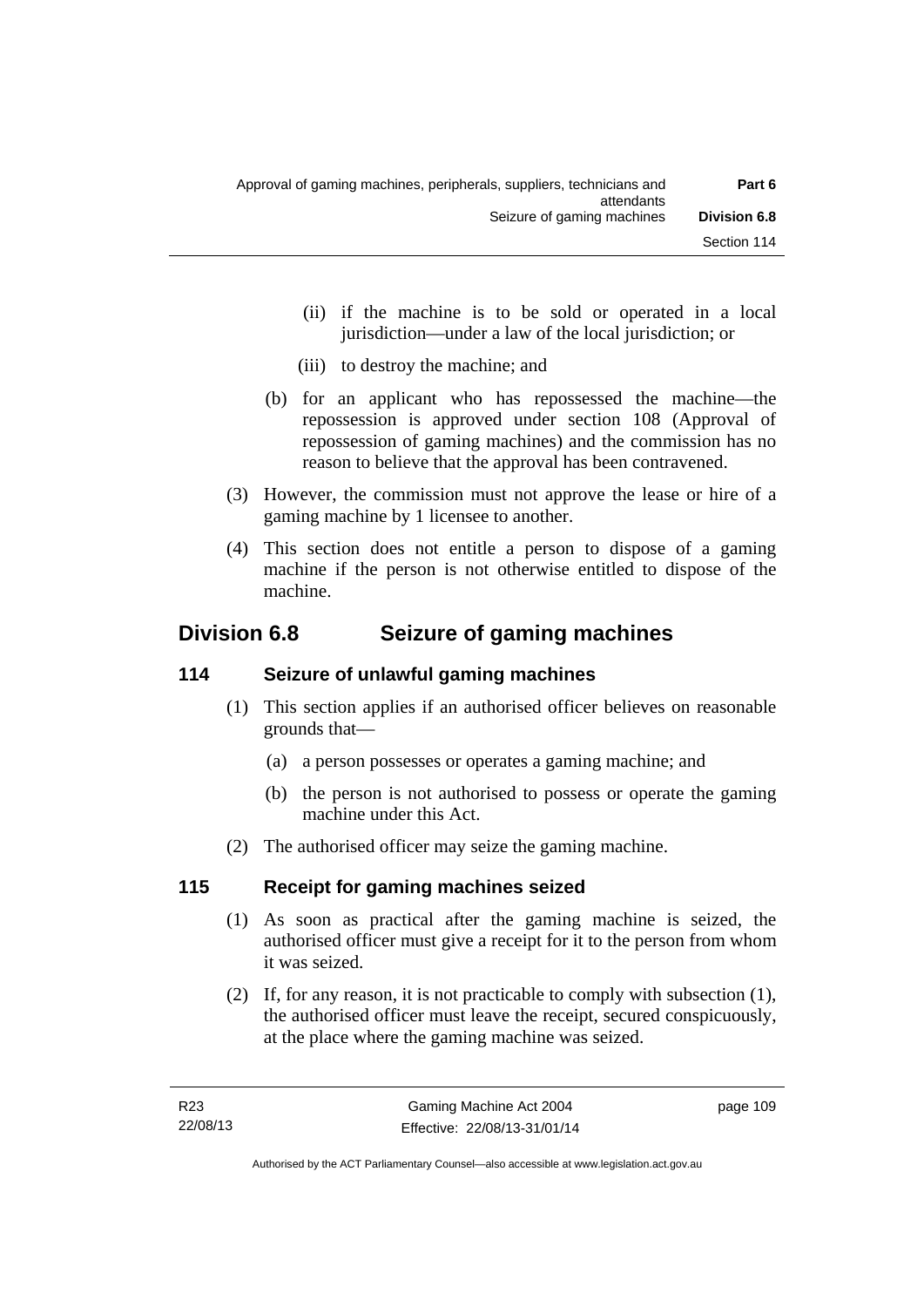(ii) if the machine is to be sold or operated in a local jurisdiction—under a law of the local jurisdiction; or

(iii) to destroy the machine; and

(b) for an applicant who has repossessed the machine—the repossession is approved under section 108 (Approval of repossession of gaming machines) and the commission has no reason to believe that the approval has been contravened.

(3) However, the commission must not approve the lease or hire of a gaming machine by 1 licensee to another.

(4) This section does not entitle a person to dispose of a gaming machine if the person is not otherwise entitled to dispose of the machine.

## Division 6.8 Seizure of gaming machines

### 114 Seizure of unlawful gaming machines

(1) This section applies if an authorised officer believes on reasonable grounds that—

(a) a person possesses or operates a gaming machine; and

(b) the person is not authorised to possess or operate the gaming machine under this Act.

(2) The authorised officer may seize the gaming machine.

### 115 Receipt for gaming machines seized

(1) As soon as practical after the gaming machine is seized, the authorised officer must give a receipt for it to the person from whom it was seized.

(2) If, for any reason, it is not practicable to comply with subsection (1), the authorised officer must leave the receipt, secured conspicuously, at the place where the gaming machine was seized.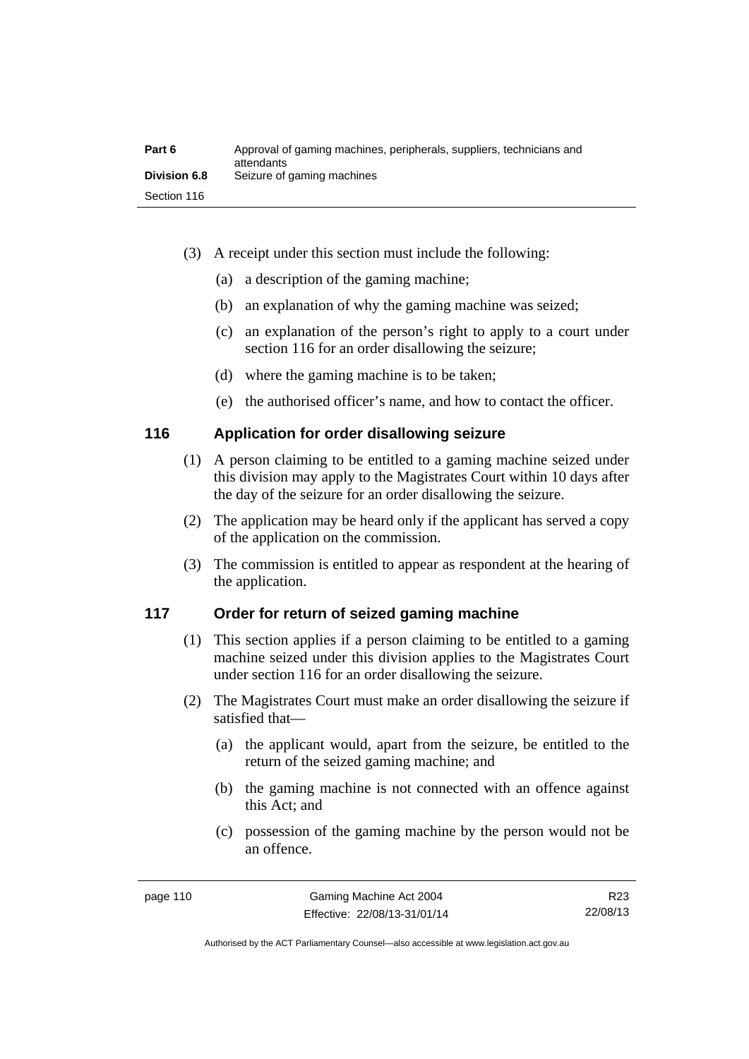(3) A receipt under this section must include the following:

(a) a description of the gaming machine;

(b) an explanation of why the gaming machine was seized;

(c) an explanation of the person's right to apply to a court under section 116 for an order disallowing the seizure;

(d) where the gaming machine is to be taken;

(e) the authorised officer's name, and how to contact the officer.

## 116 Application for order disallowing seizure

(1) A person claiming to be entitled to a gaming machine seized under this division may apply to the Magistrates Court within 10 days after the day of the seizure for an order disallowing the seizure.

(2) The application may be heard only if the applicant has served a copy of the application on the commission.

(3) The commission is entitled to appear as respondent at the hearing of the application.

## 117 Order for return of seized gaming machine

(1) This section applies if a person claiming to be entitled to a gaming machine seized under this division applies to the Magistrates Court under section 116 for an order disallowing the seizure.

(2) The Magistrates Court must make an order disallowing the seizure if satisfied that—

(a) the applicant would, apart from the seizure, be entitled to the return of the seized gaming machine; and

(b) the gaming machine is not connected with an offence against this Act; and

(c) possession of the gaming machine by the person would not be an offence.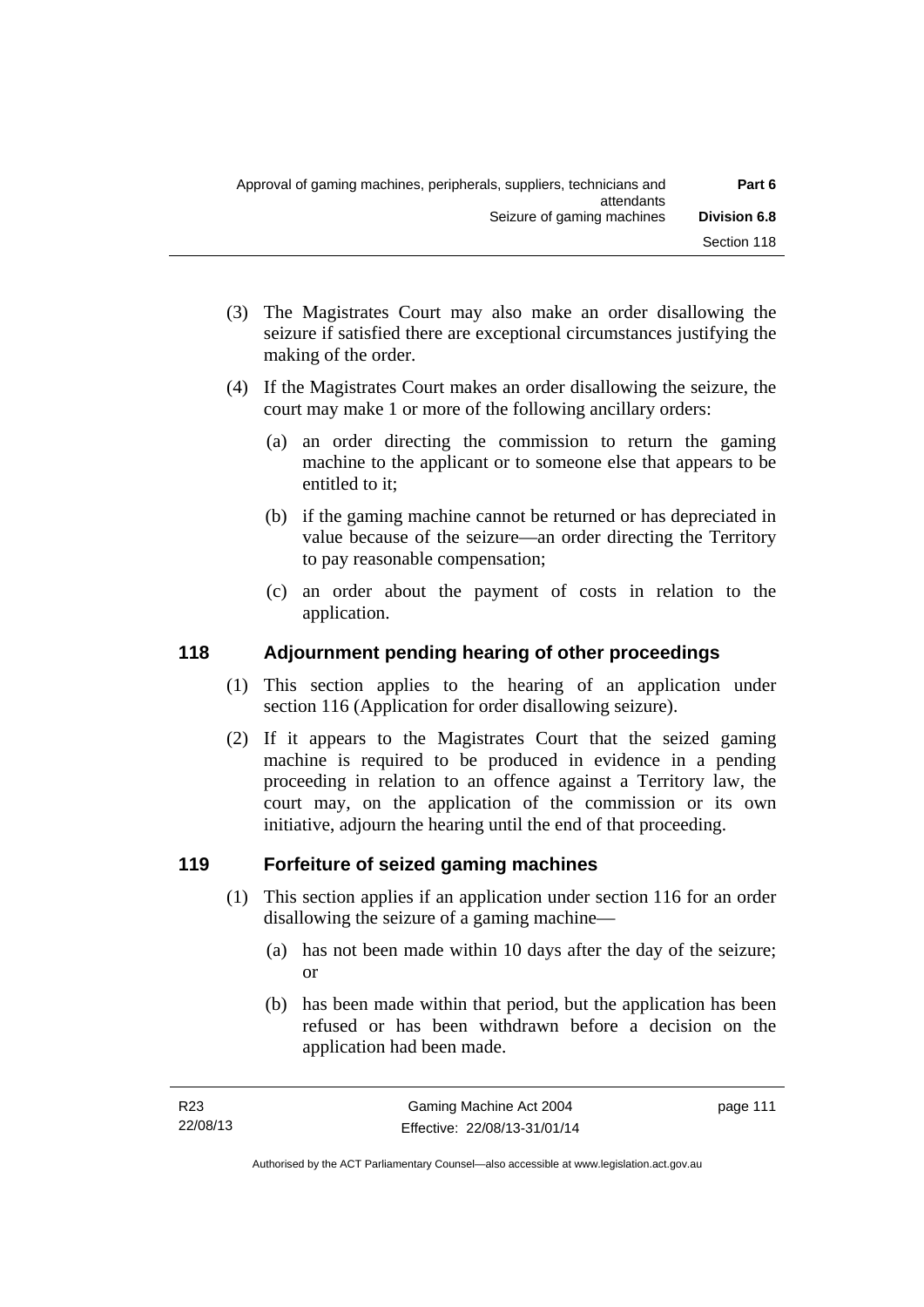(3) The Magistrates Court may also make an order disallowing the seizure if satisfied there are exceptional circumstances justifying the making of the order.

(4) If the Magistrates Court makes an order disallowing the seizure, the court may make 1 or more of the following ancillary orders:

(a) an order directing the commission to return the gaming machine to the applicant or to someone else that appears to be entitled to it;

(b) if the gaming machine cannot be returned or has depreciated in value because of the seizure—an order directing the Territory to pay reasonable compensation;

(c) an order about the payment of costs in relation to the application.

## 118 Adjournment pending hearing of other proceedings

(1) This section applies to the hearing of an application under section 116 (Application for order disallowing seizure).

(2) If it appears to the Magistrates Court that the seized gaming machine is required to be produced in evidence in a pending proceeding in relation to an offence against a Territory law, the court may, on the application of the commission or its own initiative, adjourn the hearing until the end of that proceeding.

## 119 Forfeiture of seized gaming machines

(1) This section applies if an application under section 116 for an order disallowing the seizure of a gaming machine—

(a) has not been made within 10 days after the day of the seizure; or

(b) has been made within that period, but the application has been refused or has been withdrawn before a decision on the application had been made.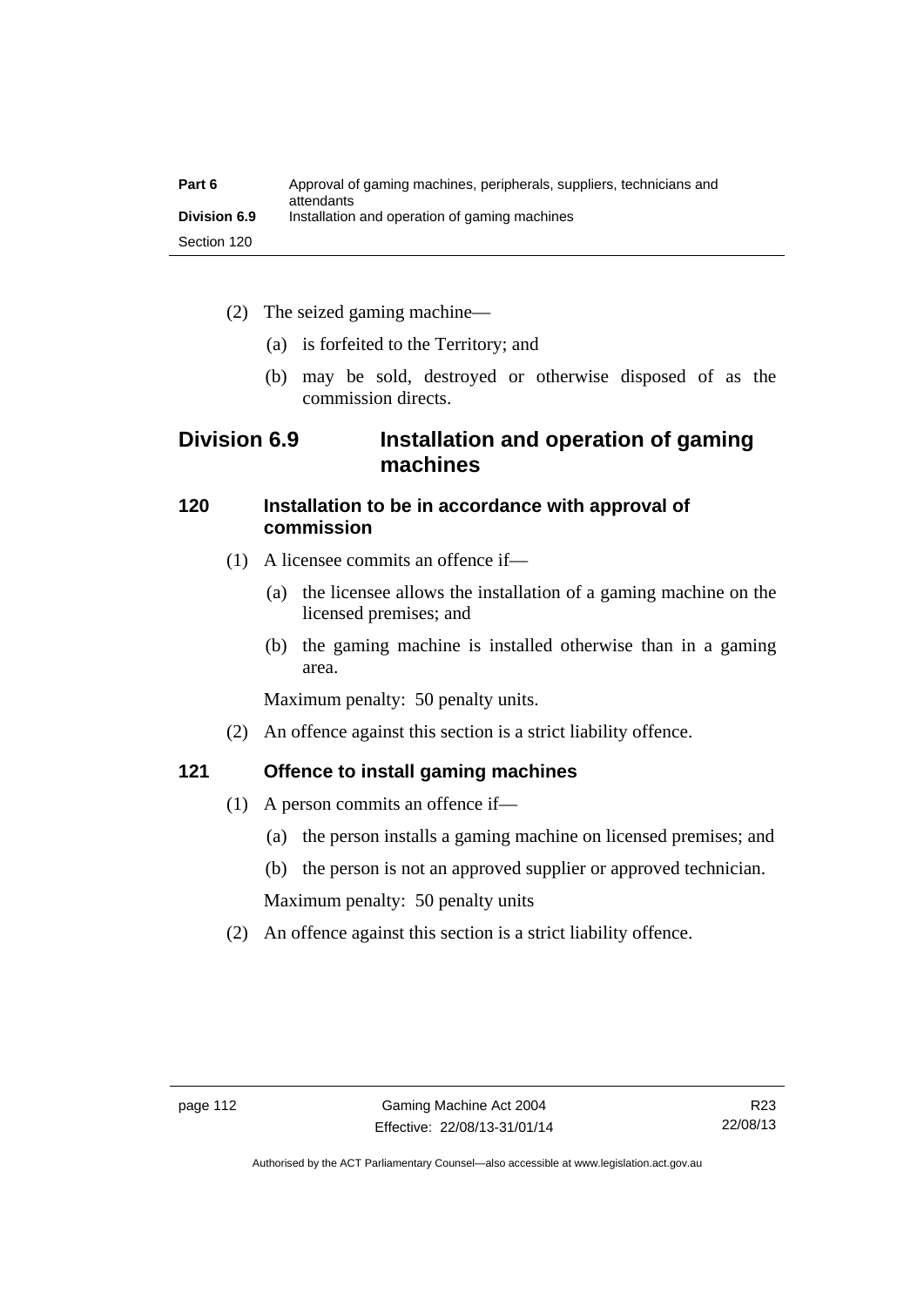(2) The seized gaming machine—

(a) is forfeited to the Territory; and

(b) may be sold, destroyed or otherwise disposed of as the commission directs.

## Division 6.9 Installation and operation of gaming machines

### 120 Installation to be in accordance with approval of commission

(1) A licensee commits an offence if—

(a) the licensee allows the installation of a gaming machine on the licensed premises; and

(b) the gaming machine is installed otherwise than in a gaming area.

Maximum penalty: 50 penalty units.

(2) An offence against this section is a strict liability offence.

### 121 Offence to install gaming machines

(1) A person commits an offence if—

(a) the person installs a gaming machine on licensed premises; and

(b) the person is not an approved supplier or approved technician.

Maximum penalty: 50 penalty units

(2) An offence against this section is a strict liability offence.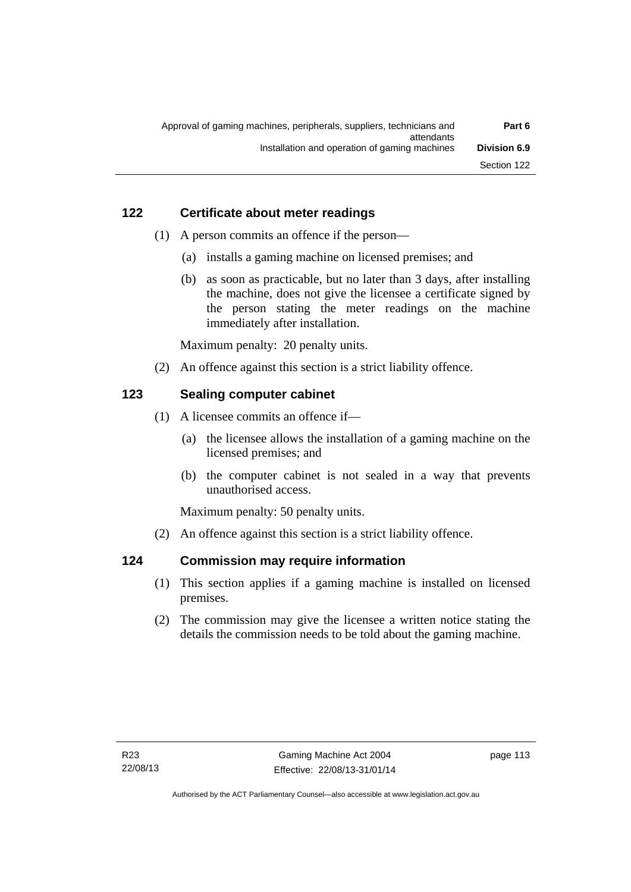## 122 Certificate about meter readings

(1) A person commits an offence if the person—

(a) installs a gaming machine on licensed premises; and

(b) as soon as practicable, but no later than 3 days, after installing the machine, does not give the licensee a certificate signed by the person stating the meter readings on the machine immediately after installation.

Maximum penalty: 20 penalty units.

(2) An offence against this section is a strict liability offence.

## 123 Sealing computer cabinet

(1) A licensee commits an offence if—

(a) the licensee allows the installation of a gaming machine on the licensed premises; and

(b) the computer cabinet is not sealed in a way that prevents unauthorised access.

Maximum penalty: 50 penalty units.

(2) An offence against this section is a strict liability offence.

## 124 Commission may require information

(1) This section applies if a gaming machine is installed on licensed premises.

(2) The commission may give the licensee a written notice stating the details the commission needs to be told about the gaming machine.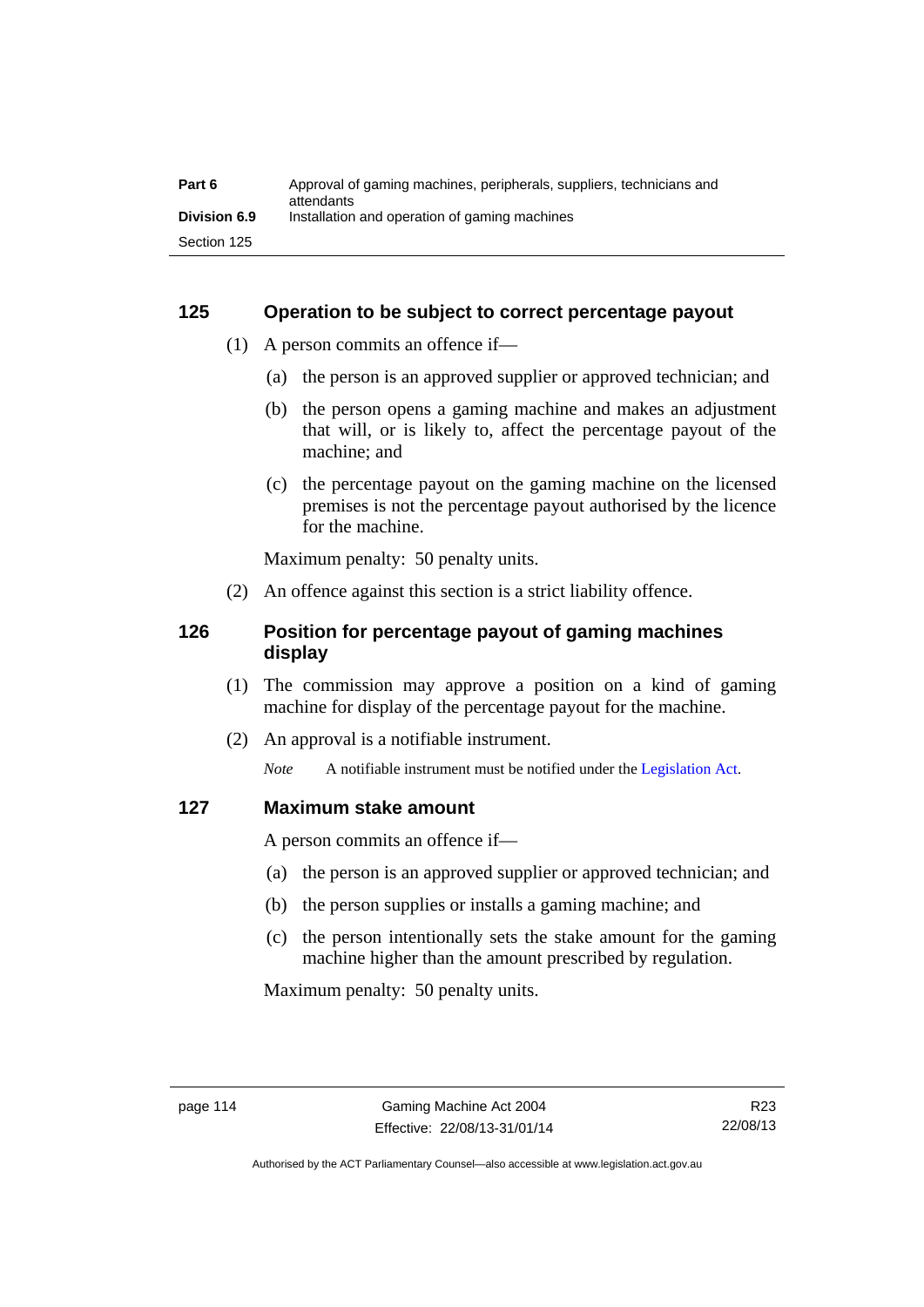## 125 Operation to be subject to correct percentage payout

(1) A person commits an offence if—

(a) the person is an approved supplier or approved technician; and

(b) the person opens a gaming machine and makes an adjustment that will, or is likely to, affect the percentage payout of the machine; and

(c) the percentage payout on the gaming machine on the licensed premises is not the percentage payout authorised by the licence for the machine.

Maximum penalty: 50 penalty units.

(2) An offence against this section is a strict liability offence.

## 126 Position for percentage payout of gaming machines display

(1) The commission may approve a position on a kind of gaming machine for display of the percentage payout for the machine.

(2) An approval is a notifiable instrument.

*Note* A notifiable instrument must be notified under the Legislation Act.

## 127 Maximum stake amount

A person commits an offence if—

(a) the person is an approved supplier or approved technician; and

(b) the person supplies or installs a gaming machine; and

(c) the person intentionally sets the stake amount for the gaming machine higher than the amount prescribed by regulation.

Maximum penalty: 50 penalty units.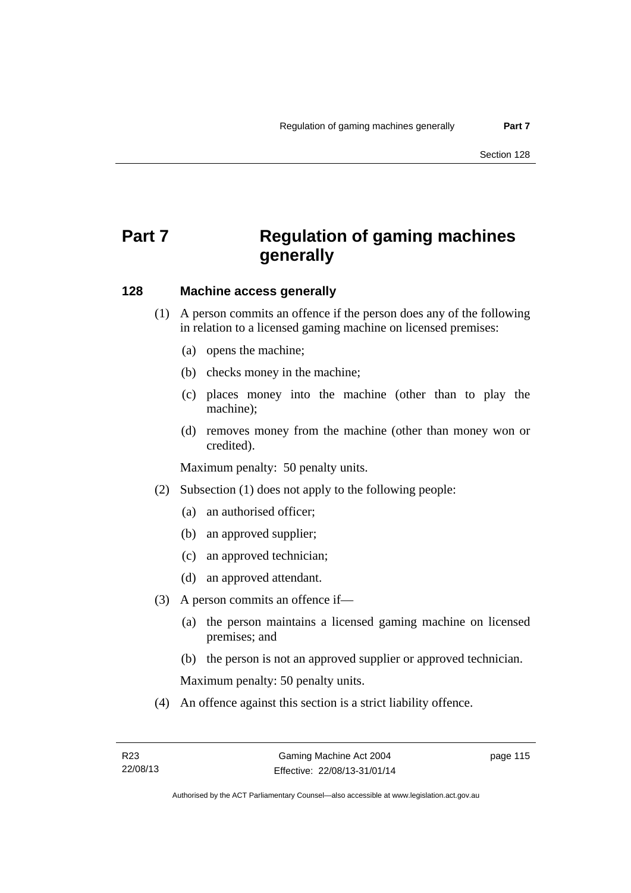# Part 7 Regulation of gaming machines generally

## 128 Machine access generally

(1) A person commits an offence if the person does any of the following in relation to a licensed gaming machine on licensed premises:

- (a) opens the machine;
- (b) checks money in the machine;
- (c) places money into the machine (other than to play the machine);
- (d) removes money from the machine (other than money won or credited).

Maximum penalty: 50 penalty units.

(2) Subsection (1) does not apply to the following people:

- (a) an authorised officer;
- (b) an approved supplier;
- (c) an approved technician;
- (d) an approved attendant.

(3) A person commits an offence if—

- (a) the person maintains a licensed gaming machine on licensed premises; and
- (b) the person is not an approved supplier or approved technician.

Maximum penalty: 50 penalty units.

(4) An offence against this section is a strict liability offence.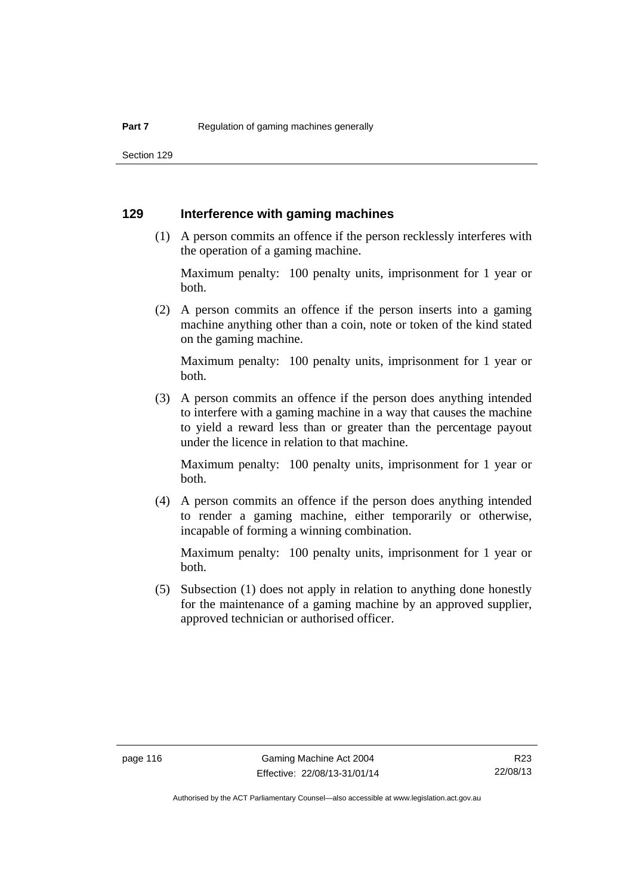## 129 Interference with gaming machines

(1) A person commits an offence if the person recklessly interferes with the operation of a gaming machine.

Maximum penalty: 100 penalty units, imprisonment for 1 year or both.

(2) A person commits an offence if the person inserts into a gaming machine anything other than a coin, note or token of the kind stated on the gaming machine.

Maximum penalty: 100 penalty units, imprisonment for 1 year or both.

(3) A person commits an offence if the person does anything intended to interfere with a gaming machine in a way that causes the machine to yield a reward less than or greater than the percentage payout under the licence in relation to that machine.

Maximum penalty: 100 penalty units, imprisonment for 1 year or both.

(4) A person commits an offence if the person does anything intended to render a gaming machine, either temporarily or otherwise, incapable of forming a winning combination.

Maximum penalty: 100 penalty units, imprisonment for 1 year or both.

(5) Subsection (1) does not apply in relation to anything done honestly for the maintenance of a gaming machine by an approved supplier, approved technician or authorised officer.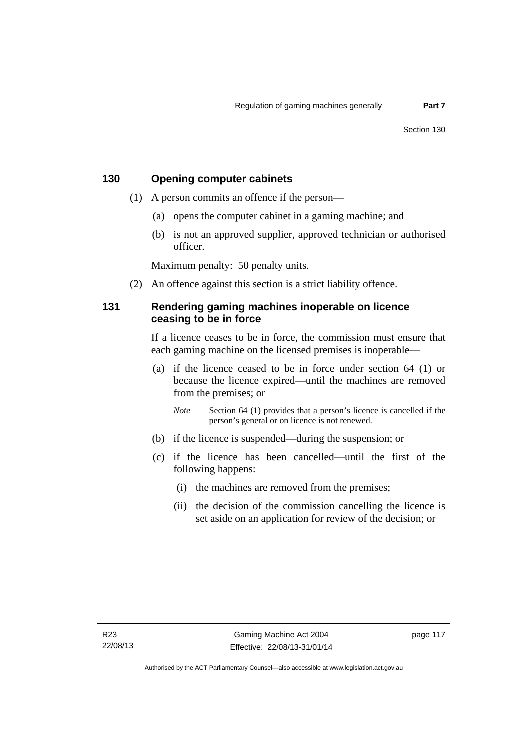## 130 Opening computer cabinets

(1) A person commits an offence if the person—

(a) opens the computer cabinet in a gaming machine; and

(b) is not an approved supplier, approved technician or authorised officer.

Maximum penalty: 50 penalty units.

(2) An offence against this section is a strict liability offence.

## 131 Rendering gaming machines inoperable on licence ceasing to be in force

If a licence ceases to be in force, the commission must ensure that each gaming machine on the licensed premises is inoperable—

(a) if the licence ceased to be in force under section 64 (1) or because the licence expired—until the machines are removed from the premises; or

*Note* Section 64 (1) provides that a person's licence is cancelled if the person's general or on licence is not renewed.

(b) if the licence is suspended—during the suspension; or

(c) if the licence has been cancelled—until the first of the following happens:

(i) the machines are removed from the premises;

(ii) the decision of the commission cancelling the licence is set aside on an application for review of the decision; or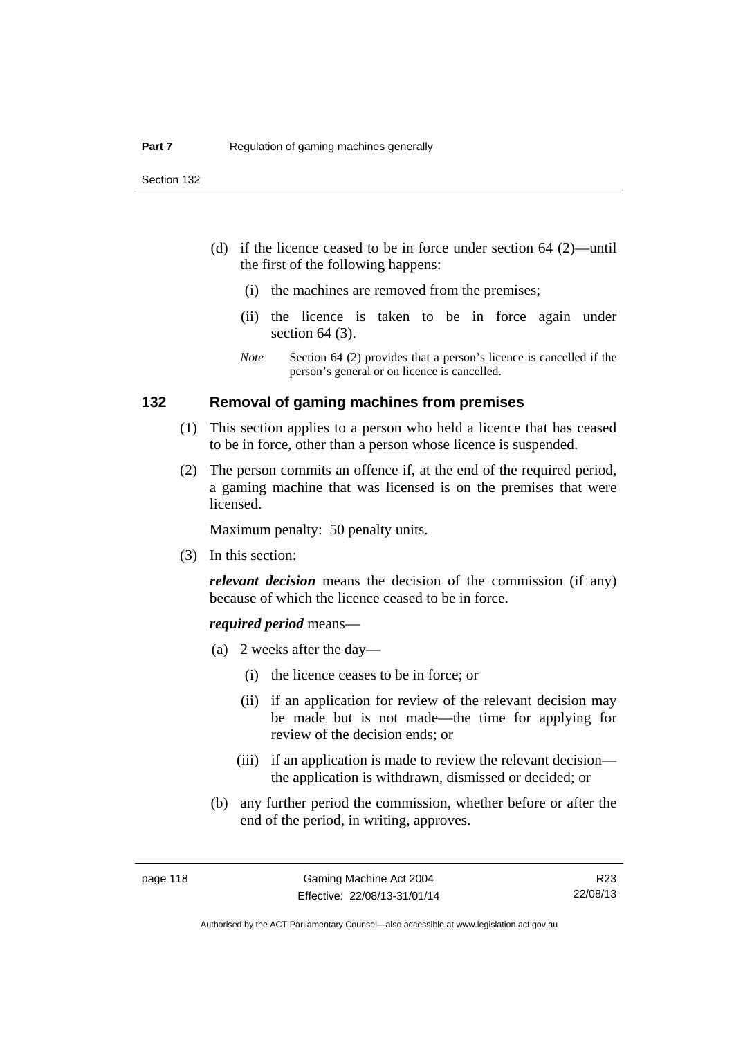(d) if the licence ceased to be in force under section 64 (2)—until the first of the following happens:

   (i) the machines are removed from the premises;

   (ii) the licence is taken to be in force again under section 64 (3).

   *Note* Section 64 (2) provides that a person's licence is cancelled if the person's general or on licence is cancelled.

## 132 Removal of gaming machines from premises

(1) This section applies to a person who held a licence that has ceased to be in force, other than a person whose licence is suspended.

(2) The person commits an offence if, at the end of the required period, a gaming machine that was licensed is on the premises that were licensed.

Maximum penalty: 50 penalty units.

(3) In this section:

***relevant decision*** means the decision of the commission (if any) because of which the licence ceased to be in force.

***required period*** means—

(a) 2 weeks after the day—

   (i) the licence ceases to be in force; or

   (ii) if an application for review of the relevant decision may be made but is not made—the time for applying for review of the decision ends; or

   (iii) if an application is made to review the relevant decision—the application is withdrawn, dismissed or decided; or

(b) any further period the commission, whether before or after the end of the period, in writing, approves.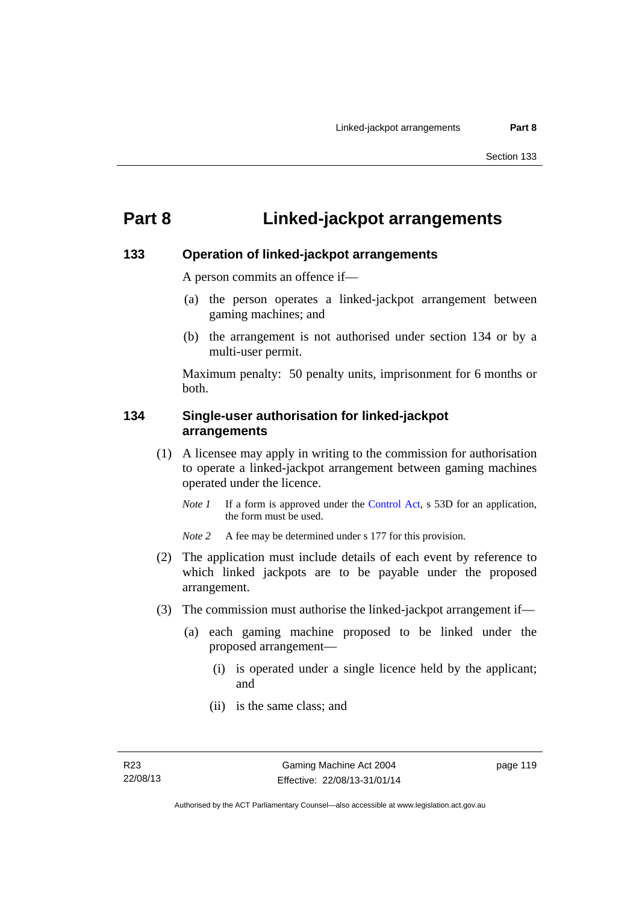# Part 8 Linked-jackpot arrangements

## 133 Operation of linked-jackpot arrangements

A person commits an offence if—

(a) the person operates a linked-jackpot arrangement between gaming machines; and

(b) the arrangement is not authorised under section 134 or by a multi-user permit.

Maximum penalty: 50 penalty units, imprisonment for 6 months or both.

## 134 Single-user authorisation for linked-jackpot arrangements

(1) A licensee may apply in writing to the commission for authorisation to operate a linked-jackpot arrangement between gaming machines operated under the licence.

*Note 1* If a form is approved under the Control Act, s 53D for an application, the form must be used.

*Note 2* A fee may be determined under s 177 for this provision.

(2) The application must include details of each event by reference to which linked jackpots are to be payable under the proposed arrangement.

(3) The commission must authorise the linked-jackpot arrangement if—

(a) each gaming machine proposed to be linked under the proposed arrangement—

(i) is operated under a single licence held by the applicant; and

(ii) is the same class; and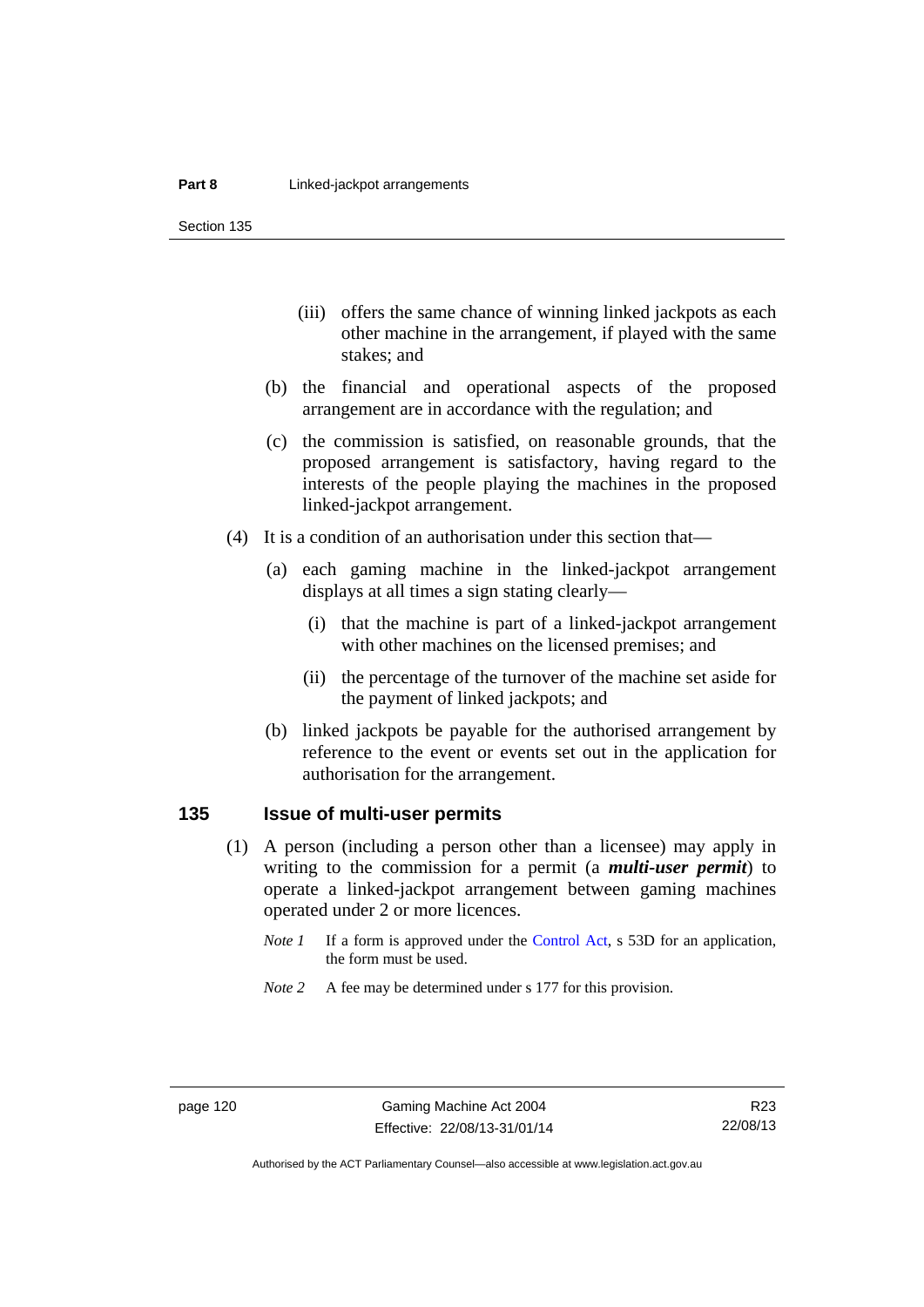(iii) offers the same chance of winning linked jackpots as each other machine in the arrangement, if played with the same stakes; and

(b) the financial and operational aspects of the proposed arrangement are in accordance with the regulation; and

(c) the commission is satisfied, on reasonable grounds, that the proposed arrangement is satisfactory, having regard to the interests of the people playing the machines in the proposed linked-jackpot arrangement.

(4) It is a condition of an authorisation under this section that—

(a) each gaming machine in the linked-jackpot arrangement displays at all times a sign stating clearly—

(i) that the machine is part of a linked-jackpot arrangement with other machines on the licensed premises; and

(ii) the percentage of the turnover of the machine set aside for the payment of linked jackpots; and

(b) linked jackpots be payable for the authorised arrangement by reference to the event or events set out in the application for authorisation for the arrangement.

## 135 Issue of multi-user permits

(1) A person (including a person other than a licensee) may apply in writing to the commission for a permit (a ***multi-user permit***) to operate a linked-jackpot arrangement between gaming machines operated under 2 or more licences.

*Note 1* If a form is approved under the Control Act, s 53D for an application, the form must be used.

*Note 2* A fee may be determined under s 177 for this provision.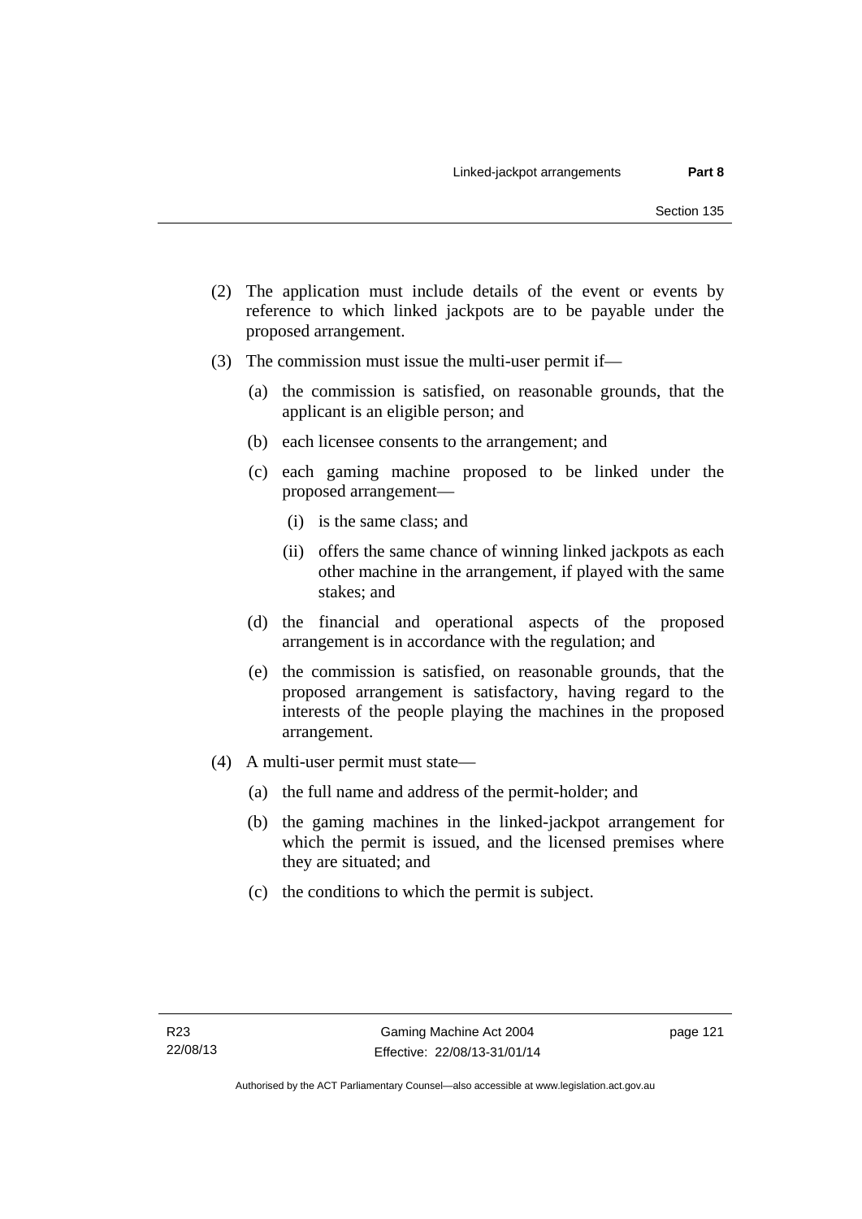(2) The application must include details of the event or events by reference to which linked jackpots are to be payable under the proposed arrangement.

(3) The commission must issue the multi-user permit if—

  (a) the commission is satisfied, on reasonable grounds, that the applicant is an eligible person; and

  (b) each licensee consents to the arrangement; and

  (c) each gaming machine proposed to be linked under the proposed arrangement—

    (i) is the same class; and

    (ii) offers the same chance of winning linked jackpots as each other machine in the arrangement, if played with the same stakes; and

  (d) the financial and operational aspects of the proposed arrangement is in accordance with the regulation; and

  (e) the commission is satisfied, on reasonable grounds, that the proposed arrangement is satisfactory, having regard to the interests of the people playing the machines in the proposed arrangement.

(4) A multi-user permit must state—

  (a) the full name and address of the permit-holder; and

  (b) the gaming machines in the linked-jackpot arrangement for which the permit is issued, and the licensed premises where they are situated; and

  (c) the conditions to which the permit is subject.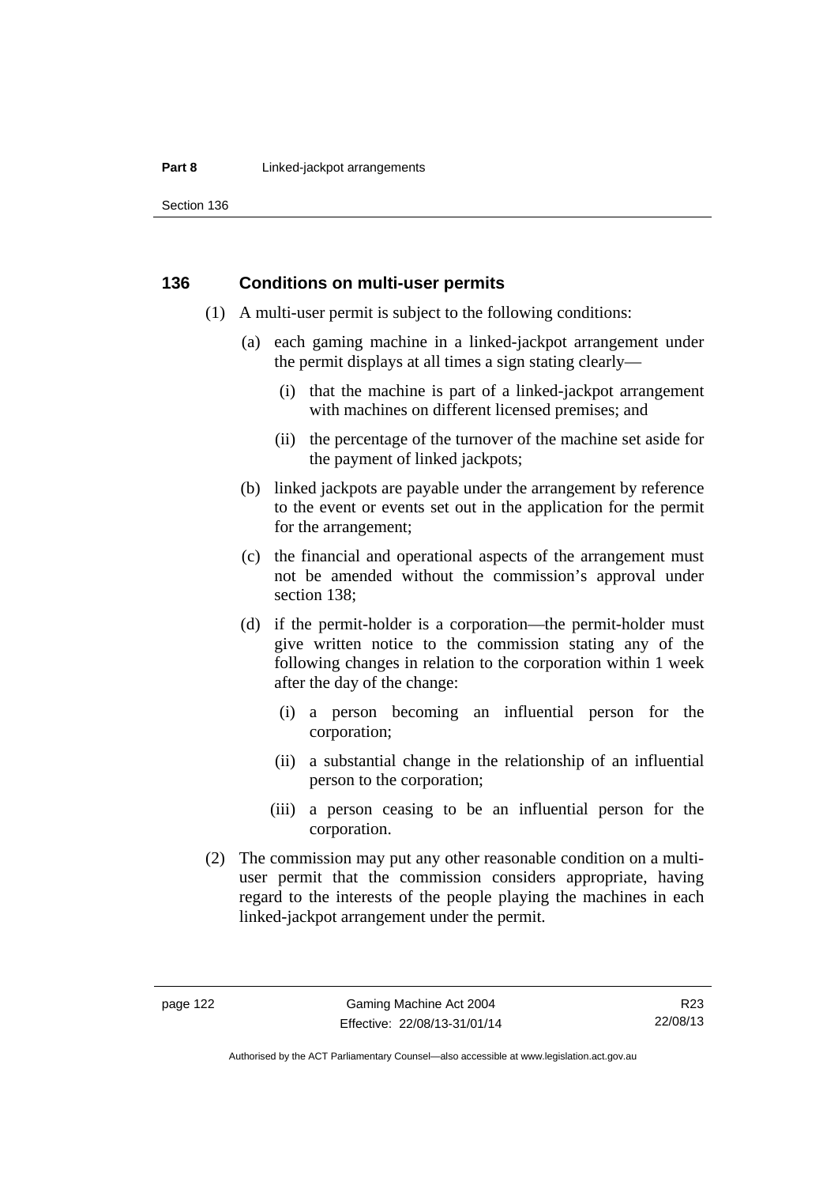## 136 Conditions on multi-user permits

(1) A multi-user permit is subject to the following conditions:

(a) each gaming machine in a linked-jackpot arrangement under the permit displays at all times a sign stating clearly—

(i) that the machine is part of a linked-jackpot arrangement with machines on different licensed premises; and

(ii) the percentage of the turnover of the machine set aside for the payment of linked jackpots;

(b) linked jackpots are payable under the arrangement by reference to the event or events set out in the application for the permit for the arrangement;

(c) the financial and operational aspects of the arrangement must not be amended without the commission's approval under section 138;

(d) if the permit-holder is a corporation—the permit-holder must give written notice to the commission stating any of the following changes in relation to the corporation within 1 week after the day of the change:

(i) a person becoming an influential person for the corporation;

(ii) a substantial change in the relationship of an influential person to the corporation;

(iii) a person ceasing to be an influential person for the corporation.

(2) The commission may put any other reasonable condition on a multi-user permit that the commission considers appropriate, having regard to the interests of the people playing the machines in each linked-jackpot arrangement under the permit.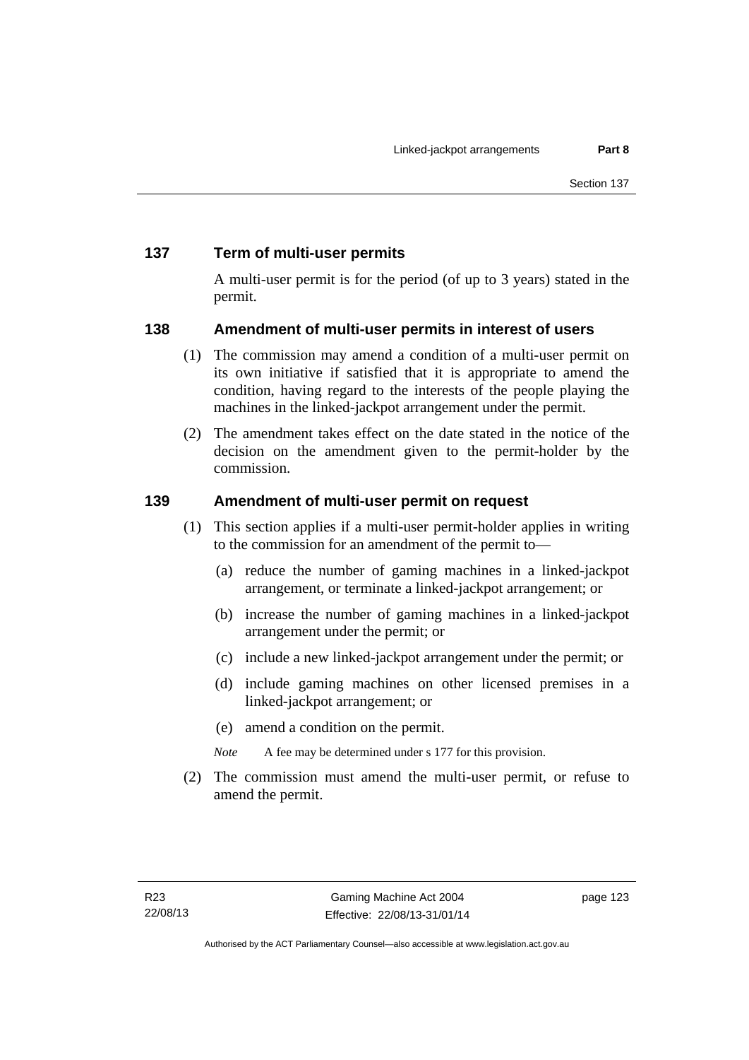## 137 Term of multi-user permits

A multi-user permit is for the period (of up to 3 years) stated in the permit.

## 138 Amendment of multi-user permits in interest of users

(1) The commission may amend a condition of a multi-user permit on its own initiative if satisfied that it is appropriate to amend the condition, having regard to the interests of the people playing the machines in the linked-jackpot arrangement under the permit.

(2) The amendment takes effect on the date stated in the notice of the decision on the amendment given to the permit-holder by the commission.

## 139 Amendment of multi-user permit on request

(1) This section applies if a multi-user permit-holder applies in writing to the commission for an amendment of the permit to—

(a) reduce the number of gaming machines in a linked-jackpot arrangement, or terminate a linked-jackpot arrangement; or

(b) increase the number of gaming machines in a linked-jackpot arrangement under the permit; or

(c) include a new linked-jackpot arrangement under the permit; or

(d) include gaming machines on other licensed premises in a linked-jackpot arrangement; or

(e) amend a condition on the permit.

*Note* A fee may be determined under s 177 for this provision.

(2) The commission must amend the multi-user permit, or refuse to amend the permit.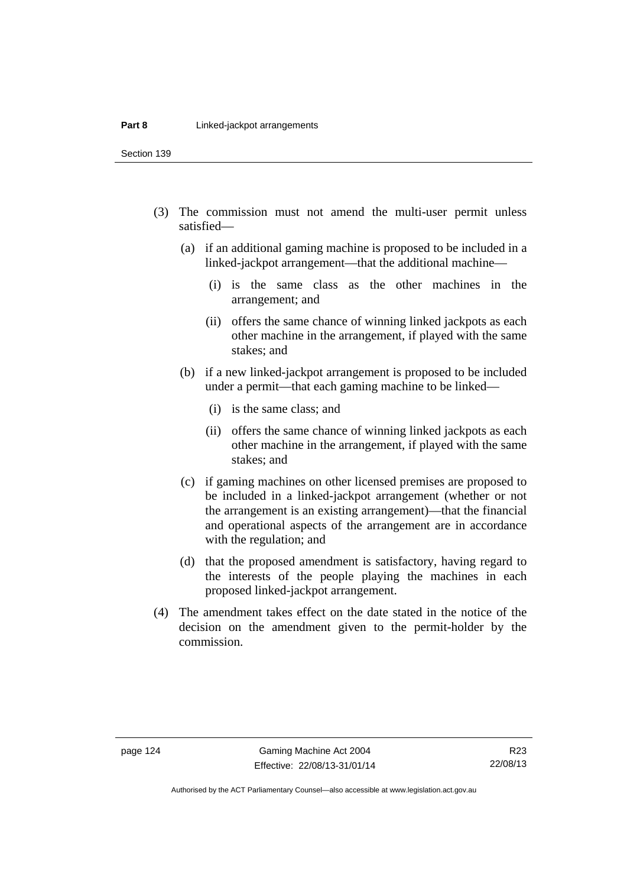(3) The commission must not amend the multi-user permit unless satisfied—

  (a) if an additional gaming machine is proposed to be included in a linked-jackpot arrangement—that the additional machine—

    (i) is the same class as the other machines in the arrangement; and

    (ii) offers the same chance of winning linked jackpots as each other machine in the arrangement, if played with the same stakes; and

  (b) if a new linked-jackpot arrangement is proposed to be included under a permit—that each gaming machine to be linked—

    (i) is the same class; and

    (ii) offers the same chance of winning linked jackpots as each other machine in the arrangement, if played with the same stakes; and

  (c) if gaming machines on other licensed premises are proposed to be included in a linked-jackpot arrangement (whether or not the arrangement is an existing arrangement)—that the financial and operational aspects of the arrangement are in accordance with the regulation; and

  (d) that the proposed amendment is satisfactory, having regard to the interests of the people playing the machines in each proposed linked-jackpot arrangement.

(4) The amendment takes effect on the date stated in the notice of the decision on the amendment given to the permit-holder by the commission.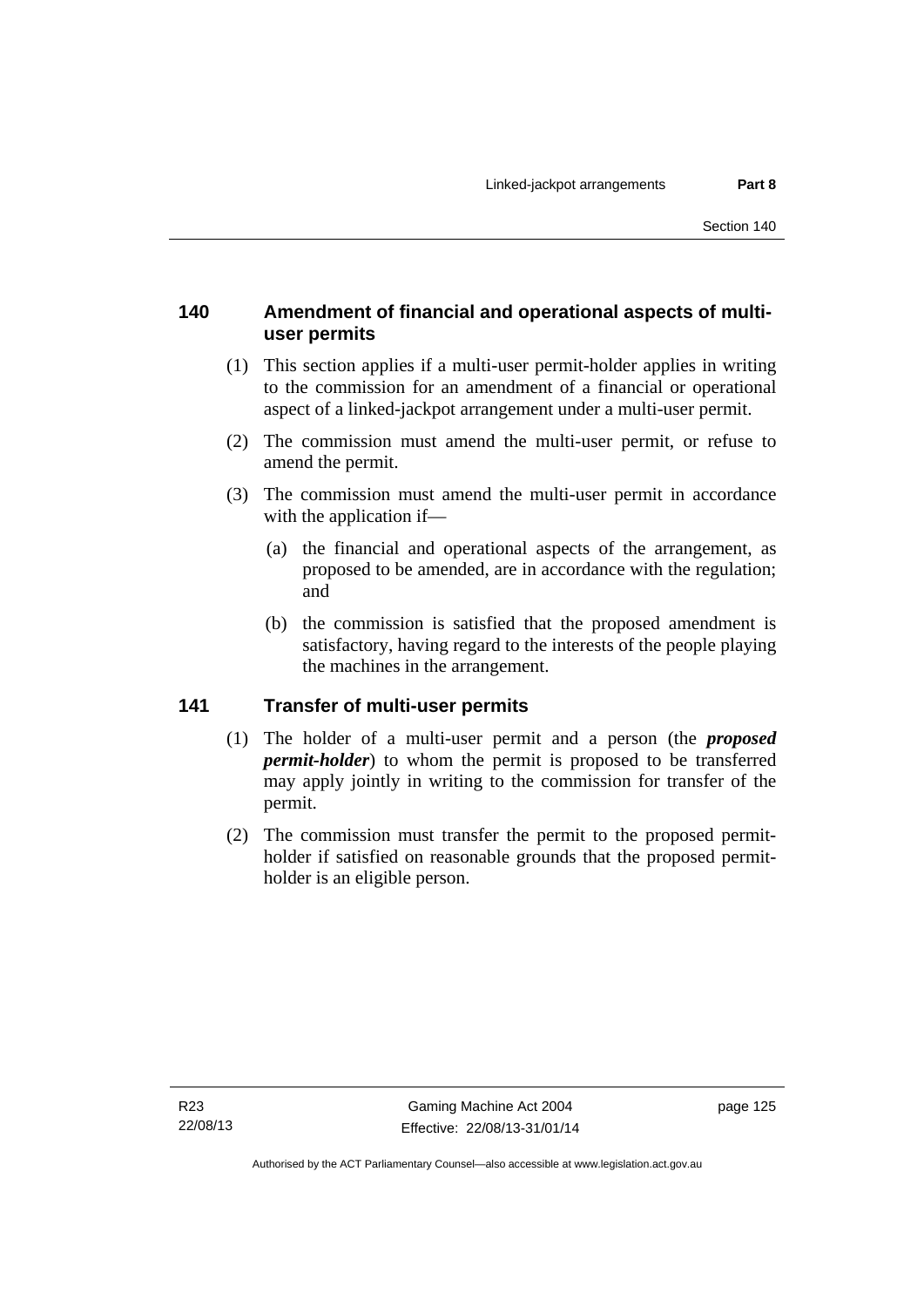## 140 Amendment of financial and operational aspects of multi-user permits

(1) This section applies if a multi-user permit-holder applies in writing to the commission for an amendment of a financial or operational aspect of a linked-jackpot arrangement under a multi-user permit.

(2) The commission must amend the multi-user permit, or refuse to amend the permit.

(3) The commission must amend the multi-user permit in accordance with the application if—

(a) the financial and operational aspects of the arrangement, as proposed to be amended, are in accordance with the regulation; and

(b) the commission is satisfied that the proposed amendment is satisfactory, having regard to the interests of the people playing the machines in the arrangement.

## 141 Transfer of multi-user permits

(1) The holder of a multi-user permit and a person (the ***proposed permit-holder***) to whom the permit is proposed to be transferred may apply jointly in writing to the commission for transfer of the permit.

(2) The commission must transfer the permit to the proposed permit-holder if satisfied on reasonable grounds that the proposed permit-holder is an eligible person.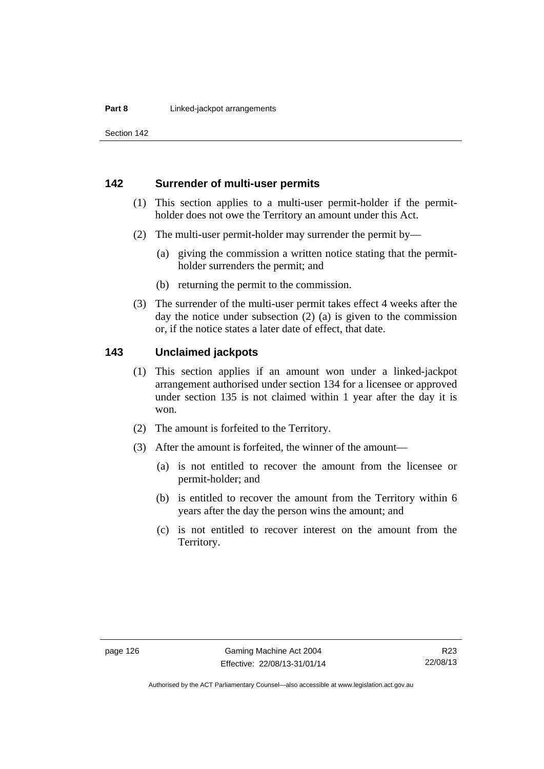### 142 Surrender of multi-user permits

(1) This section applies to a multi-user permit-holder if the permit-holder does not owe the Territory an amount under this Act.

(2) The multi-user permit-holder may surrender the permit by—

(a) giving the commission a written notice stating that the permit-holder surrenders the permit; and

(b) returning the permit to the commission.

(3) The surrender of the multi-user permit takes effect 4 weeks after the day the notice under subsection (2) (a) is given to the commission or, if the notice states a later date of effect, that date.

### 143 Unclaimed jackpots

(1) This section applies if an amount won under a linked-jackpot arrangement authorised under section 134 for a licensee or approved under section 135 is not claimed within 1 year after the day it is won.

(2) The amount is forfeited to the Territory.

(3) After the amount is forfeited, the winner of the amount—

(a) is not entitled to recover the amount from the licensee or permit-holder; and

(b) is entitled to recover the amount from the Territory within 6 years after the day the person wins the amount; and

(c) is not entitled to recover interest on the amount from the Territory.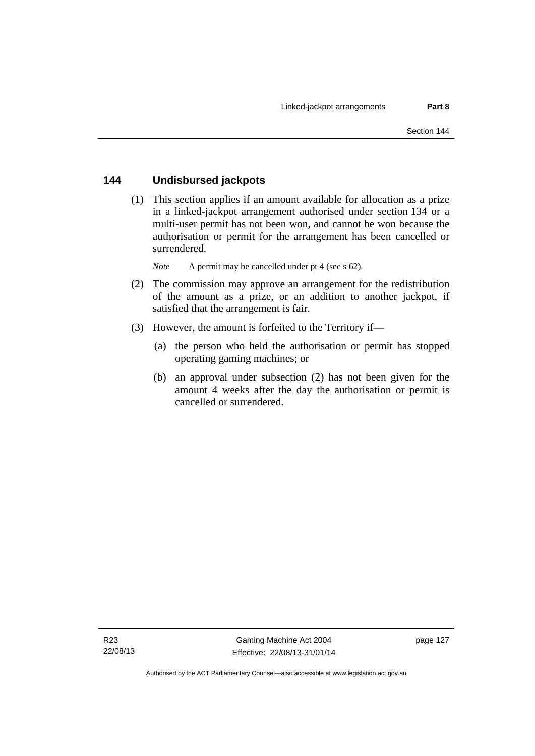## 144 Undisbursed jackpots

(1) This section applies if an amount available for allocation as a prize in a linked-jackpot arrangement authorised under section 134 or a multi-user permit has not been won, and cannot be won because the authorisation or permit for the arrangement has been cancelled or surrendered.

*Note* A permit may be cancelled under pt 4 (see s 62).

(2) The commission may approve an arrangement for the redistribution of the amount as a prize, or an addition to another jackpot, if satisfied that the arrangement is fair.

(3) However, the amount is forfeited to the Territory if—

(a) the person who held the authorisation or permit has stopped operating gaming machines; or

(b) an approval under subsection (2) has not been given for the amount 4 weeks after the day the authorisation or permit is cancelled or surrendered.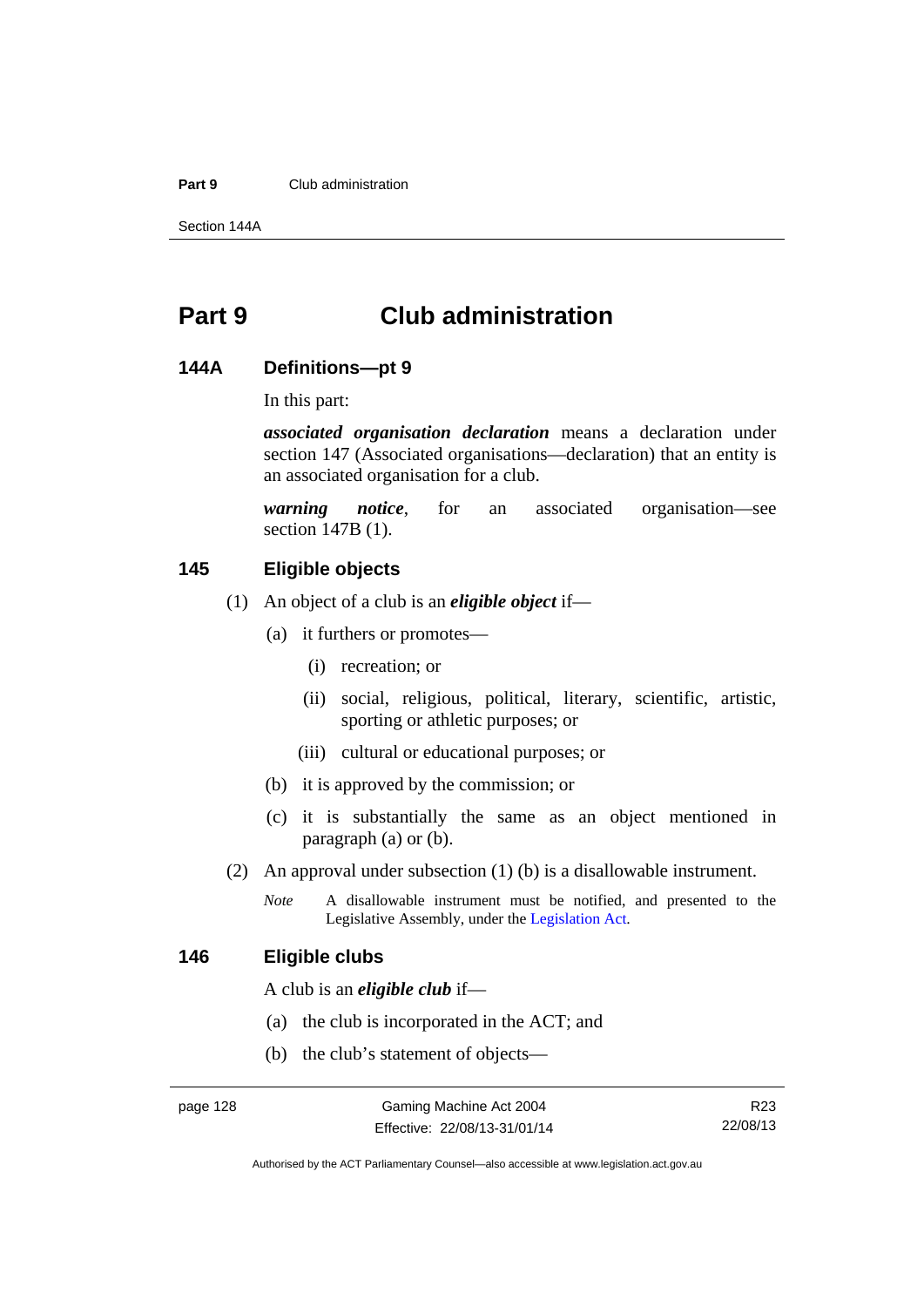# Part 9 Club administration

## 144A Definitions—pt 9

In this part:

***associated organisation declaration*** means a declaration under section 147 (Associated organisations—declaration) that an entity is an associated organisation for a club.

***warning notice***, for an associated organisation—see section 147B (1).

## 145 Eligible objects

(1) An object of a club is an ***eligible object*** if—

(a) it furthers or promotes—

(i) recreation; or

(ii) social, religious, political, literary, scientific, artistic, sporting or athletic purposes; or

(iii) cultural or educational purposes; or

(b) it is approved by the commission; or

(c) it is substantially the same as an object mentioned in paragraph (a) or (b).

(2) An approval under subsection (1) (b) is a disallowable instrument.

*Note* A disallowable instrument must be notified, and presented to the Legislative Assembly, under the Legislation Act.

## 146 Eligible clubs

A club is an ***eligible club*** if—

(a) the club is incorporated in the ACT; and

(b) the club's statement of objects—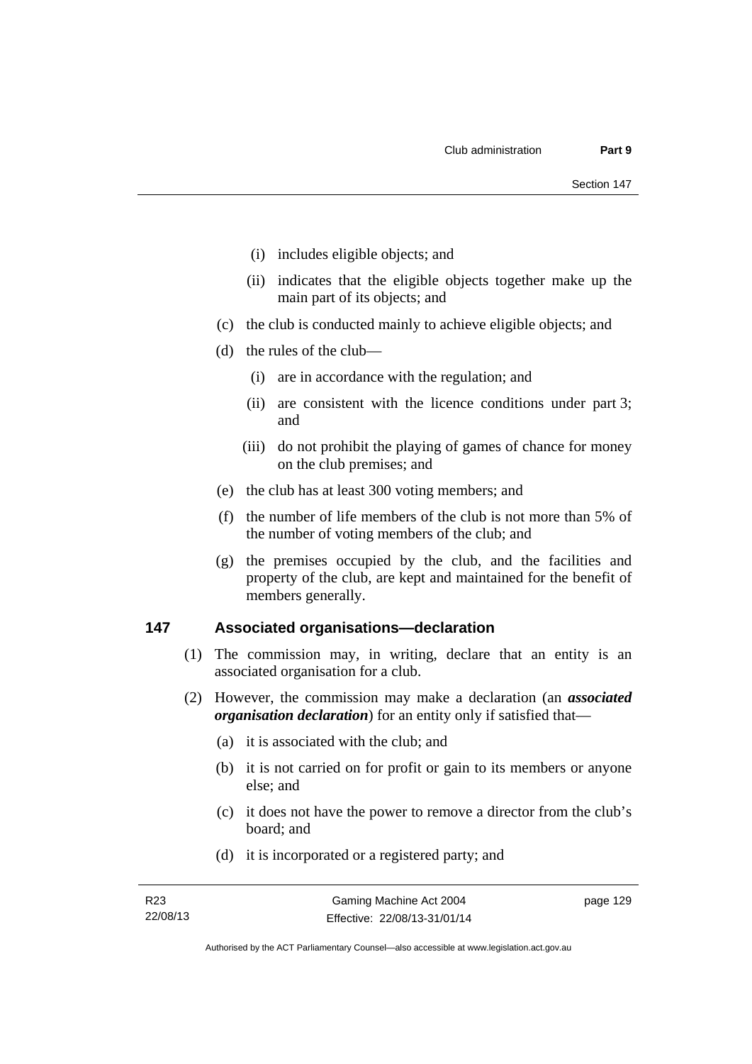(i) includes eligible objects; and

(ii) indicates that the eligible objects together make up the main part of its objects; and

(c) the club is conducted mainly to achieve eligible objects; and

(d) the rules of the club—

(i) are in accordance with the regulation; and

(ii) are consistent with the licence conditions under part 3; and

(iii) do not prohibit the playing of games of chance for money on the club premises; and

(e) the club has at least 300 voting members; and

(f) the number of life members of the club is not more than 5% of the number of voting members of the club; and

(g) the premises occupied by the club, and the facilities and property of the club, are kept and maintained for the benefit of members generally.

## 147 Associated organisations—declaration

(1) The commission may, in writing, declare that an entity is an associated organisation for a club.

(2) However, the commission may make a declaration (an ***associated organisation declaration***) for an entity only if satisfied that—

(a) it is associated with the club; and

(b) it is not carried on for profit or gain to its members or anyone else; and

(c) it does not have the power to remove a director from the club's board; and

(d) it is incorporated or a registered party; and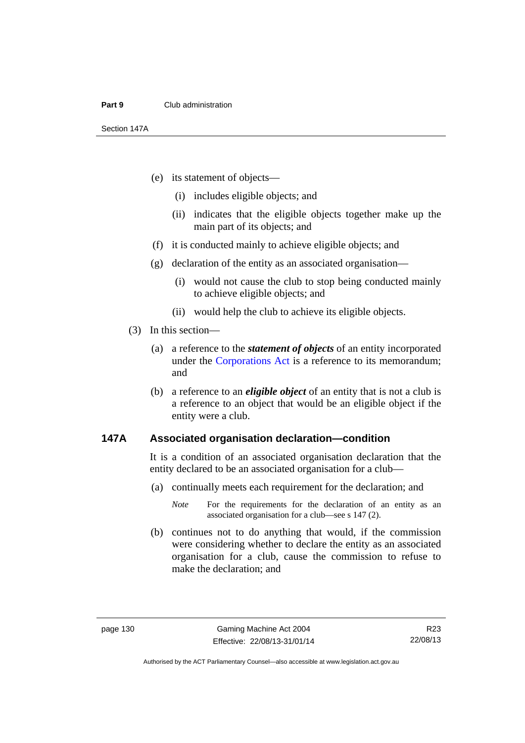(e) its statement of objects—

  (i) includes eligible objects; and

  (ii) indicates that the eligible objects together make up the main part of its objects; and

(f) it is conducted mainly to achieve eligible objects; and

(g) declaration of the entity as an associated organisation—

  (i) would not cause the club to stop being conducted mainly to achieve eligible objects; and

  (ii) would help the club to achieve its eligible objects.

(3) In this section—

(a) a reference to the ***statement of objects*** of an entity incorporated under the Corporations Act is a reference to its memorandum; and

(b) a reference to an ***eligible object*** of an entity that is not a club is a reference to an object that would be an eligible object if the entity were a club.

### 147A Associated organisation declaration—condition

It is a condition of an associated organisation declaration that the entity declared to be an associated organisation for a club—

(a) continually meets each requirement for the declaration; and

*Note* For the requirements for the declaration of an entity as an associated organisation for a club—see s 147 (2).

(b) continues not to do anything that would, if the commission were considering whether to declare the entity as an associated organisation for a club, cause the commission to refuse to make the declaration; and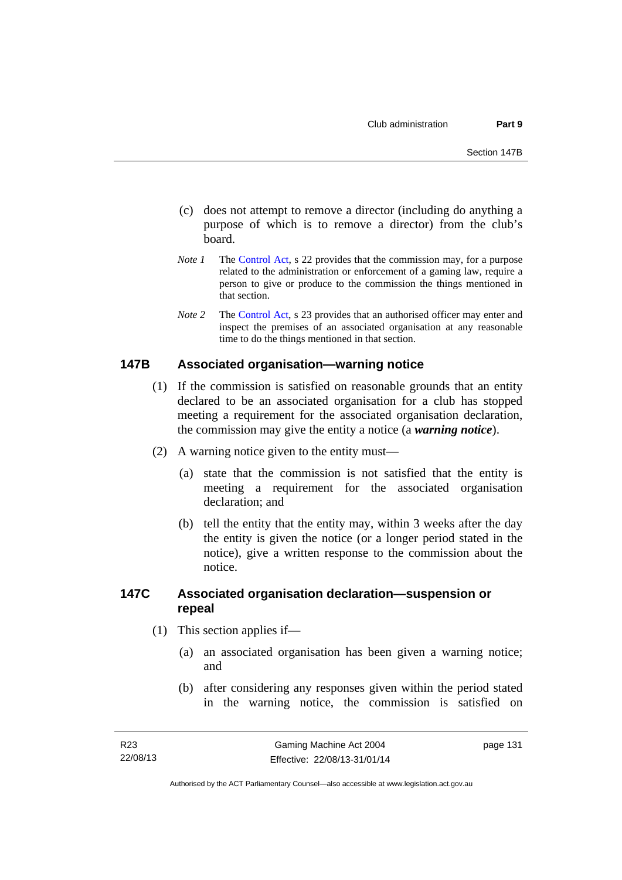(c) does not attempt to remove a director (including do anything a purpose of which is to remove a director) from the club's board.

*Note 1* The Control Act, s 22 provides that the commission may, for a purpose related to the administration or enforcement of a gaming law, require a person to give or produce to the commission the things mentioned in that section.

*Note 2* The Control Act, s 23 provides that an authorised officer may enter and inspect the premises of an associated organisation at any reasonable time to do the things mentioned in that section.

### 147B Associated organisation—warning notice

(1) If the commission is satisfied on reasonable grounds that an entity declared to be an associated organisation for a club has stopped meeting a requirement for the associated organisation declaration, the commission may give the entity a notice (a ***warning notice***).

(2) A warning notice given to the entity must—

(a) state that the commission is not satisfied that the entity is meeting a requirement for the associated organisation declaration; and

(b) tell the entity that the entity may, within 3 weeks after the day the entity is given the notice (or a longer period stated in the notice), give a written response to the commission about the notice.

### 147C Associated organisation declaration—suspension or repeal

(1) This section applies if—

(a) an associated organisation has been given a warning notice; and

(b) after considering any responses given within the period stated in the warning notice, the commission is satisfied on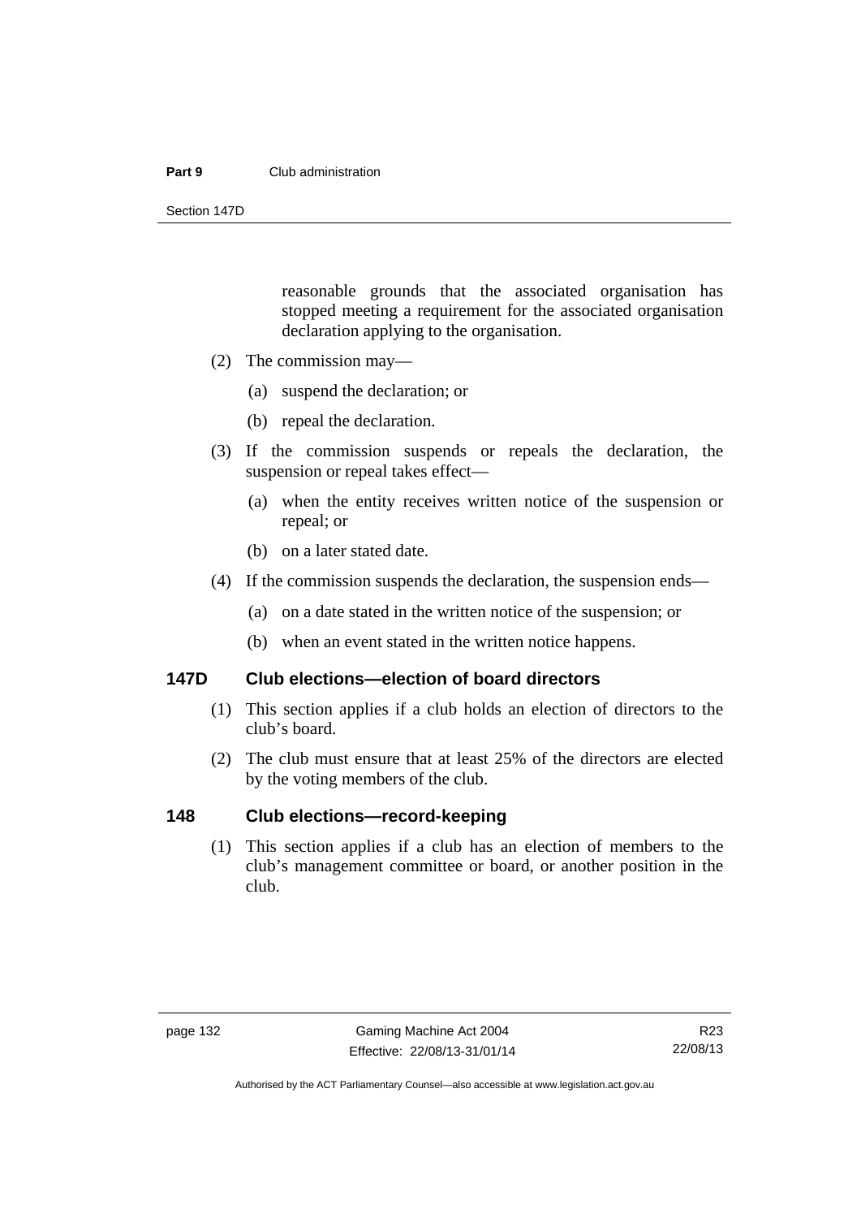reasonable grounds that the associated organisation has stopped meeting a requirement for the associated organisation declaration applying to the organisation.

(2) The commission may—

(a) suspend the declaration; or

(b) repeal the declaration.

(3) If the commission suspends or repeals the declaration, the suspension or repeal takes effect—

(a) when the entity receives written notice of the suspension or repeal; or

(b) on a later stated date.

(4) If the commission suspends the declaration, the suspension ends—

(a) on a date stated in the written notice of the suspension; or

(b) when an event stated in the written notice happens.

### 147D Club elections—election of board directors

(1) This section applies if a club holds an election of directors to the club's board.

(2) The club must ensure that at least 25% of the directors are elected by the voting members of the club.

### 148 Club elections—record-keeping

(1) This section applies if a club has an election of members to the club's management committee or board, or another position in the club.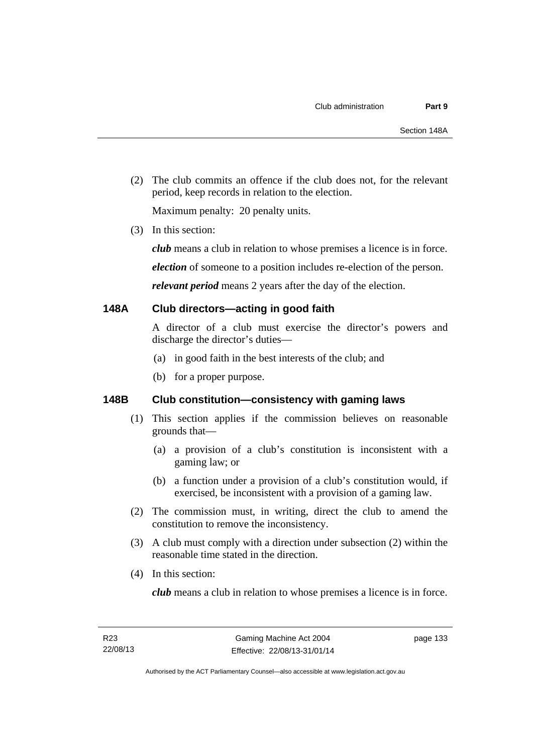(2) The club commits an offence if the club does not, for the relevant period, keep records in relation to the election.

Maximum penalty: 20 penalty units.

(3) In this section:

***club*** means a club in relation to whose premises a licence is in force.

***election*** of someone to a position includes re-election of the person.

***relevant period*** means 2 years after the day of the election.

## 148A Club directors—acting in good faith

A director of a club must exercise the director's powers and discharge the director's duties—

(a) in good faith in the best interests of the club; and

(b) for a proper purpose.

## 148B Club constitution—consistency with gaming laws

(1) This section applies if the commission believes on reasonable grounds that—

(a) a provision of a club's constitution is inconsistent with a gaming law; or

(b) a function under a provision of a club's constitution would, if exercised, be inconsistent with a provision of a gaming law.

(2) The commission must, in writing, direct the club to amend the constitution to remove the inconsistency.

(3) A club must comply with a direction under subsection (2) within the reasonable time stated in the direction.

(4) In this section:

***club*** means a club in relation to whose premises a licence is in force.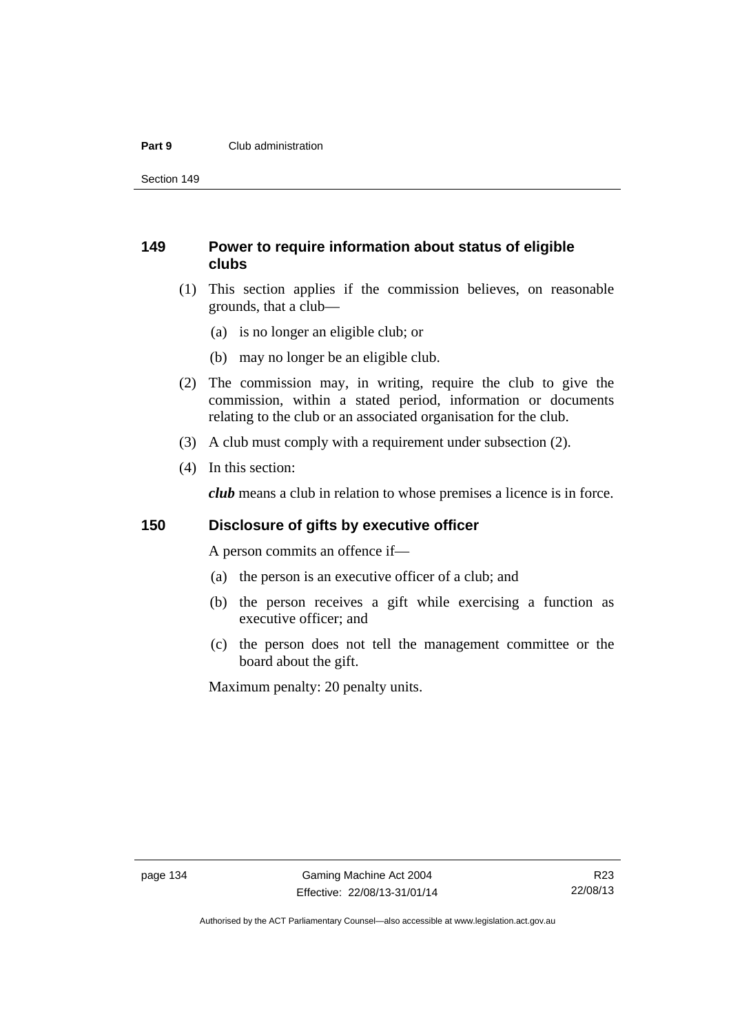## 149 Power to require information about status of eligible clubs

(1) This section applies if the commission believes, on reasonable grounds, that a club—

(a) is no longer an eligible club; or

(b) may no longer be an eligible club.

(2) The commission may, in writing, require the club to give the commission, within a stated period, information or documents relating to the club or an associated organisation for the club.

(3) A club must comply with a requirement under subsection (2).

(4) In this section:

***club*** means a club in relation to whose premises a licence is in force.

## 150 Disclosure of gifts by executive officer

A person commits an offence if—

(a) the person is an executive officer of a club; and

(b) the person receives a gift while exercising a function as executive officer; and

(c) the person does not tell the management committee or the board about the gift.

Maximum penalty: 20 penalty units.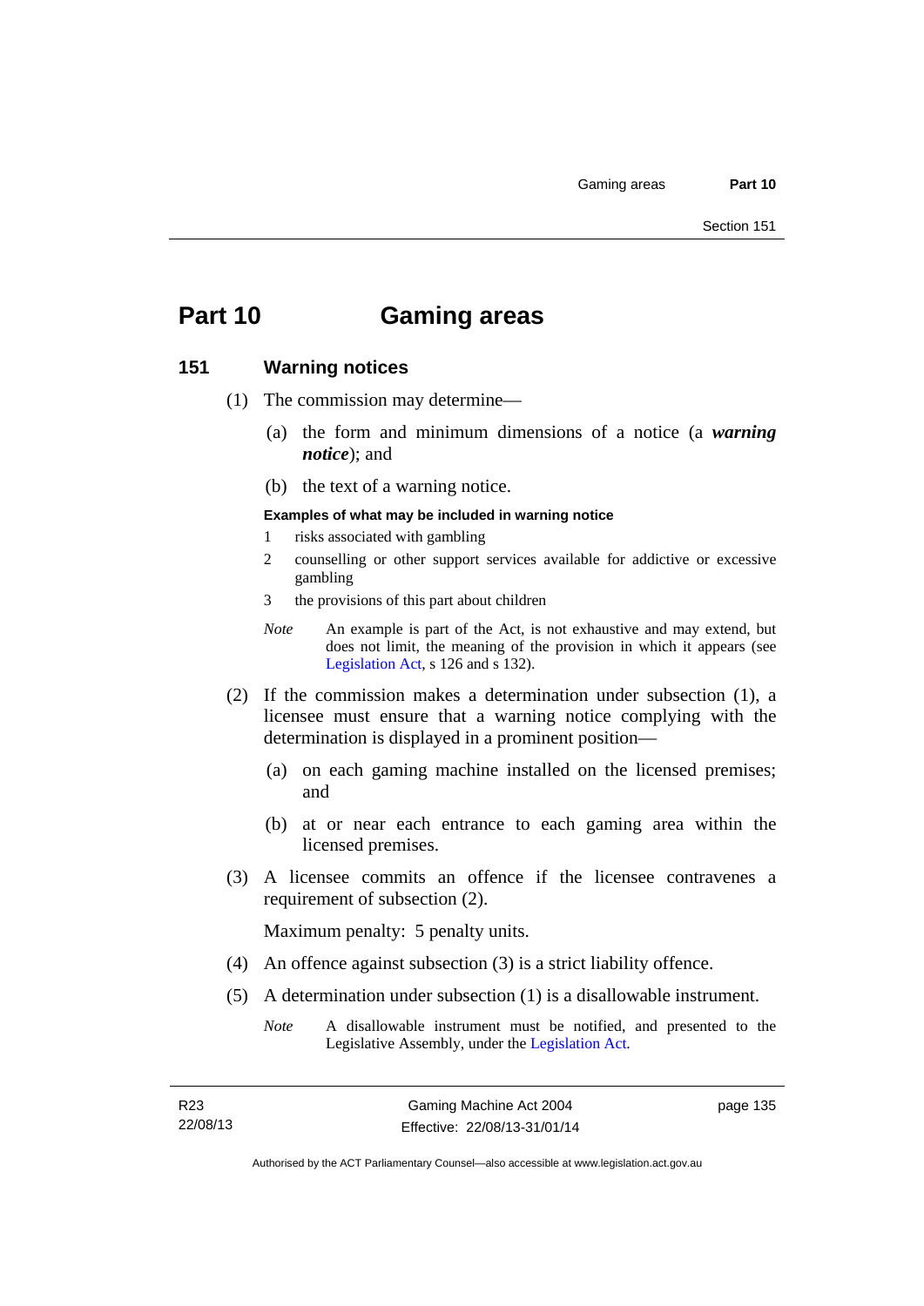# Part 10 Gaming areas

## 151 Warning notices

(1) The commission may determine—

(a) the form and minimum dimensions of a notice (a ***warning notice***); and

(b) the text of a warning notice.

**Examples of what may be included in warning notice**

1 risks associated with gambling

2 counselling or other support services available for addictive or excessive gambling

3 the provisions of this part about children

*Note* An example is part of the Act, is not exhaustive and may extend, but does not limit, the meaning of the provision in which it appears (see Legislation Act, s 126 and s 132).

(2) If the commission makes a determination under subsection (1), a licensee must ensure that a warning notice complying with the determination is displayed in a prominent position—

(a) on each gaming machine installed on the licensed premises; and

(b) at or near each entrance to each gaming area within the licensed premises.

(3) A licensee commits an offence if the licensee contravenes a requirement of subsection (2).

Maximum penalty: 5 penalty units.

(4) An offence against subsection (3) is a strict liability offence.

(5) A determination under subsection (1) is a disallowable instrument.

*Note* A disallowable instrument must be notified, and presented to the Legislative Assembly, under the Legislation Act.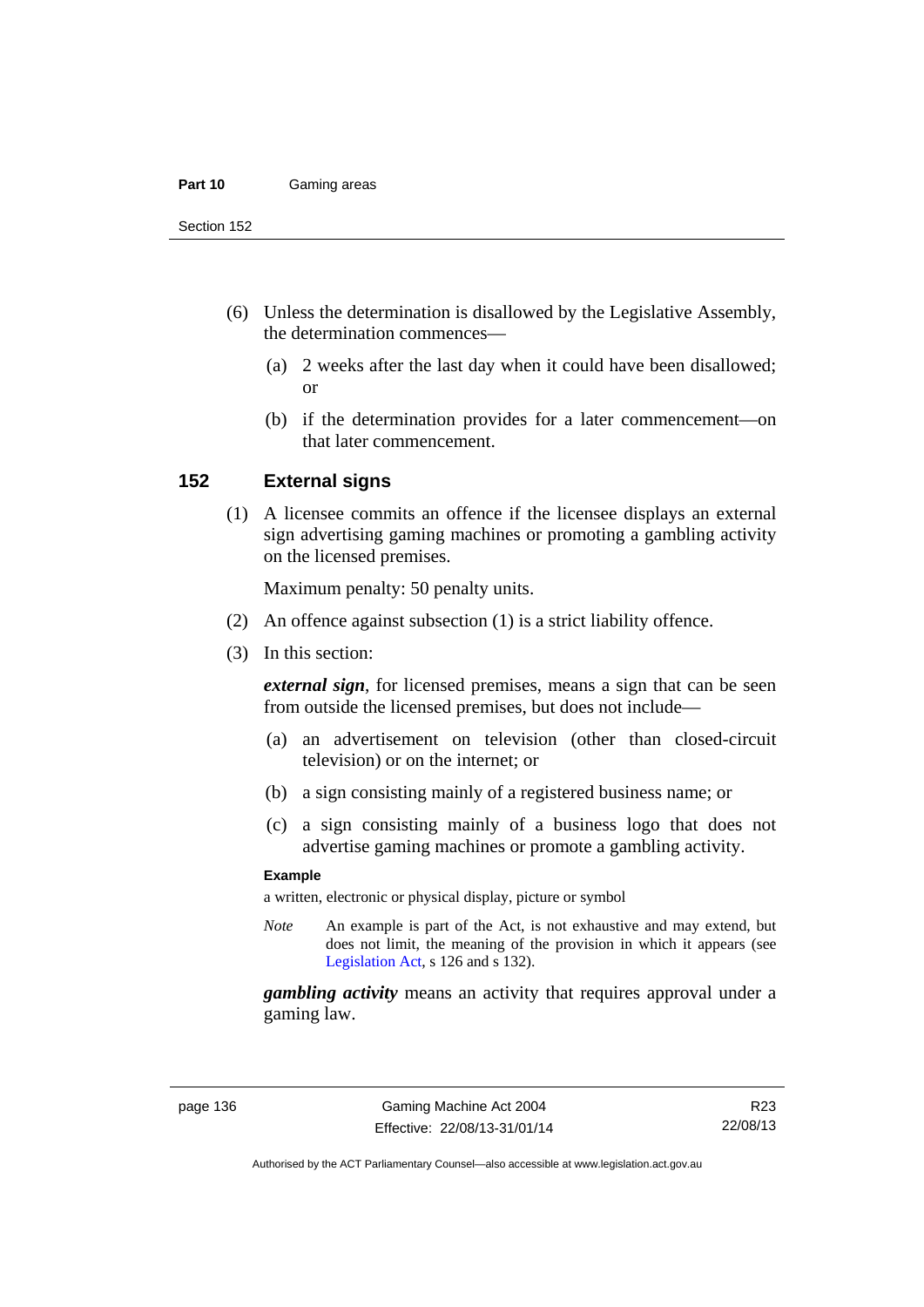(6) Unless the determination is disallowed by the Legislative Assembly, the determination commences—

(a) 2 weeks after the last day when it could have been disallowed; or

(b) if the determination provides for a later commencement—on that later commencement.

## 152 External signs

(1) A licensee commits an offence if the licensee displays an external sign advertising gaming machines or promoting a gambling activity on the licensed premises.

Maximum penalty: 50 penalty units.

(2) An offence against subsection (1) is a strict liability offence.

(3) In this section:

***external sign***, for licensed premises, means a sign that can be seen from outside the licensed premises, but does not include—

(a) an advertisement on television (other than closed-circuit television) or on the internet; or

(b) a sign consisting mainly of a registered business name; or

(c) a sign consisting mainly of a business logo that does not advertise gaming machines or promote a gambling activity.

**Example**

a written, electronic or physical display, picture or symbol

*Note* An example is part of the Act, is not exhaustive and may extend, but does not limit, the meaning of the provision in which it appears (see Legislation Act, s 126 and s 132).

***gambling activity*** means an activity that requires approval under a gaming law.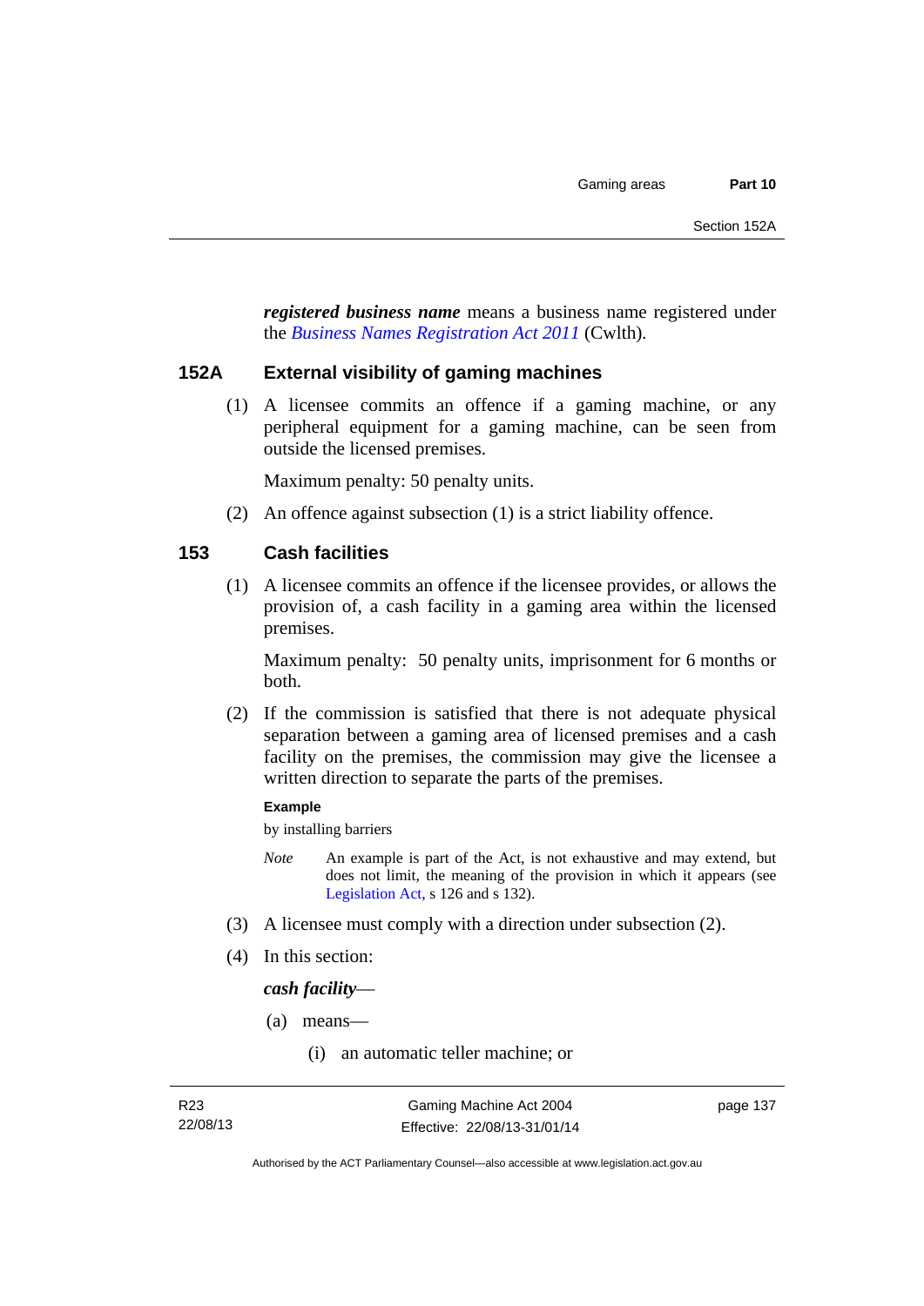***registered business name*** means a business name registered under the *Business Names Registration Act 2011* (Cwlth).

### 152A External visibility of gaming machines

(1) A licensee commits an offence if a gaming machine, or any peripheral equipment for a gaming machine, can be seen from outside the licensed premises.

Maximum penalty: 50 penalty units.

(2) An offence against subsection (1) is a strict liability offence.

### 153 Cash facilities

(1) A licensee commits an offence if the licensee provides, or allows the provision of, a cash facility in a gaming area within the licensed premises.

Maximum penalty: 50 penalty units, imprisonment for 6 months or both.

(2) If the commission is satisfied that there is not adequate physical separation between a gaming area of licensed premises and a cash facility on the premises, the commission may give the licensee a written direction to separate the parts of the premises.

**Example**

by installing barriers

*Note* An example is part of the Act, is not exhaustive and may extend, but does not limit, the meaning of the provision in which it appears (see Legislation Act, s 126 and s 132).

(3) A licensee must comply with a direction under subsection (2).

(4) In this section:

***cash facility***—

(a) means—

(i) an automatic teller machine; or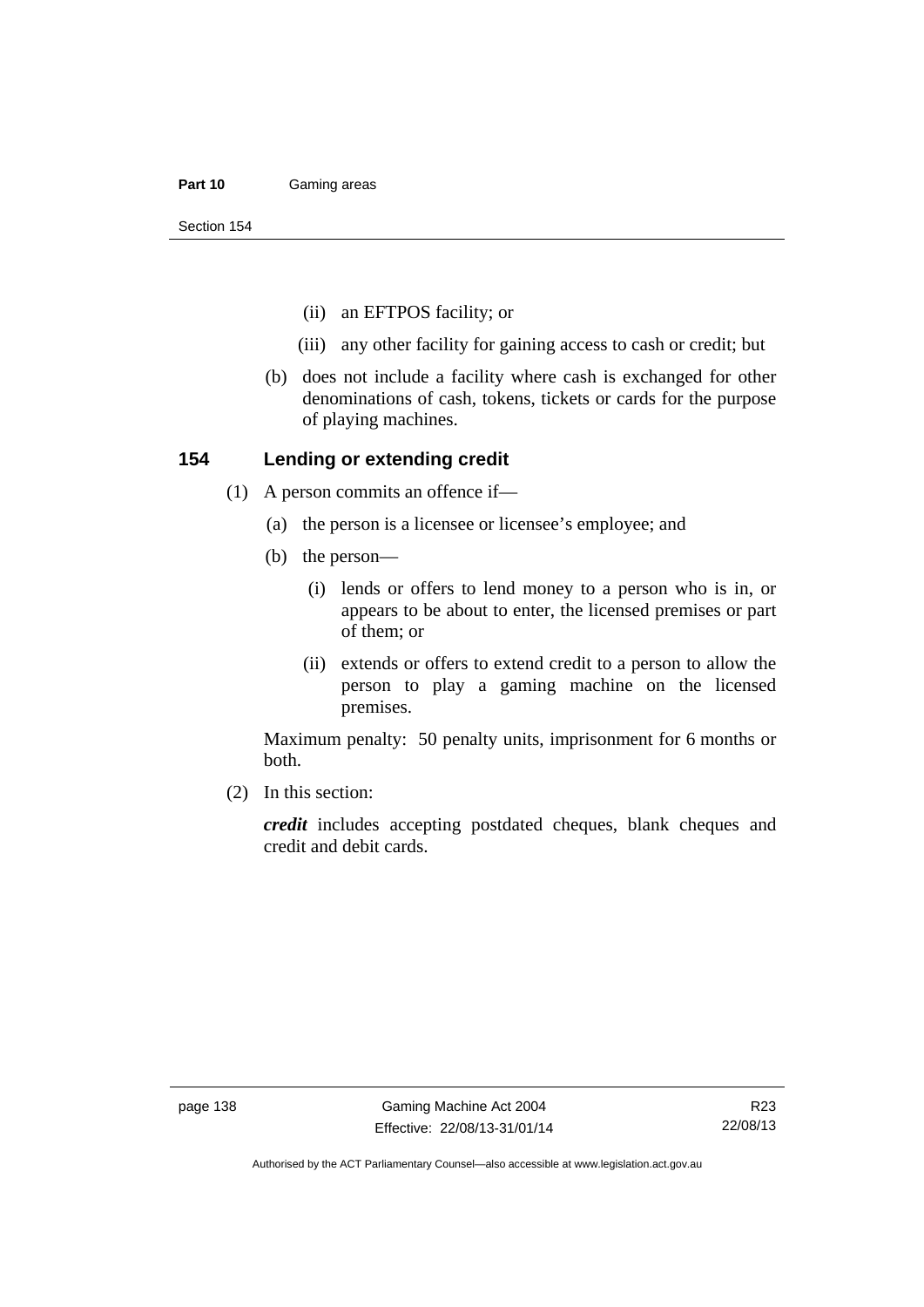(ii) an EFTPOS facility; or

(iii) any other facility for gaining access to cash or credit; but

(b) does not include a facility where cash is exchanged for other denominations of cash, tokens, tickets or cards for the purpose of playing machines.

## 154 Lending or extending credit

(1) A person commits an offence if—

(a) the person is a licensee or licensee's employee; and

(b) the person—

(i) lends or offers to lend money to a person who is in, or appears to be about to enter, the licensed premises or part of them; or

(ii) extends or offers to extend credit to a person to allow the person to play a gaming machine on the licensed premises.

Maximum penalty: 50 penalty units, imprisonment for 6 months or both.

(2) In this section:

***credit*** includes accepting postdated cheques, blank cheques and credit and debit cards.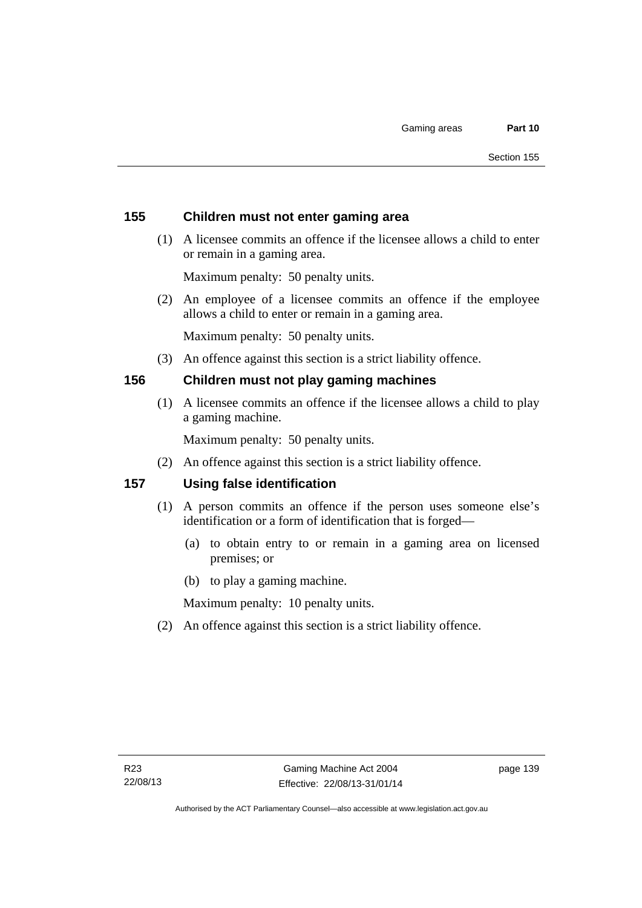### 155 Children must not enter gaming area

(1) A licensee commits an offence if the licensee allows a child to enter or remain in a gaming area.

Maximum penalty: 50 penalty units.

(2) An employee of a licensee commits an offence if the employee allows a child to enter or remain in a gaming area.

Maximum penalty: 50 penalty units.

(3) An offence against this section is a strict liability offence.

### 156 Children must not play gaming machines

(1) A licensee commits an offence if the licensee allows a child to play a gaming machine.

Maximum penalty: 50 penalty units.

(2) An offence against this section is a strict liability offence.

### 157 Using false identification

(1) A person commits an offence if the person uses someone else's identification or a form of identification that is forged—

(a) to obtain entry to or remain in a gaming area on licensed premises; or

(b) to play a gaming machine.

Maximum penalty: 10 penalty units.

(2) An offence against this section is a strict liability offence.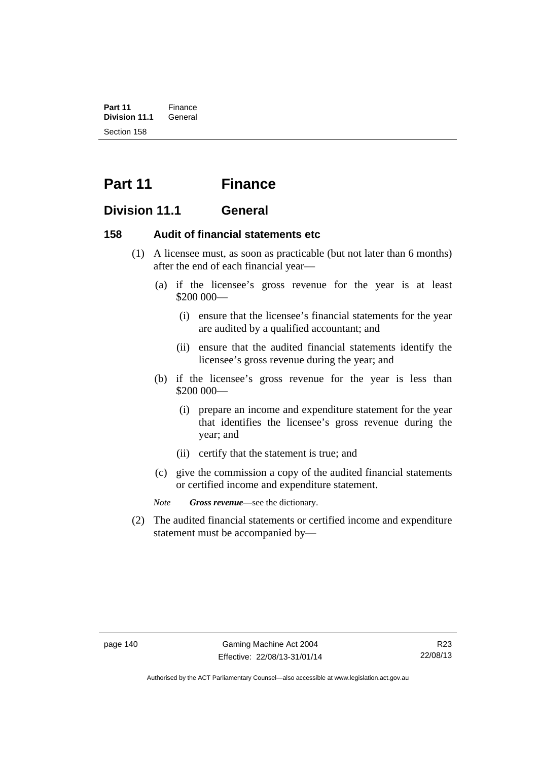# Part 11 Finance

## Division 11.1 General

### 158 Audit of financial statements etc

(1) A licensee must, as soon as practicable (but not later than 6 months) after the end of each financial year—

(a) if the licensee's gross revenue for the year is at least $200 000—

(i) ensure that the licensee's financial statements for the year are audited by a qualified accountant; and

(ii) ensure that the audited financial statements identify the licensee's gross revenue during the year; and

(b) if the licensee's gross revenue for the year is less than $200 000—

(i) prepare an income and expenditure statement for the year that identifies the licensee's gross revenue during the year; and

(ii) certify that the statement is true; and

(c) give the commission a copy of the audited financial statements or certified income and expenditure statement.

*Note* ***Gross revenue***—see the dictionary.

(2) The audited financial statements or certified income and expenditure statement must be accompanied by—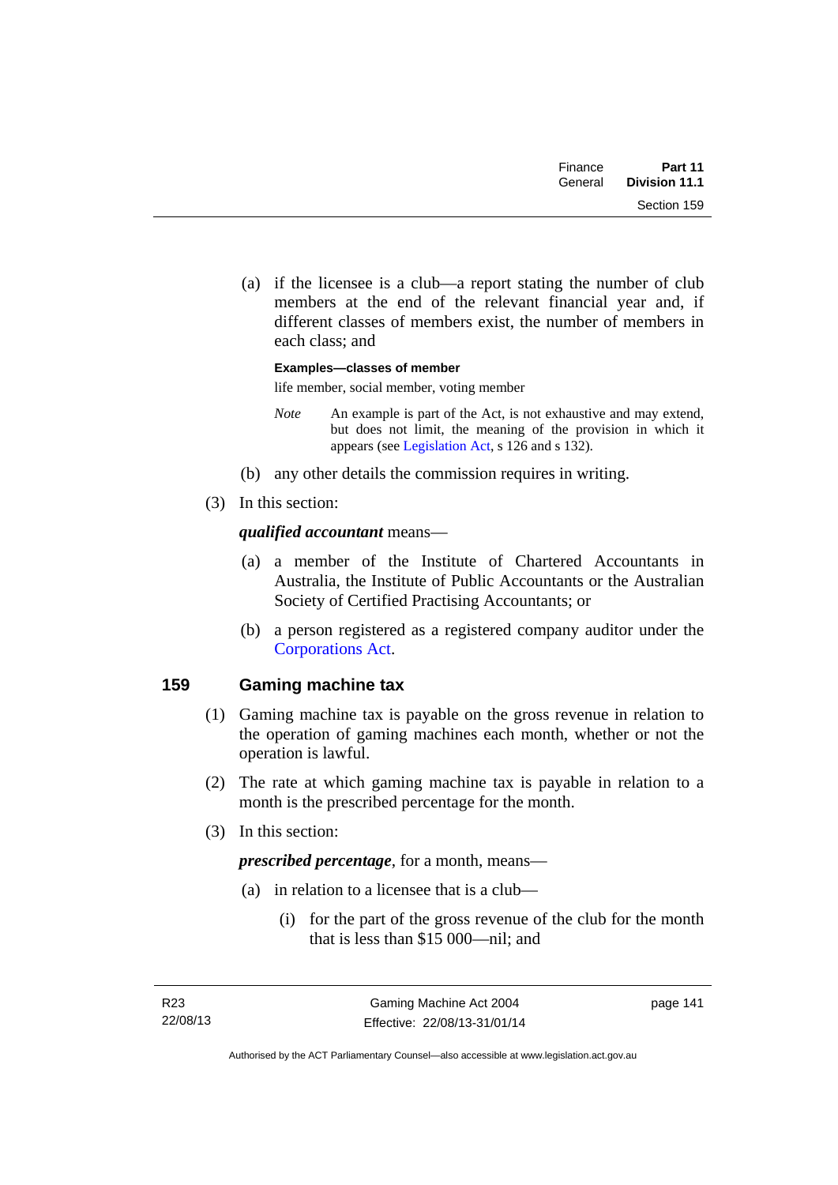(a) if the licensee is a club—a report stating the number of club members at the end of the relevant financial year and, if different classes of members exist, the number of members in each class; and

**Examples—classes of member**

life member, social member, voting member

*Note* An example is part of the Act, is not exhaustive and may extend, but does not limit, the meaning of the provision in which it appears (see Legislation Act, s 126 and s 132).

(b) any other details the commission requires in writing.

(3) In this section:

***qualified accountant*** means—

(a) a member of the Institute of Chartered Accountants in Australia, the Institute of Public Accountants or the Australian Society of Certified Practising Accountants; or

(b) a person registered as a registered company auditor under the Corporations Act.

## 159 Gaming machine tax

(1) Gaming machine tax is payable on the gross revenue in relation to the operation of gaming machines each month, whether or not the operation is lawful.

(2) The rate at which gaming machine tax is payable in relation to a month is the prescribed percentage for the month.

(3) In this section:

***prescribed percentage***, for a month, means—

(a) in relation to a licensee that is a club—

(i) for the part of the gross revenue of the club for the month that is less than $15 000—nil; and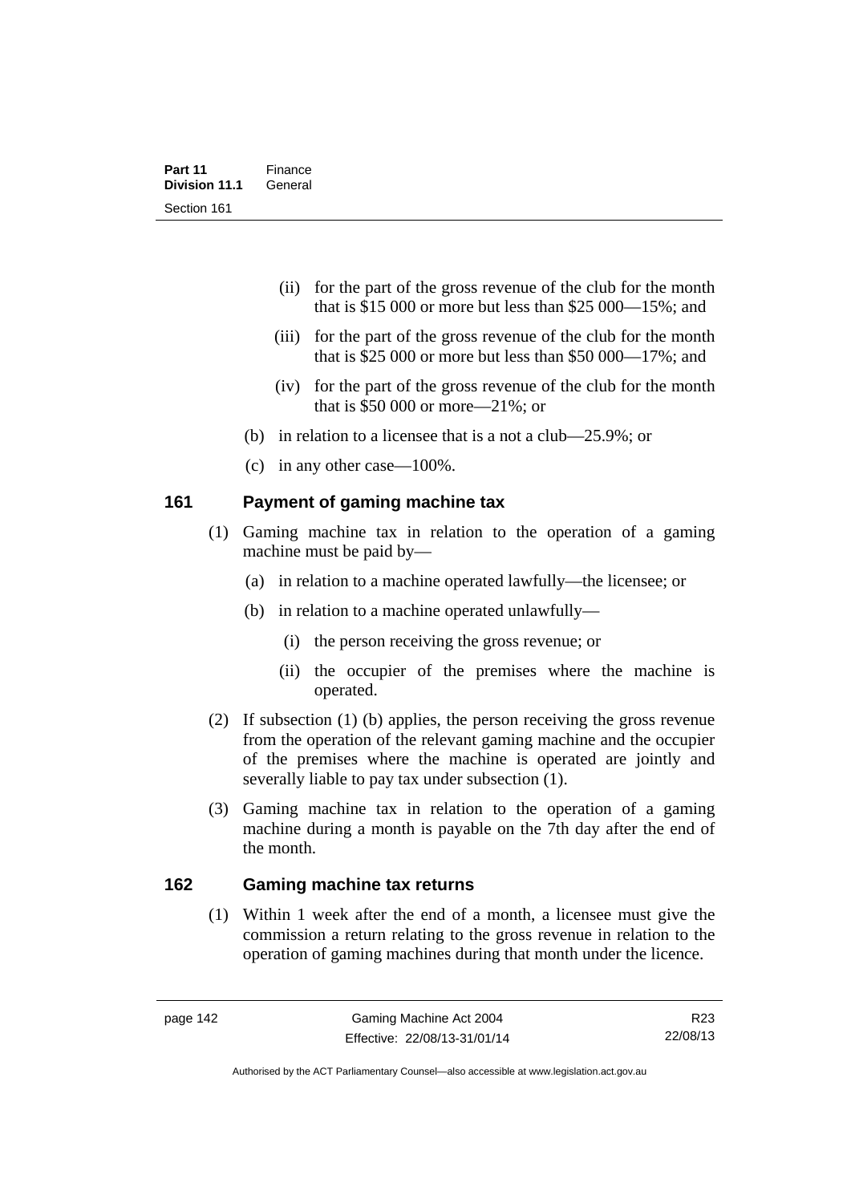(ii) for the part of the gross revenue of the club for the month that is $15 000 or more but less than $25 000—15%; and

(iii) for the part of the gross revenue of the club for the month that is $25 000 or more but less than $50 000—17%; and

(iv) for the part of the gross revenue of the club for the month that is $50 000 or more—21%; or

(b) in relation to a licensee that is a not a club—25.9%; or

(c) in any other case—100%.

## 161 Payment of gaming machine tax

(1) Gaming machine tax in relation to the operation of a gaming machine must be paid by—

(a) in relation to a machine operated lawfully—the licensee; or

(b) in relation to a machine operated unlawfully—

(i) the person receiving the gross revenue; or

(ii) the occupier of the premises where the machine is operated.

(2) If subsection (1) (b) applies, the person receiving the gross revenue from the operation of the relevant gaming machine and the occupier of the premises where the machine is operated are jointly and severally liable to pay tax under subsection (1).

(3) Gaming machine tax in relation to the operation of a gaming machine during a month is payable on the 7th day after the end of the month.

## 162 Gaming machine tax returns

(1) Within 1 week after the end of a month, a licensee must give the commission a return relating to the gross revenue in relation to the operation of gaming machines during that month under the licence.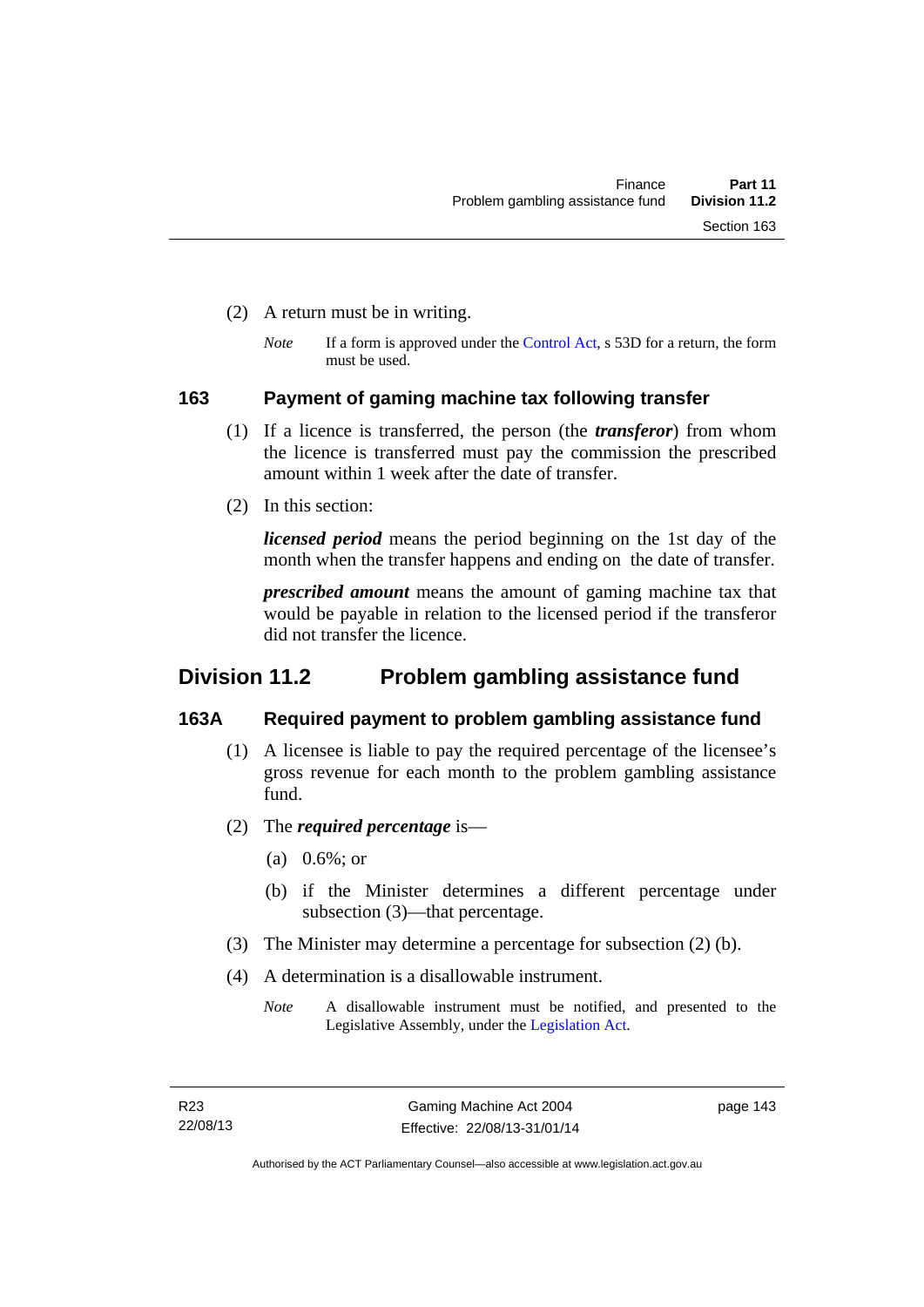(2) A return must be in writing.

*Note* If a form is approved under the Control Act, s 53D for a return, the form must be used.

### 163 Payment of gaming machine tax following transfer

(1) If a licence is transferred, the person (the ***transferor***) from whom the licence is transferred must pay the commission the prescribed amount within 1 week after the date of transfer.

(2) In this section:

***licensed period*** means the period beginning on the 1st day of the month when the transfer happens and ending on the date of transfer.

***prescribed amount*** means the amount of gaming machine tax that would be payable in relation to the licensed period if the transferor did not transfer the licence.

## Division 11.2 Problem gambling assistance fund

### 163A Required payment to problem gambling assistance fund

(1) A licensee is liable to pay the required percentage of the licensee's gross revenue for each month to the problem gambling assistance fund.

(2) The ***required percentage*** is—

(a) 0.6%; or

(b) if the Minister determines a different percentage under subsection (3)—that percentage.

(3) The Minister may determine a percentage for subsection (2) (b).

(4) A determination is a disallowable instrument.

*Note* A disallowable instrument must be notified, and presented to the Legislative Assembly, under the Legislation Act.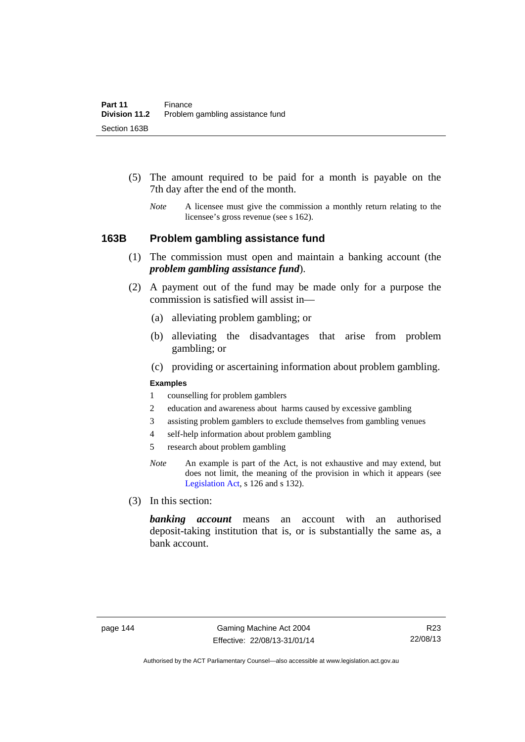(5) The amount required to be paid for a month is payable on the 7th day after the end of the month.

*Note* A licensee must give the commission a monthly return relating to the licensee's gross revenue (see s 162).

### 163B Problem gambling assistance fund

(1) The commission must open and maintain a banking account (the ***problem gambling assistance fund***).

(2) A payment out of the fund may be made only for a purpose the commission is satisfied will assist in—

(a) alleviating problem gambling; or

(b) alleviating the disadvantages that arise from problem gambling; or

(c) providing or ascertaining information about problem gambling.

**Examples**

1. counselling for problem gamblers
2. education and awareness about harms caused by excessive gambling
3. assisting problem gamblers to exclude themselves from gambling venues
4. self-help information about problem gambling
5. research about problem gambling

*Note* An example is part of the Act, is not exhaustive and may extend, but does not limit, the meaning of the provision in which it appears (see Legislation Act, s 126 and s 132).

(3) In this section:

***banking account*** means an account with an authorised deposit-taking institution that is, or is substantially the same as, a bank account.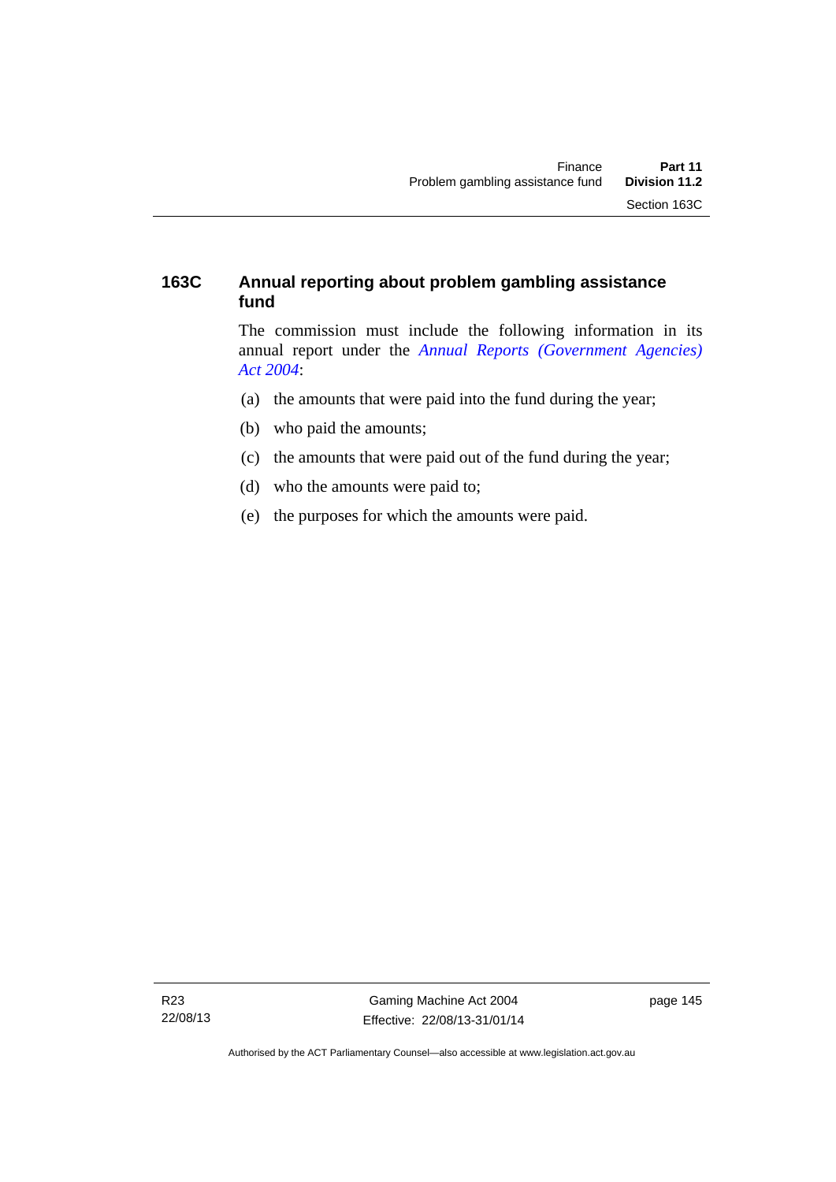### 163C Annual reporting about problem gambling assistance fund

The commission must include the following information in its annual report under the *Annual Reports (Government Agencies) Act 2004*:

(a) the amounts that were paid into the fund during the year;

(b) who paid the amounts;

(c) the amounts that were paid out of the fund during the year;

(d) who the amounts were paid to;

(e) the purposes for which the amounts were paid.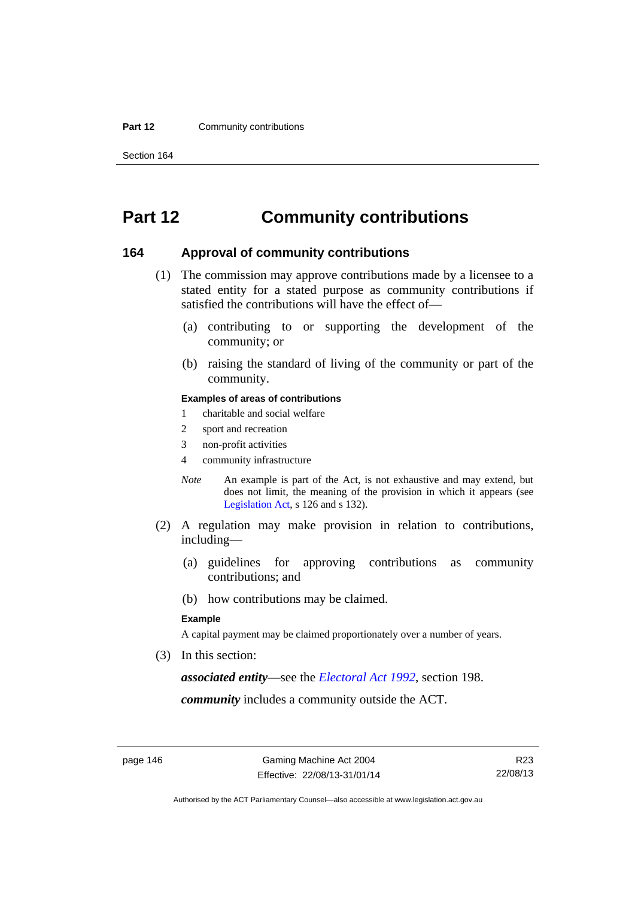# Part 12 Community contributions

## 164 Approval of community contributions

(1) The commission may approve contributions made by a licensee to a stated entity for a stated purpose as community contributions if satisfied the contributions will have the effect of—

(a) contributing to or supporting the development of the community; or

(b) raising the standard of living of the community or part of the community.

**Examples of areas of contributions**

1 charitable and social welfare

2 sport and recreation

3 non-profit activities

4 community infrastructure

*Note* An example is part of the Act, is not exhaustive and may extend, but does not limit, the meaning of the provision in which it appears (see Legislation Act, s 126 and s 132).

(2) A regulation may make provision in relation to contributions, including—

(a) guidelines for approving contributions as community contributions; and

(b) how contributions may be claimed.

**Example**

A capital payment may be claimed proportionately over a number of years.

(3) In this section:

***associated entity***—see the *Electoral Act 1992*, section 198.

***community*** includes a community outside the ACT.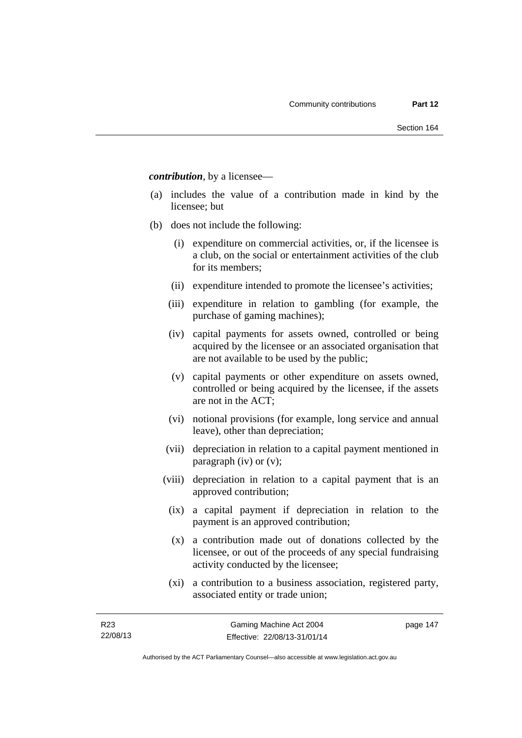***contribution***, by a licensee—

(a) includes the value of a contribution made in kind by the licensee; but

(b) does not include the following:

  (i) expenditure on commercial activities, or, if the licensee is a club, on the social or entertainment activities of the club for its members;

  (ii) expenditure intended to promote the licensee's activities;

  (iii) expenditure in relation to gambling (for example, the purchase of gaming machines);

  (iv) capital payments for assets owned, controlled or being acquired by the licensee or an associated organisation that are not available to be used by the public;

  (v) capital payments or other expenditure on assets owned, controlled or being acquired by the licensee, if the assets are not in the ACT;

  (vi) notional provisions (for example, long service and annual leave), other than depreciation;

  (vii) depreciation in relation to a capital payment mentioned in paragraph (iv) or (v);

  (viii) depreciation in relation to a capital payment that is an approved contribution;

  (ix) a capital payment if depreciation in relation to the payment is an approved contribution;

  (x) a contribution made out of donations collected by the licensee, or out of the proceeds of any special fundraising activity conducted by the licensee;

  (xi) a contribution to a business association, registered party, associated entity or trade union;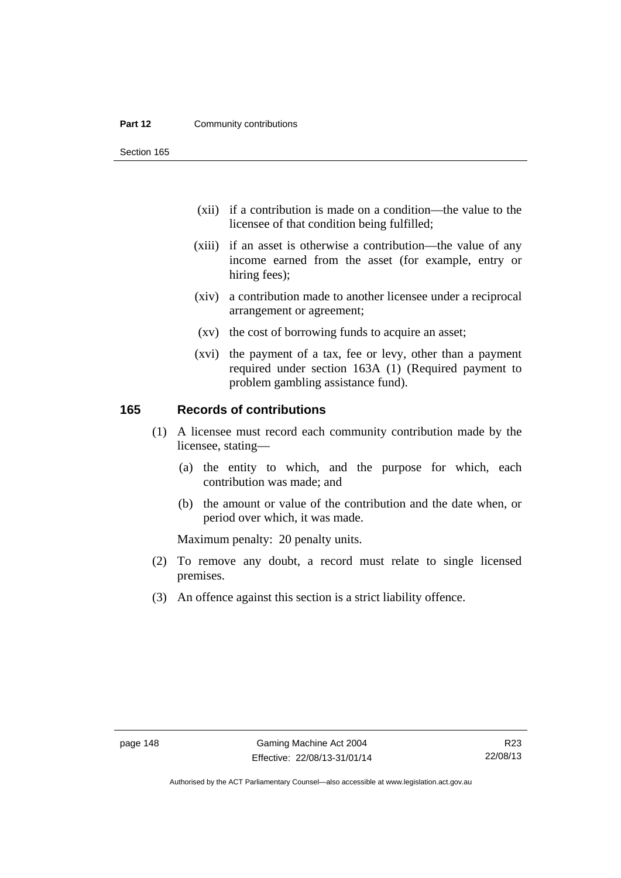(xii) if a contribution is made on a condition—the value to the licensee of that condition being fulfilled;

(xiii) if an asset is otherwise a contribution—the value of any income earned from the asset (for example, entry or hiring fees);

(xiv) a contribution made to another licensee under a reciprocal arrangement or agreement;

(xv) the cost of borrowing funds to acquire an asset;

(xvi) the payment of a tax, fee or levy, other than a payment required under section 163A (1) (Required payment to problem gambling assistance fund).

## 165 Records of contributions

(1) A licensee must record each community contribution made by the licensee, stating—

(a) the entity to which, and the purpose for which, each contribution was made; and

(b) the amount or value of the contribution and the date when, or period over which, it was made.

Maximum penalty: 20 penalty units.

(2) To remove any doubt, a record must relate to single licensed premises.

(3) An offence against this section is a strict liability offence.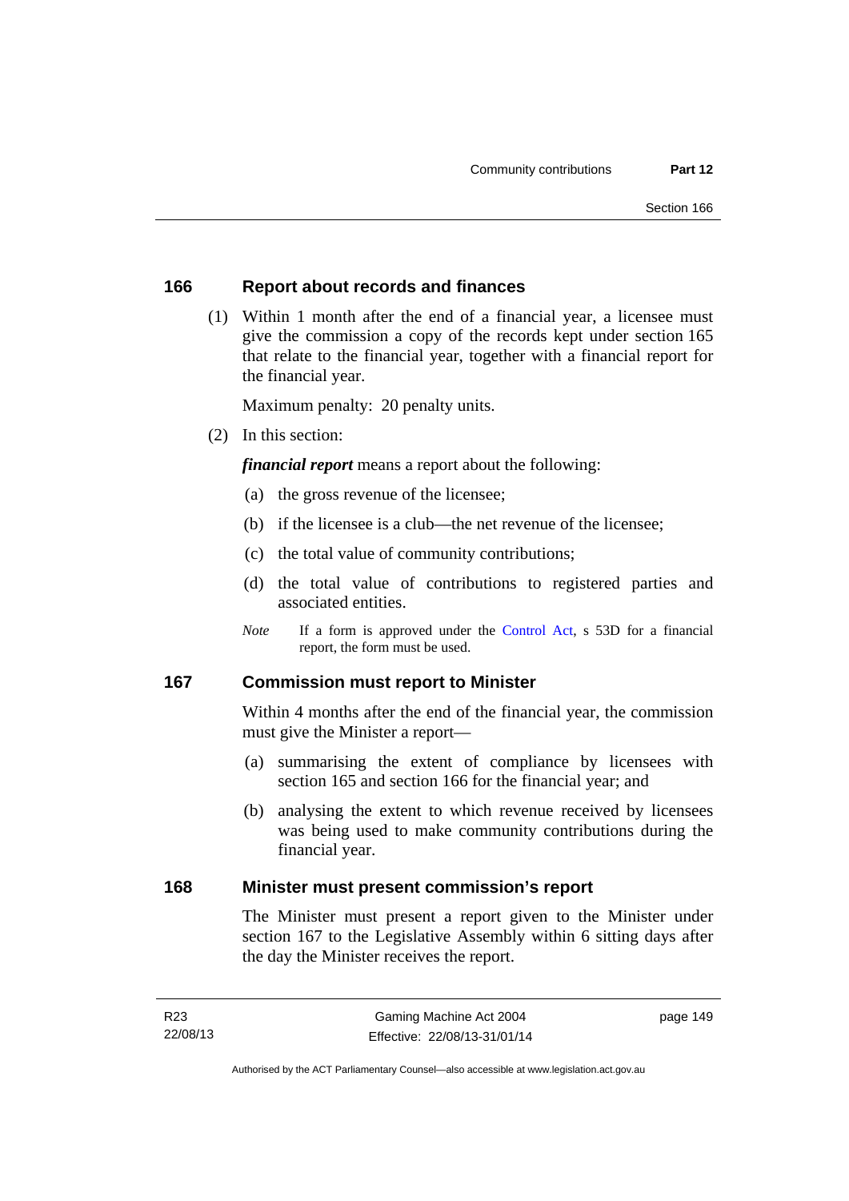## 166 Report about records and finances

(1) Within 1 month after the end of a financial year, a licensee must give the commission a copy of the records kept under section 165 that relate to the financial year, together with a financial report for the financial year.

Maximum penalty: 20 penalty units.

(2) In this section:

***financial report*** means a report about the following:

(a) the gross revenue of the licensee;

(b) if the licensee is a club—the net revenue of the licensee;

(c) the total value of community contributions;

(d) the total value of contributions to registered parties and associated entities.

*Note* If a form is approved under the Control Act, s 53D for a financial report, the form must be used.

## 167 Commission must report to Minister

Within 4 months after the end of the financial year, the commission must give the Minister a report—

(a) summarising the extent of compliance by licensees with section 165 and section 166 for the financial year; and

(b) analysing the extent to which revenue received by licensees was being used to make community contributions during the financial year.

## 168 Minister must present commission's report

The Minister must present a report given to the Minister under section 167 to the Legislative Assembly within 6 sitting days after the day the Minister receives the report.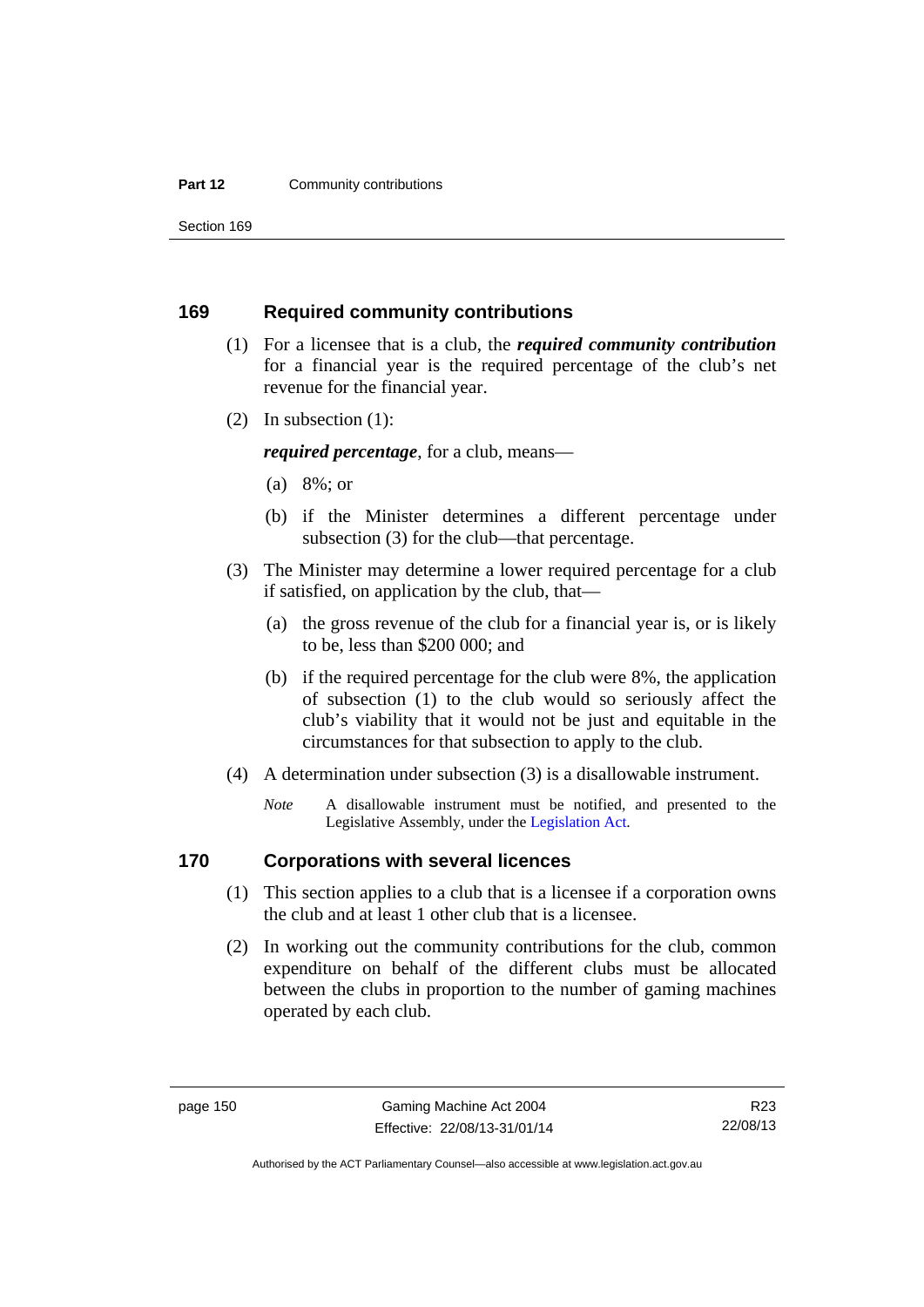## 169 Required community contributions

(1) For a licensee that is a club, the ***required community contribution*** for a financial year is the required percentage of the club's net revenue for the financial year.

(2) In subsection (1):

***required percentage***, for a club, means—

(a) 8%; or

(b) if the Minister determines a different percentage under subsection (3) for the club—that percentage.

(3) The Minister may determine a lower required percentage for a club if satisfied, on application by the club, that—

(a) the gross revenue of the club for a financial year is, or is likely to be, less than $200 000; and

(b) if the required percentage for the club were 8%, the application of subsection (1) to the club would so seriously affect the club's viability that it would not be just and equitable in the circumstances for that subsection to apply to the club.

(4) A determination under subsection (3) is a disallowable instrument.

*Note* A disallowable instrument must be notified, and presented to the Legislative Assembly, under the Legislation Act.

## 170 Corporations with several licences

(1) This section applies to a club that is a licensee if a corporation owns the club and at least 1 other club that is a licensee.

(2) In working out the community contributions for the club, common expenditure on behalf of the different clubs must be allocated between the clubs in proportion to the number of gaming machines operated by each club.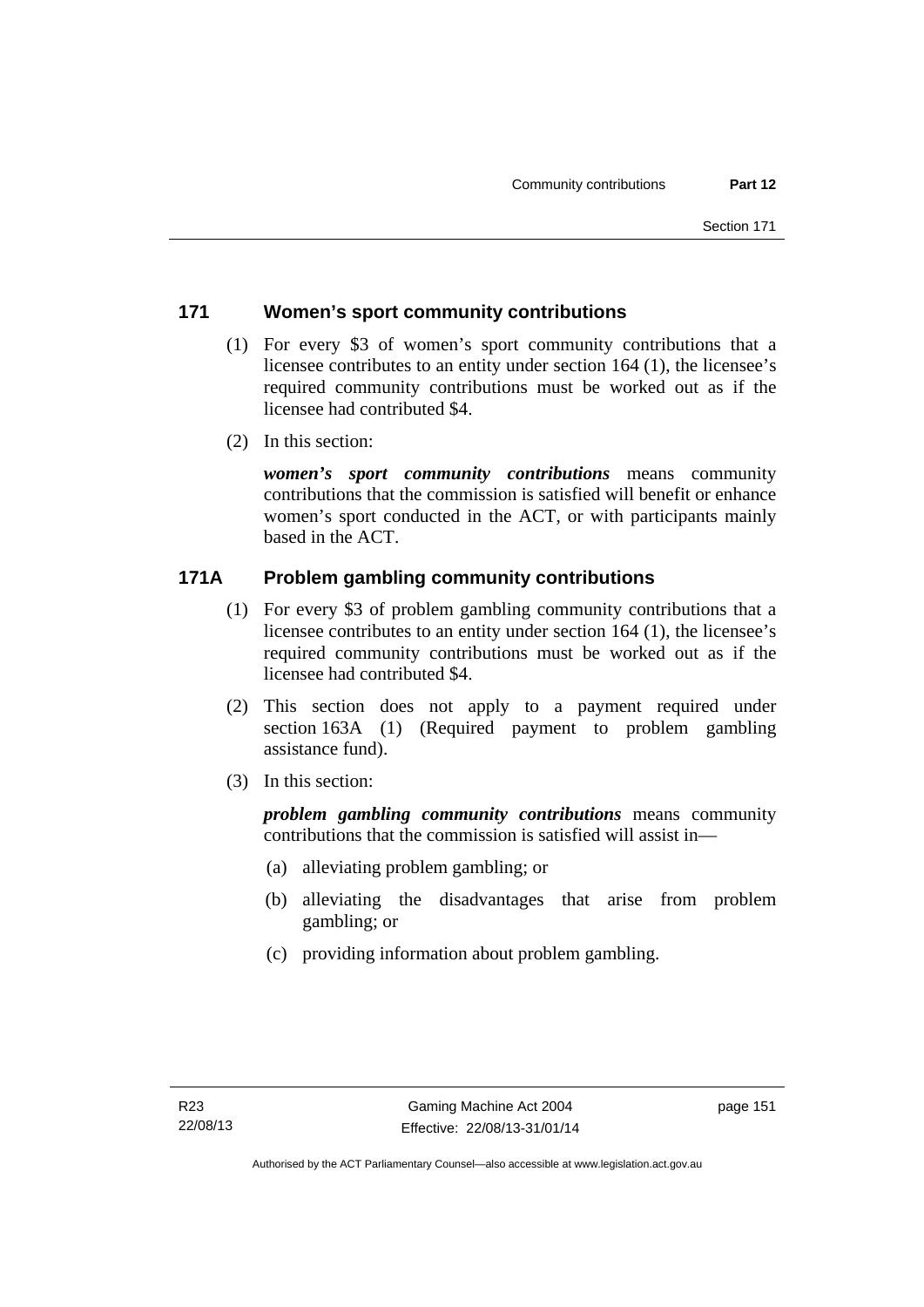## 171 Women's sport community contributions

(1) For every \$3 of women's sport community contributions that a licensee contributes to an entity under section 164 (1), the licensee's required community contributions must be worked out as if the licensee had contributed \$4.

(2) In this section:

***women's sport community contributions*** means community contributions that the commission is satisfied will benefit or enhance women's sport conducted in the ACT, or with participants mainly based in the ACT.

## 171A Problem gambling community contributions

(1) For every \$3 of problem gambling community contributions that a licensee contributes to an entity under section 164 (1), the licensee's required community contributions must be worked out as if the licensee had contributed \$4.

(2) This section does not apply to a payment required under section 163A (1) (Required payment to problem gambling assistance fund).

(3) In this section:

***problem gambling community contributions*** means community contributions that the commission is satisfied will assist in—

(a) alleviating problem gambling; or

(b) alleviating the disadvantages that arise from problem gambling; or

(c) providing information about problem gambling.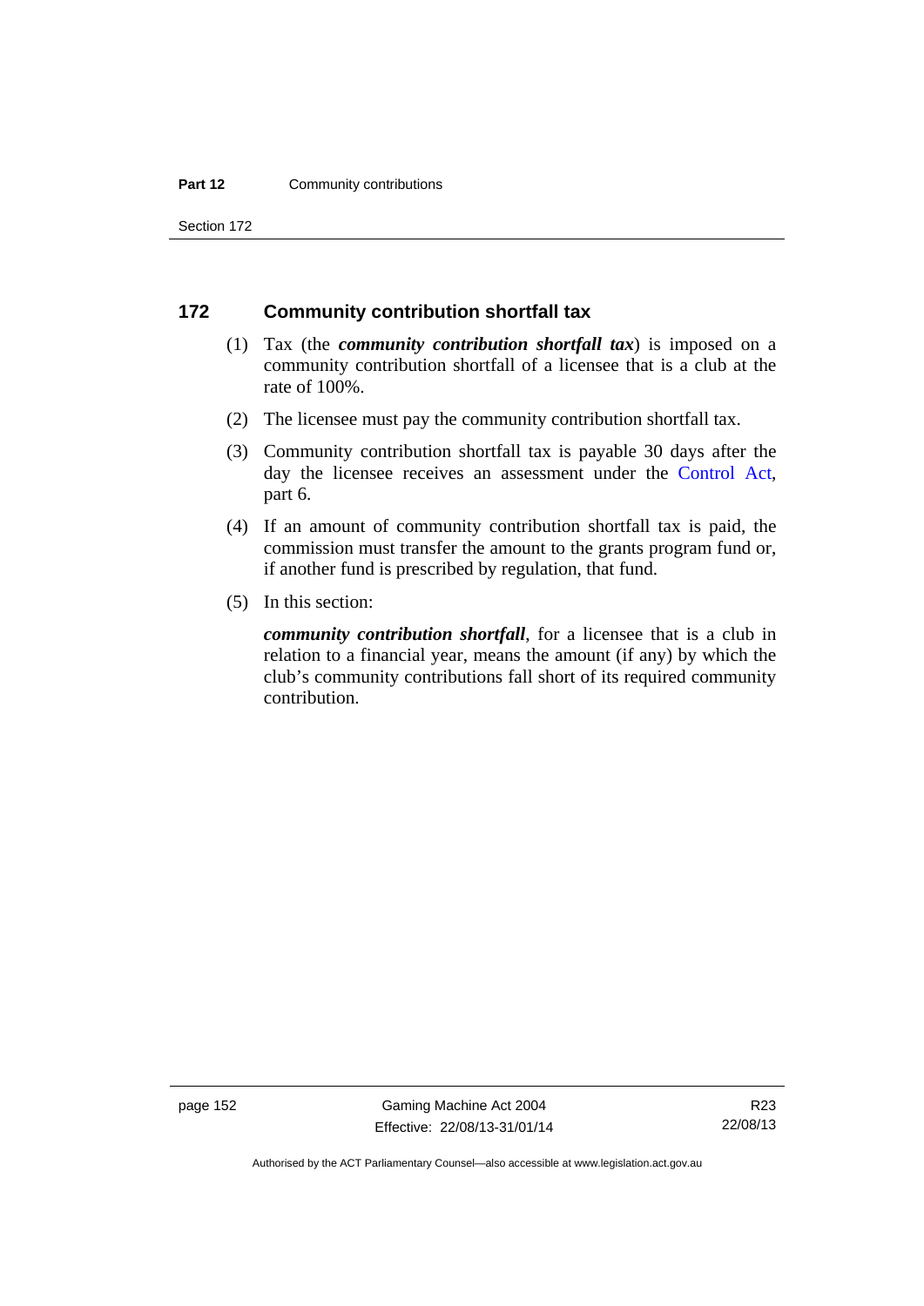## 172 Community contribution shortfall tax

(1) Tax (the ***community contribution shortfall tax***) is imposed on a community contribution shortfall of a licensee that is a club at the rate of 100%.

(2) The licensee must pay the community contribution shortfall tax.

(3) Community contribution shortfall tax is payable 30 days after the day the licensee receives an assessment under the Control Act, part 6.

(4) If an amount of community contribution shortfall tax is paid, the commission must transfer the amount to the grants program fund or, if another fund is prescribed by regulation, that fund.

(5) In this section:

***community contribution shortfall***, for a licensee that is a club in relation to a financial year, means the amount (if any) by which the club's community contributions fall short of its required community contribution.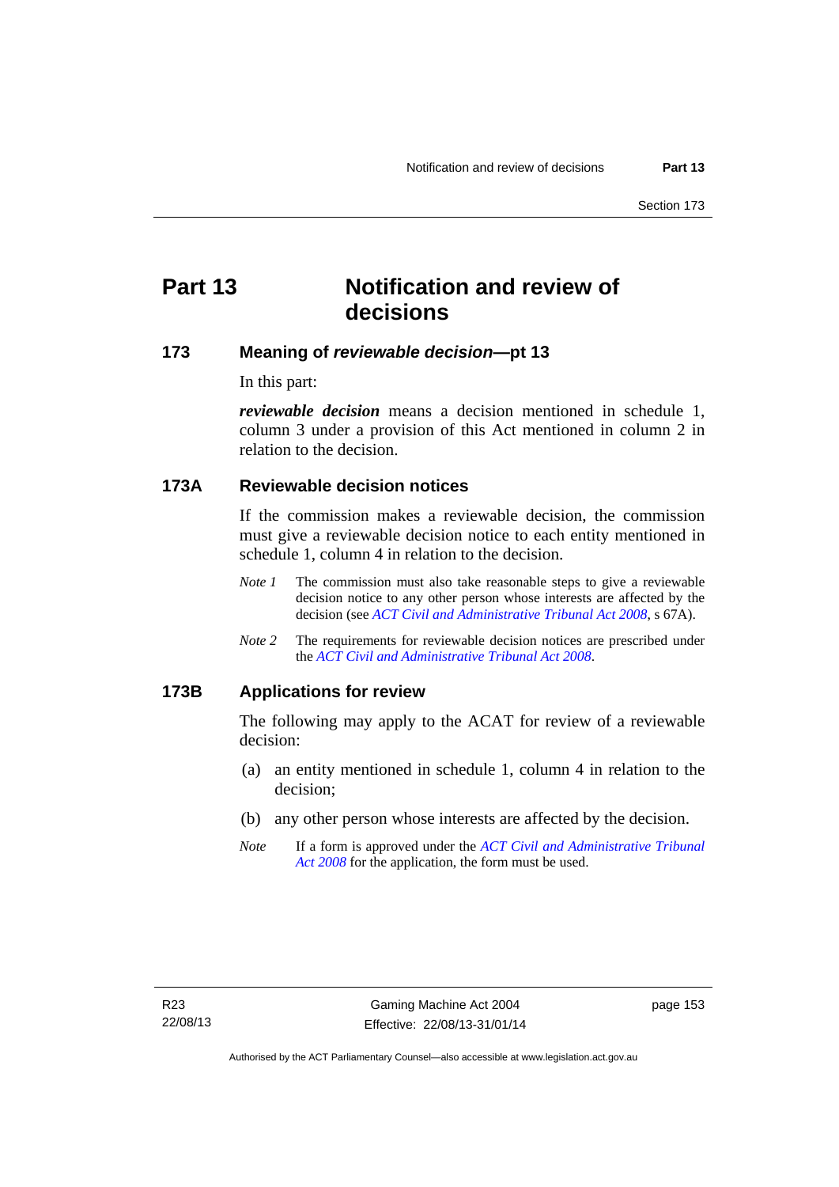# Part 13 Notification and review of decisions

## 173 Meaning of *reviewable decision*—pt 13

In this part:

***reviewable decision*** means a decision mentioned in schedule 1, column 3 under a provision of this Act mentioned in column 2 in relation to the decision.

## 173A Reviewable decision notices

If the commission makes a reviewable decision, the commission must give a reviewable decision notice to each entity mentioned in schedule 1, column 4 in relation to the decision.

*Note 1* The commission must also take reasonable steps to give a reviewable decision notice to any other person whose interests are affected by the decision (see *ACT Civil and Administrative Tribunal Act 2008*, s 67A).

*Note 2* The requirements for reviewable decision notices are prescribed under the *ACT Civil and Administrative Tribunal Act 2008*.

## 173B Applications for review

The following may apply to the ACAT for review of a reviewable decision:

(a) an entity mentioned in schedule 1, column 4 in relation to the decision;

(b) any other person whose interests are affected by the decision.

*Note* If a form is approved under the *ACT Civil and Administrative Tribunal Act 2008* for the application, the form must be used.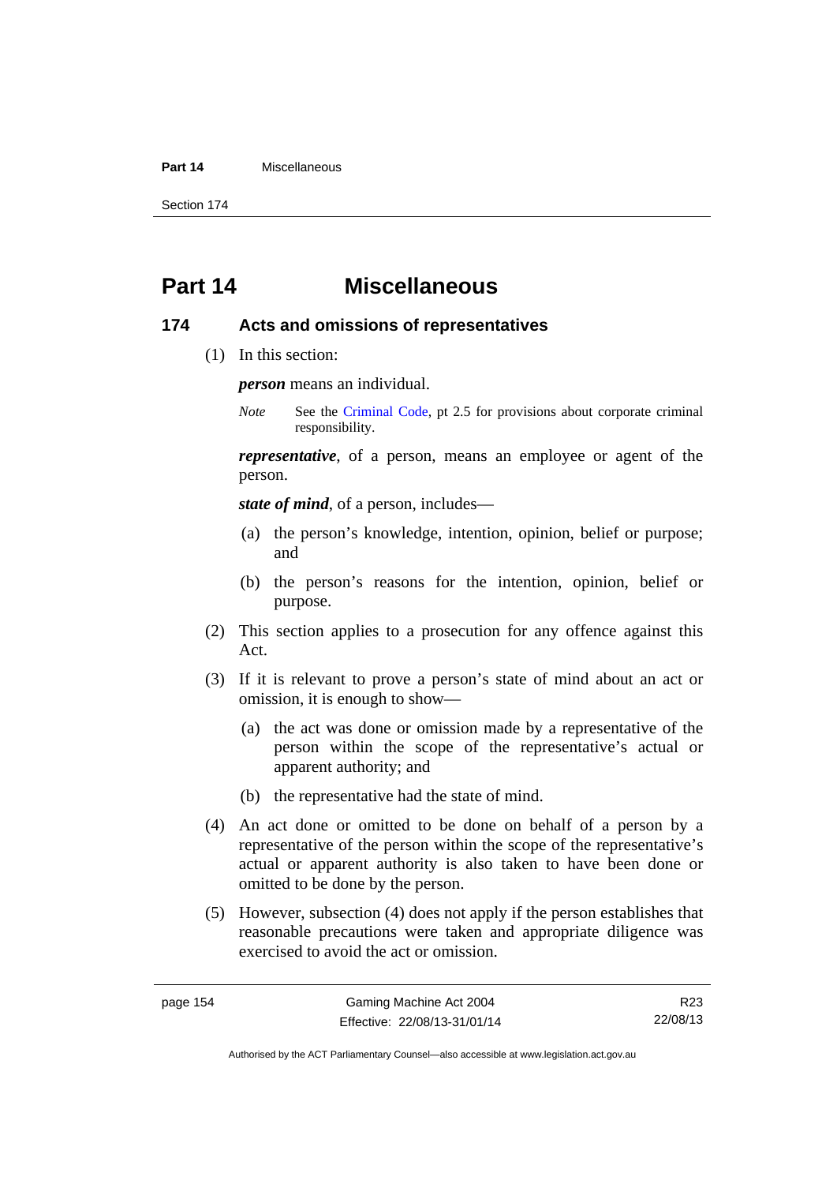# Part 14 Miscellaneous

## 174 Acts and omissions of representatives

(1) In this section:

***person*** means an individual.

*Note* See the Criminal Code, pt 2.5 for provisions about corporate criminal responsibility.

***representative***, of a person, means an employee or agent of the person.

***state of mind***, of a person, includes—

(a) the person's knowledge, intention, opinion, belief or purpose; and

(b) the person's reasons for the intention, opinion, belief or purpose.

(2) This section applies to a prosecution for any offence against this Act.

(3) If it is relevant to prove a person's state of mind about an act or omission, it is enough to show—

(a) the act was done or omission made by a representative of the person within the scope of the representative's actual or apparent authority; and

(b) the representative had the state of mind.

(4) An act done or omitted to be done on behalf of a person by a representative of the person within the scope of the representative's actual or apparent authority is also taken to have been done or omitted to be done by the person.

(5) However, subsection (4) does not apply if the person establishes that reasonable precautions were taken and appropriate diligence was exercised to avoid the act or omission.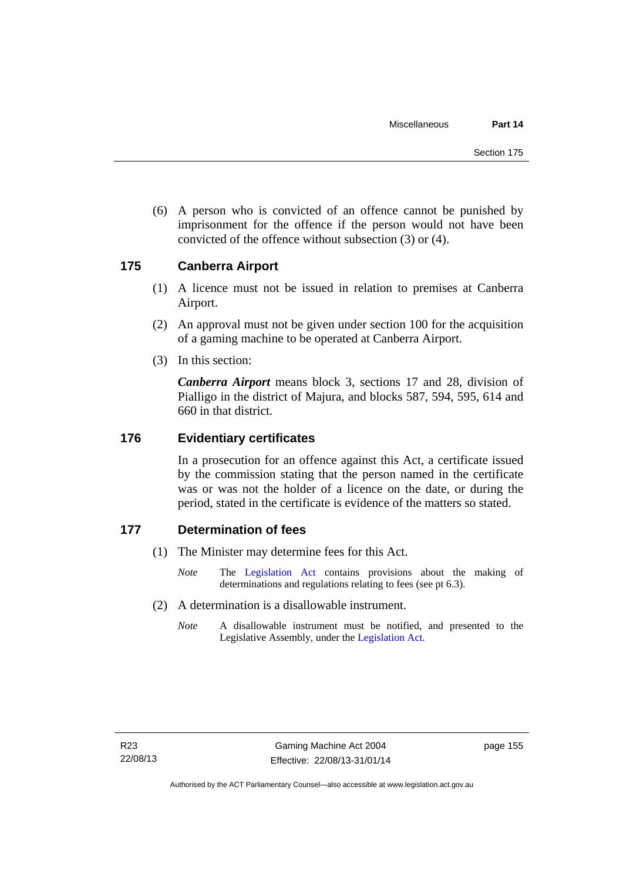(6) A person who is convicted of an offence cannot be punished by imprisonment for the offence if the person would not have been convicted of the offence without subsection (3) or (4).

### 175 Canberra Airport

(1) A licence must not be issued in relation to premises at Canberra Airport.

(2) An approval must not be given under section 100 for the acquisition of a gaming machine to be operated at Canberra Airport.

(3) In this section:

***Canberra Airport*** means block 3, sections 17 and 28, division of Pialligo in the district of Majura, and blocks 587, 594, 595, 614 and 660 in that district.

### 176 Evidentiary certificates

In a prosecution for an offence against this Act, a certificate issued by the commission stating that the person named in the certificate was or was not the holder of a licence on the date, or during the period, stated in the certificate is evidence of the matters so stated.

### 177 Determination of fees

(1) The Minister may determine fees for this Act.

*Note* The Legislation Act contains provisions about the making of determinations and regulations relating to fees (see pt 6.3).

(2) A determination is a disallowable instrument.

*Note* A disallowable instrument must be notified, and presented to the Legislative Assembly, under the Legislation Act.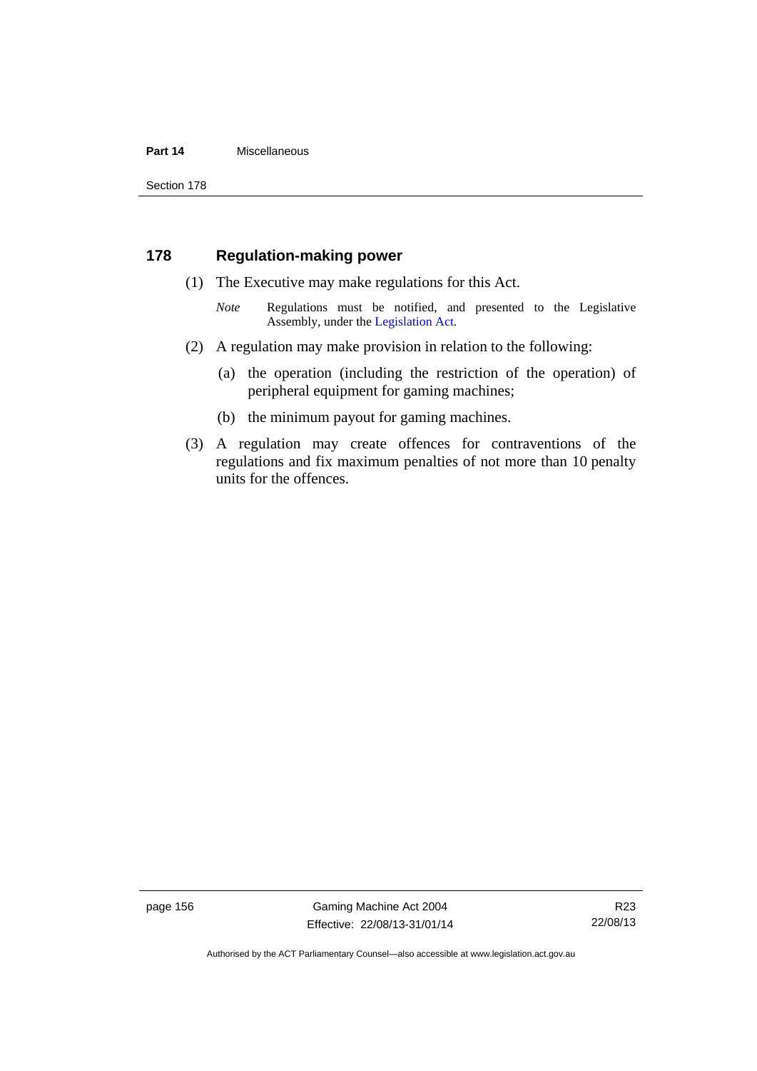## 178 Regulation-making power

(1) The Executive may make regulations for this Act.

*Note* Regulations must be notified, and presented to the Legislative Assembly, under the Legislation Act.

(2) A regulation may make provision in relation to the following:

(a) the operation (including the restriction of the operation) of peripheral equipment for gaming machines;

(b) the minimum payout for gaming machines.

(3) A regulation may create offences for contraventions of the regulations and fix maximum penalties of not more than 10 penalty units for the offences.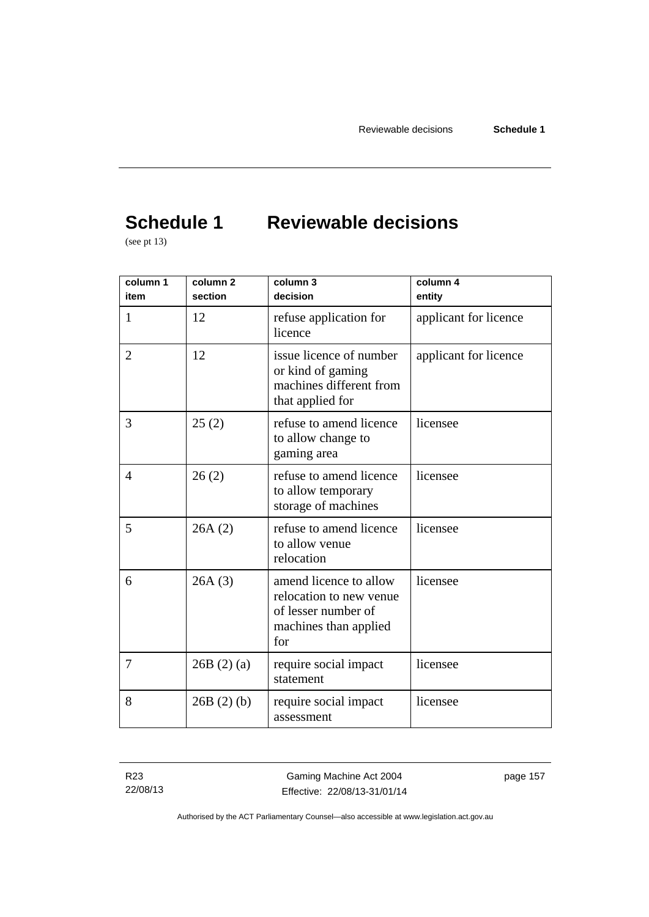# Schedule 1 Reviewable decisions

(see pt 13)

| column 1 item | column 2 section | column 3 decision | column 4 entity |
|---|---|---|---|
| 1 | 12 | refuse application for licence | applicant for licence |
| 2 | 12 | issue licence of number or kind of gaming machines different from that applied for | applicant for licence |
| 3 | 25 (2) | refuse to amend licence to allow change to gaming area | licensee |
| 4 | 26 (2) | refuse to amend licence to allow temporary storage of machines | licensee |
| 5 | 26A (2) | refuse to amend licence to allow venue relocation | licensee |
| 6 | 26A (3) | amend licence to allow relocation to new venue of lesser number of machines than applied for | licensee |
| 7 | 26B (2) (a) | require social impact statement | licensee |
| 8 | 26B (2) (b) | require social impact assessment | licensee |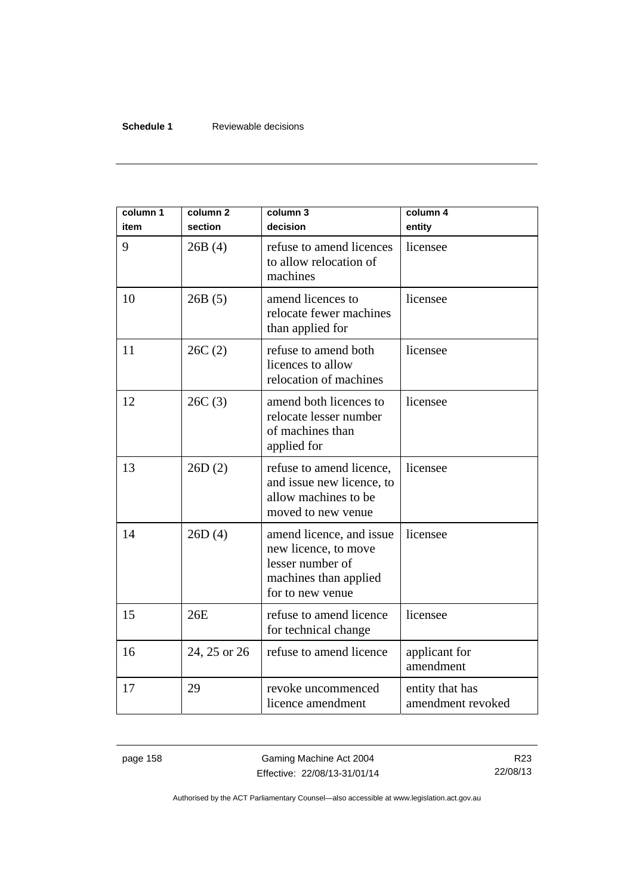| column 1<br>item | column 2<br>section | column 3<br>decision | column 4<br>entity |
|---|---|---|---|
| 9 | 26B (4) | refuse to amend licences to allow relocation of machines | licensee |
| 10 | 26B (5) | amend licences to relocate fewer machines than applied for | licensee |
| 11 | 26C (2) | refuse to amend both licences to allow relocation of machines | licensee |
| 12 | 26C (3) | amend both licences to relocate lesser number of machines than applied for | licensee |
| 13 | 26D (2) | refuse to amend licence, and issue new licence, to allow machines to be moved to new venue | licensee |
| 14 | 26D (4) | amend licence, and issue new licence, to move lesser number of machines than applied for to new venue | licensee |
| 15 | 26E | refuse to amend licence for technical change | licensee |
| 16 | 24, 25 or 26 | refuse to amend licence | applicant for amendment |
| 17 | 29 | revoke uncommenced licence amendment | entity that has amendment revoked |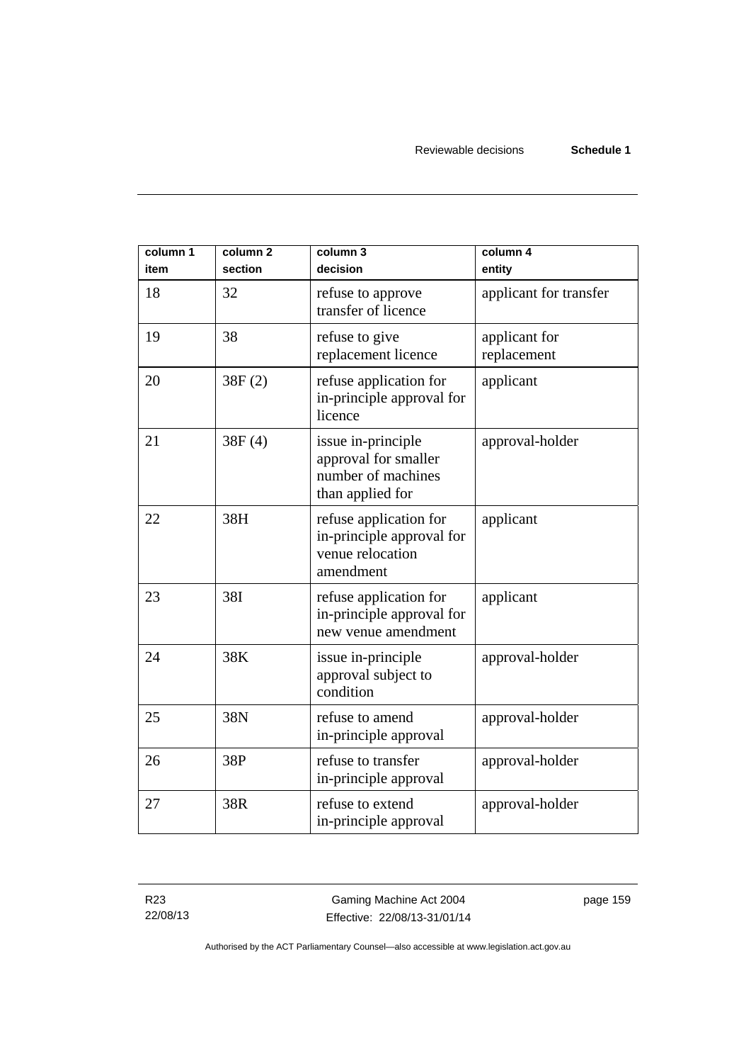| column 1<br>item | column 2<br>section | column 3<br>decision | column 4<br>entity |
|---|---|---|---|
| 18 | 32 | refuse to approve transfer of licence | applicant for transfer |
| 19 | 38 | refuse to give replacement licence | applicant for replacement |
| 20 | 38F (2) | refuse application for in-principle approval for licence | applicant |
| 21 | 38F (4) | issue in-principle approval for smaller number of machines than applied for | approval-holder |
| 22 | 38H | refuse application for in-principle approval for venue relocation amendment | applicant |
| 23 | 38I | refuse application for in-principle approval for new venue amendment | applicant |
| 24 | 38K | issue in-principle approval subject to condition | approval-holder |
| 25 | 38N | refuse to amend in-principle approval | approval-holder |
| 26 | 38P | refuse to transfer in-principle approval | approval-holder |
| 27 | 38R | refuse to extend in-principle approval | approval-holder |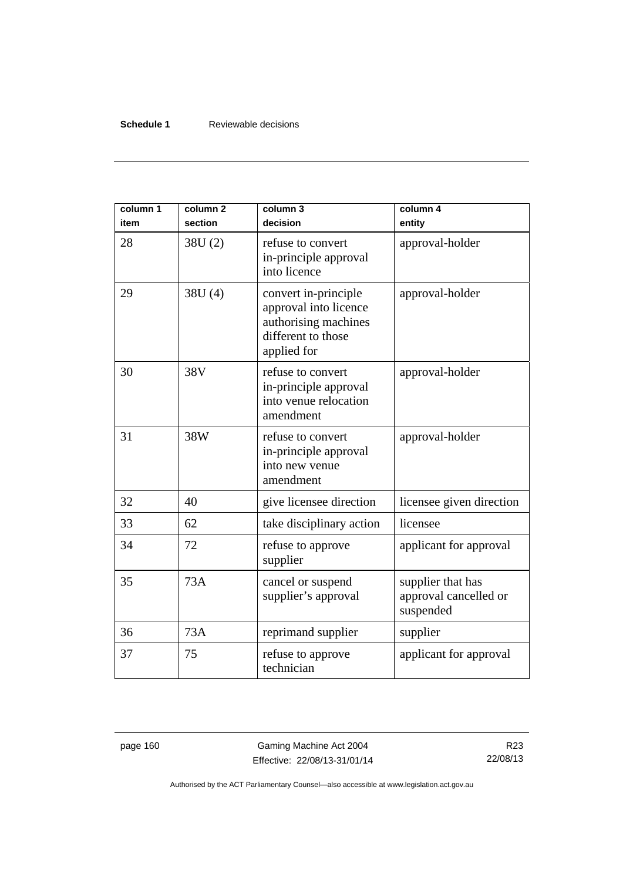| column 1 item | column 2 section | column 3 decision | column 4 entity |
|---|---|---|---|
| 28 | 38U (2) | refuse to convert in-principle approval into licence | approval-holder |
| 29 | 38U (4) | convert in-principle approval into licence authorising machines different to those applied for | approval-holder |
| 30 | 38V | refuse to convert in-principle approval into venue relocation amendment | approval-holder |
| 31 | 38W | refuse to convert in-principle approval into new venue amendment | approval-holder |
| 32 | 40 | give licensee direction | licensee given direction |
| 33 | 62 | take disciplinary action | licensee |
| 34 | 72 | refuse to approve supplier | applicant for approval |
| 35 | 73A | cancel or suspend supplier's approval | supplier that has approval cancelled or suspended |
| 36 | 73A | reprimand supplier | supplier |
| 37 | 75 | refuse to approve technician | applicant for approval |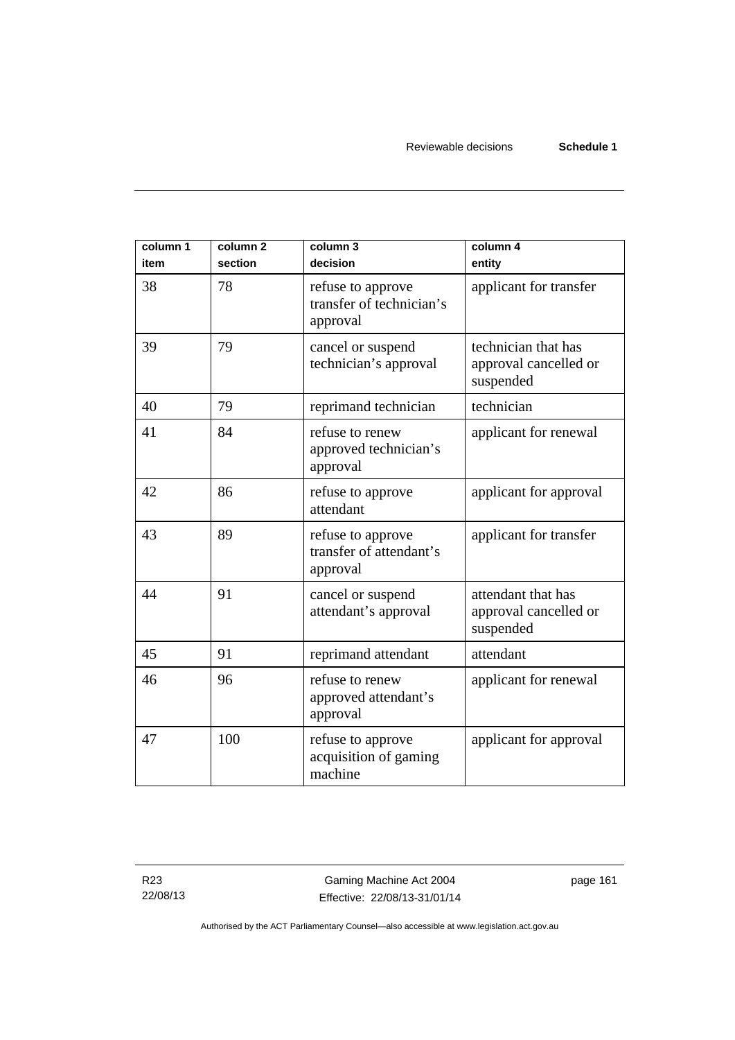| column 1 item | column 2 section | column 3 decision | column 4 entity |
|---|---|---|---|
| 38 | 78 | refuse to approve transfer of technician's approval | applicant for transfer |
| 39 | 79 | cancel or suspend technician's approval | technician that has approval cancelled or suspended |
| 40 | 79 | reprimand technician | technician |
| 41 | 84 | refuse to renew approved technician's approval | applicant for renewal |
| 42 | 86 | refuse to approve attendant | applicant for approval |
| 43 | 89 | refuse to approve transfer of attendant's approval | applicant for transfer |
| 44 | 91 | cancel or suspend attendant's approval | attendant that has approval cancelled or suspended |
| 45 | 91 | reprimand attendant | attendant |
| 46 | 96 | refuse to renew approved attendant's approval | applicant for renewal |
| 47 | 100 | refuse to approve acquisition of gaming machine | applicant for approval |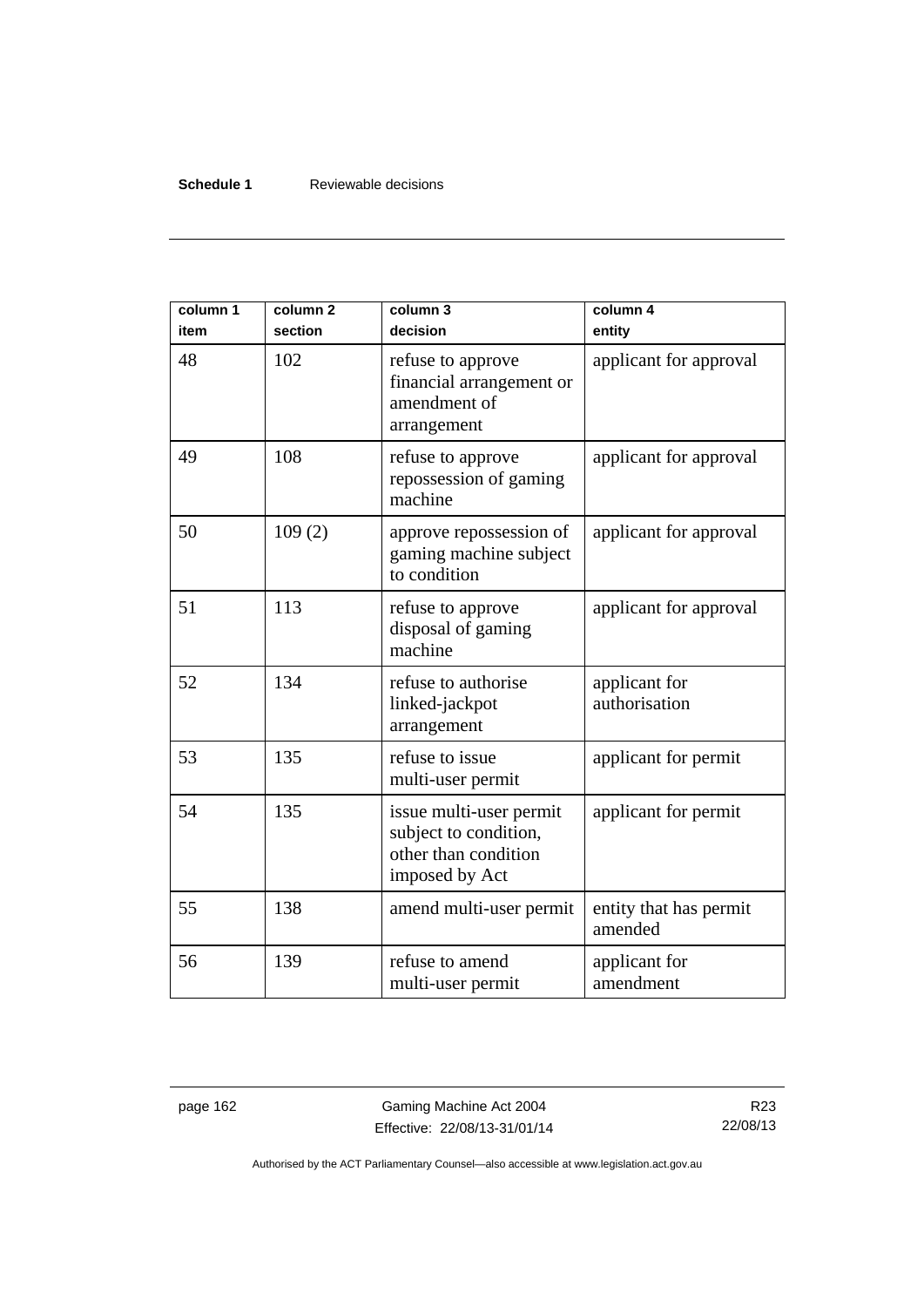| column 1 item | column 2 section | column 3 decision | column 4 entity |
|---|---|---|---|
| 48 | 102 | refuse to approve financial arrangement or amendment of arrangement | applicant for approval |
| 49 | 108 | refuse to approve repossession of gaming machine | applicant for approval |
| 50 | 109 (2) | approve repossession of gaming machine subject to condition | applicant for approval |
| 51 | 113 | refuse to approve disposal of gaming machine | applicant for approval |
| 52 | 134 | refuse to authorise linked-jackpot arrangement | applicant for authorisation |
| 53 | 135 | refuse to issue multi-user permit | applicant for permit |
| 54 | 135 | issue multi-user permit subject to condition, other than condition imposed by Act | applicant for permit |
| 55 | 138 | amend multi-user permit | entity that has permit amended |
| 56 | 139 | refuse to amend multi-user permit | applicant for amendment |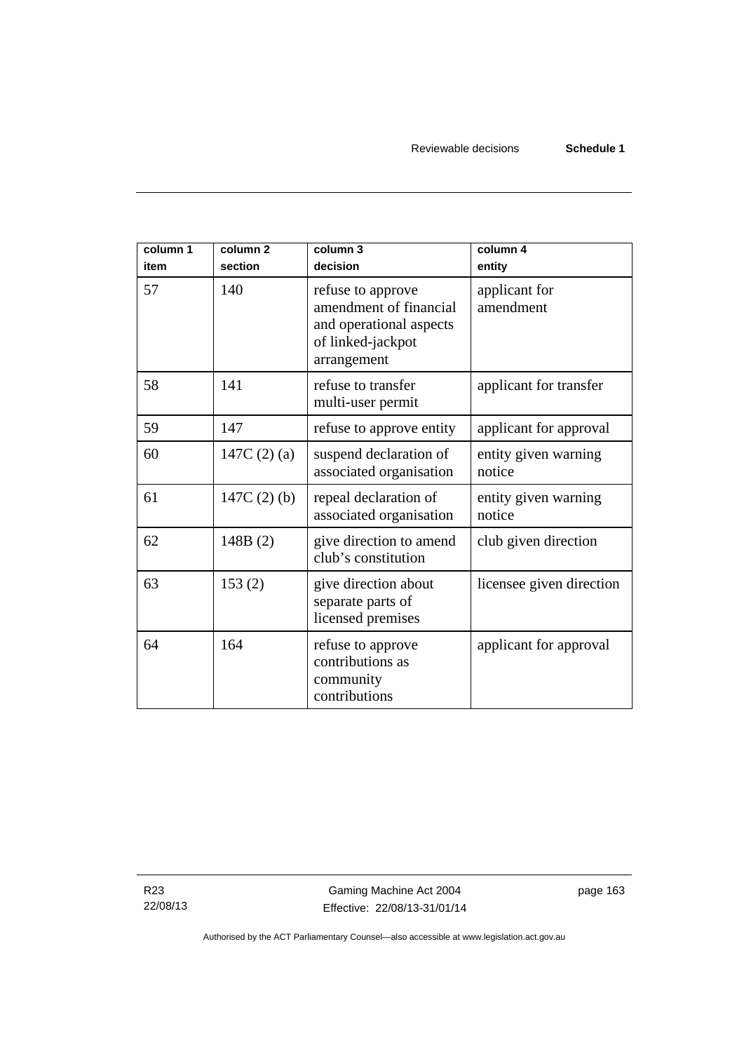| column 1 item | column 2 section | column 3 decision | column 4 entity |
|---|---|---|---|
| 57 | 140 | refuse to approve amendment of financial and operational aspects of linked-jackpot arrangement | applicant for amendment |
| 58 | 141 | refuse to transfer multi-user permit | applicant for transfer |
| 59 | 147 | refuse to approve entity | applicant for approval |
| 60 | 147C (2) (a) | suspend declaration of associated organisation | entity given warning notice |
| 61 | 147C (2) (b) | repeal declaration of associated organisation | entity given warning notice |
| 62 | 148B (2) | give direction to amend club's constitution | club given direction |
| 63 | 153 (2) | give direction about separate parts of licensed premises | licensee given direction |
| 64 | 164 | refuse to approve contributions as community contributions | applicant for approval |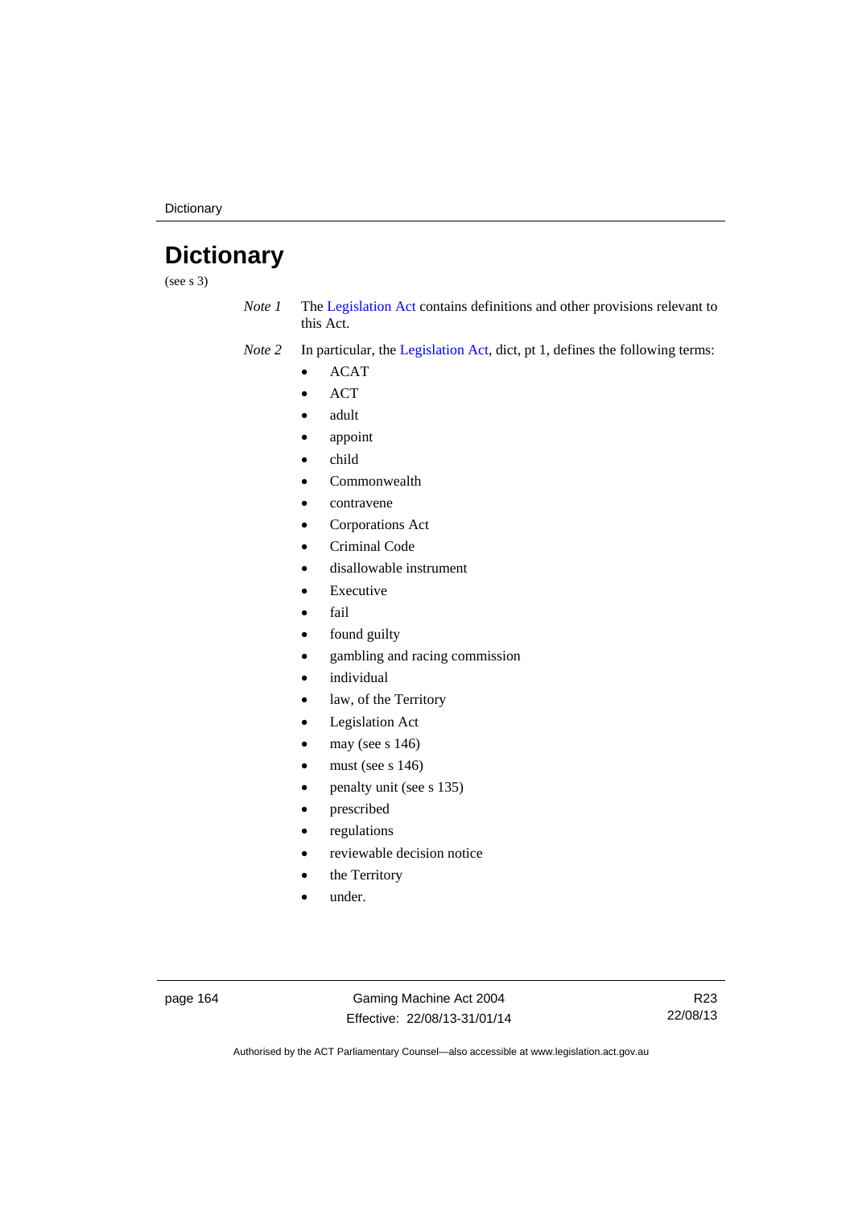# Dictionary

(see s 3)

*Note 1* The Legislation Act contains definitions and other provisions relevant to this Act.

*Note 2* In particular, the Legislation Act, dict, pt 1, defines the following terms:

- ACAT
- ACT
- adult
- appoint
- child
- Commonwealth
- contravene
- Corporations Act
- Criminal Code
- disallowable instrument
- Executive
- fail
- found guilty
- gambling and racing commission
- individual
- law, of the Territory
- Legislation Act
- may (see s 146)
- must (see s 146)
- penalty unit (see s 135)
- prescribed
- regulations
- reviewable decision notice
- the Territory
- under.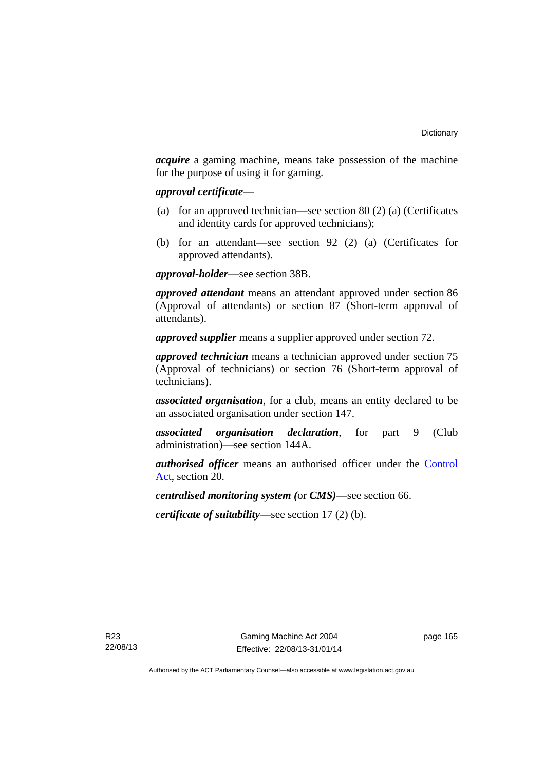***acquire*** a gaming machine, means take possession of the machine for the purpose of using it for gaming.

***approval certificate***—

(a) for an approved technician—see section 80 (2) (a) (Certificates and identity cards for approved technicians);

(b) for an attendant—see section 92 (2) (a) (Certificates for approved attendants).

***approval-holder***—see section 38B.

***approved attendant*** means an attendant approved under section 86 (Approval of attendants) or section 87 (Short-term approval of attendants).

***approved supplier*** means a supplier approved under section 72.

***approved technician*** means a technician approved under section 75 (Approval of technicians) or section 76 (Short-term approval of technicians).

***associated organisation***, for a club, means an entity declared to be an associated organisation under section 147.

***associated organisation declaration***, for part 9 (Club administration)—see section 144A.

***authorised officer*** means an authorised officer under the Control Act, section 20.

***centralised monitoring system (***or ***CMS)***—see section 66.

***certificate of suitability***—see section 17 (2) (b).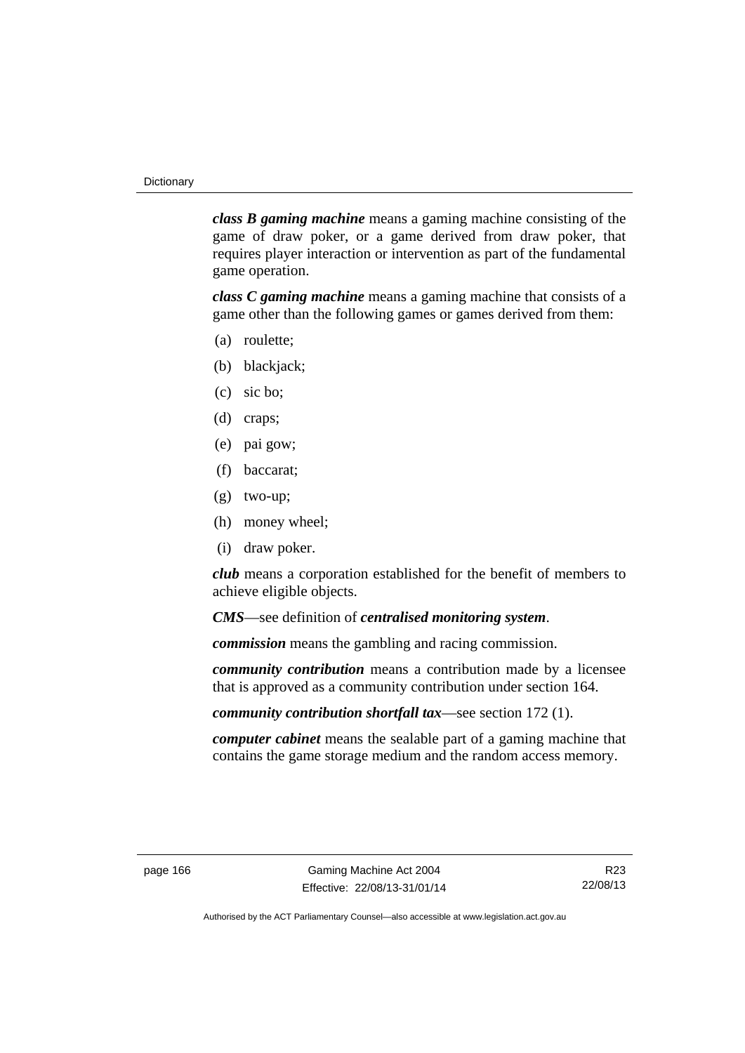***class B gaming machine*** means a gaming machine consisting of the game of draw poker, or a game derived from draw poker, that requires player interaction or intervention as part of the fundamental game operation.

***class C gaming machine*** means a gaming machine that consists of a game other than the following games or games derived from them:

(a) roulette;

(b) blackjack;

(c) sic bo;

(d) craps;

(e) pai gow;

(f) baccarat;

(g) two-up;

(h) money wheel;

(i) draw poker.

***club*** means a corporation established for the benefit of members to achieve eligible objects.

***CMS***—see definition of ***centralised monitoring system***.

***commission*** means the gambling and racing commission.

***community contribution*** means a contribution made by a licensee that is approved as a community contribution under section 164.

***community contribution shortfall tax***—see section 172 (1).

***computer cabinet*** means the sealable part of a gaming machine that contains the game storage medium and the random access memory.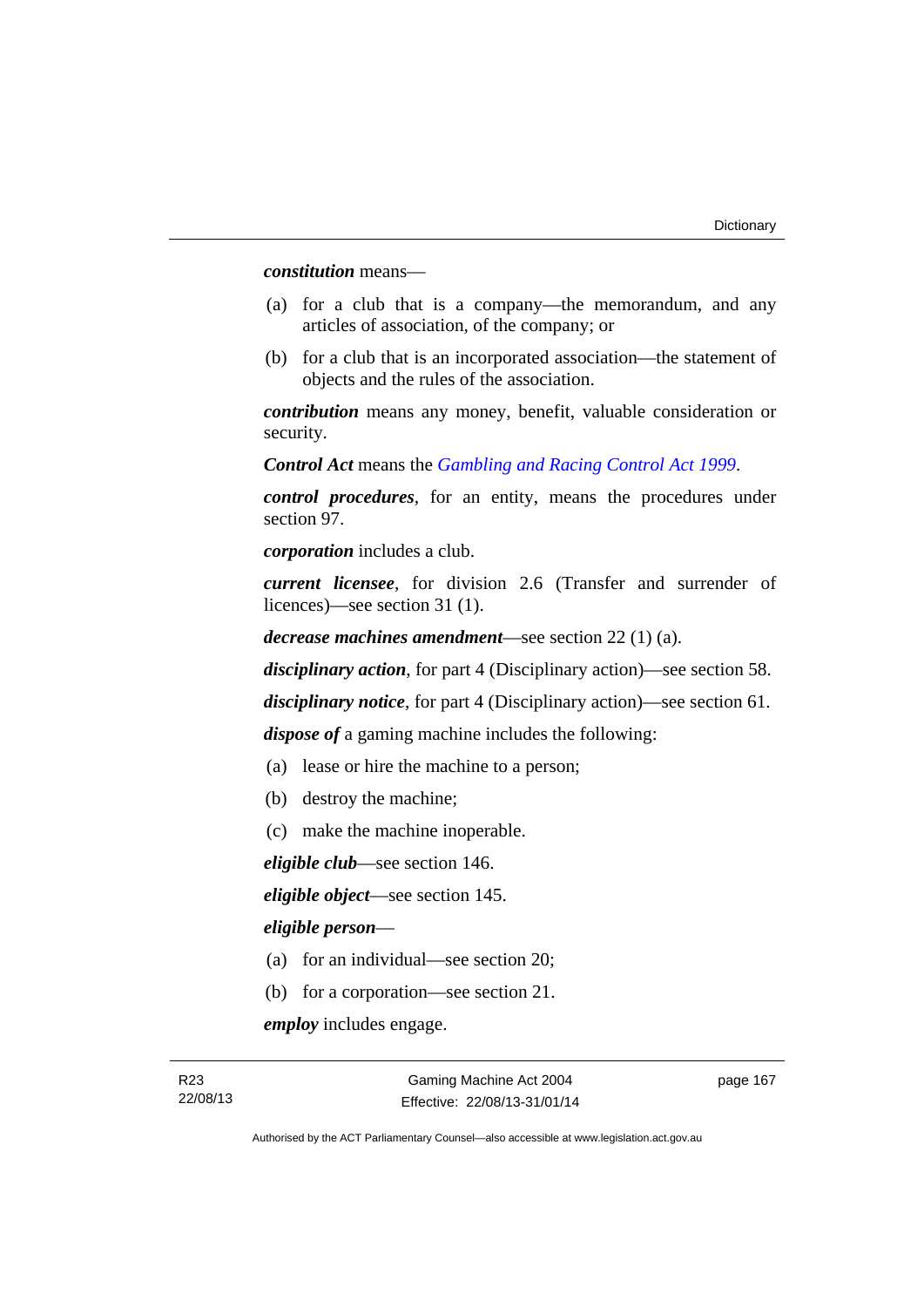***constitution*** means—

(a) for a club that is a company—the memorandum, and any articles of association, of the company; or

(b) for a club that is an incorporated association—the statement of objects and the rules of the association.

***contribution*** means any money, benefit, valuable consideration or security.

***Control Act*** means the *Gambling and Racing Control Act 1999*.

***control procedures***, for an entity, means the procedures under section 97.

***corporation*** includes a club.

***current licensee***, for division 2.6 (Transfer and surrender of licences)—see section 31 (1).

***decrease machines amendment***—see section 22 (1) (a).

***disciplinary action***, for part 4 (Disciplinary action)—see section 58.

***disciplinary notice***, for part 4 (Disciplinary action)—see section 61.

***dispose of*** a gaming machine includes the following:

(a) lease or hire the machine to a person;

(b) destroy the machine;

(c) make the machine inoperable.

***eligible club***—see section 146.

***eligible object***—see section 145.

***eligible person***—

(a) for an individual—see section 20;

(b) for a corporation—see section 21.

***employ*** includes engage.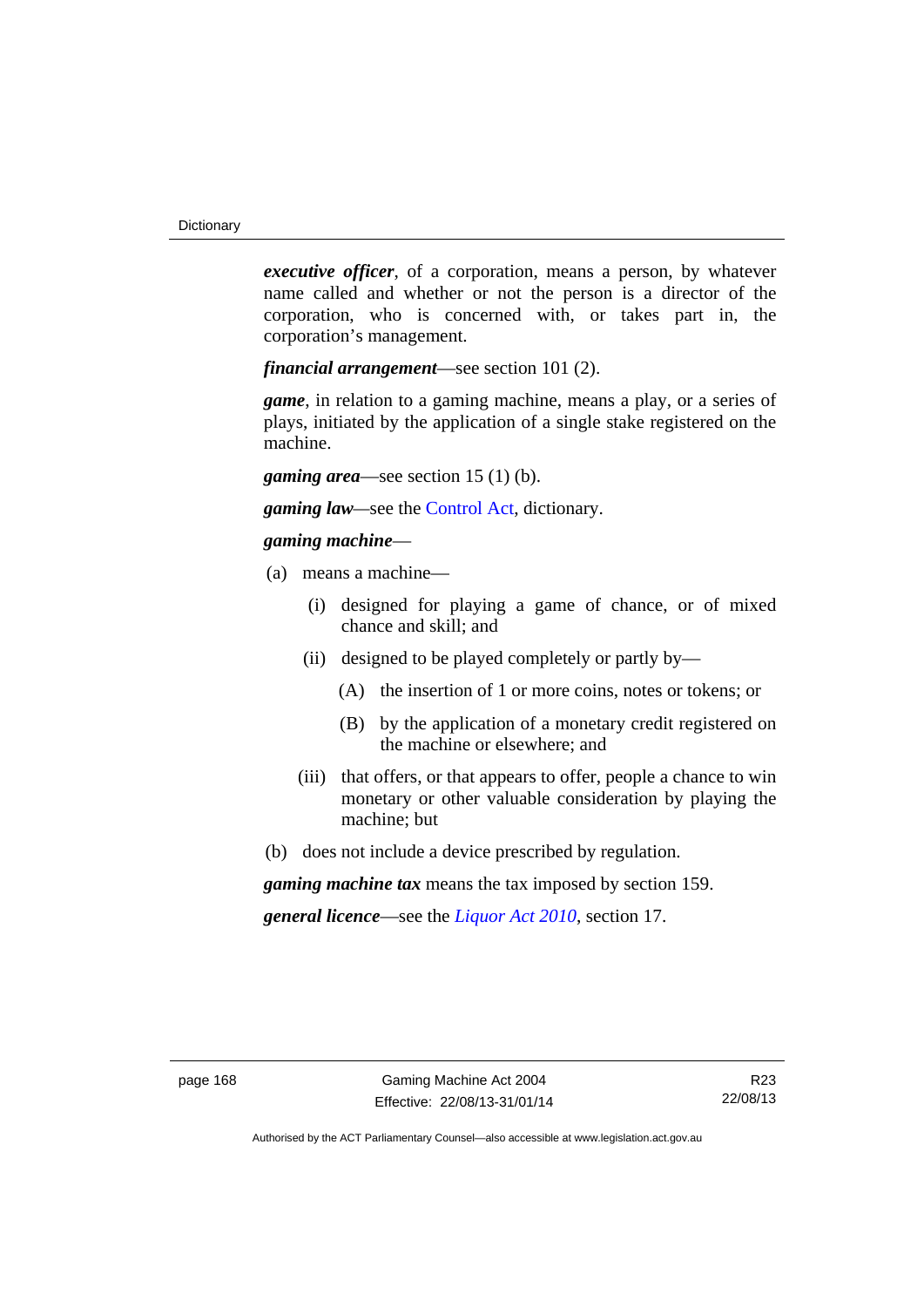***executive officer***, of a corporation, means a person, by whatever name called and whether or not the person is a director of the corporation, who is concerned with, or takes part in, the corporation's management.

***financial arrangement***—see section 101 (2).

***game***, in relation to a gaming machine, means a play, or a series of plays, initiated by the application of a single stake registered on the machine.

***gaming area***—see section 15 (1) (b).

***gaming law***—see the Control Act, dictionary.

***gaming machine***—

(a) means a machine—

(i) designed for playing a game of chance, or of mixed chance and skill; and

(ii) designed to be played completely or partly by—

(A) the insertion of 1 or more coins, notes or tokens; or

(B) by the application of a monetary credit registered on the machine or elsewhere; and

(iii) that offers, or that appears to offer, people a chance to win monetary or other valuable consideration by playing the machine; but

(b) does not include a device prescribed by regulation.

***gaming machine tax*** means the tax imposed by section 159.

***general licence***—see the *Liquor Act 2010*, section 17.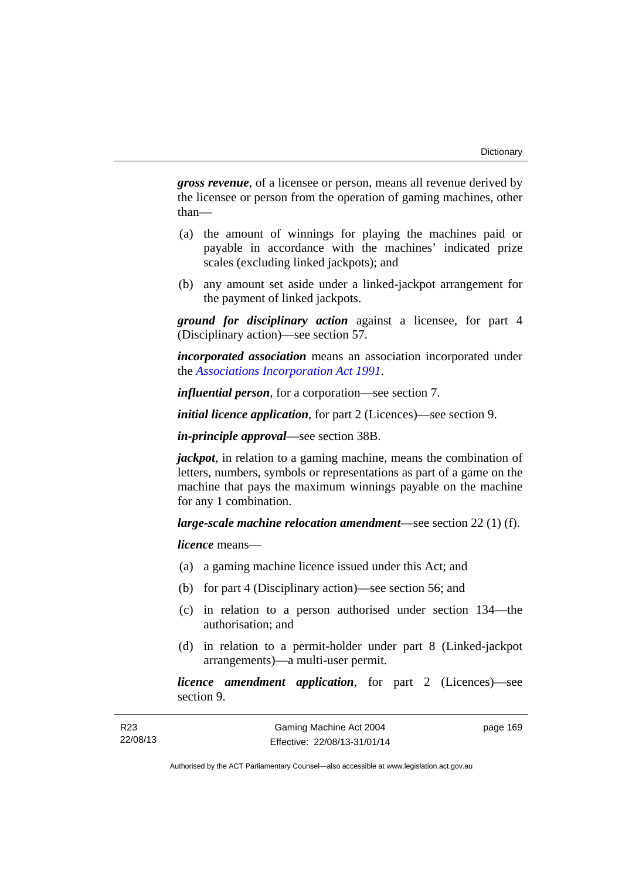***gross revenue***, of a licensee or person, means all revenue derived by the licensee or person from the operation of gaming machines, other than—

(a) the amount of winnings for playing the machines paid or payable in accordance with the machines' indicated prize scales (excluding linked jackpots); and

(b) any amount set aside under a linked-jackpot arrangement for the payment of linked jackpots.

***ground for disciplinary action*** against a licensee, for part 4 (Disciplinary action)—see section 57.

***incorporated association*** means an association incorporated under the *Associations Incorporation Act 1991*.

***influential person***, for a corporation—see section 7.

***initial licence application***, for part 2 (Licences)—see section 9.

***in-principle approval***—see section 38B.

***jackpot***, in relation to a gaming machine, means the combination of letters, numbers, symbols or representations as part of a game on the machine that pays the maximum winnings payable on the machine for any 1 combination.

***large-scale machine relocation amendment***—see section 22 (1) (f).

***licence*** means—

(a) a gaming machine licence issued under this Act; and

(b) for part 4 (Disciplinary action)—see section 56; and

(c) in relation to a person authorised under section 134—the authorisation; and

(d) in relation to a permit-holder under part 8 (Linked-jackpot arrangements)—a multi-user permit.

***licence amendment application***, for part 2 (Licences)—see section 9.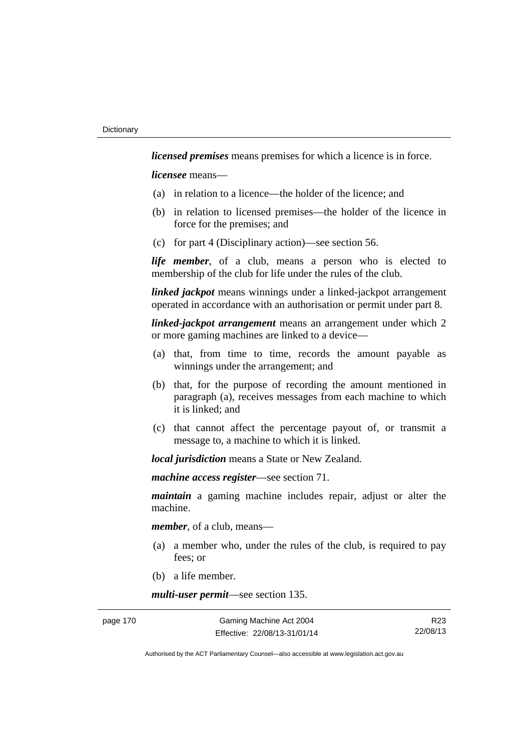***licensed premises*** means premises for which a licence is in force.

***licensee*** means—

(a) in relation to a licence—the holder of the licence; and

(b) in relation to licensed premises—the holder of the licence in force for the premises; and

(c) for part 4 (Disciplinary action)—see section 56.

***life member***, of a club, means a person who is elected to membership of the club for life under the rules of the club.

***linked jackpot*** means winnings under a linked-jackpot arrangement operated in accordance with an authorisation or permit under part 8.

***linked-jackpot arrangement*** means an arrangement under which 2 or more gaming machines are linked to a device—

(a) that, from time to time, records the amount payable as winnings under the arrangement; and

(b) that, for the purpose of recording the amount mentioned in paragraph (a), receives messages from each machine to which it is linked; and

(c) that cannot affect the percentage payout of, or transmit a message to, a machine to which it is linked.

***local jurisdiction*** means a State or New Zealand.

***machine access register***—see section 71.

***maintain*** a gaming machine includes repair, adjust or alter the machine.

***member***, of a club, means—

(a) a member who, under the rules of the club, is required to pay fees; or

(b) a life member.

***multi-user permit***—see section 135.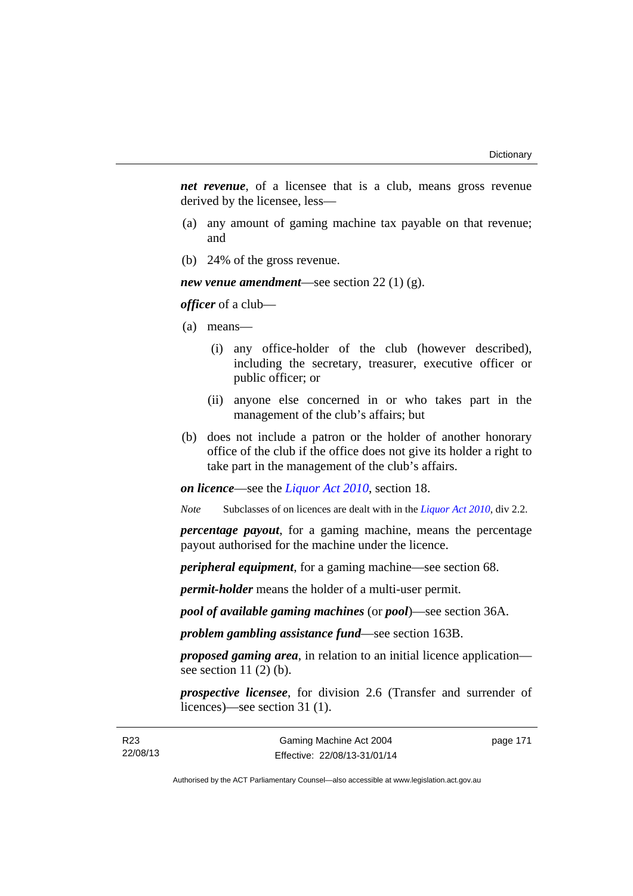***net revenue***, of a licensee that is a club, means gross revenue derived by the licensee, less—

(a) any amount of gaming machine tax payable on that revenue; and

(b) 24% of the gross revenue.

***new venue amendment***—see section 22 (1) (g).

***officer*** of a club—

(a) means—

  (i) any office-holder of the club (however described), including the secretary, treasurer, executive officer or public officer; or

  (ii) anyone else concerned in or who takes part in the management of the club's affairs; but

(b) does not include a patron or the holder of another honorary office of the club if the office does not give its holder a right to take part in the management of the club's affairs.

***on licence***—see the *Liquor Act 2010*, section 18.

*Note* Subclasses of on licences are dealt with in the *Liquor Act 2010*, div 2.2.

***percentage payout***, for a gaming machine, means the percentage payout authorised for the machine under the licence.

***peripheral equipment***, for a gaming machine—see section 68.

***permit-holder*** means the holder of a multi-user permit.

***pool of available gaming machines*** (or ***pool***)—see section 36A.

***problem gambling assistance fund***—see section 163B.

***proposed gaming area***, in relation to an initial licence application—see section 11 (2) (b).

***prospective licensee***, for division 2.6 (Transfer and surrender of licences)—see section 31 (1).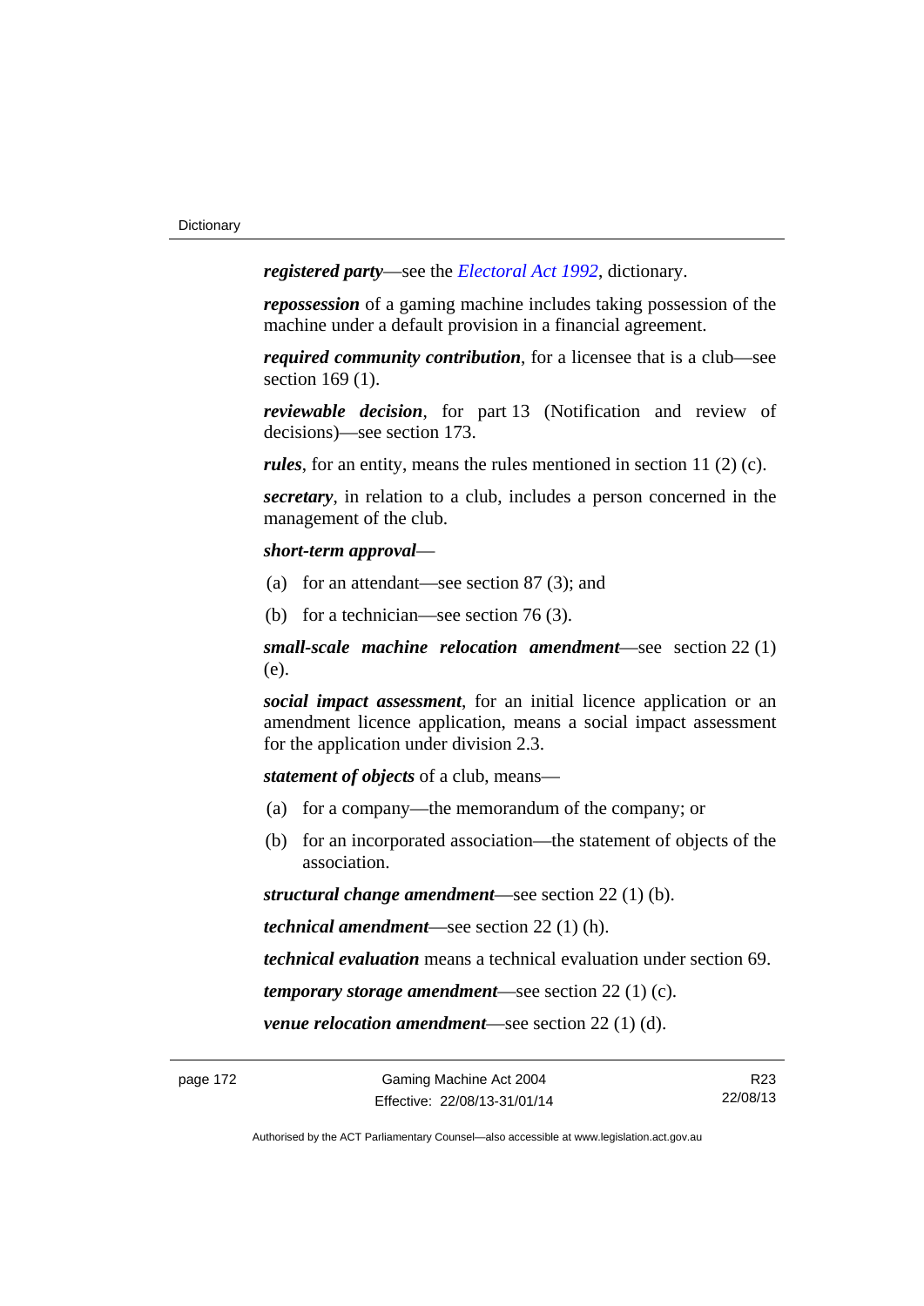***registered party***—see the *Electoral Act 1992*, dictionary.

***repossession*** of a gaming machine includes taking possession of the machine under a default provision in a financial agreement.

***required community contribution***, for a licensee that is a club—see section 169 (1).

***reviewable decision***, for part 13 (Notification and review of decisions)—see section 173.

***rules***, for an entity, means the rules mentioned in section 11 (2) (c).

***secretary***, in relation to a club, includes a person concerned in the management of the club.

***short-term approval***—

(a) for an attendant—see section 87 (3); and

(b) for a technician—see section 76 (3).

***small-scale machine relocation amendment***—see section 22 (1) (e).

***social impact assessment***, for an initial licence application or an amendment licence application, means a social impact assessment for the application under division 2.3.

***statement of objects*** of a club, means—

(a) for a company—the memorandum of the company; or

(b) for an incorporated association—the statement of objects of the association.

***structural change amendment***—see section 22 (1) (b).

***technical amendment***—see section 22 (1) (h).

***technical evaluation*** means a technical evaluation under section 69.

***temporary storage amendment***—see section 22 (1) (c).

***venue relocation amendment***—see section 22 (1) (d).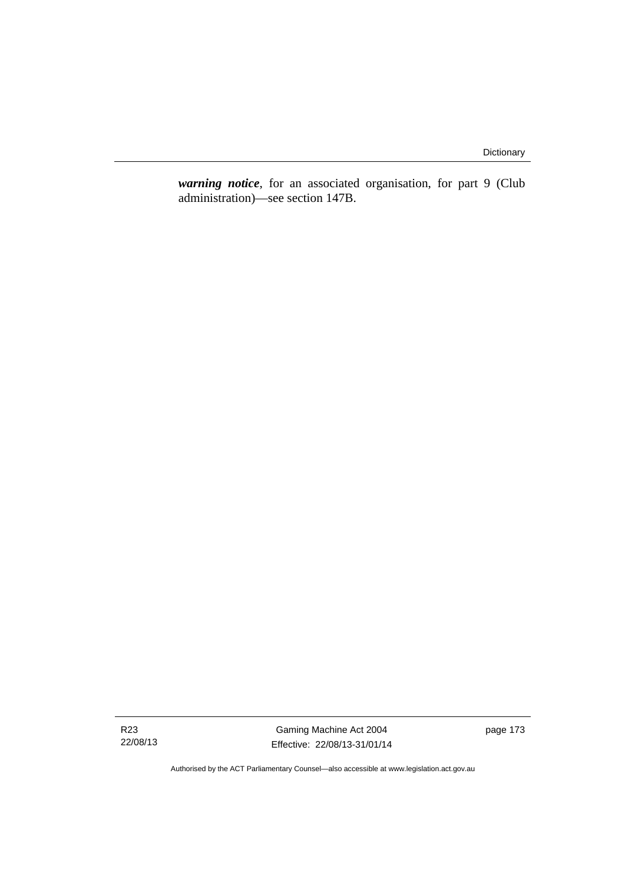***warning notice***, for an associated organisation, for part 9 (Club administration)—see section 147B.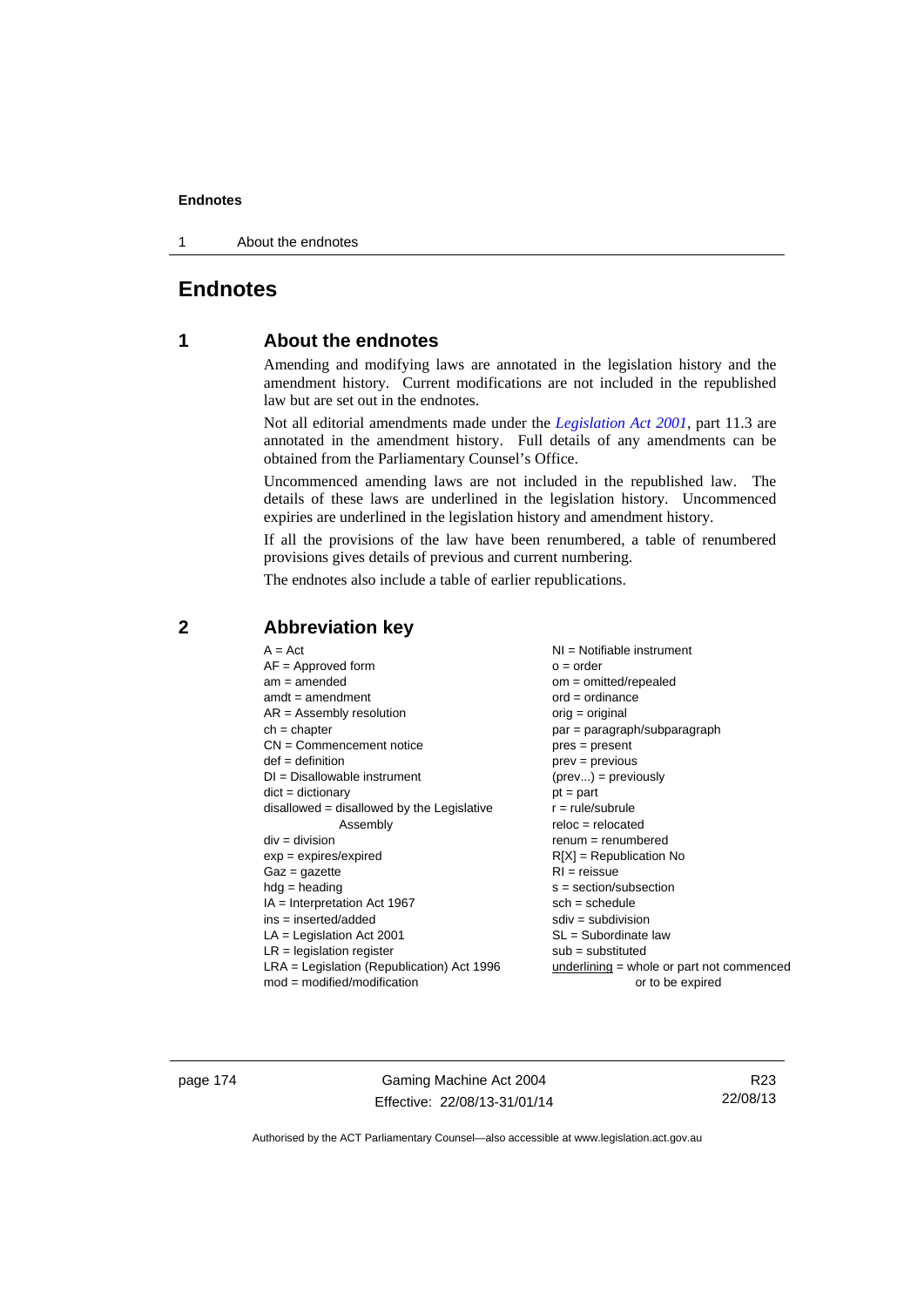# Endnotes

## 1 About the endnotes

Amending and modifying laws are annotated in the legislation history and the amendment history. Current modifications are not included in the republished law but are set out in the endnotes.

Not all editorial amendments made under the *Legislation Act 2001*, part 11.3 are annotated in the amendment history. Full details of any amendments can be obtained from the Parliamentary Counsel's Office.

Uncommenced amending laws are not included in the republished law. The details of these laws are underlined in the legislation history. Uncommenced expiries are underlined in the legislation history and amendment history.

If all the provisions of the law have been renumbered, a table of renumbered provisions gives details of previous and current numbering.

The endnotes also include a table of earlier republications.

## 2 Abbreviation key

A = Act
AF = Approved form
am = amended
amdt = amendment
AR = Assembly resolution
ch = chapter
CN = Commencement notice
def = definition
DI = Disallowable instrument
dict = dictionary
disallowed = disallowed by the Legislative Assembly
div = division
exp = expires/expired
Gaz = gazette
hdg = heading
IA = Interpretation Act 1967
ins = inserted/added
LA = Legislation Act 2001
LR = legislation register
LRA = Legislation (Republication) Act 1996
mod = modified/modification
NI = Notifiable instrument
o = order
om = omitted/repealed
ord = ordinance
orig = original
par = paragraph/subparagraph
pres = present
prev = previous
(prev...) = previously
pt = part
r = rule/subrule
reloc = relocated
renum = renumbered
R[X] = Republication No
RI = reissue
s = section/subsection
sch = schedule
sdiv = subdivision
SL = Subordinate law
sub = substituted
underlining = whole or part not commenced or to be expired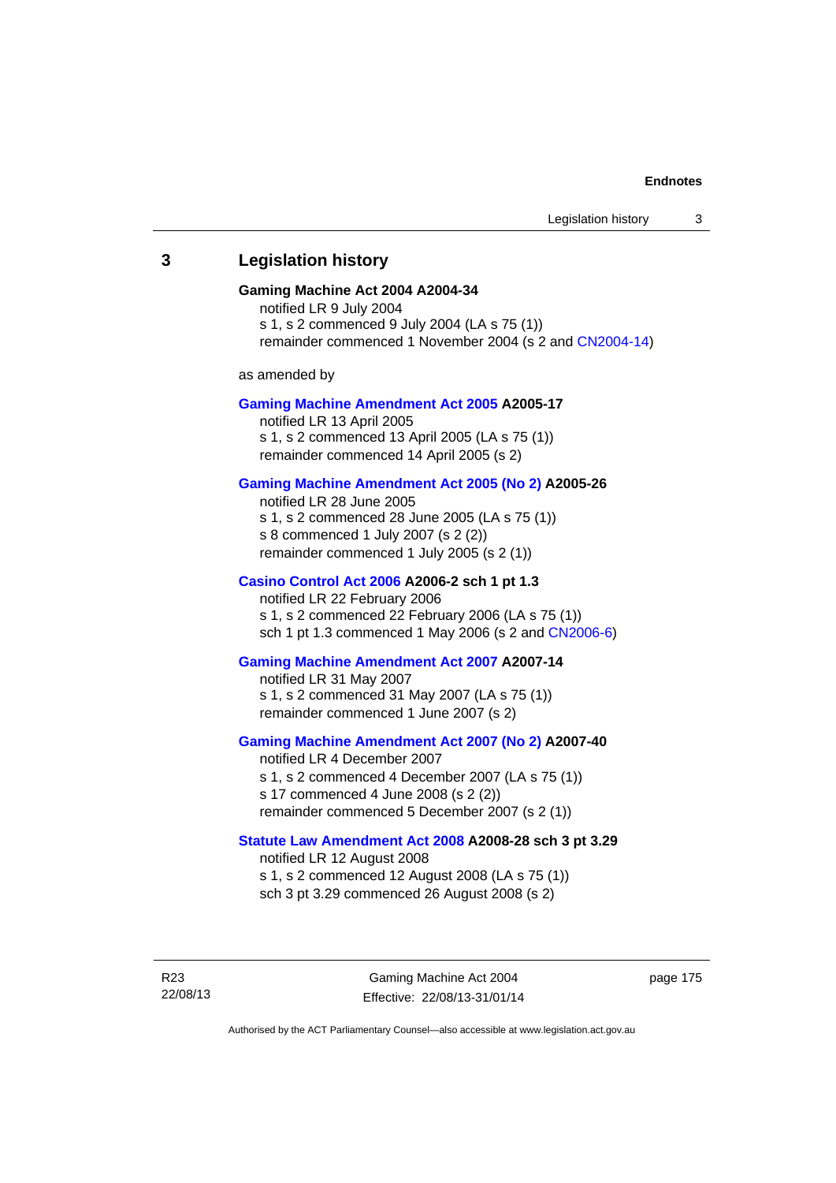## 3 Legislation history

**Gaming Machine Act 2004 A2004-34**
notified LR 9 July 2004
s 1, s 2 commenced 9 July 2004 (LA s 75 (1))
remainder commenced 1 November 2004 (s 2 and CN2004-14)

as amended by

**Gaming Machine Amendment Act 2005 A2005-17**
notified LR 13 April 2005
s 1, s 2 commenced 13 April 2005 (LA s 75 (1))
remainder commenced 14 April 2005 (s 2)

**Gaming Machine Amendment Act 2005 (No 2) A2005-26**
notified LR 28 June 2005
s 1, s 2 commenced 28 June 2005 (LA s 75 (1))
s 8 commenced 1 July 2007 (s 2 (2))
remainder commenced 1 July 2005 (s 2 (1))

**Casino Control Act 2006 A2006-2 sch 1 pt 1.3**
notified LR 22 February 2006
s 1, s 2 commenced 22 February 2006 (LA s 75 (1))
sch 1 pt 1.3 commenced 1 May 2006 (s 2 and CN2006-6)

**Gaming Machine Amendment Act 2007 A2007-14**
notified LR 31 May 2007
s 1, s 2 commenced 31 May 2007 (LA s 75 (1))
remainder commenced 1 June 2007 (s 2)

**Gaming Machine Amendment Act 2007 (No 2) A2007-40**
notified LR 4 December 2007
s 1, s 2 commenced 4 December 2007 (LA s 75 (1))
s 17 commenced 4 June 2008 (s 2 (2))
remainder commenced 5 December 2007 (s 2 (1))

**Statute Law Amendment Act 2008 A2008-28 sch 3 pt 3.29**
notified LR 12 August 2008
s 1, s 2 commenced 12 August 2008 (LA s 75 (1))
sch 3 pt 3.29 commenced 26 August 2008 (s 2)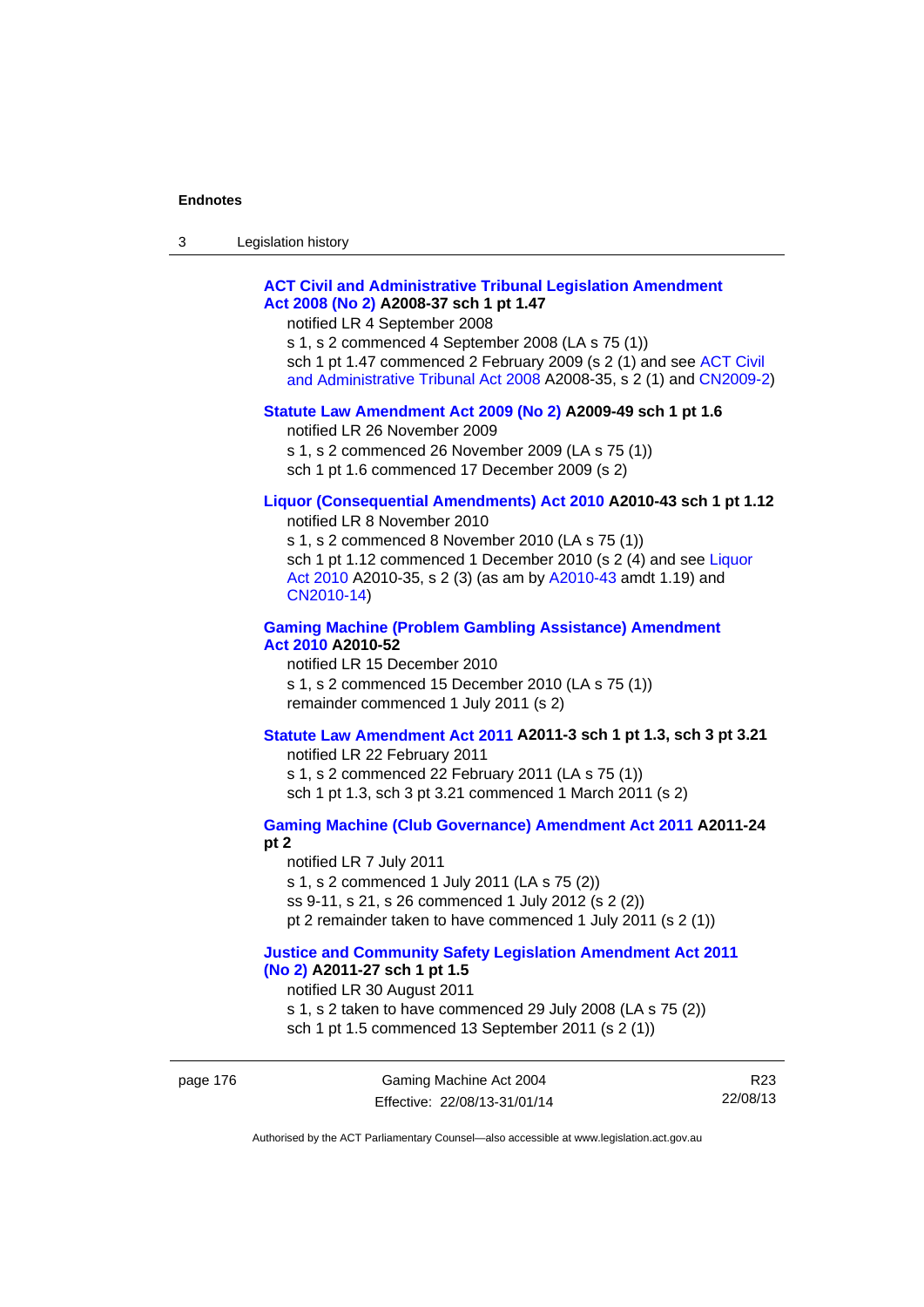**ACT Civil and Administrative Tribunal Legislation Amendment Act 2008 (No 2) A2008-37 sch 1 pt 1.47**

notified LR 4 September 2008

s 1, s 2 commenced 4 September 2008 (LA s 75 (1))

sch 1 pt 1.47 commenced 2 February 2009 (s 2 (1) and see ACT Civil and Administrative Tribunal Act 2008 A2008-35, s 2 (1) and CN2009-2)

**Statute Law Amendment Act 2009 (No 2) A2009-49 sch 1 pt 1.6**

notified LR 26 November 2009

s 1, s 2 commenced 26 November 2009 (LA s 75 (1))

sch 1 pt 1.6 commenced 17 December 2009 (s 2)

**Liquor (Consequential Amendments) Act 2010 A2010-43 sch 1 pt 1.12**

notified LR 8 November 2010

s 1, s 2 commenced 8 November 2010 (LA s 75 (1))

sch 1 pt 1.12 commenced 1 December 2010 (s 2 (4) and see Liquor Act 2010 A2010-35, s 2 (3) (as am by A2010-43 amdt 1.19) and CN2010-14)

**Gaming Machine (Problem Gambling Assistance) Amendment Act 2010 A2010-52**

notified LR 15 December 2010

s 1, s 2 commenced 15 December 2010 (LA s 75 (1))

remainder commenced 1 July 2011 (s 2)

**Statute Law Amendment Act 2011 A2011-3 sch 1 pt 1.3, sch 3 pt 3.21**

notified LR 22 February 2011

s 1, s 2 commenced 22 February 2011 (LA s 75 (1))

sch 1 pt 1.3, sch 3 pt 3.21 commenced 1 March 2011 (s 2)

**Gaming Machine (Club Governance) Amendment Act 2011 A2011-24 pt 2**

notified LR 7 July 2011

s 1, s 2 commenced 1 July 2011 (LA s 75 (2))

ss 9-11, s 21, s 26 commenced 1 July 2012 (s 2 (2))

pt 2 remainder taken to have commenced 1 July 2011 (s 2 (1))

**Justice and Community Safety Legislation Amendment Act 2011 (No 2) A2011-27 sch 1 pt 1.5**

notified LR 30 August 2011

s 1, s 2 taken to have commenced 29 July 2008 (LA s 75 (2))

sch 1 pt 1.5 commenced 13 September 2011 (s 2 (1))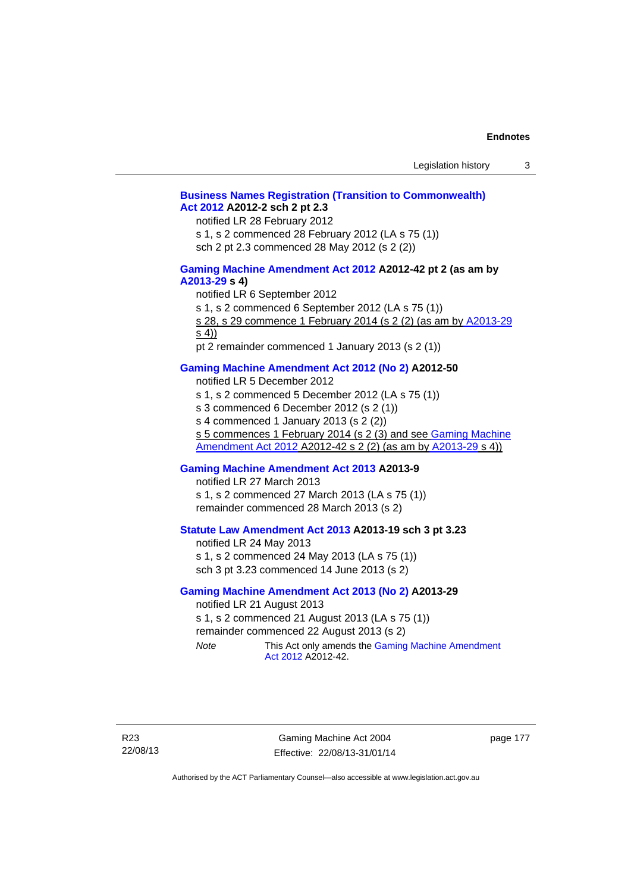**Business Names Registration (Transition to Commonwealth) Act 2012 A2012-2 sch 2 pt 2.3**

notified LR 28 February 2012

s 1, s 2 commenced 28 February 2012 (LA s 75 (1))

sch 2 pt 2.3 commenced 28 May 2012 (s 2 (2))

**Gaming Machine Amendment Act 2012 A2012-42 pt 2 (as am by A2013-29 s 4)**

notified LR 6 September 2012

s 1, s 2 commenced 6 September 2012 (LA s 75 (1))

s 28, s 29 commence 1 February 2014 (s 2 (2) (as am by A2013-29 s 4))

pt 2 remainder commenced 1 January 2013 (s 2 (1))

**Gaming Machine Amendment Act 2012 (No 2) A2012-50**

notified LR 5 December 2012

s 1, s 2 commenced 5 December 2012 (LA s 75 (1))

s 3 commenced 6 December 2012 (s 2 (1))

s 4 commenced 1 January 2013 (s 2 (2))

s 5 commences 1 February 2014 (s 2 (3) and see Gaming Machine Amendment Act 2012 A2012-42 s 2 (2) (as am by A2013-29 s 4))

**Gaming Machine Amendment Act 2013 A2013-9**

notified LR 27 March 2013

s 1, s 2 commenced 27 March 2013 (LA s 75 (1))

remainder commenced 28 March 2013 (s 2)

**Statute Law Amendment Act 2013 A2013-19 sch 3 pt 3.23**

notified LR 24 May 2013

s 1, s 2 commenced 24 May 2013 (LA s 75 (1))

sch 3 pt 3.23 commenced 14 June 2013 (s 2)

**Gaming Machine Amendment Act 2013 (No 2) A2013-29**

notified LR 21 August 2013

s 1, s 2 commenced 21 August 2013 (LA s 75 (1))

remainder commenced 22 August 2013 (s 2)

*Note* This Act only amends the Gaming Machine Amendment Act 2012 A2012-42.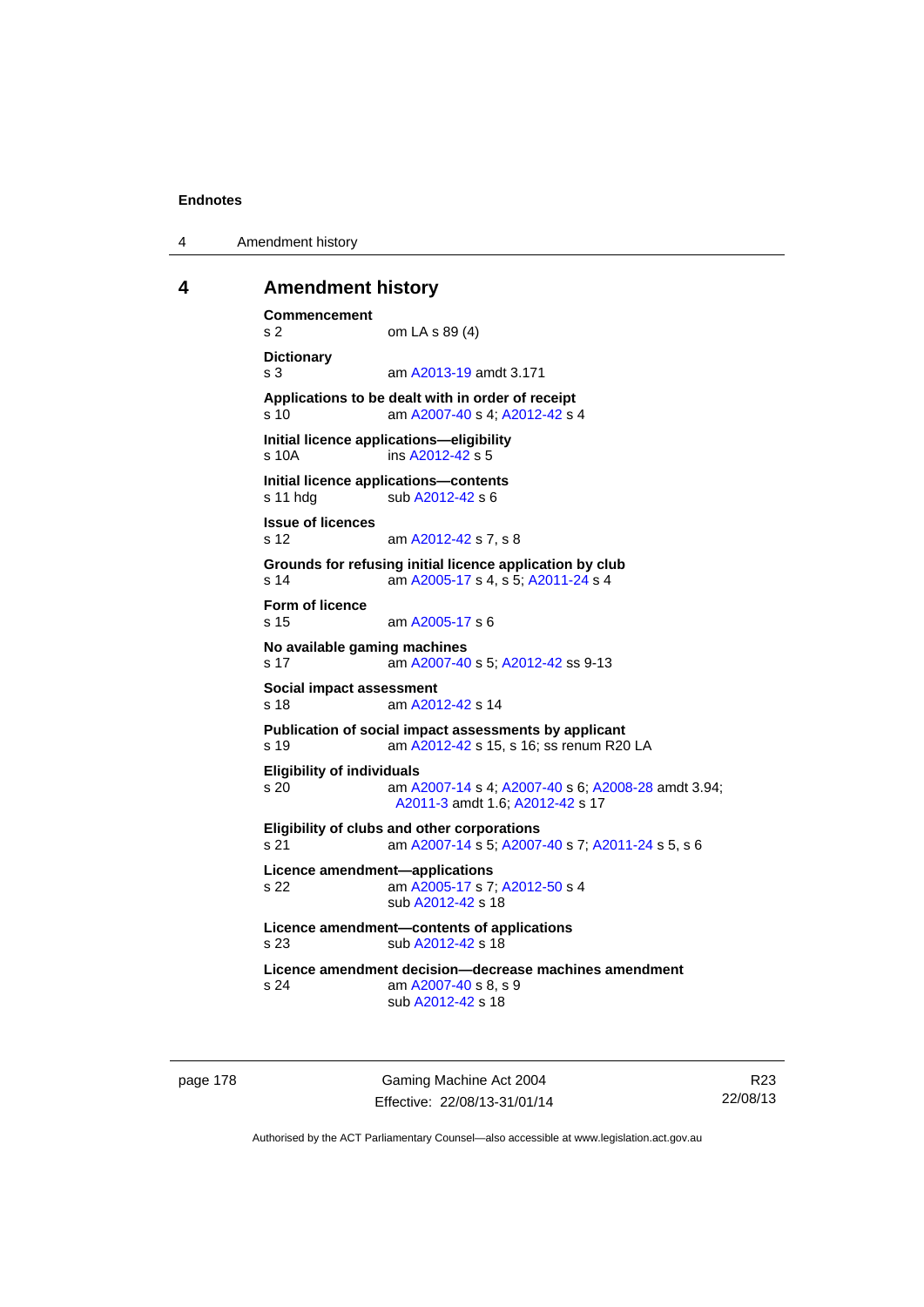# 4 Amendment history

**Commencement**
s 2 om LA s 89 (4)

**Dictionary**
s 3 am A2013-19 amdt 3.171

**Applications to be dealt with in order of receipt**
s 10 am A2007-40 s 4; A2012-42 s 4

**Initial licence applications—eligibility**
s 10A ins A2012-42 s 5

**Initial licence applications—contents**
s 11 hdg sub A2012-42 s 6

**Issue of licences**
s 12 am A2012-42 s 7, s 8

**Grounds for refusing initial licence application by club**
s 14 am A2005-17 s 4, s 5; A2011-24 s 4

**Form of licence**
s 15 am A2005-17 s 6

**No available gaming machines**
s 17 am A2007-40 s 5; A2012-42 ss 9-13

**Social impact assessment**
s 18 am A2012-42 s 14

**Publication of social impact assessments by applicant**
s 19 am A2012-42 s 15, s 16; ss renum R20 LA

**Eligibility of individuals**
s 20 am A2007-14 s 4; A2007-40 s 6; A2008-28 amdt 3.94; A2011-3 amdt 1.6; A2012-42 s 17

**Eligibility of clubs and other corporations**
s 21 am A2007-14 s 5; A2007-40 s 7; A2011-24 s 5, s 6

**Licence amendment—applications**
s 22 am A2005-17 s 7; A2012-50 s 4
sub A2012-42 s 18

**Licence amendment—contents of applications**
s 23 sub A2012-42 s 18

**Licence amendment decision—decrease machines amendment**
s 24 am A2007-40 s 8, s 9
sub A2012-42 s 18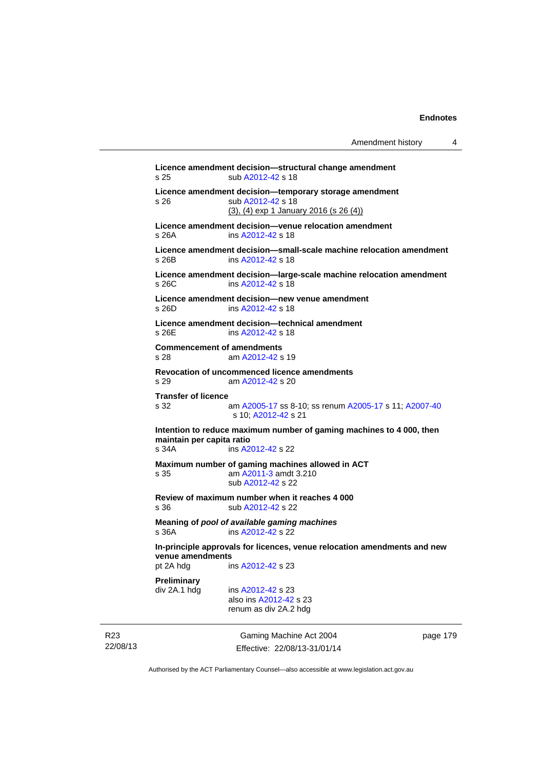**Licence amendment decision—structural change amendment**
s 25 sub A2012-42 s 18

**Licence amendment decision—temporary storage amendment**
s 26 sub A2012-42 s 18
(3), (4) exp 1 January 2016 (s 26 (4))

**Licence amendment decision—venue relocation amendment**
s 26A ins A2012-42 s 18

**Licence amendment decision—small-scale machine relocation amendment**
s 26B ins A2012-42 s 18

**Licence amendment decision—large-scale machine relocation amendment**
s 26C ins A2012-42 s 18

**Licence amendment decision—new venue amendment**
s 26D ins A2012-42 s 18

**Licence amendment decision—technical amendment**
s 26E ins A2012-42 s 18

**Commencement of amendments**
s 28 am A2012-42 s 19

**Revocation of uncommenced licence amendments**
s 29 am A2012-42 s 20

**Transfer of licence**
s 32 am A2005-17 ss 8-10; ss renum A2005-17 s 11; A2007-40 s 10; A2012-42 s 21

**Intention to reduce maximum number of gaming machines to 4 000, then maintain per capita ratio**
s 34A ins A2012-42 s 22

**Maximum number of gaming machines allowed in ACT**
s 35 am A2011-3 amdt 3.210
sub A2012-42 s 22

**Review of maximum number when it reaches 4 000**
s 36 sub A2012-42 s 22

**Meaning of *pool of available gaming machines***
s 36A ins A2012-42 s 22

**In-principle approvals for licences, venue relocation amendments and new venue amendments**
pt 2A hdg ins A2012-42 s 23

**Preliminary**
div 2A.1 hdg ins A2012-42 s 23
also ins A2012-42 s 23
renum as div 2A.2 hdg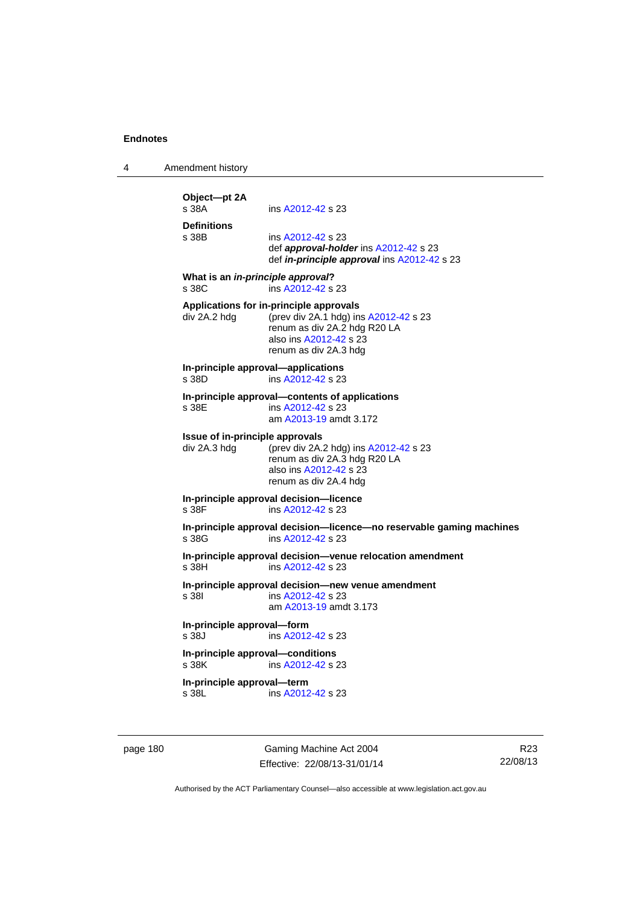**Object—pt 2A**
s 38A ins A2012-42 s 23

**Definitions**
s 38B ins A2012-42 s 23
def ***approval-holder*** ins A2012-42 s 23
def ***in-principle approval*** ins A2012-42 s 23

**What is an *in-principle approval*?**
s 38C ins A2012-42 s 23

**Applications for in-principle approvals**
div 2A.2 hdg (prev div 2A.1 hdg) ins A2012-42 s 23
renum as div 2A.2 hdg R20 LA
also ins A2012-42 s 23
renum as div 2A.3 hdg

**In-principle approval—applications**
s 38D ins A2012-42 s 23

**In-principle approval—contents of applications**
s 38E ins A2012-42 s 23
am A2013-19 amdt 3.172

**Issue of in-principle approvals**
div 2A.3 hdg (prev div 2A.2 hdg) ins A2012-42 s 23
renum as div 2A.3 hdg R20 LA
also ins A2012-42 s 23
renum as div 2A.4 hdg

**In-principle approval decision—licence**
s 38F ins A2012-42 s 23

**In-principle approval decision—licence—no reservable gaming machines**
s 38G ins A2012-42 s 23

**In-principle approval decision—venue relocation amendment**
s 38H ins A2012-42 s 23

**In-principle approval decision—new venue amendment**
s 38I ins A2012-42 s 23
am A2013-19 amdt 3.173

**In-principle approval—form**
s 38J ins A2012-42 s 23

**In-principle approval—conditions**
s 38K ins A2012-42 s 23

**In-principle approval—term**
s 38L ins A2012-42 s 23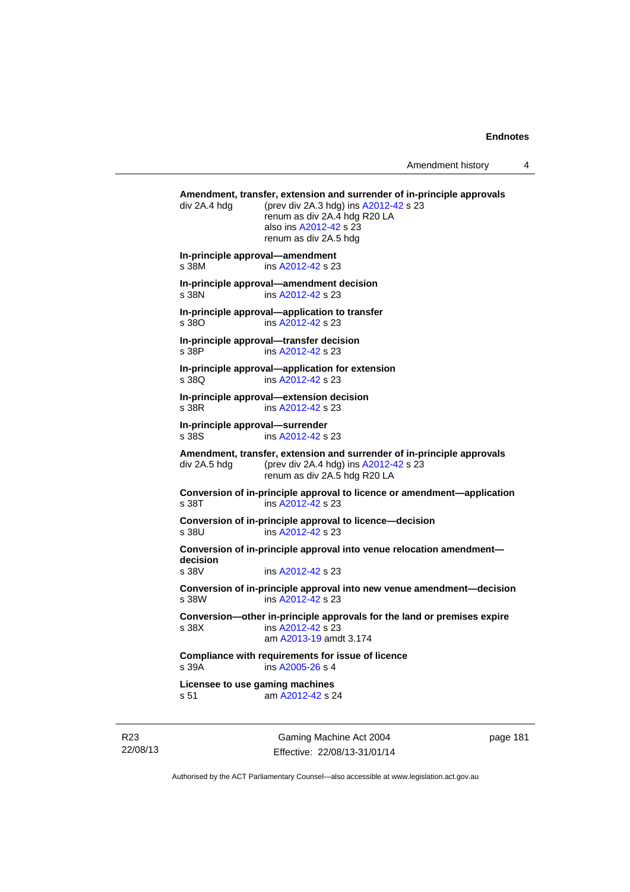**Amendment, transfer, extension and surrender of in-principle approvals**

div 2A.4 hdg (prev div 2A.3 hdg) ins A2012-42 s 23
renum as div 2A.4 hdg R20 LA
also ins A2012-42 s 23
renum as div 2A.5 hdg

**In-principle approval—amendment**

s 38M ins A2012-42 s 23

**In-principle approval—amendment decision**

s 38N ins A2012-42 s 23

**In-principle approval—application to transfer**

s 38O ins A2012-42 s 23

**In-principle approval—transfer decision**

s 38P ins A2012-42 s 23

**In-principle approval—application for extension**

s 38Q ins A2012-42 s 23

**In-principle approval—extension decision**

s 38R ins A2012-42 s 23

**In-principle approval—surrender**

s 38S ins A2012-42 s 23

**Amendment, transfer, extension and surrender of in-principle approvals**

div 2A.5 hdg (prev div 2A.4 hdg) ins A2012-42 s 23
renum as div 2A.5 hdg R20 LA

**Conversion of in-principle approval to licence or amendment—application**

s 38T ins A2012-42 s 23

**Conversion of in-principle approval to licence—decision**

s 38U ins A2012-42 s 23

**Conversion of in-principle approval into venue relocation amendment—decision**

s 38V ins A2012-42 s 23

**Conversion of in-principle approval into new venue amendment—decision**

s 38W ins A2012-42 s 23

**Conversion—other in-principle approvals for the land or premises expire**

s 38X ins A2012-42 s 23
am A2013-19 amdt 3.174

**Compliance with requirements for issue of licence**

s 39A ins A2005-26 s 4

**Licensee to use gaming machines**

s 51 am A2012-42 s 24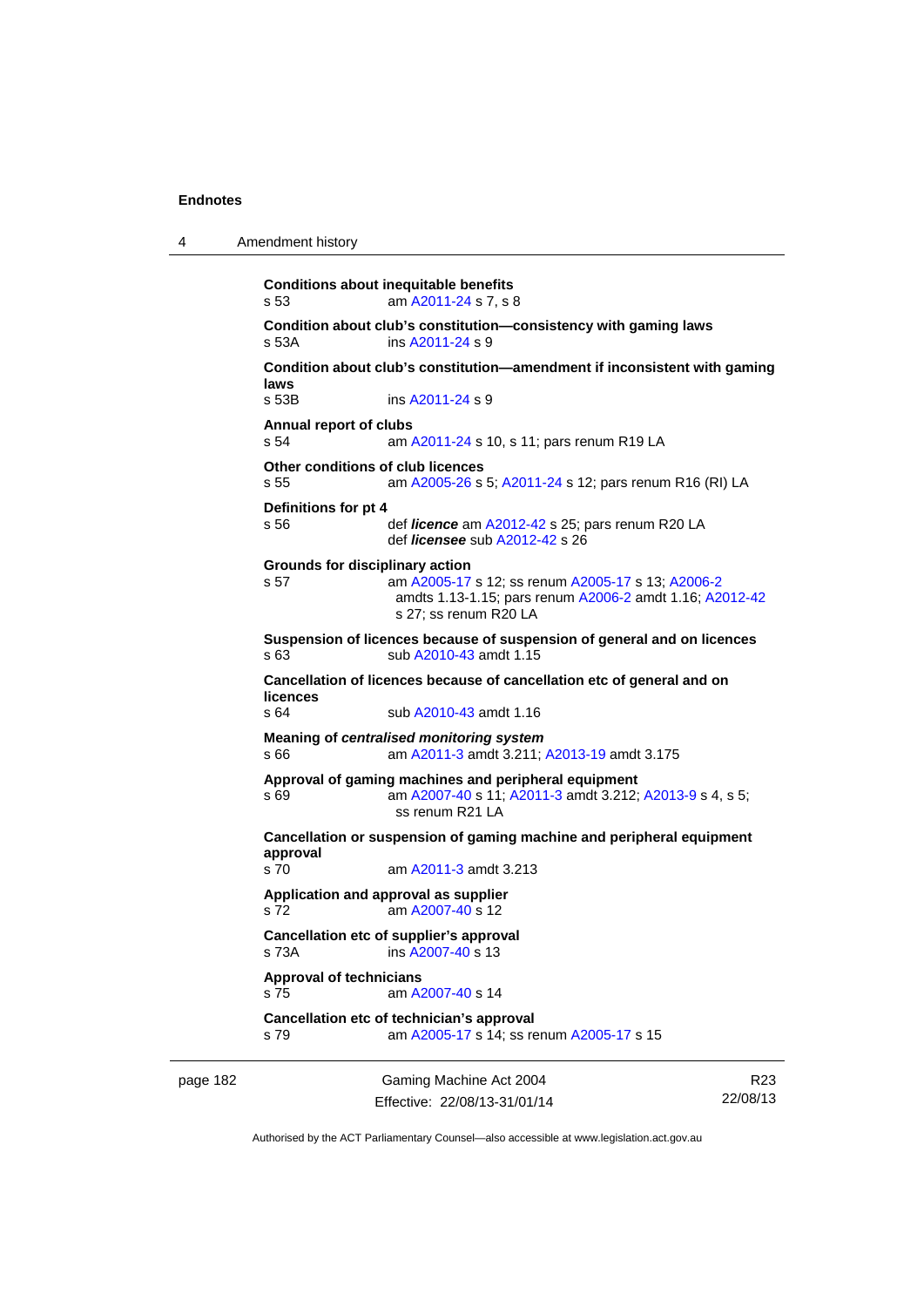**Conditions about inequitable benefits**
s 53 am A2011-24 s 7, s 8

**Condition about club's constitution—consistency with gaming laws**
s 53A ins A2011-24 s 9

**Condition about club's constitution—amendment if inconsistent with gaming laws**
s 53B ins A2011-24 s 9

**Annual report of clubs**
s 54 am A2011-24 s 10, s 11; pars renum R19 LA

**Other conditions of club licences**
s 55 am A2005-26 s 5; A2011-24 s 12; pars renum R16 (RI) LA

**Definitions for pt 4**
s 56 def ***licence*** am A2012-42 s 25; pars renum R20 LA
def ***licensee*** sub A2012-42 s 26

**Grounds for disciplinary action**
s 57 am A2005-17 s 12; ss renum A2005-17 s 13; A2006-2 amdts 1.13-1.15; pars renum A2006-2 amdt 1.16; A2012-42 s 27; ss renum R20 LA

**Suspension of licences because of suspension of general and on licences**
s 63 sub A2010-43 amdt 1.15

**Cancellation of licences because of cancellation etc of general and on licences**
s 64 sub A2010-43 amdt 1.16

**Meaning of *centralised monitoring system***
s 66 am A2011-3 amdt 3.211; A2013-19 amdt 3.175

**Approval of gaming machines and peripheral equipment**
s 69 am A2007-40 s 11; A2011-3 amdt 3.212; A2013-9 s 4, s 5; ss renum R21 LA

**Cancellation or suspension of gaming machine and peripheral equipment approval**
s 70 am A2011-3 amdt 3.213

**Application and approval as supplier**
s 72 am A2007-40 s 12

**Cancellation etc of supplier's approval**
s 73A ins A2007-40 s 13

**Approval of technicians**
s 75 am A2007-40 s 14

**Cancellation etc of technician's approval**
s 79 am A2005-17 s 14; ss renum A2005-17 s 15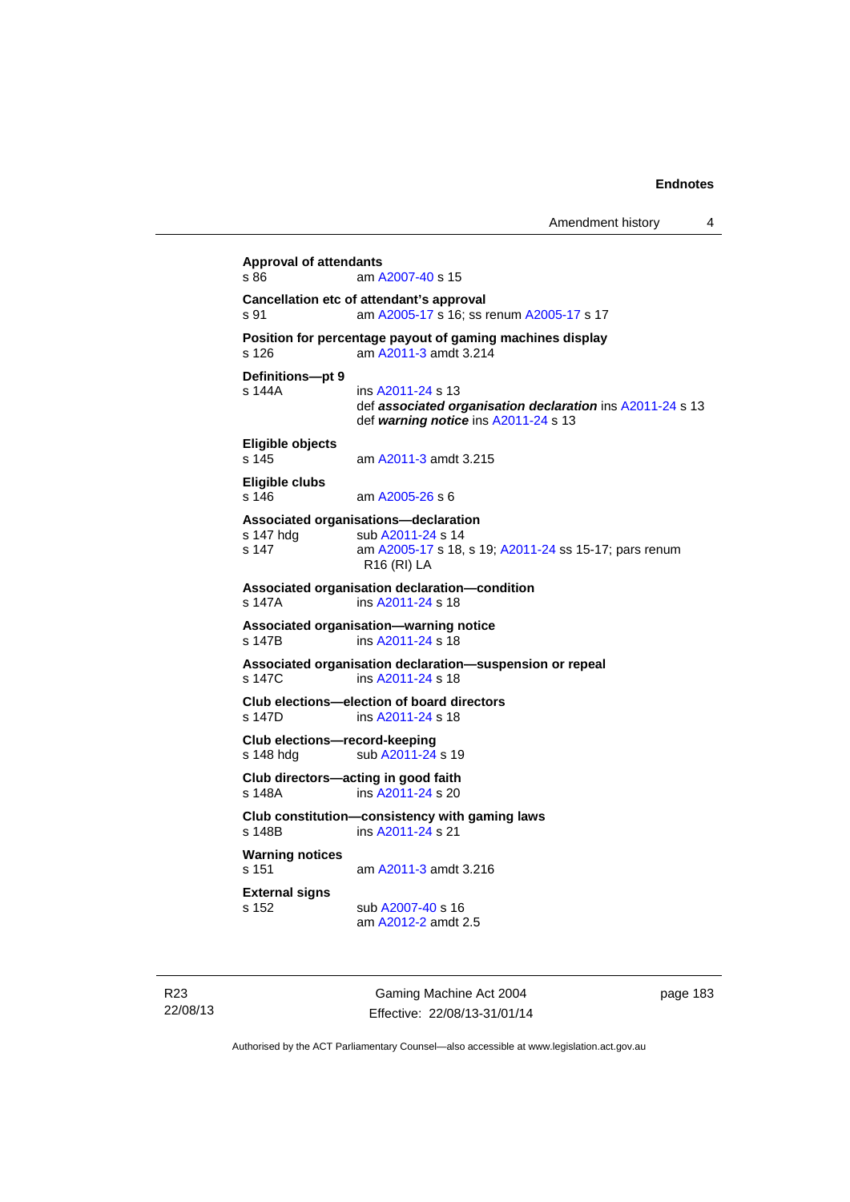**Approval of attendants**
s 86 am A2007-40 s 15

**Cancellation etc of attendant's approval**
s 91 am A2005-17 s 16; ss renum A2005-17 s 17

**Position for percentage payout of gaming machines display**
s 126 am A2011-3 amdt 3.214

**Definitions—pt 9**
s 144A ins A2011-24 s 13
def ***associated organisation declaration*** ins A2011-24 s 13
def ***warning notice*** ins A2011-24 s 13

**Eligible objects**
s 145 am A2011-3 amdt 3.215

**Eligible clubs**
s 146 am A2005-26 s 6

**Associated organisations—declaration**
s 147 hdg sub A2011-24 s 14
s 147 am A2005-17 s 18, s 19; A2011-24 ss 15-17; pars renum R16 (RI) LA

**Associated organisation declaration—condition**
s 147A ins A2011-24 s 18

**Associated organisation—warning notice**
s 147B ins A2011-24 s 18

**Associated organisation declaration—suspension or repeal**
s 147C ins A2011-24 s 18

**Club elections—election of board directors**
s 147D ins A2011-24 s 18

**Club elections—record-keeping**
s 148 hdg sub A2011-24 s 19

**Club directors—acting in good faith**
s 148A ins A2011-24 s 20

**Club constitution—consistency with gaming laws**
s 148B ins A2011-24 s 21

**Warning notices**
s 151 am A2011-3 amdt 3.216

**External signs**
s 152 sub A2007-40 s 16
am A2012-2 amdt 2.5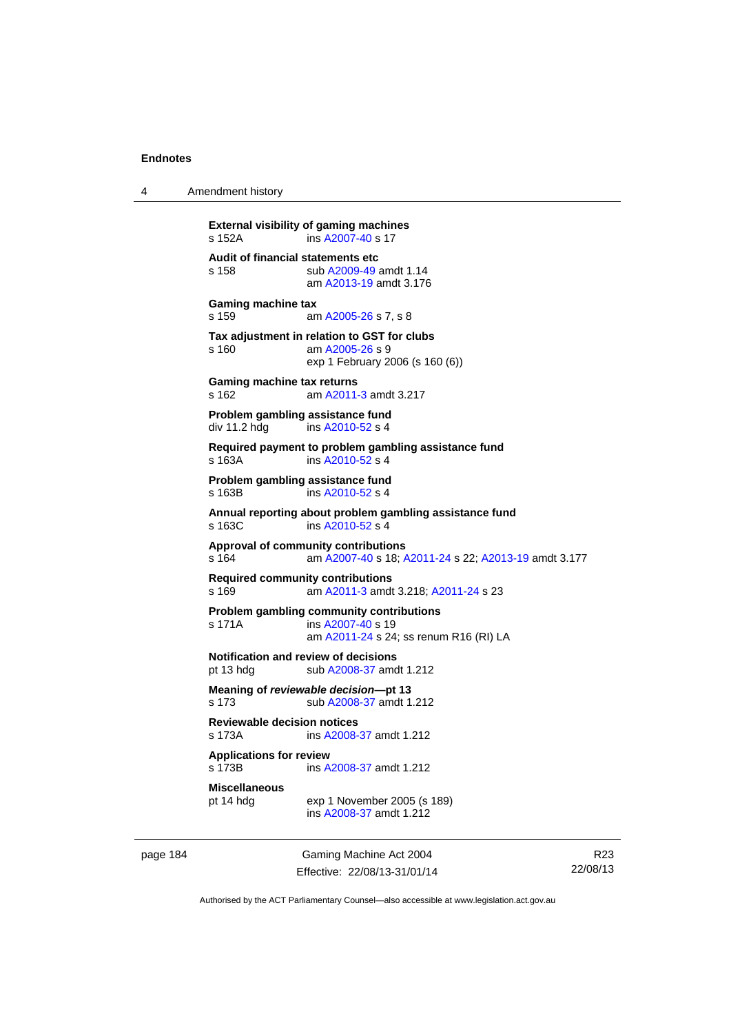**External visibility of gaming machines**
s 152A ins A2007-40 s 17

**Audit of financial statements etc**
s 158 sub A2009-49 amdt 1.14
am A2013-19 amdt 3.176

**Gaming machine tax**
s 159 am A2005-26 s 7, s 8

**Tax adjustment in relation to GST for clubs**
s 160 am A2005-26 s 9
exp 1 February 2006 (s 160 (6))

**Gaming machine tax returns**
s 162 am A2011-3 amdt 3.217

**Problem gambling assistance fund**
div 11.2 hdg ins A2010-52 s 4

**Required payment to problem gambling assistance fund**
s 163A ins A2010-52 s 4

**Problem gambling assistance fund**
s 163B ins A2010-52 s 4

**Annual reporting about problem gambling assistance fund**
s 163C ins A2010-52 s 4

**Approval of community contributions**
s 164 am A2007-40 s 18; A2011-24 s 22; A2013-19 amdt 3.177

**Required community contributions**
s 169 am A2011-3 amdt 3.218; A2011-24 s 23

**Problem gambling community contributions**
s 171A ins A2007-40 s 19
am A2011-24 s 24; ss renum R16 (RI) LA

**Notification and review of decisions**
pt 13 hdg sub A2008-37 amdt 1.212

**Meaning of *reviewable decision*—pt 13**
s 173 sub A2008-37 amdt 1.212

**Reviewable decision notices**
s 173A ins A2008-37 amdt 1.212

**Applications for review**
s 173B ins A2008-37 amdt 1.212

**Miscellaneous**
pt 14 hdg exp 1 November 2005 (s 189)
ins A2008-37 amdt 1.212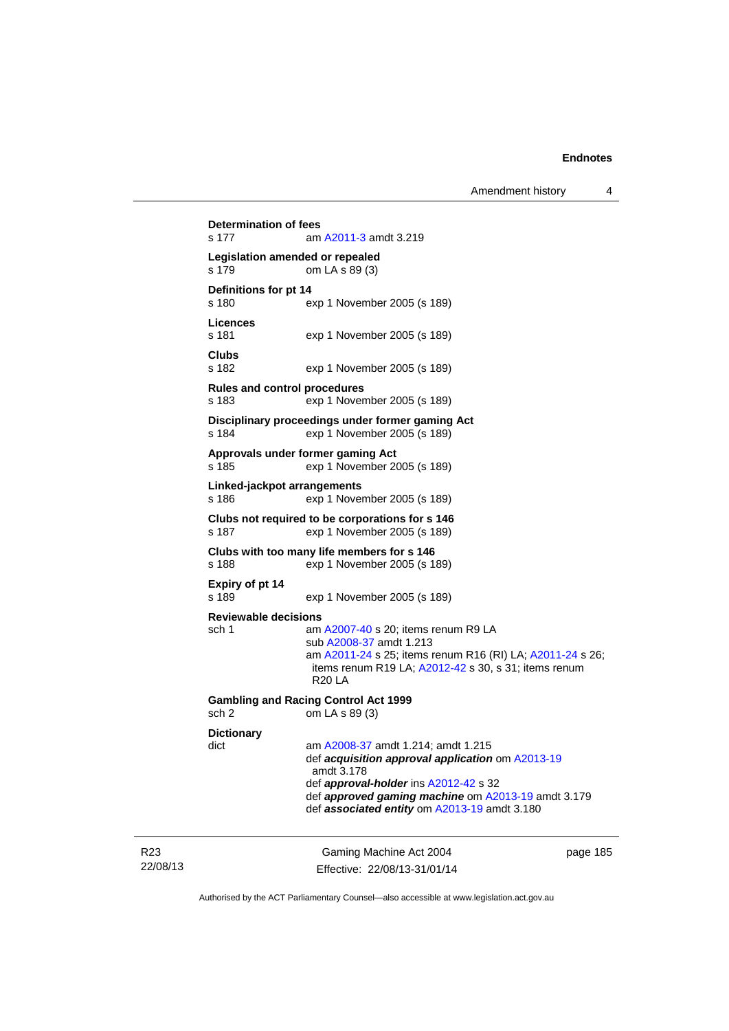**Determination of fees**
s 177 am A2011-3 amdt 3.219

**Legislation amended or repealed**
s 179 om LA s 89 (3)

**Definitions for pt 14**
s 180 exp 1 November 2005 (s 189)

**Licences**
s 181 exp 1 November 2005 (s 189)

**Clubs**
s 182 exp 1 November 2005 (s 189)

**Rules and control procedures**
s 183 exp 1 November 2005 (s 189)

**Disciplinary proceedings under former gaming Act**
s 184 exp 1 November 2005 (s 189)

**Approvals under former gaming Act**
s 185 exp 1 November 2005 (s 189)

**Linked-jackpot arrangements**
s 186 exp 1 November 2005 (s 189)

**Clubs not required to be corporations for s 146**
s 187 exp 1 November 2005 (s 189)

**Clubs with too many life members for s 146**
s 188 exp 1 November 2005 (s 189)

**Expiry of pt 14**
s 189 exp 1 November 2005 (s 189)

**Reviewable decisions**
sch 1 am A2007-40 s 20; items renum R9 LA
sub A2008-37 amdt 1.213
am A2011-24 s 25; items renum R16 (RI) LA; A2011-24 s 26; items renum R19 LA; A2012-42 s 30, s 31; items renum R20 LA

**Gambling and Racing Control Act 1999**
sch 2 om LA s 89 (3)

**Dictionary**
dict am A2008-37 amdt 1.214; amdt 1.215
def ***acquisition approval application*** om A2013-19 amdt 3.178
def ***approval-holder*** ins A2012-42 s 32
def ***approved gaming machine*** om A2013-19 amdt 3.179
def ***associated entity*** om A2013-19 amdt 3.180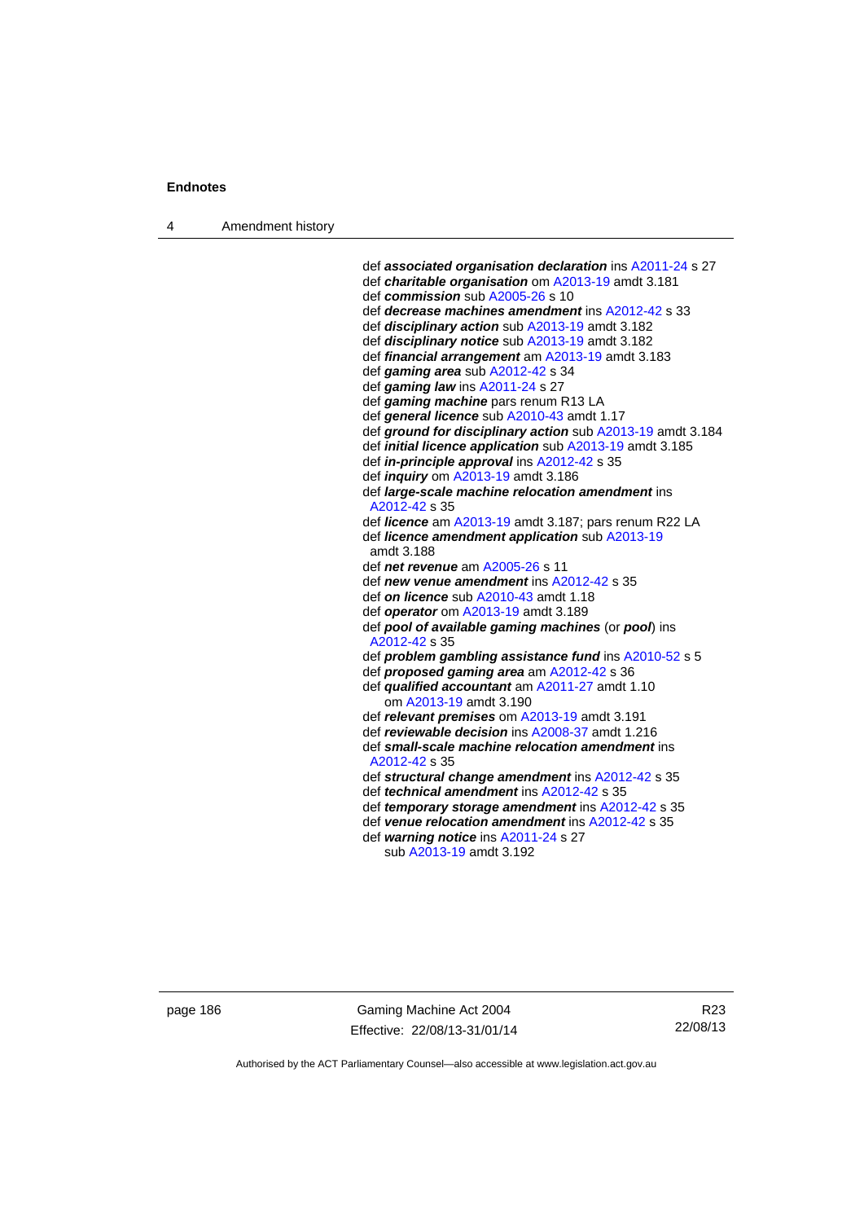def ***associated organisation declaration*** ins A2011-24 s 27
def ***charitable organisation*** om A2013-19 amdt 3.181
def ***commission*** sub A2005-26 s 10
def ***decrease machines amendment*** ins A2012-42 s 33
def ***disciplinary action*** sub A2013-19 amdt 3.182
def ***disciplinary notice*** sub A2013-19 amdt 3.182
def ***financial arrangement*** am A2013-19 amdt 3.183
def ***gaming area*** sub A2012-42 s 34
def ***gaming law*** ins A2011-24 s 27
def ***gaming machine*** pars renum R13 LA
def ***general licence*** sub A2010-43 amdt 1.17
def ***ground for disciplinary action*** sub A2013-19 amdt 3.184
def ***initial licence application*** sub A2013-19 amdt 3.185
def ***in-principle approval*** ins A2012-42 s 35
def ***inquiry*** om A2013-19 amdt 3.186
def ***large-scale machine relocation amendment*** ins A2012-42 s 35
def ***licence*** am A2013-19 amdt 3.187; pars renum R22 LA
def ***licence amendment application*** sub A2013-19 amdt 3.188
def ***net revenue*** am A2005-26 s 11
def ***new venue amendment*** ins A2012-42 s 35
def ***on licence*** sub A2010-43 amdt 1.18
def ***operator*** om A2013-19 amdt 3.189
def ***pool of available gaming machines*** (or ***pool***) ins A2012-42 s 35
def ***problem gambling assistance fund*** ins A2010-52 s 5
def ***proposed gaming area*** am A2012-42 s 36
def ***qualified accountant*** am A2011-27 amdt 1.10
 om A2013-19 amdt 3.190
def ***relevant premises*** om A2013-19 amdt 3.191
def ***reviewable decision*** ins A2008-37 amdt 1.216
def ***small-scale machine relocation amendment*** ins A2012-42 s 35
def ***structural change amendment*** ins A2012-42 s 35
def ***technical amendment*** ins A2012-42 s 35
def ***temporary storage amendment*** ins A2012-42 s 35
def ***venue relocation amendment*** ins A2012-42 s 35
def ***warning notice*** ins A2011-24 s 27
 sub A2013-19 amdt 3.192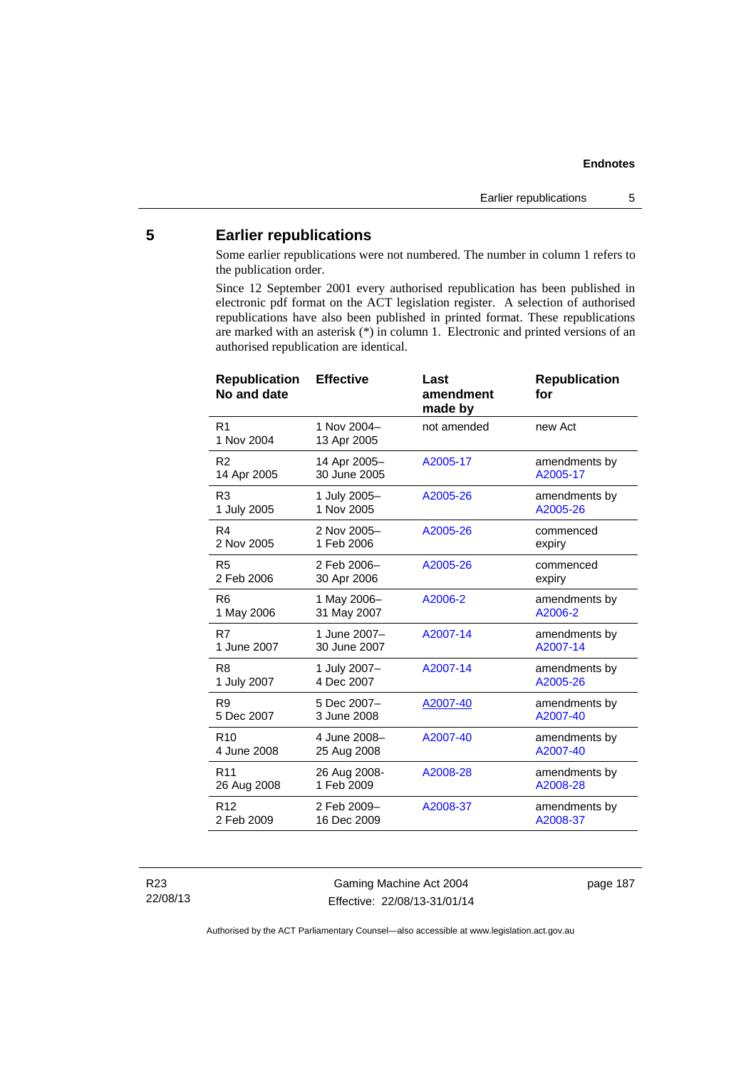## 5 Earlier republications

Some earlier republications were not numbered. The number in column 1 refers to the publication order.

Since 12 September 2001 every authorised republication has been published in electronic pdf format on the ACT legislation register. A selection of authorised republications have also been published in printed format. These republications are marked with an asterisk (*) in column 1. Electronic and printed versions of an authorised republication are identical.

| Republication No and date | Effective | Last amendment made by | Republication for |
|---|---|---|---|
| R1<br>1 Nov 2004 | 1 Nov 2004–<br>13 Apr 2005 | not amended | new Act |
| R2<br>14 Apr 2005 | 14 Apr 2005–<br>30 June 2005 | A2005-17 | amendments by A2005-17 |
| R3<br>1 July 2005 | 1 July 2005–<br>1 Nov 2005 | A2005-26 | amendments by A2005-26 |
| R4<br>2 Nov 2005 | 2 Nov 2005–<br>1 Feb 2006 | A2005-26 | commenced expiry |
| R5<br>2 Feb 2006 | 2 Feb 2006–<br>30 Apr 2006 | A2005-26 | commenced expiry |
| R6<br>1 May 2006 | 1 May 2006–<br>31 May 2007 | A2006-2 | amendments by A2006-2 |
| R7<br>1 June 2007 | 1 June 2007–<br>30 June 2007 | A2007-14 | amendments by A2007-14 |
| R8<br>1 July 2007 | 1 July 2007–<br>4 Dec 2007 | A2007-14 | amendments by A2005-26 |
| R9<br>5 Dec 2007 | 5 Dec 2007–<br>3 June 2008 | A2007-40 | amendments by A2007-40 |
| R10<br>4 June 2008 | 4 June 2008–<br>25 Aug 2008 | A2007-40 | amendments by A2007-40 |
| R11<br>26 Aug 2008 | 26 Aug 2008-<br>1 Feb 2009 | A2008-28 | amendments by A2008-28 |
| R12<br>2 Feb 2009 | 2 Feb 2009–<br>16 Dec 2009 | A2008-37 | amendments by A2008-37 |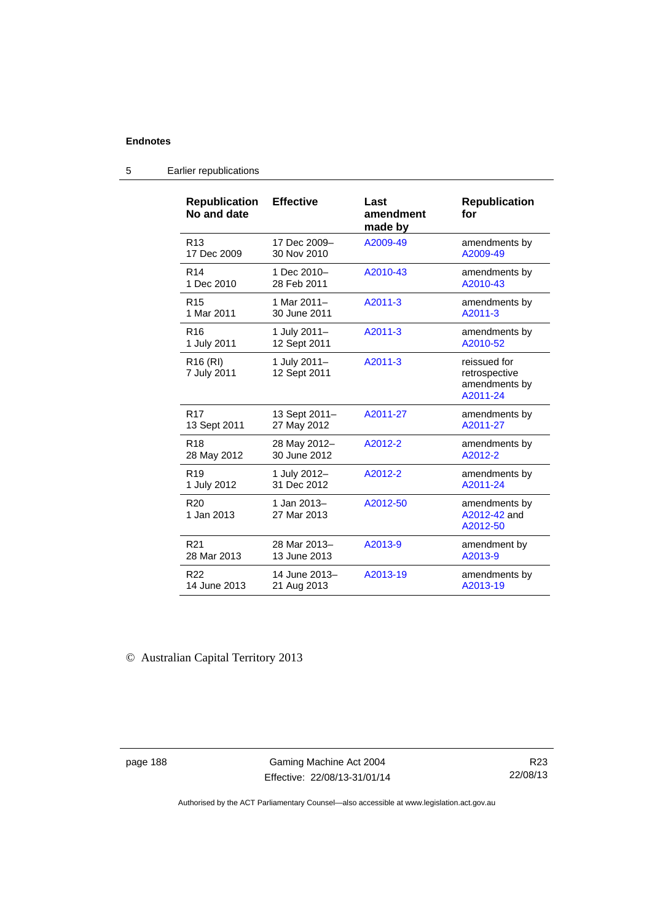## 5 Earlier republications

| Republication No and date | Effective | Last amendment made by | Republication for |
| --- | --- | --- | --- |
| R13 17 Dec 2009 | 17 Dec 2009– 30 Nov 2010 | A2009-49 | amendments by A2009-49 |
| R14 1 Dec 2010 | 1 Dec 2010– 28 Feb 2011 | A2010-43 | amendments by A2010-43 |
| R15 1 Mar 2011 | 1 Mar 2011– 30 June 2011 | A2011-3 | amendments by A2011-3 |
| R16 1 July 2011 | 1 July 2011– 12 Sept 2011 | A2011-3 | amendments by A2010-52 |
| R16 (RI) 7 July 2011 | 1 July 2011– 12 Sept 2011 | A2011-3 | reissued for retrospective amendments by A2011-24 |
| R17 13 Sept 2011 | 13 Sept 2011– 27 May 2012 | A2011-27 | amendments by A2011-27 |
| R18 28 May 2012 | 28 May 2012– 30 June 2012 | A2012-2 | amendments by A2012-2 |
| R19 1 July 2012 | 1 July 2012– 31 Dec 2012 | A2012-2 | amendments by A2011-24 |
| R20 1 Jan 2013 | 1 Jan 2013– 27 Mar 2013 | A2012-50 | amendments by A2012-42 and A2012-50 |
| R21 28 Mar 2013 | 28 Mar 2013– 13 June 2013 | A2013-9 | amendment by A2013-9 |
| R22 14 June 2013 | 14 June 2013– 21 Aug 2013 | A2013-19 | amendments by A2013-19 |

© Australian Capital Territory 2013